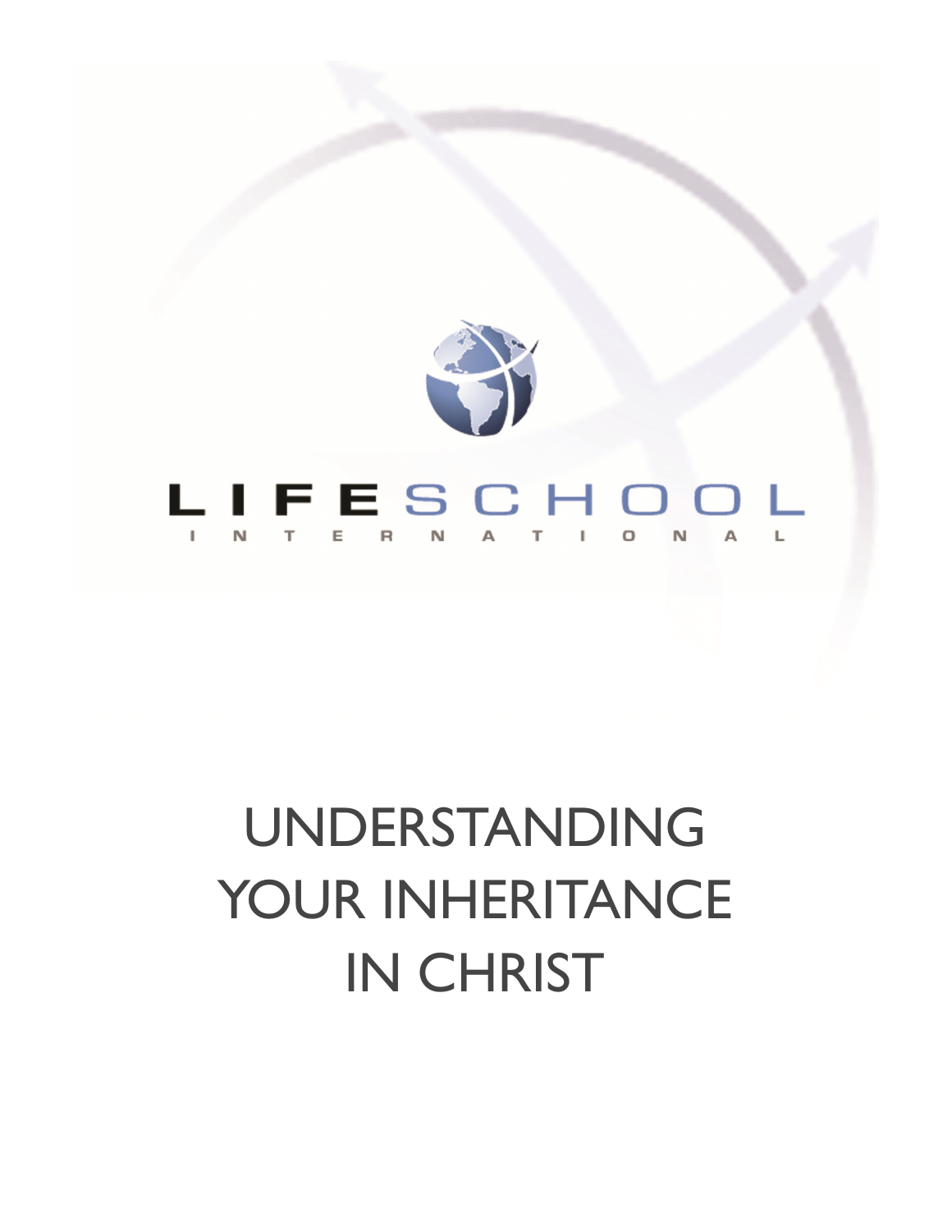LIFESCHOOL

INTERNATIONAL

# UNDERSTANDING YOUR INHERITANCE IN CHRIST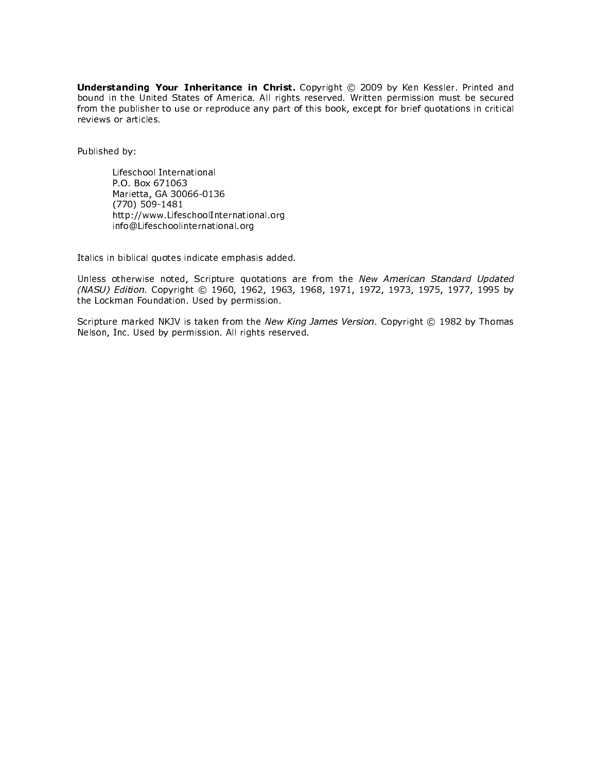**Understanding Your Inheritance in Christ.** Copyright © 2009 by Ken Kessler. Printed and bound in the United States of America. All rights reserved. Written permission must be secured from the publisher to use or reproduce any part of this book, except for brief quotations in critical reviews or articles.

Published by:

> Lifeschool International
> P.O. Box 671063
> Marietta, GA 30066-0136
> (770) 509-1481
> http://www.LifeschoolInternational.org
> info@Lifeschoolinternational.org

Italics in biblical quotes indicate emphasis added.

Unless otherwise noted, Scripture quotations are from the *New American Standard Updated (NASU) Edition*. Copyright © 1960, 1962, 1963, 1968, 1971, 1972, 1973, 1975, 1977, 1995 by the Lockman Foundation. Used by permission.

Scripture marked NKJV is taken from the *New King James Version*. Copyright © 1982 by Thomas Nelson, Inc. Used by permission. All rights reserved.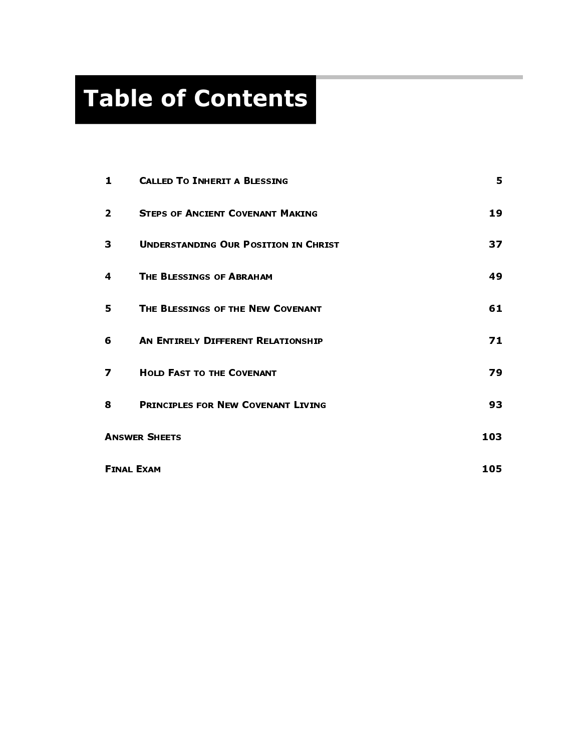# Table of Contents

| | | |
|---|---|---|
| 1 | Called To Inherit a Blessing | 5 |
| 2 | Steps of Ancient Covenant Making | 19 |
| 3 | Understanding Our Position in Christ | 37 |
| 4 | The Blessings of Abraham | 49 |
| 5 | The Blessings of the New Covenant | 61 |
| 6 | An Entirely Different Relationship | 71 |
| 7 | Hold Fast to the Covenant | 79 |
| 8 | Principles for New Covenant Living | 93 |
| Answer Sheets | | 103 |
| Final Exam | | 105 |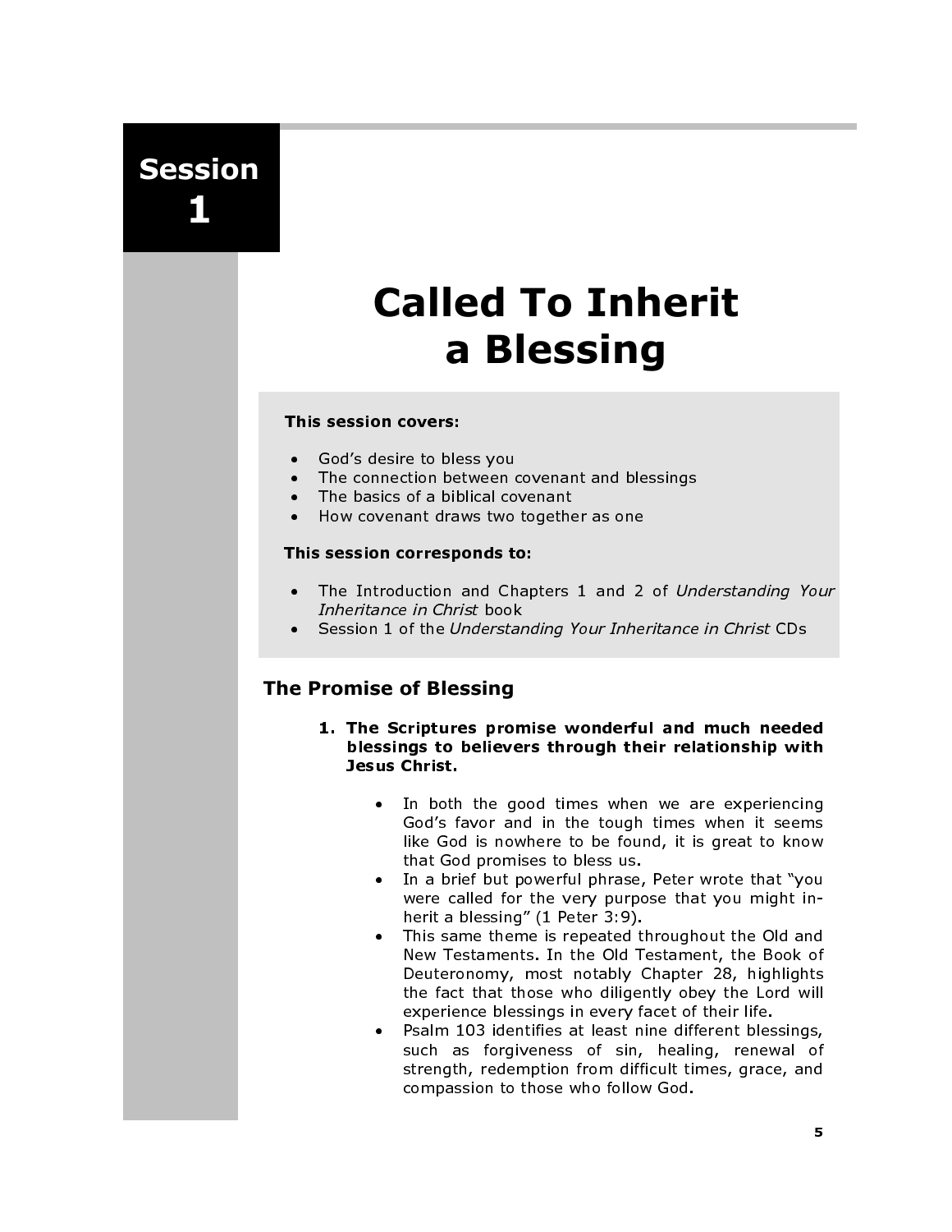**Session 1**

# Called To Inherit a Blessing

**This session covers:**

- God's desire to bless you
- The connection between covenant and blessings
- The basics of a biblical covenant
- How covenant draws two together as one

**This session corresponds to:**

- The Introduction and Chapters 1 and 2 of *Understanding Your Inheritance in Christ* book
- Session 1 of the *Understanding Your Inheritance in Christ* CDs

## The Promise of Blessing

1. **The Scriptures promise wonderful and much needed blessings to believers through their relationship with Jesus Christ.**

    - In both the good times when we are experiencing God's favor and in the tough times when it seems like God is nowhere to be found, it is great to know that God promises to bless us.
    - In a brief but powerful phrase, Peter wrote that "you were called for the very purpose that you might inherit a blessing" (1 Peter 3:9).
    - This same theme is repeated throughout the Old and New Testaments. In the Old Testament, the Book of Deuteronomy, most notably Chapter 28, highlights the fact that those who diligently obey the Lord will experience blessings in every facet of their life.
    - Psalm 103 identifies at least nine different blessings, such as forgiveness of sin, healing, renewal of strength, redemption from difficult times, grace, and compassion to those who follow God.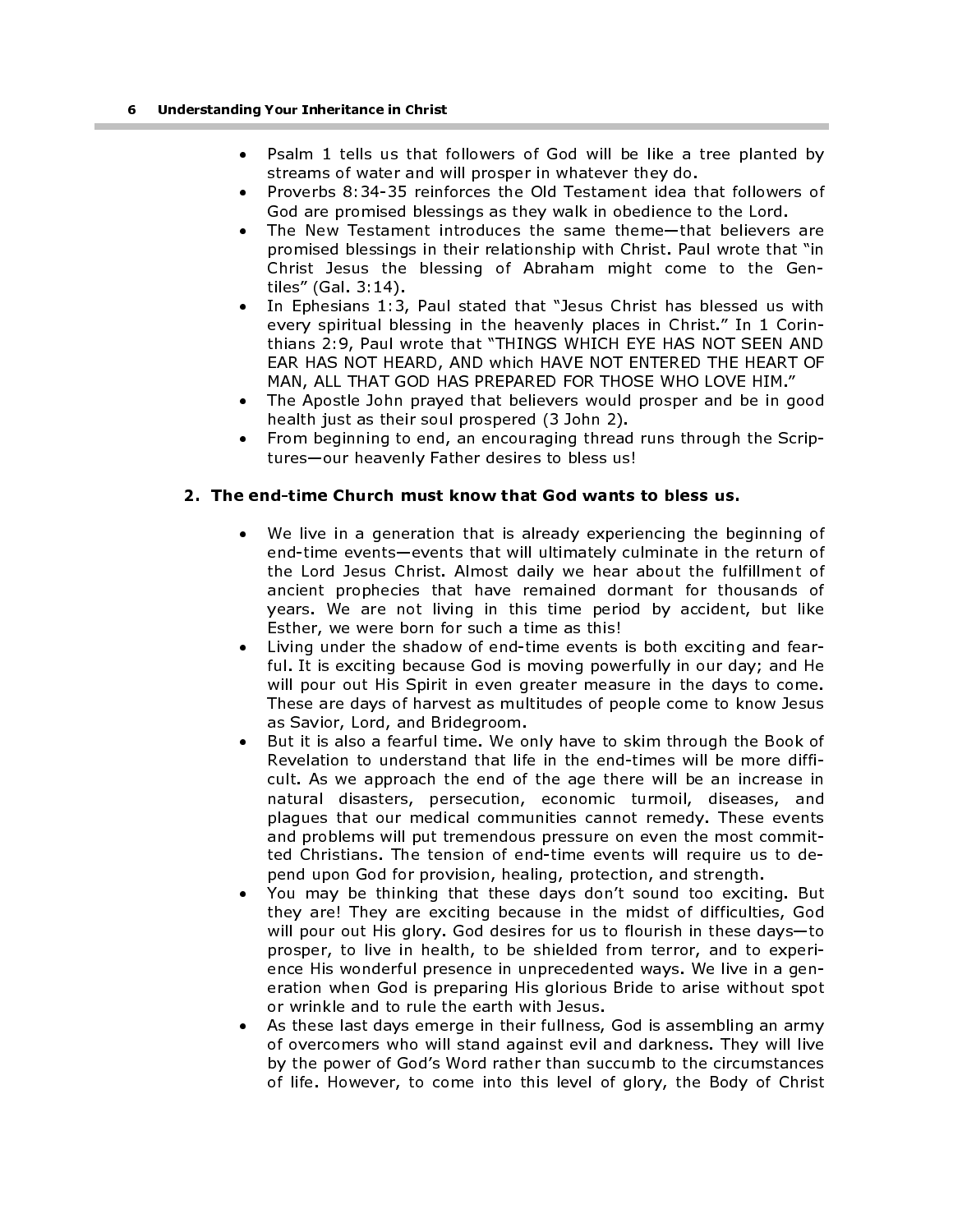- Psalm 1 tells us that followers of God will be like a tree planted by streams of water and will prosper in whatever they do.
- Proverbs 8:34-35 reinforces the Old Testament idea that followers of God are promised blessings as they walk in obedience to the Lord.
- The New Testament introduces the same theme—that believers are promised blessings in their relationship with Christ. Paul wrote that "in Christ Jesus the blessing of Abraham might come to the Gentiles" (Gal. 3:14).
- In Ephesians 1:3, Paul stated that "Jesus Christ has blessed us with every spiritual blessing in the heavenly places in Christ." In 1 Corinthians 2:9, Paul wrote that "THINGS WHICH EYE HAS NOT SEEN AND EAR HAS NOT HEARD, AND which HAVE NOT ENTERED THE HEART OF MAN, ALL THAT GOD HAS PREPARED FOR THOSE WHO LOVE HIM."
- The Apostle John prayed that believers would prosper and be in good health just as their soul prospered (3 John 2).
- From beginning to end, an encouraging thread runs through the Scriptures—our heavenly Father desires to bless us!

**2. The end-time Church must know that God wants to bless us.**

- We live in a generation that is already experiencing the beginning of end-time events—events that will ultimately culminate in the return of the Lord Jesus Christ. Almost daily we hear about the fulfillment of ancient prophecies that have remained dormant for thousands of years. We are not living in this time period by accident, but like Esther, we were born for such a time as this!
- Living under the shadow of end-time events is both exciting and fearful. It is exciting because God is moving powerfully in our day; and He will pour out His Spirit in even greater measure in the days to come. These are days of harvest as multitudes of people come to know Jesus as Savior, Lord, and Bridegroom.
- But it is also a fearful time. We only have to skim through the Book of Revelation to understand that life in the end-times will be more difficult. As we approach the end of the age there will be an increase in natural disasters, persecution, economic turmoil, diseases, and plagues that our medical communities cannot remedy. These events and problems will put tremendous pressure on even the most committed Christians. The tension of end-time events will require us to depend upon God for provision, healing, protection, and strength.
- You may be thinking that these days don't sound too exciting. But they are! They are exciting because in the midst of difficulties, God will pour out His glory. God desires for us to flourish in these days—to prosper, to live in health, to be shielded from terror, and to experience His wonderful presence in unprecedented ways. We live in a generation when God is preparing His glorious Bride to arise without spot or wrinkle and to rule the earth with Jesus.
- As these last days emerge in their fullness, God is assembling an army of overcomers who will stand against evil and darkness. They will live by the power of God's Word rather than succumb to the circumstances of life. However, to come into this level of glory, the Body of Christ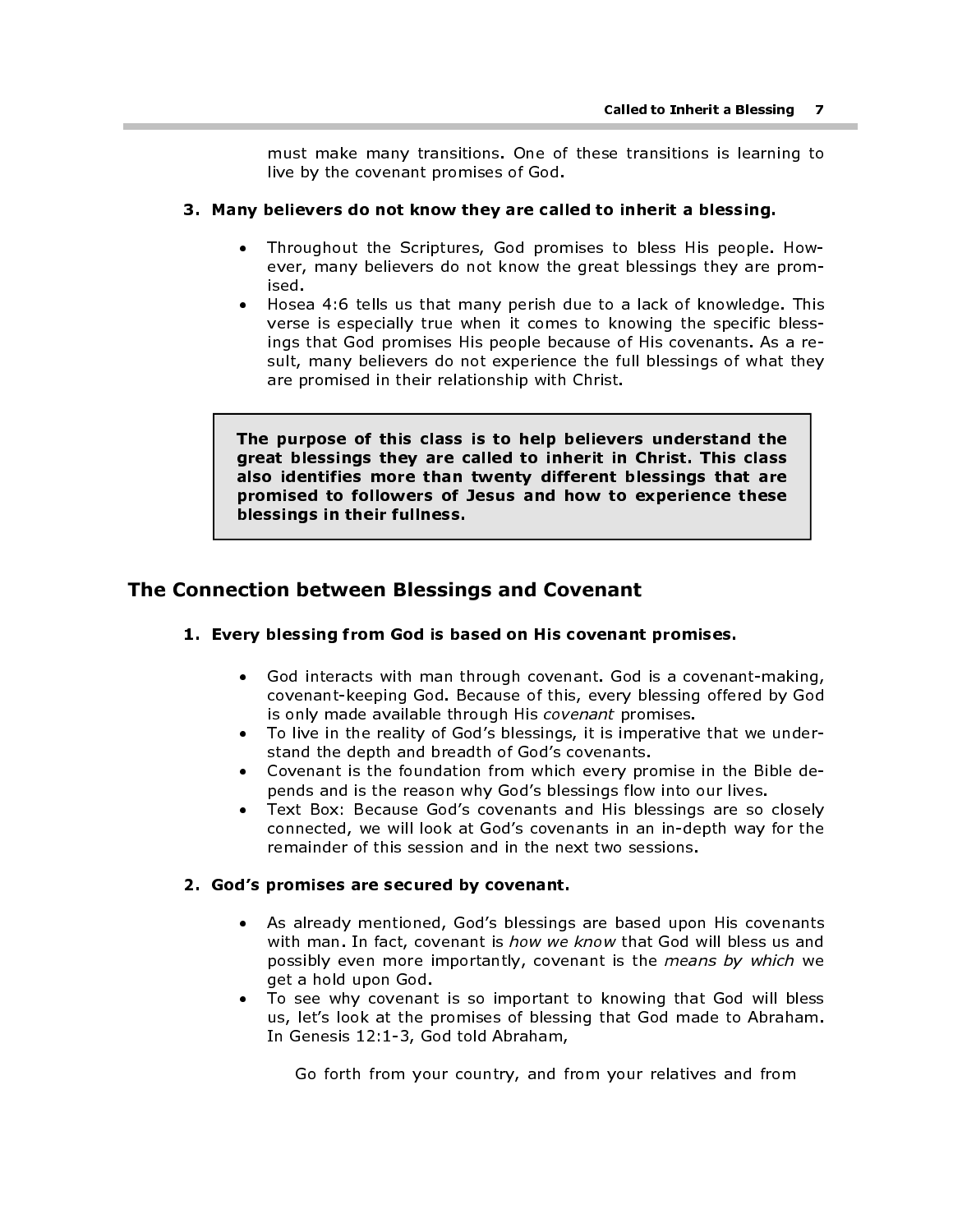must make many transitions. One of these transitions is learning to live by the covenant promises of God.

**3. Many believers do not know they are called to inherit a blessing.**

- Throughout the Scriptures, God promises to bless His people. However, many believers do not know the great blessings they are promised.
- Hosea 4:6 tells us that many perish due to a lack of knowledge. This verse is especially true when it comes to knowing the specific blessings that God promises His people because of His covenants. As a result, many believers do not experience the full blessings of what they are promised in their relationship with Christ.

> **The purpose of this class is to help believers understand the great blessings they are called to inherit in Christ. This class also identifies more than twenty different blessings that are promised to followers of Jesus and how to experience these blessings in their fullness.**

## The Connection between Blessings and Covenant

**1. Every blessing from God is based on His covenant promises.**

- God interacts with man through covenant. God is a covenant-making, covenant-keeping God. Because of this, every blessing offered by God is only made available through His *covenant* promises.
- To live in the reality of God's blessings, it is imperative that we understand the depth and breadth of God's covenants.
- Covenant is the foundation from which every promise in the Bible depends and is the reason why God's blessings flow into our lives.
- Text Box: Because God's covenants and His blessings are so closely connected, we will look at God's covenants in an in-depth way for the remainder of this session and in the next two sessions.

**2. God's promises are secured by covenant.**

- As already mentioned, God's blessings are based upon His covenants with man. In fact, covenant is *how we know* that God will bless us and possibly even more importantly, covenant is the *means by which* we get a hold upon God.
- To see why covenant is so important to knowing that God will bless us, let's look at the promises of blessing that God made to Abraham. In Genesis 12:1-3, God told Abraham,

  Go forth from your country, and from your relatives and from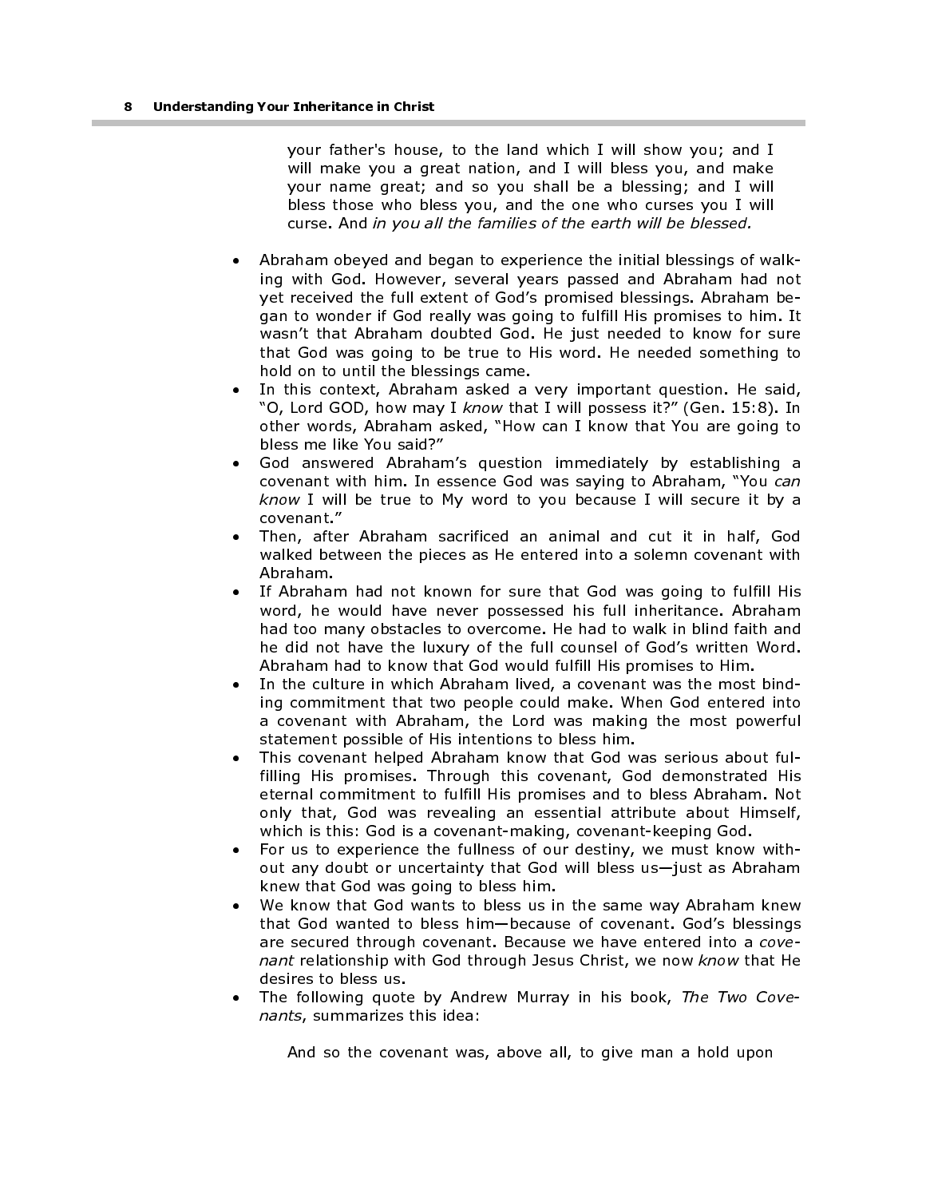> your father's house, to the land which I will show you; and I will make you a great nation, and I will bless you, and make your name great; and so you shall be a blessing; and I will bless those who bless you, and the one who curses you I will curse. And *in you all the families of the earth will be blessed.*

- Abraham obeyed and began to experience the initial blessings of walking with God. However, several years passed and Abraham had not yet received the full extent of God's promised blessings. Abraham began to wonder if God really was going to fulfill His promises to him. It wasn't that Abraham doubted God. He just needed to know for sure that God was going to be true to His word. He needed something to hold on to until the blessings came.
- In this context, Abraham asked a very important question. He said, "O, Lord GOD, how may I *know* that I will possess it?" (Gen. 15:8). In other words, Abraham asked, "How can I know that You are going to bless me like You said?"
- God answered Abraham's question immediately by establishing a covenant with him. In essence God was saying to Abraham, "You *can know* I will be true to My word to you because I will secure it by a covenant."
- Then, after Abraham sacrificed an animal and cut it in half, God walked between the pieces as He entered into a solemn covenant with Abraham.
- If Abraham had not known for sure that God was going to fulfill His word, he would have never possessed his full inheritance. Abraham had too many obstacles to overcome. He had to walk in blind faith and he did not have the luxury of the full counsel of God's written Word. Abraham had to know that God would fulfill His promises to Him.
- In the culture in which Abraham lived, a covenant was the most binding commitment that two people could make. When God entered into a covenant with Abraham, the Lord was making the most powerful statement possible of His intentions to bless him.
- This covenant helped Abraham know that God was serious about fulfilling His promises. Through this covenant, God demonstrated His eternal commitment to fulfill His promises and to bless Abraham. Not only that, God was revealing an essential attribute about Himself, which is this: God is a covenant-making, covenant-keeping God.
- For us to experience the fullness of our destiny, we must know without any doubt or uncertainty that God will bless us—just as Abraham knew that God was going to bless him.
- We know that God wants to bless us in the same way Abraham knew that God wanted to bless him—because of covenant. God's blessings are secured through covenant. Because we have entered into a *covenant* relationship with God through Jesus Christ, we now *know* that He desires to bless us.
- The following quote by Andrew Murray in his book, *The Two Covenants*, summarizes this idea:

> And so the covenant was, above all, to give man a hold upon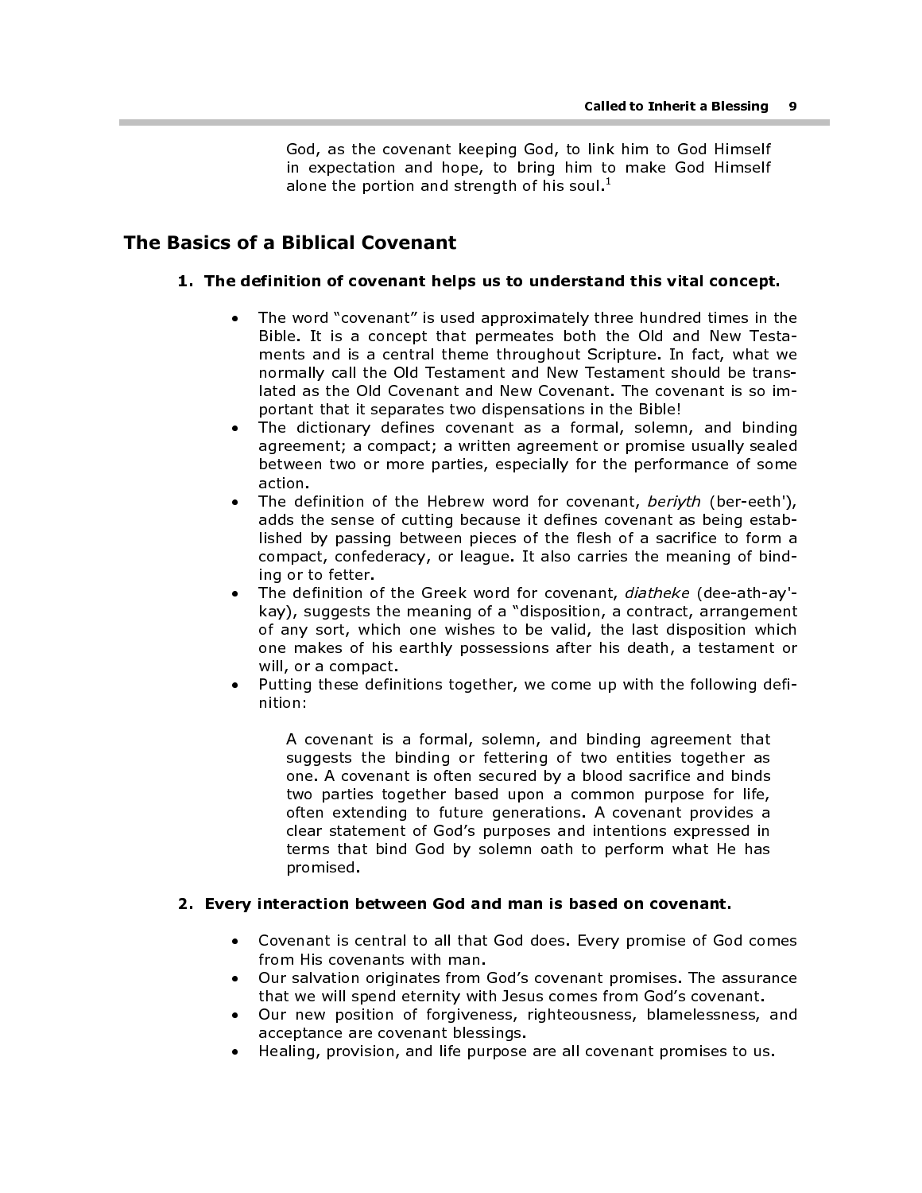> God, as the covenant keeping God, to link him to God Himself in expectation and hope, to bring him to make God Himself alone the portion and strength of his soul.[1]

## The Basics of a Biblical Covenant

**1. The definition of covenant helps us to understand this vital concept.**

- The word "covenant" is used approximately three hundred times in the Bible. It is a concept that permeates both the Old and New Testaments and is a central theme throughout Scripture. In fact, what we normally call the Old Testament and New Testament should be translated as the Old Covenant and New Covenant. The covenant is so important that it separates two dispensations in the Bible!
- The dictionary defines covenant as a formal, solemn, and binding agreement; a compact; a written agreement or promise usually sealed between two or more parties, especially for the performance of some action.
- The definition of the Hebrew word for covenant, *beriyth* (ber-eeth'), adds the sense of cutting because it defines covenant as being established by passing between pieces of the flesh of a sacrifice to form a compact, confederacy, or league. It also carries the meaning of binding or to fetter.
- The definition of the Greek word for covenant, *diatheke* (dee-ath-ay'-kay), suggests the meaning of a "disposition, a contract, arrangement of any sort, which one wishes to be valid, the last disposition which one makes of his earthly possessions after his death, a testament or will, or a compact.
- Putting these definitions together, we come up with the following definition:

  > A covenant is a formal, solemn, and binding agreement that suggests the binding or fettering of two entities together as one. A covenant is often secured by a blood sacrifice and binds two parties together based upon a common purpose for life, often extending to future generations. A covenant provides a clear statement of God's purposes and intentions expressed in terms that bind God by solemn oath to perform what He has promised.

**2. Every interaction between God and man is based on covenant.**

- Covenant is central to all that God does. Every promise of God comes from His covenants with man.
- Our salvation originates from God's covenant promises. The assurance that we will spend eternity with Jesus comes from God's covenant.
- Our new position of forgiveness, righteousness, blamelessness, and acceptance are covenant blessings.
- Healing, provision, and life purpose are all covenant promises to us.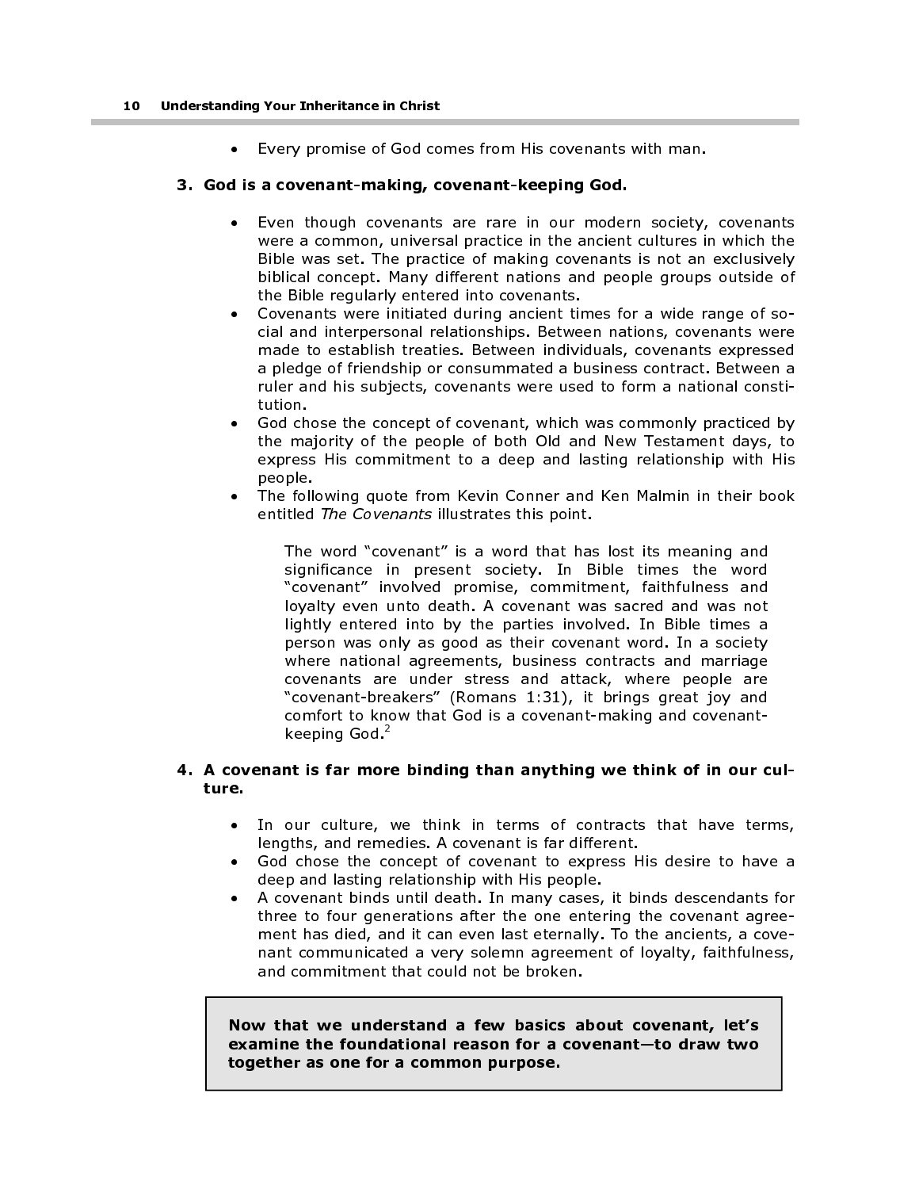- Every promise of God comes from His covenants with man.

3. **God is a covenant-making, covenant-keeping God.**

   - Even though covenants are rare in our modern society, covenants were a common, universal practice in the ancient cultures in which the Bible was set. The practice of making covenants is not an exclusively biblical concept. Many different nations and people groups outside of the Bible regularly entered into covenants.
   - Covenants were initiated during ancient times for a wide range of social and interpersonal relationships. Between nations, covenants were made to establish treaties. Between individuals, covenants expressed a pledge of friendship or consummated a business contract. Between a ruler and his subjects, covenants were used to form a national constitution.
   - God chose the concept of covenant, which was commonly practiced by the majority of the people of both Old and New Testament days, to express His commitment to a deep and lasting relationship with His people.
   - The following quote from Kevin Conner and Ken Malmin in their book entitled *The Covenants* illustrates this point.

     > The word "covenant" is a word that has lost its meaning and significance in present society. In Bible times the word "covenant" involved promise, commitment, faithfulness and loyalty even unto death. A covenant was sacred and was not lightly entered into by the parties involved. In Bible times a person was only as good as their covenant word. In a society where national agreements, business contracts and marriage covenants are under stress and attack, where people are "covenant-breakers" (Romans 1:31), it brings great joy and comfort to know that God is a covenant-making and covenant-keeping God.[2]

4. **A covenant is far more binding than anything we think of in our culture.**

   - In our culture, we think in terms of contracts that have terms, lengths, and remedies. A covenant is far different.
   - God chose the concept of covenant to express His desire to have a deep and lasting relationship with His people.
   - A covenant binds until death. In many cases, it binds descendants for three to four generations after the one entering the covenant agreement has died, and it can even last eternally. To the ancients, a covenant communicated a very solemn agreement of loyalty, faithfulness, and commitment that could not be broken.

**Now that we understand a few basics about covenant, let's examine the foundational reason for a covenant—to draw two together as one for a common purpose.**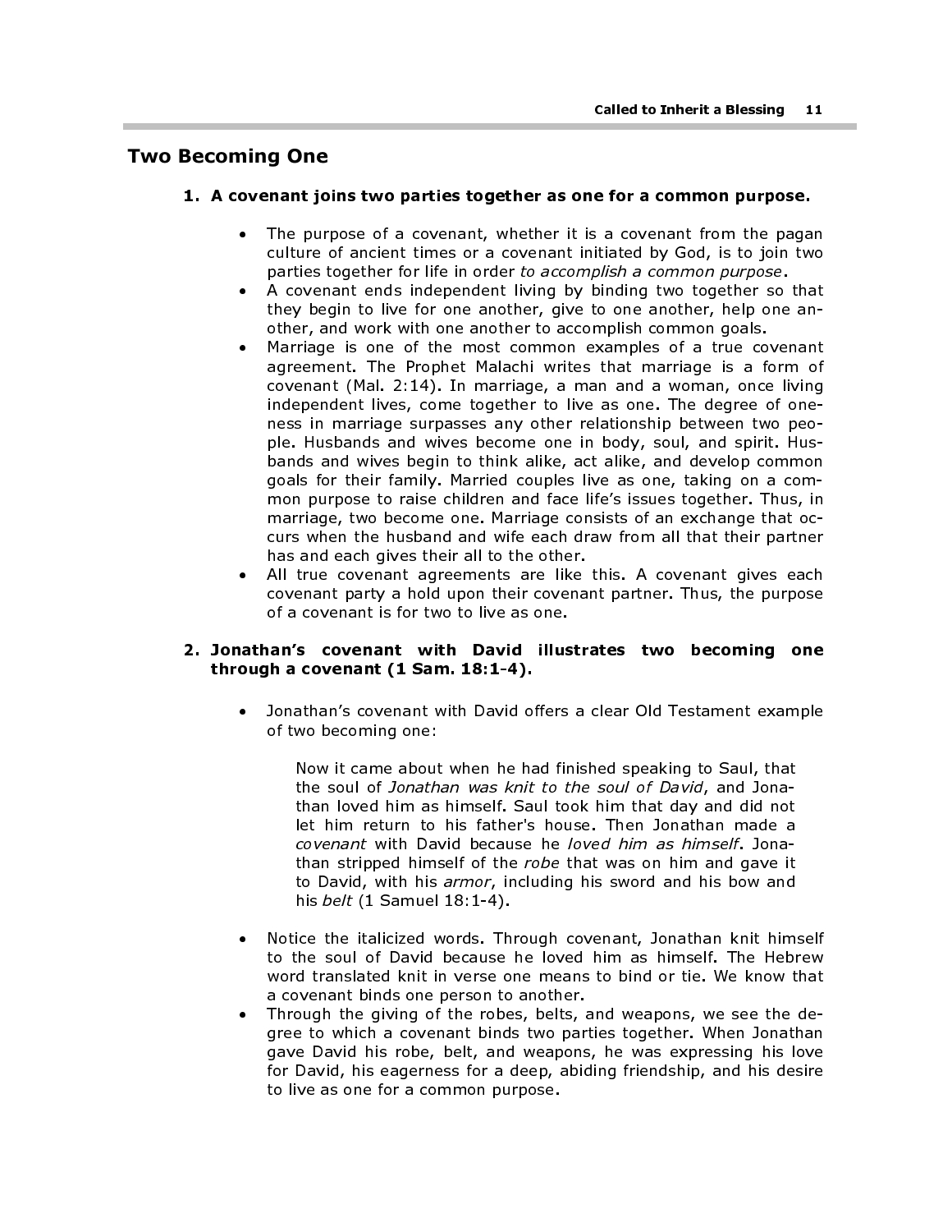## Two Becoming One

**1. A covenant joins two parties together as one for a common purpose.**

- The purpose of a covenant, whether it is a covenant from the pagan culture of ancient times or a covenant initiated by God, is to join two parties together for life in order *to accomplish a common purpose*.
- A covenant ends independent living by binding two together so that they begin to live for one another, give to one another, help one another, and work with one another to accomplish common goals.
- Marriage is one of the most common examples of a true covenant agreement. The Prophet Malachi writes that marriage is a form of covenant (Mal. 2:14). In marriage, a man and a woman, once living independent lives, come together to live as one. The degree of oneness in marriage surpasses any other relationship between two people. Husbands and wives become one in body, soul, and spirit. Husbands and wives begin to think alike, act alike, and develop common goals for their family. Married couples live as one, taking on a common purpose to raise children and face life's issues together. Thus, in marriage, two become one. Marriage consists of an exchange that occurs when the husband and wife each draw from all that their partner has and each gives their all to the other.
- All true covenant agreements are like this. A covenant gives each covenant party a hold upon their covenant partner. Thus, the purpose of a covenant is for two to live as one.

**2. Jonathan's covenant with David illustrates two becoming one through a covenant (1 Sam. 18:1-4).**

- Jonathan's covenant with David offers a clear Old Testament example of two becoming one:

  > Now it came about when he had finished speaking to Saul, that the soul of *Jonathan was knit to the soul of David*, and Jonathan loved him as himself. Saul took him that day and did not let him return to his father's house. Then Jonathan made a *covenant* with David because he *loved him as himself*. Jonathan stripped himself of the *robe* that was on him and gave it to David, with his *armor*, including his sword and his bow and his *belt* (1 Samuel 18:1-4).

- Notice the italicized words. Through covenant, Jonathan knit himself to the soul of David because he loved him as himself. The Hebrew word translated knit in verse one means to bind or tie. We know that a covenant binds one person to another.
- Through the giving of the robes, belts, and weapons, we see the degree to which a covenant binds two parties together. When Jonathan gave David his robe, belt, and weapons, he was expressing his love for David, his eagerness for a deep, abiding friendship, and his desire to live as one for a common purpose.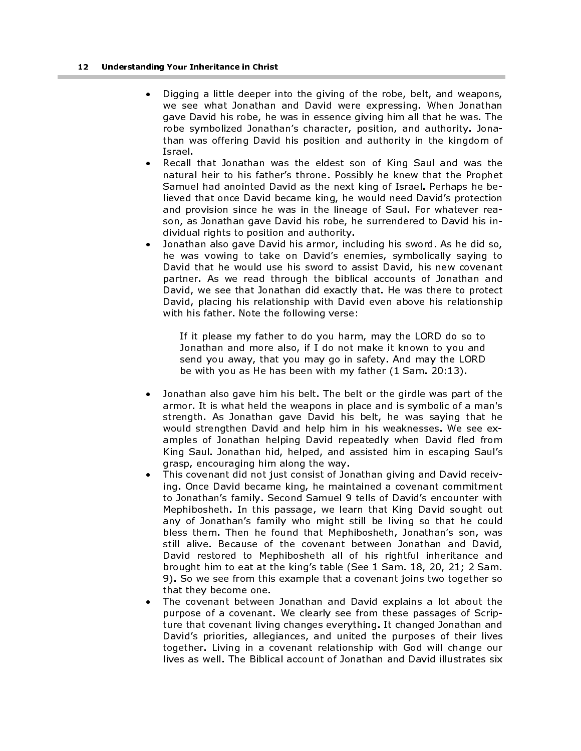- Digging a little deeper into the giving of the robe, belt, and weapons, we see what Jonathan and David were expressing. When Jonathan gave David his robe, he was in essence giving him all that he was. The robe symbolized Jonathan's character, position, and authority. Jonathan was offering David his position and authority in the kingdom of Israel.
- Recall that Jonathan was the eldest son of King Saul and was the natural heir to his father's throne. Possibly he knew that the Prophet Samuel had anointed David as the next king of Israel. Perhaps he believed that once David became king, he would need David's protection and provision since he was in the lineage of Saul. For whatever reason, as Jonathan gave David his robe, he surrendered to David his individual rights to position and authority.
- Jonathan also gave David his armor, including his sword. As he did so, he was vowing to take on David's enemies, symbolically saying to David that he would use his sword to assist David, his new covenant partner. As we read through the biblical accounts of Jonathan and David, we see that Jonathan did exactly that. He was there to protect David, placing his relationship with David even above his relationship with his father. Note the following verse:

  > If it please my father to do you harm, may the LORD do so to Jonathan and more also, if I do not make it known to you and send you away, that you may go in safety. And may the LORD be with you as He has been with my father (1 Sam. 20:13).

- Jonathan also gave him his belt. The belt or the girdle was part of the armor. It is what held the weapons in place and is symbolic of a man's strength. As Jonathan gave David his belt, he was saying that he would strengthen David and help him in his weaknesses. We see examples of Jonathan helping David repeatedly when David fled from King Saul. Jonathan hid, helped, and assisted him in escaping Saul's grasp, encouraging him along the way.
- This covenant did not just consist of Jonathan giving and David receiving. Once David became king, he maintained a covenant commitment to Jonathan's family. Second Samuel 9 tells of David's encounter with Mephibosheth. In this passage, we learn that King David sought out any of Jonathan's family who might still be living so that he could bless them. Then he found that Mephibosheth, Jonathan's son, was still alive. Because of the covenant between Jonathan and David, David restored to Mephibosheth all of his rightful inheritance and brought him to eat at the king's table (See 1 Sam. 18, 20, 21; 2 Sam. 9). So we see from this example that a covenant joins two together so that they become one.
- The covenant between Jonathan and David explains a lot about the purpose of a covenant. We clearly see from these passages of Scripture that covenant living changes everything. It changed Jonathan and David's priorities, allegiances, and united the purposes of their lives together. Living in a covenant relationship with God will change our lives as well. The Biblical account of Jonathan and David illustrates six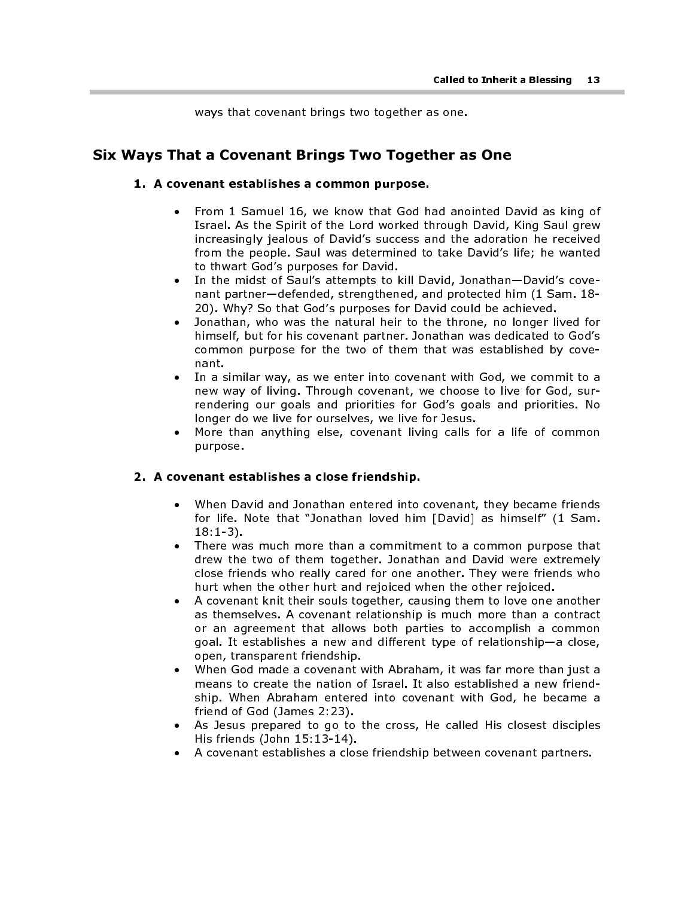ways that covenant brings two together as one.

## Six Ways That a Covenant Brings Two Together as One

1. **A covenant establishes a common purpose.**

   - From 1 Samuel 16, we know that God had anointed David as king of Israel. As the Spirit of the Lord worked through David, King Saul grew increasingly jealous of David's success and the adoration he received from the people. Saul was determined to take David's life; he wanted to thwart God's purposes for David.
   - In the midst of Saul's attempts to kill David, Jonathan—David's covenant partner—defended, strengthened, and protected him (1 Sam. 18-20). Why? So that God's purposes for David could be achieved.
   - Jonathan, who was the natural heir to the throne, no longer lived for himself, but for his covenant partner. Jonathan was dedicated to God's common purpose for the two of them that was established by covenant.
   - In a similar way, as we enter into covenant with God, we commit to a new way of living. Through covenant, we choose to live for God, surrendering our goals and priorities for God's goals and priorities. No longer do we live for ourselves, we live for Jesus.
   - More than anything else, covenant living calls for a life of common purpose.

2. **A covenant establishes a close friendship.**

   - When David and Jonathan entered into covenant, they became friends for life. Note that "Jonathan loved him [David] as himself" (1 Sam. 18:1-3).
   - There was much more than a commitment to a common purpose that drew the two of them together. Jonathan and David were extremely close friends who really cared for one another. They were friends who hurt when the other hurt and rejoiced when the other rejoiced.
   - A covenant knit their souls together, causing them to love one another as themselves. A covenant relationship is much more than a contract or an agreement that allows both parties to accomplish a common goal. It establishes a new and different type of relationship—a close, open, transparent friendship.
   - When God made a covenant with Abraham, it was far more than just a means to create the nation of Israel. It also established a new friendship. When Abraham entered into covenant with God, he became a friend of God (James 2:23).
   - As Jesus prepared to go to the cross, He called His closest disciples His friends (John 15:13-14).
   - A covenant establishes a close friendship between covenant partners.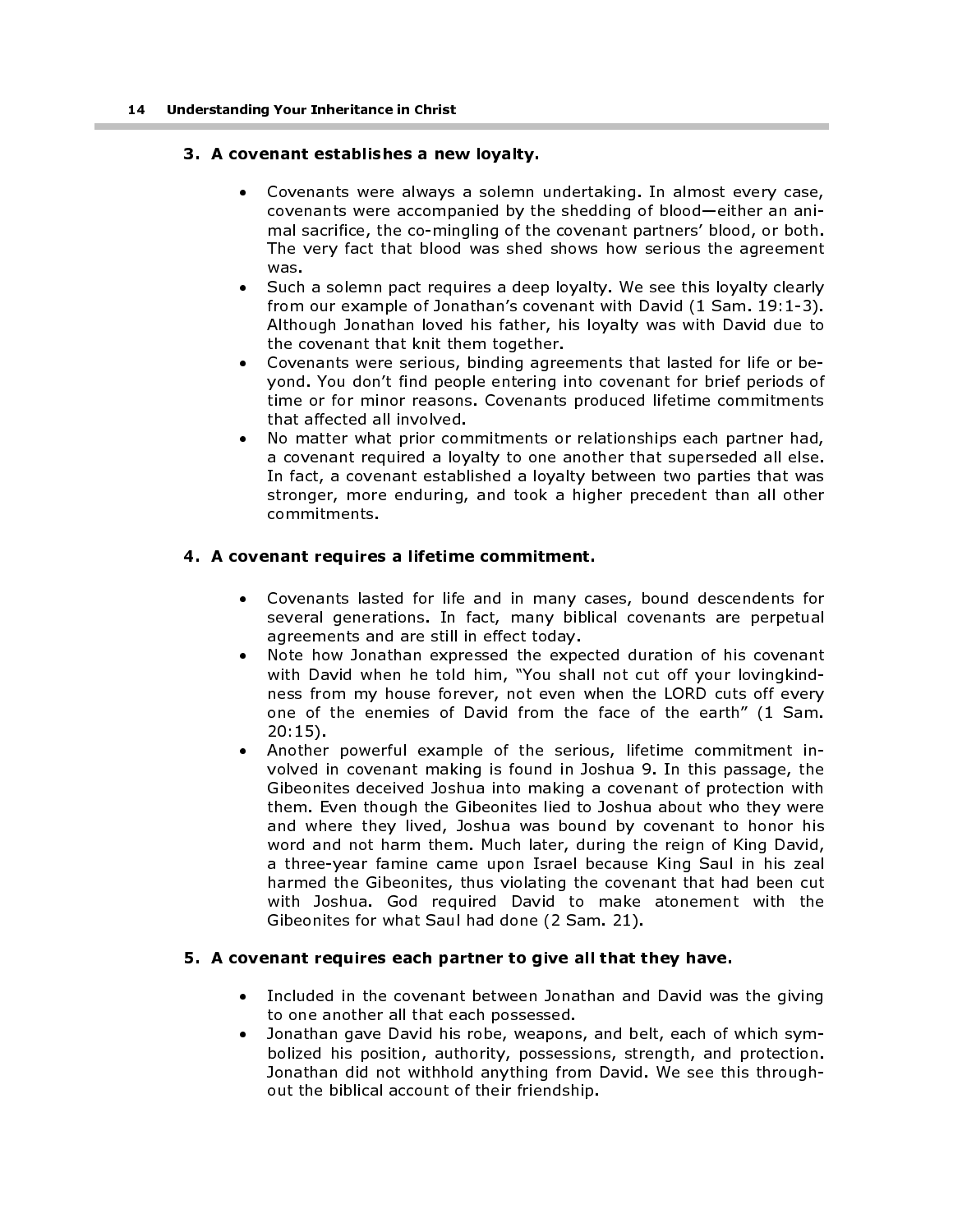### 3. A covenant establishes a new loyalty.

- Covenants were always a solemn undertaking. In almost every case, covenants were accompanied by the shedding of blood—either an animal sacrifice, the co-mingling of the covenant partners' blood, or both. The very fact that blood was shed shows how serious the agreement was.
- Such a solemn pact requires a deep loyalty. We see this loyalty clearly from our example of Jonathan's covenant with David (1 Sam. 19:1-3). Although Jonathan loved his father, his loyalty was with David due to the covenant that knit them together.
- Covenants were serious, binding agreements that lasted for life or beyond. You don't find people entering into covenant for brief periods of time or for minor reasons. Covenants produced lifetime commitments that affected all involved.
- No matter what prior commitments or relationships each partner had, a covenant required a loyalty to one another that superseded all else. In fact, a covenant established a loyalty between two parties that was stronger, more enduring, and took a higher precedent than all other commitments.

### 4. A covenant requires a lifetime commitment.

- Covenants lasted for life and in many cases, bound descendents for several generations. In fact, many biblical covenants are perpetual agreements and are still in effect today.
- Note how Jonathan expressed the expected duration of his covenant with David when he told him, "You shall not cut off your lovingkindness from my house forever, not even when the LORD cuts off every one of the enemies of David from the face of the earth" (1 Sam. 20:15).
- Another powerful example of the serious, lifetime commitment involved in covenant making is found in Joshua 9. In this passage, the Gibeonites deceived Joshua into making a covenant of protection with them. Even though the Gibeonites lied to Joshua about who they were and where they lived, Joshua was bound by covenant to honor his word and not harm them. Much later, during the reign of King David, a three-year famine came upon Israel because King Saul in his zeal harmed the Gibeonites, thus violating the covenant that had been cut with Joshua. God required David to make atonement with the Gibeonites for what Saul had done (2 Sam. 21).

### 5. A covenant requires each partner to give all that they have.

- Included in the covenant between Jonathan and David was the giving to one another all that each possessed.
- Jonathan gave David his robe, weapons, and belt, each of which symbolized his position, authority, possessions, strength, and protection. Jonathan did not withhold anything from David. We see this throughout the biblical account of their friendship.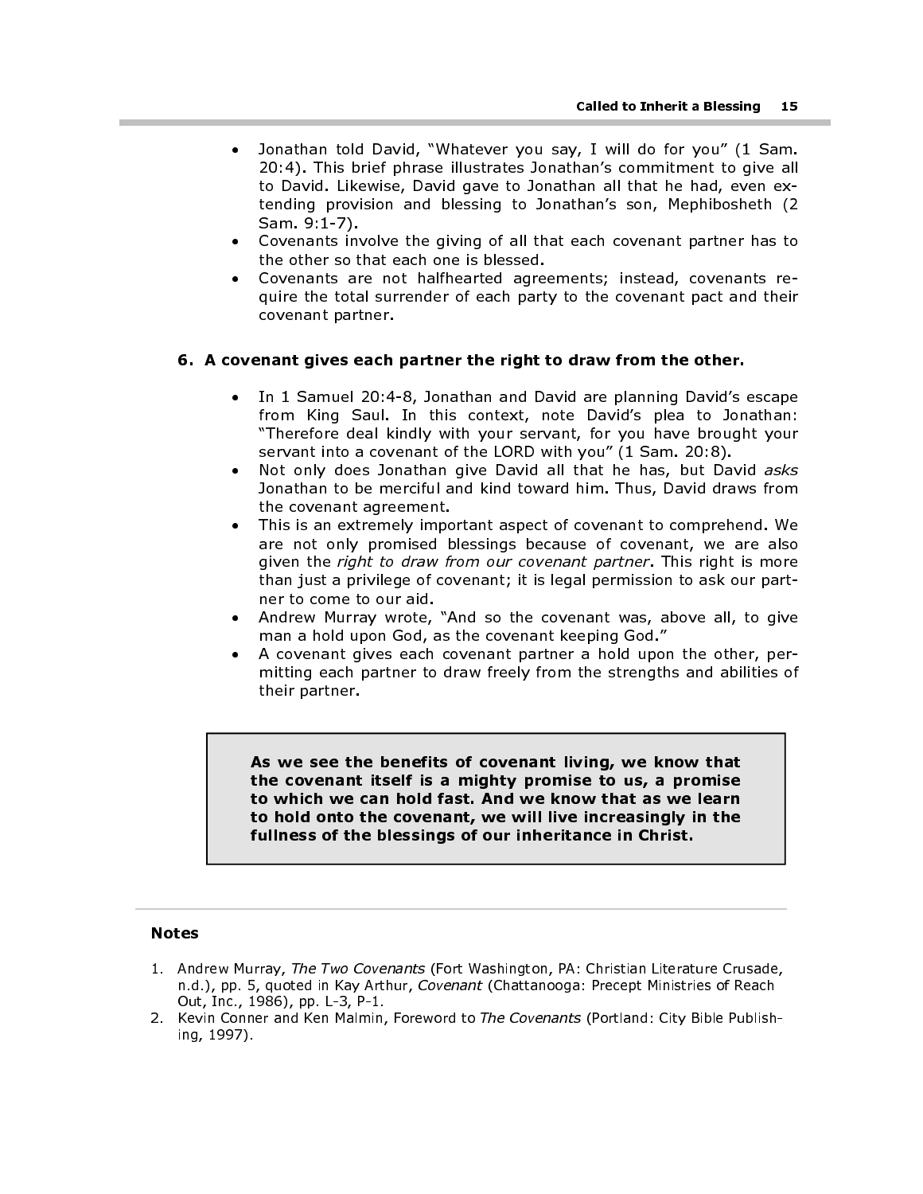- Jonathan told David, "Whatever you say, I will do for you" (1 Sam. 20:4). This brief phrase illustrates Jonathan's commitment to give all to David. Likewise, David gave to Jonathan all that he had, even extending provision and blessing to Jonathan's son, Mephibosheth (2 Sam. 9:1-7).
- Covenants involve the giving of all that each covenant partner has to the other so that each one is blessed.
- Covenants are not halfhearted agreements; instead, covenants require the total surrender of each party to the covenant pact and their covenant partner.

**6. A covenant gives each partner the right to draw from the other.**

- In 1 Samuel 20:4-8, Jonathan and David are planning David's escape from King Saul. In this context, note David's plea to Jonathan: "Therefore deal kindly with your servant, for you have brought your servant into a covenant of the LORD with you" (1 Sam. 20:8).
- Not only does Jonathan give David all that he has, but David *asks* Jonathan to be merciful and kind toward him. Thus, David draws from the covenant agreement.
- This is an extremely important aspect of covenant to comprehend. We are not only promised blessings because of covenant, we are also given the *right to draw from our covenant partner*. This right is more than just a privilege of covenant; it is legal permission to ask our partner to come to our aid.
- Andrew Murray wrote, "And so the covenant was, above all, to give man a hold upon God, as the covenant keeping God."
- A covenant gives each covenant partner a hold upon the other, permitting each partner to draw freely from the strengths and abilities of their partner.

> **As we see the benefits of covenant living, we know that the covenant itself is a mighty promise to us, a promise to which we can hold fast. And we know that as we learn to hold onto the covenant, we will live increasingly in the fullness of the blessings of our inheritance in Christ.**

---

**Notes**

1. Andrew Murray, *The Two Covenants* (Fort Washington, PA: Christian Literature Crusade, n.d.), pp. 5, quoted in Kay Arthur, *Covenant* (Chattanooga: Precept Ministries of Reach Out, Inc., 1986), pp. L-3, P-1.
2. Kevin Conner and Ken Malmin, Foreword to *The Covenants* (Portland: City Bible Publishing, 1997).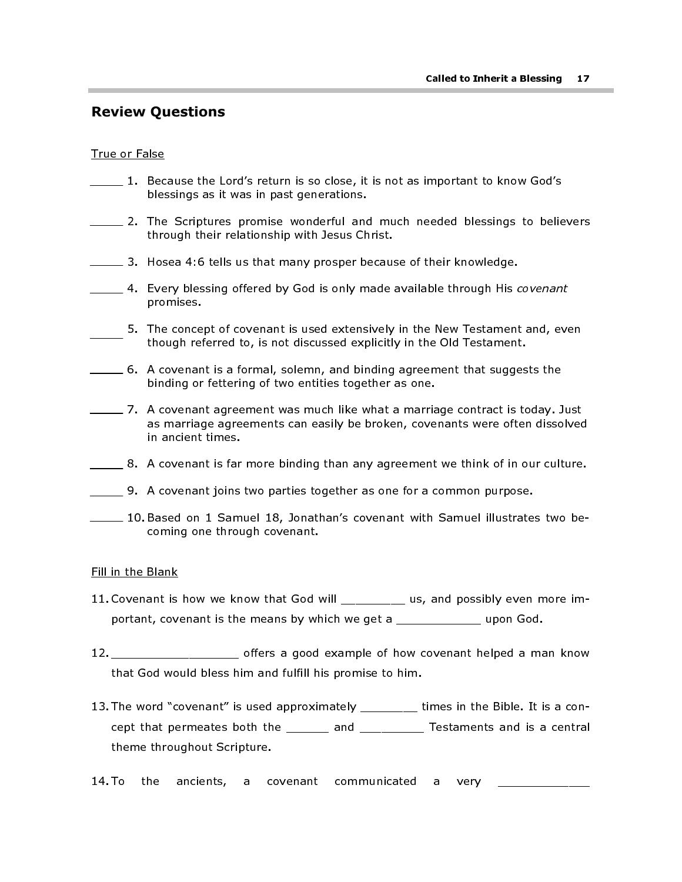## Review Questions

True or False

_____ 1. Because the Lord's return is so close, it is not as important to know God's blessings as it was in past generations.

_____ 2. The Scriptures promise wonderful and much needed blessings to believers through their relationship with Jesus Christ.

_____ 3. Hosea 4:6 tells us that many prosper because of their knowledge.

_____ 4. Every blessing offered by God is only made available through His *covenant* promises.

_____ 5. The concept of covenant is used extensively in the New Testament and, even though referred to, is not discussed explicitly in the Old Testament.

_____ 6. A covenant is a formal, solemn, and binding agreement that suggests the binding or fettering of two entities together as one.

_____ 7. A covenant agreement was much like what a marriage contract is today. Just as marriage agreements can easily be broken, covenants were often dissolved in ancient times.

_____ 8. A covenant is far more binding than any agreement we think of in our culture.

_____ 9. A covenant joins two parties together as one for a common purpose.

_____ 10. Based on 1 Samuel 18, Jonathan's covenant with Samuel illustrates two becoming one through covenant.

Fill in the Blank

11. Covenant is how we know that God will _________ us, and possibly even more important, covenant is the means by which we get a ____________ upon God.

12. __________________ offers a good example of how covenant helped a man know that God would bless him and fulfill his promise to him.

13. The word "covenant" is used approximately ________ times in the Bible. It is a concept that permeates both the ______ and _________ Testaments and is a central theme throughout Scripture.

14. To the ancients, a covenant communicated a very _____________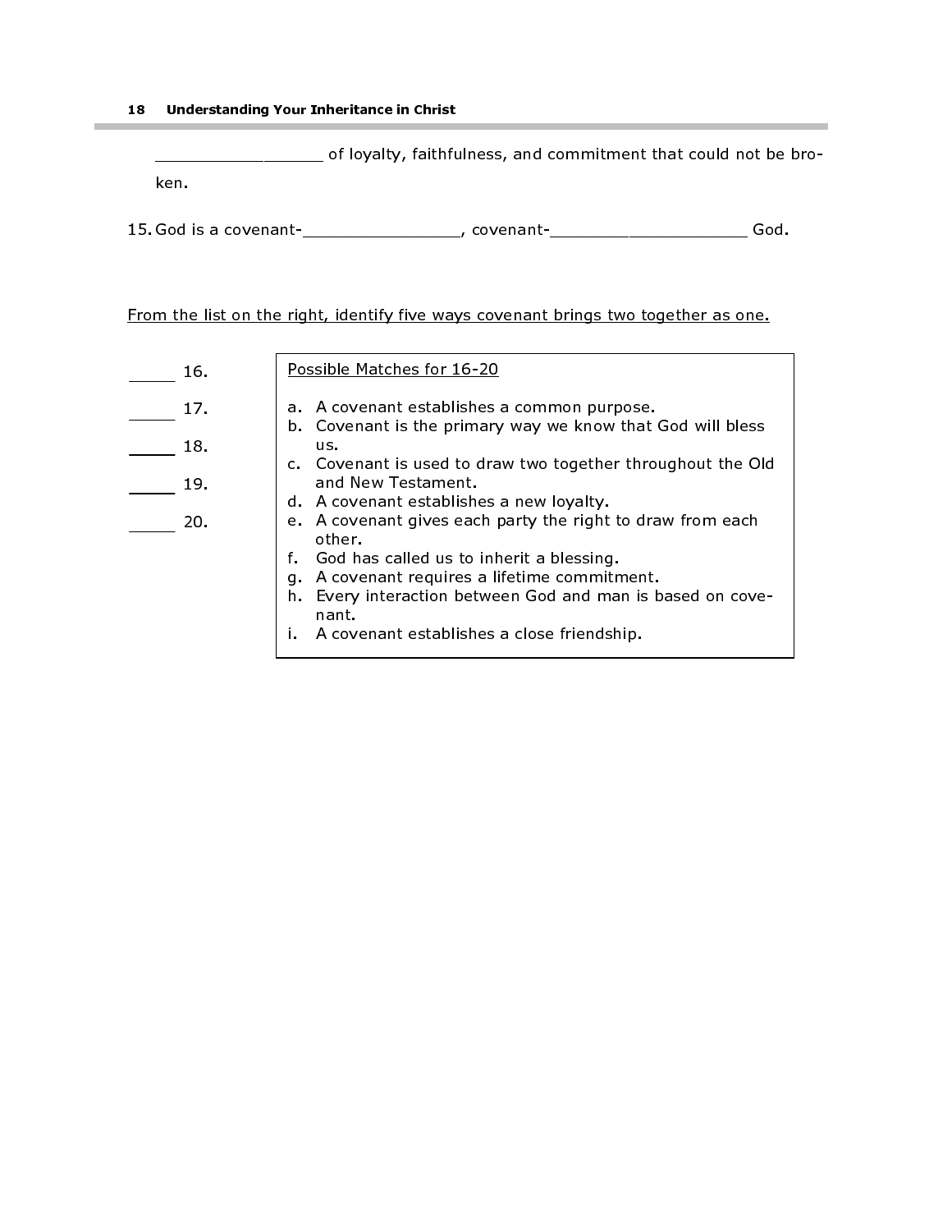_________________ of loyalty, faithfulness, and commitment that could not be broken.

15. God is a covenant-________________, covenant-____________________ God.

<u>From the list on the right, identify five ways covenant brings two together as one.</u>

_____ 16.

_____ 17.

_____ 18.

_____ 19.

_____ 20.

<u>Possible Matches for 16-20</u>

a. A covenant establishes a common purpose.
b. Covenant is the primary way we know that God will bless us.
c. Covenant is used to draw two together throughout the Old and New Testament.
d. A covenant establishes a new loyalty.
e. A covenant gives each party the right to draw from each other.
f. God has called us to inherit a blessing.
g. A covenant requires a lifetime commitment.
h. Every interaction between God and man is based on covenant.
i. A covenant establishes a close friendship.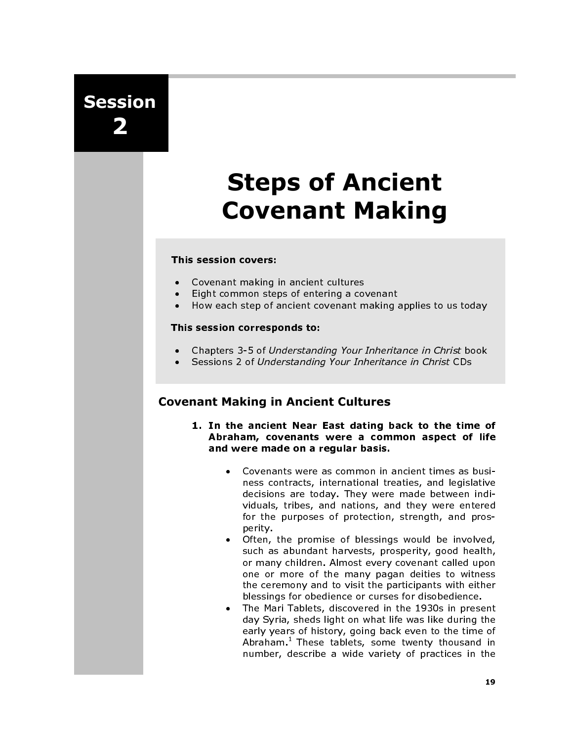# Session 2

# Steps of Ancient Covenant Making

**This session covers:**

- Covenant making in ancient cultures
- Eight common steps of entering a covenant
- How each step of ancient covenant making applies to us today

**This session corresponds to:**

- Chapters 3-5 of *Understanding Your Inheritance in Christ* book
- Sessions 2 of *Understanding Your Inheritance in Christ* CDs

## Covenant Making in Ancient Cultures

1. **In the ancient Near East dating back to the time of Abraham, covenants were a common aspect of life and were made on a regular basis.**

   - Covenants were as common in ancient times as business contracts, international treaties, and legislative decisions are today. They were made between individuals, tribes, and nations, and they were entered for the purposes of protection, strength, and prosperity.
   - Often, the promise of blessings would be involved, such as abundant harvests, prosperity, good health, or many children. Almost every covenant called upon one or more of the many pagan deities to witness the ceremony and to visit the participants with either blessings for obedience or curses for disobedience.
   - The Mari Tablets, discovered in the 1930s in present day Syria, sheds light on what life was like during the early years of history, going back even to the time of Abraham.[1] These tablets, some twenty thousand in number, describe a wide variety of practices in the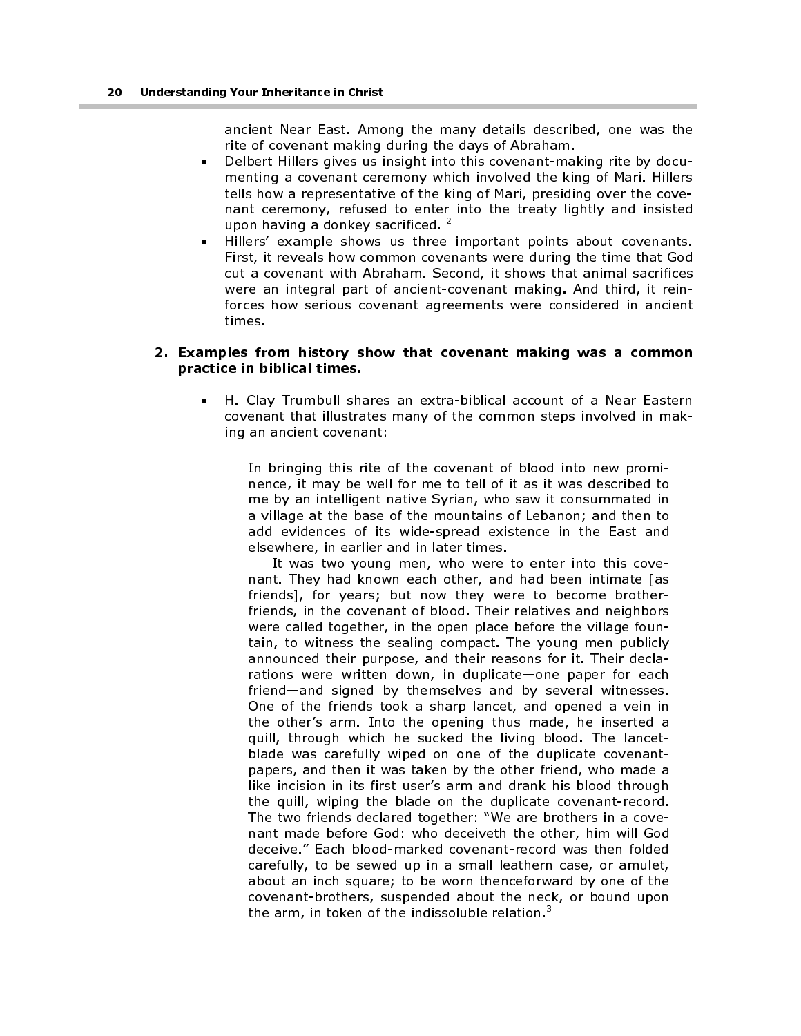ancient Near East. Among the many details described, one was the rite of covenant making during the days of Abraham.

- Delbert Hillers gives us insight into this covenant-making rite by documenting a covenant ceremony which involved the king of Mari. Hillers tells how a representative of the king of Mari, presiding over the covenant ceremony, refused to enter into the treaty lightly and insisted upon having a donkey sacrificed. [2]
- Hillers' example shows us three important points about covenants. First, it reveals how common covenants were during the time that God cut a covenant with Abraham. Second, it shows that animal sacrifices were an integral part of ancient-covenant making. And third, it reinforces how serious covenant agreements were considered in ancient times.

**2. Examples from history show that covenant making was a common practice in biblical times.**

- H. Clay Trumbull shares an extra-biblical account of a Near Eastern covenant that illustrates many of the common steps involved in making an ancient covenant:

> In bringing this rite of the covenant of blood into new prominence, it may be well for me to tell of it as it was described to me by an intelligent native Syrian, who saw it consummated in a village at the base of the mountains of Lebanon; and then to add evidences of its wide-spread existence in the East and elsewhere, in earlier and in later times.
>
> It was two young men, who were to enter into this covenant. They had known each other, and had been intimate [as friends], for years; but now they were to become brother-friends, in the covenant of blood. Their relatives and neighbors were called together, in the open place before the village fountain, to witness the sealing compact. The young men publicly announced their purpose, and their reasons for it. Their declarations were written down, in duplicate—one paper for each friend—and signed by themselves and by several witnesses. One of the friends took a sharp lancet, and opened a vein in the other's arm. Into the opening thus made, he inserted a quill, through which he sucked the living blood. The lancet-blade was carefully wiped on one of the duplicate covenant-papers, and then it was taken by the other friend, who made a like incision in its first user's arm and drank his blood through the quill, wiping the blade on the duplicate covenant-record. The two friends declared together: "We are brothers in a covenant made before God: who deceiveth the other, him will God deceive." Each blood-marked covenant-record was then folded carefully, to be sewed up in a small leathern case, or amulet, about an inch square; to be worn thenceforward by one of the covenant-brothers, suspended about the neck, or bound upon the arm, in token of the indissoluble relation.[3]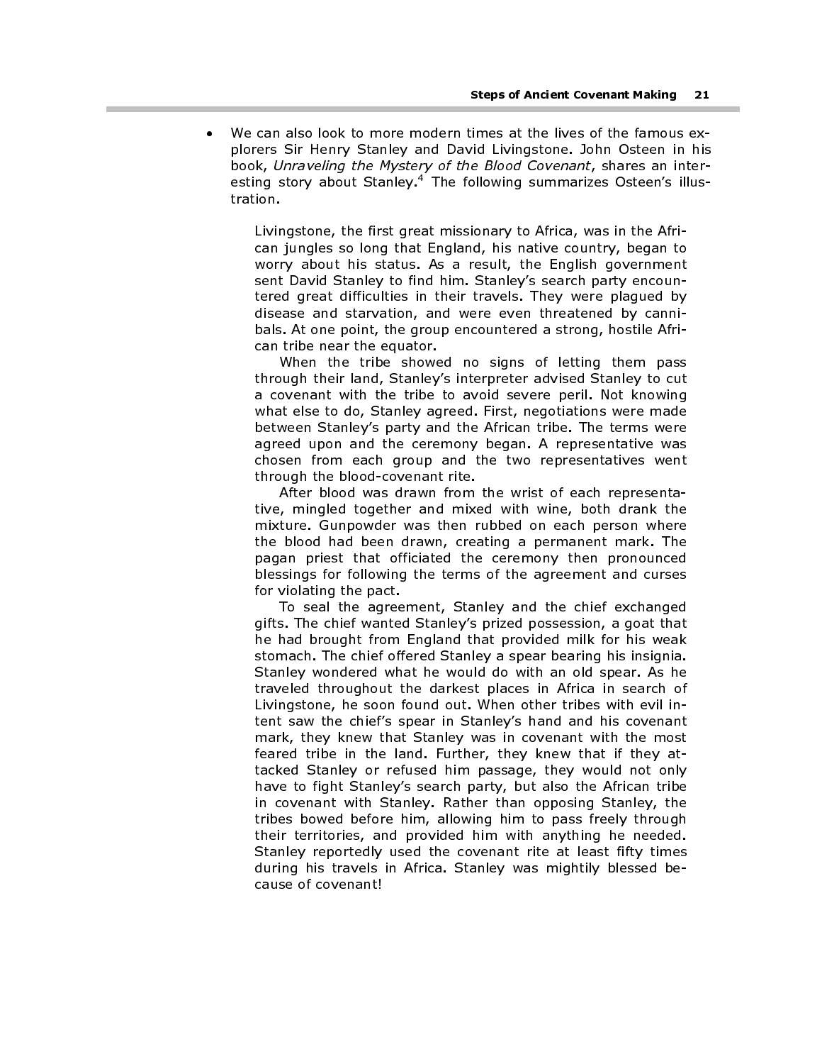- We can also look to more modern times at the lives of the famous explorers Sir Henry Stanley and David Livingstone. John Osteen in his book, *Unraveling the Mystery of the Blood Covenant*, shares an interesting story about Stanley.[4] The following summarizes Osteen's illustration.

> Livingstone, the first great missionary to Africa, was in the African jungles so long that England, his native country, began to worry about his status. As a result, the English government sent David Stanley to find him. Stanley's search party encountered great difficulties in their travels. They were plagued by disease and starvation, and were even threatened by cannibals. At one point, the group encountered a strong, hostile African tribe near the equator.
>
> When the tribe showed no signs of letting them pass through their land, Stanley's interpreter advised Stanley to cut a covenant with the tribe to avoid severe peril. Not knowing what else to do, Stanley agreed. First, negotiations were made between Stanley's party and the African tribe. The terms were agreed upon and the ceremony began. A representative was chosen from each group and the two representatives went through the blood-covenant rite.
>
> After blood was drawn from the wrist of each representative, mingled together and mixed with wine, both drank the mixture. Gunpowder was then rubbed on each person where the blood had been drawn, creating a permanent mark. The pagan priest that officiated the ceremony then pronounced blessings for following the terms of the agreement and curses for violating the pact.
>
> To seal the agreement, Stanley and the chief exchanged gifts. The chief wanted Stanley's prized possession, a goat that he had brought from England that provided milk for his weak stomach. The chief offered Stanley a spear bearing his insignia. Stanley wondered what he would do with an old spear. As he traveled throughout the darkest places in Africa in search of Livingstone, he soon found out. When other tribes with evil intent saw the chief's spear in Stanley's hand and his covenant mark, they knew that Stanley was in covenant with the most feared tribe in the land. Further, they knew that if they attacked Stanley or refused him passage, they would not only have to fight Stanley's search party, but also the African tribe in covenant with Stanley. Rather than opposing Stanley, the tribes bowed before him, allowing him to pass freely through their territories, and provided him with anything he needed. Stanley reportedly used the covenant rite at least fifty times during his travels in Africa. Stanley was mightily blessed because of covenant!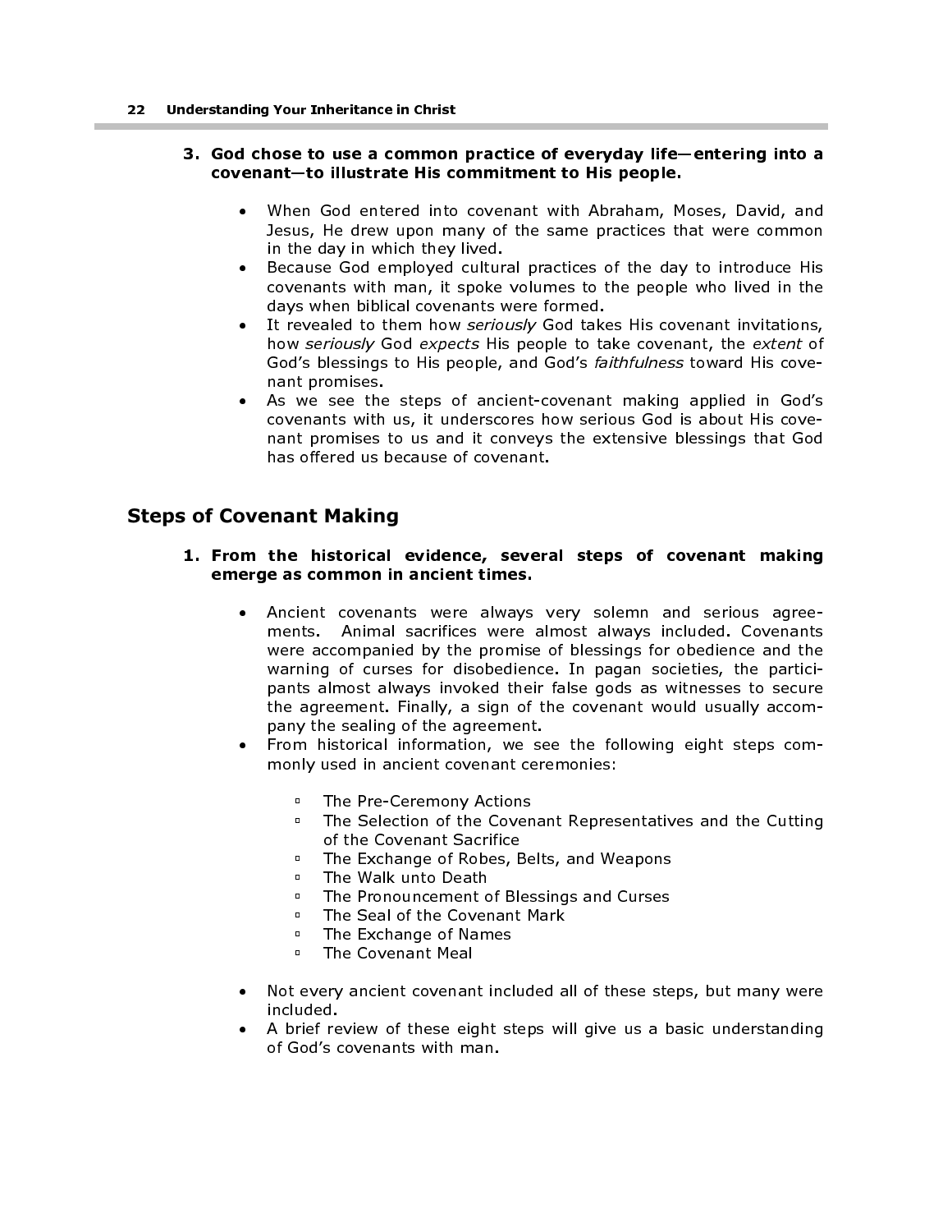**3. God chose to use a common practice of everyday life—entering into a covenant—to illustrate His commitment to His people.**

- When God entered into covenant with Abraham, Moses, David, and Jesus, He drew upon many of the same practices that were common in the day in which they lived.
- Because God employed cultural practices of the day to introduce His covenants with man, it spoke volumes to the people who lived in the days when biblical covenants were formed.
- It revealed to them how *seriously* God takes His covenant invitations, how *seriously* God *expects* His people to take covenant, the *extent* of God's blessings to His people, and God's *faithfulness* toward His covenant promises.
- As we see the steps of ancient-covenant making applied in God's covenants with us, it underscores how serious God is about His covenant promises to us and it conveys the extensive blessings that God has offered us because of covenant.

## Steps of Covenant Making

**1. From the historical evidence, several steps of covenant making emerge as common in ancient times.**

- Ancient covenants were always very solemn and serious agreements. Animal sacrifices were almost always included. Covenants were accompanied by the promise of blessings for obedience and the warning of curses for disobedience. In pagan societies, the participants almost always invoked their false gods as witnesses to secure the agreement. Finally, a sign of the covenant would usually accompany the sealing of the agreement.
- From historical information, we see the following eight steps commonly used in ancient covenant ceremonies:
    - The Pre-Ceremony Actions
    - The Selection of the Covenant Representatives and the Cutting of the Covenant Sacrifice
    - The Exchange of Robes, Belts, and Weapons
    - The Walk unto Death
    - The Pronouncement of Blessings and Curses
    - The Seal of the Covenant Mark
    - The Exchange of Names
    - The Covenant Meal
- Not every ancient covenant included all of these steps, but many were included.
- A brief review of these eight steps will give us a basic understanding of God's covenants with man.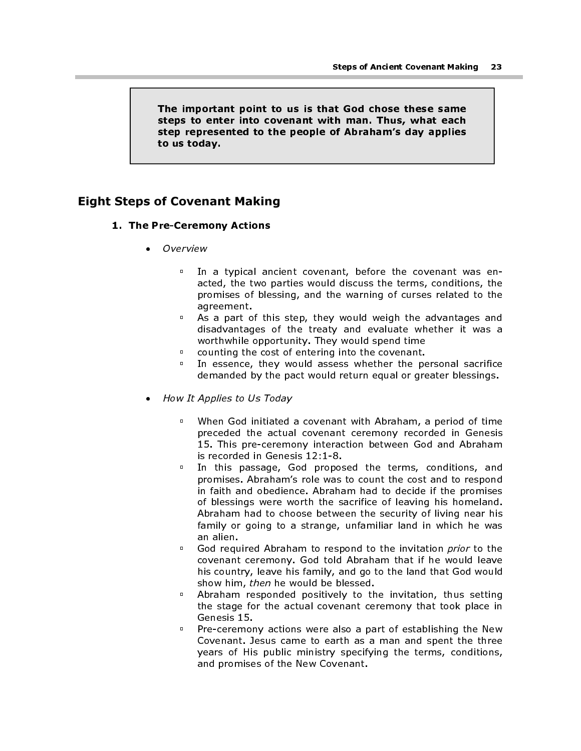> **The important point to us is that God chose these same steps to enter into covenant with man. Thus, what each step represented to the people of Abraham's day applies to us today.**

## Eight Steps of Covenant Making

### 1. The Pre-Ceremony Actions

- *Overview*
  - In a typical ancient covenant, before the covenant was enacted, the two parties would discuss the terms, conditions, the promises of blessing, and the warning of curses related to the agreement.
  - As a part of this step, they would weigh the advantages and disadvantages of the treaty and evaluate whether it was a worthwhile opportunity. They would spend time
  - counting the cost of entering into the covenant.
  - In essence, they would assess whether the personal sacrifice demanded by the pact would return equal or greater blessings.

- *How It Applies to Us Today*
  - When God initiated a covenant with Abraham, a period of time preceded the actual covenant ceremony recorded in Genesis 15. This pre-ceremony interaction between God and Abraham is recorded in Genesis 12:1-8.
  - In this passage, God proposed the terms, conditions, and promises. Abraham's role was to count the cost and to respond in faith and obedience. Abraham had to decide if the promises of blessings were worth the sacrifice of leaving his homeland. Abraham had to choose between the security of living near his family or going to a strange, unfamiliar land in which he was an alien.
  - God required Abraham to respond to the invitation *prior* to the covenant ceremony. God told Abraham that if he would leave his country, leave his family, and go to the land that God would show him, *then* he would be blessed.
  - Abraham responded positively to the invitation, thus setting the stage for the actual covenant ceremony that took place in Genesis 15.
  - Pre-ceremony actions were also a part of establishing the New Covenant. Jesus came to earth as a man and spent the three years of His public ministry specifying the terms, conditions, and promises of the New Covenant.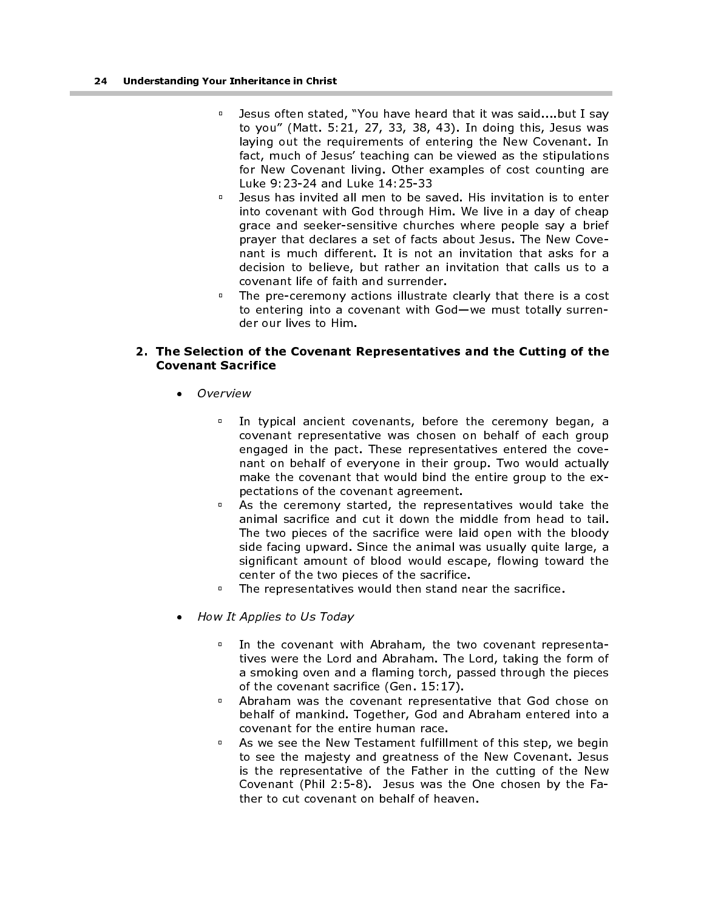- Jesus often stated, "You have heard that it was said....but I say to you" (Matt. 5:21, 27, 33, 38, 43). In doing this, Jesus was laying out the requirements of entering the New Covenant. In fact, much of Jesus' teaching can be viewed as the stipulations for New Covenant living. Other examples of cost counting are Luke 9:23-24 and Luke 14:25-33
- Jesus has invited all men to be saved. His invitation is to enter into covenant with God through Him. We live in a day of cheap grace and seeker-sensitive churches where people say a brief prayer that declares a set of facts about Jesus. The New Covenant is much different. It is not an invitation that asks for a decision to believe, but rather an invitation that calls us to a covenant life of faith and surrender.
- The pre-ceremony actions illustrate clearly that there is a cost to entering into a covenant with God—we must totally surrender our lives to Him.

**2. The Selection of the Covenant Representatives and the Cutting of the Covenant Sacrifice**

- *Overview*
  - In typical ancient covenants, before the ceremony began, a covenant representative was chosen on behalf of each group engaged in the pact. These representatives entered the covenant on behalf of everyone in their group. Two would actually make the covenant that would bind the entire group to the expectations of the covenant agreement.
  - As the ceremony started, the representatives would take the animal sacrifice and cut it down the middle from head to tail. The two pieces of the sacrifice were laid open with the bloody side facing upward. Since the animal was usually quite large, a significant amount of blood would escape, flowing toward the center of the two pieces of the sacrifice.
  - The representatives would then stand near the sacrifice.
- *How It Applies to Us Today*
  - In the covenant with Abraham, the two covenant representatives were the Lord and Abraham. The Lord, taking the form of a smoking oven and a flaming torch, passed through the pieces of the covenant sacrifice (Gen. 15:17).
  - Abraham was the covenant representative that God chose on behalf of mankind. Together, God and Abraham entered into a covenant for the entire human race.
  - As we see the New Testament fulfillment of this step, we begin to see the majesty and greatness of the New Covenant. Jesus is the representative of the Father in the cutting of the New Covenant (Phil 2:5-8). Jesus was the One chosen by the Father to cut covenant on behalf of heaven.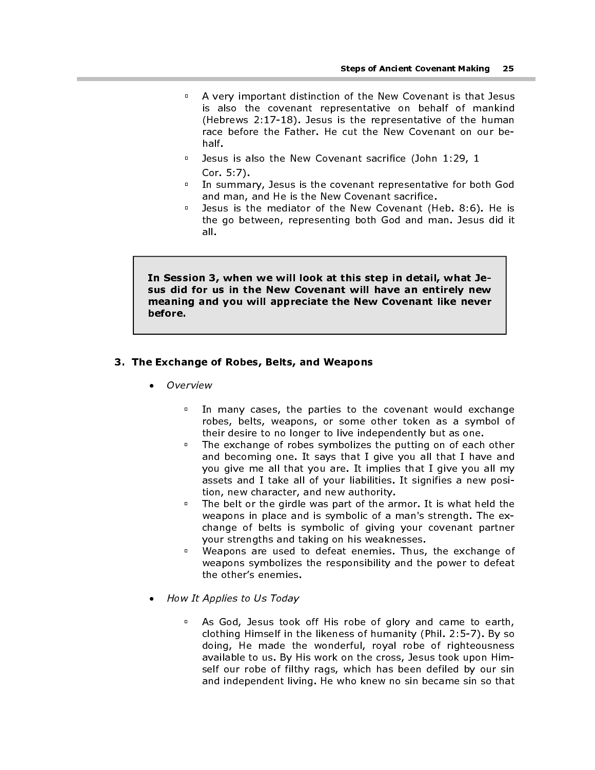- A very important distinction of the New Covenant is that Jesus is also the covenant representative on behalf of mankind (Hebrews 2:17-18). Jesus is the representative of the human race before the Father. He cut the New Covenant on our behalf.
- Jesus is also the New Covenant sacrifice (John 1:29, 1 Cor. 5:7).
- In summary, Jesus is the covenant representative for both God and man, and He is the New Covenant sacrifice.
- Jesus is the mediator of the New Covenant (Heb. 8:6). He is the go between, representing both God and man. Jesus did it all.

> **In Session 3, when we will look at this step in detail, what Jesus did for us in the New Covenant will have an entirely new meaning and you will appreciate the New Covenant like never before.**

### 3. The Exchange of Robes, Belts, and Weapons

- *Overview*
  - In many cases, the parties to the covenant would exchange robes, belts, weapons, or some other token as a symbol of their desire to no longer to live independently but as one.
  - The exchange of robes symbolizes the putting on of each other and becoming one. It says that I give you all that I have and you give me all that you are. It implies that I give you all my assets and I take all of your liabilities. It signifies a new position, new character, and new authority.
  - The belt or the girdle was part of the armor. It is what held the weapons in place and is symbolic of a man's strength. The exchange of belts is symbolic of giving your covenant partner your strengths and taking on his weaknesses.
  - Weapons are used to defeat enemies. Thus, the exchange of weapons symbolizes the responsibility and the power to defeat the other's enemies.

- *How It Applies to Us Today*
  - As God, Jesus took off His robe of glory and came to earth, clothing Himself in the likeness of humanity (Phil. 2:5-7). By so doing, He made the wonderful, royal robe of righteousness available to us. By His work on the cross, Jesus took upon Himself our robe of filthy rags, which has been defiled by our sin and independent living. He who knew no sin became sin so that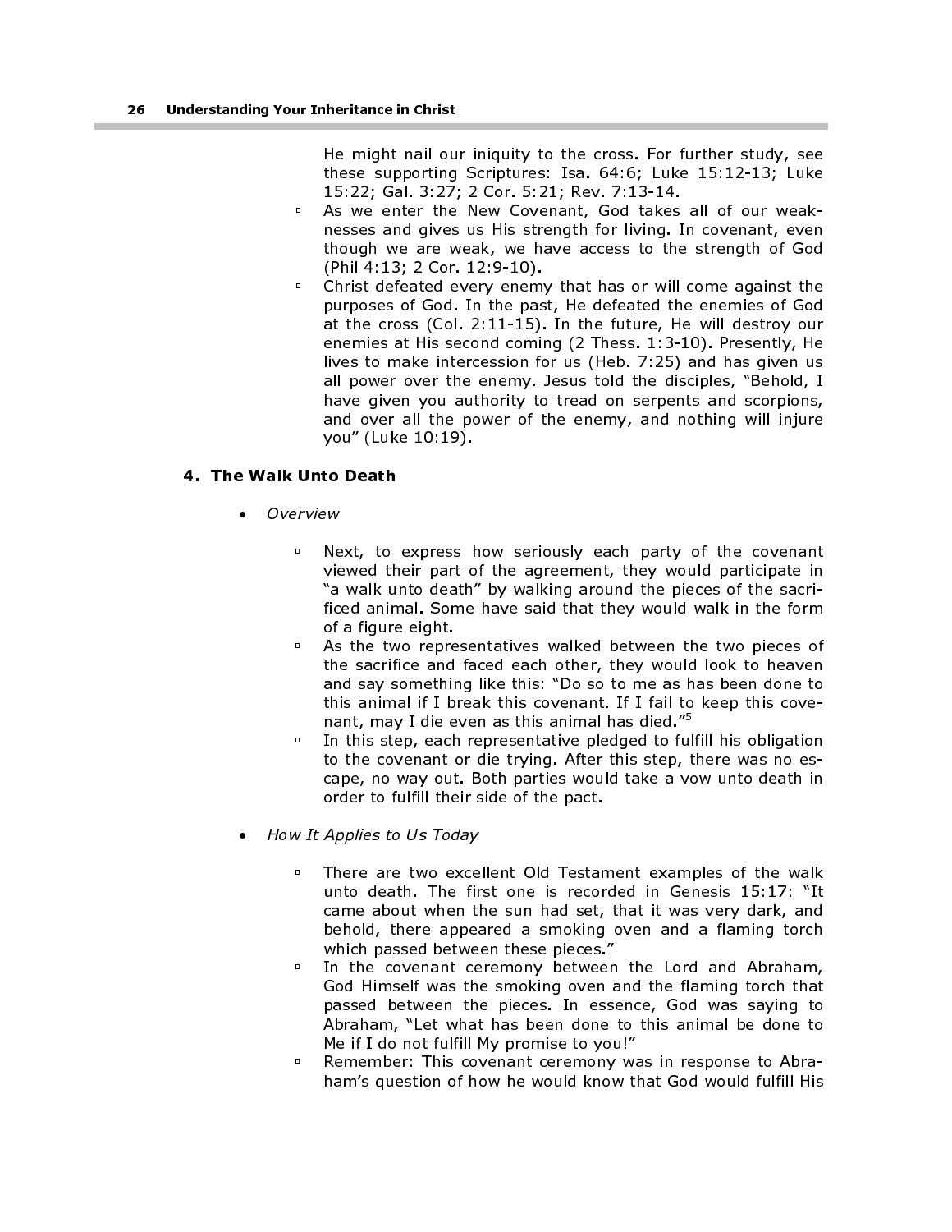He might nail our iniquity to the cross. For further study, see these supporting Scriptures: Isa. 64:6; Luke 15:12-13; Luke 15:22; Gal. 3:27; 2 Cor. 5:21; Rev. 7:13-14.

- As we enter the New Covenant, God takes all of our weaknesses and gives us His strength for living. In covenant, even though we are weak, we have access to the strength of God (Phil 4:13; 2 Cor. 12:9-10).
- Christ defeated every enemy that has or will come against the purposes of God. In the past, He defeated the enemies of God at the cross (Col. 2:11-15). In the future, He will destroy our enemies at His second coming (2 Thess. 1:3-10). Presently, He lives to make intercession for us (Heb. 7:25) and has given us all power over the enemy. Jesus told the disciples, "Behold, I have given you authority to tread on serpents and scorpions, and over all the power of the enemy, and nothing will injure you" (Luke 10:19).

## 4. The Walk Unto Death

- *Overview*
  - Next, to express how seriously each party of the covenant viewed their part of the agreement, they would participate in "a walk unto death" by walking around the pieces of the sacrificed animal. Some have said that they would walk in the form of a figure eight.
  - As the two representatives walked between the two pieces of the sacrifice and faced each other, they would look to heaven and say something like this: "Do so to me as has been done to this animal if I break this covenant. If I fail to keep this covenant, may I die even as this animal has died."[5]
  - In this step, each representative pledged to fulfill his obligation to the covenant or die trying. After this step, there was no escape, no way out. Both parties would take a vow unto death in order to fulfill their side of the pact.

- *How It Applies to Us Today*
  - There are two excellent Old Testament examples of the walk unto death. The first one is recorded in Genesis 15:17: "It came about when the sun had set, that it was very dark, and behold, there appeared a smoking oven and a flaming torch which passed between these pieces."
  - In the covenant ceremony between the Lord and Abraham, God Himself was the smoking oven and the flaming torch that passed between the pieces. In essence, God was saying to Abraham, "Let what has been done to this animal be done to Me if I do not fulfill My promise to you!"
  - Remember: This covenant ceremony was in response to Abraham's question of how he would know that God would fulfill His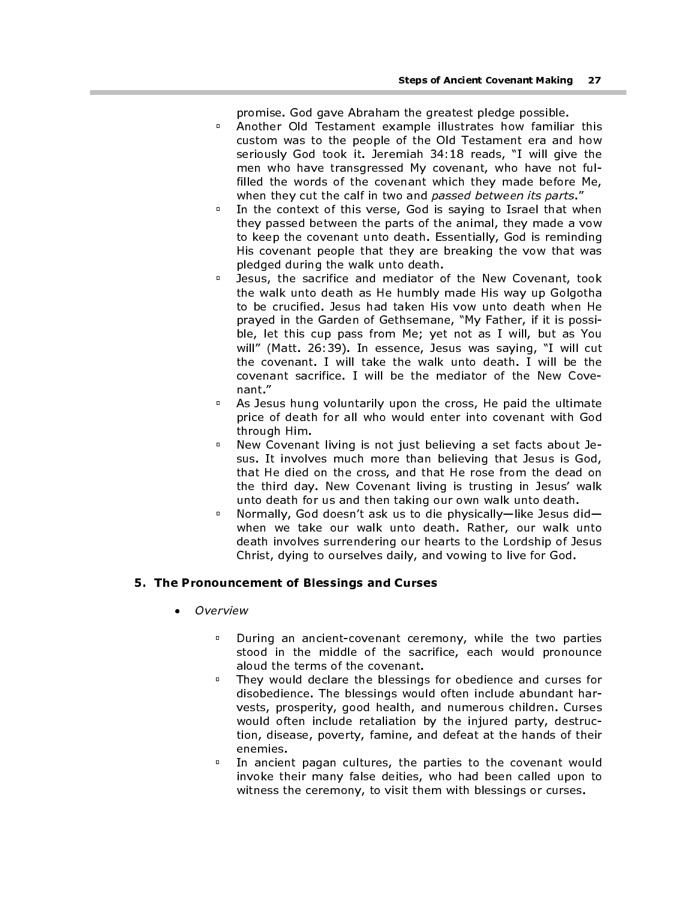promise. God gave Abraham the greatest pledge possible.

- Another Old Testament example illustrates how familiar this custom was to the people of the Old Testament era and how seriously God took it. Jeremiah 34:18 reads, "I will give the men who have transgressed My covenant, who have not fulfilled the words of the covenant which they made before Me, when they cut the calf in two and *passed between its parts*."
- In the context of this verse, God is saying to Israel that when they passed between the parts of the animal, they made a vow to keep the covenant unto death. Essentially, God is reminding His covenant people that they are breaking the vow that was pledged during the walk unto death.
- Jesus, the sacrifice and mediator of the New Covenant, took the walk unto death as He humbly made His way up Golgotha to be crucified. Jesus had taken His vow unto death when He prayed in the Garden of Gethsemane, "My Father, if it is possible, let this cup pass from Me; yet not as I will, but as You will" (Matt. 26:39). In essence, Jesus was saying, "I will cut the covenant. I will take the walk unto death. I will be the covenant sacrifice. I will be the mediator of the New Covenant."
- As Jesus hung voluntarily upon the cross, He paid the ultimate price of death for all who would enter into covenant with God through Him.
- New Covenant living is not just believing a set facts about Jesus. It involves much more than believing that Jesus is God, that He died on the cross, and that He rose from the dead on the third day. New Covenant living is trusting in Jesus' walk unto death for us and then taking our own walk unto death.
- Normally, God doesn't ask us to die physically—like Jesus did—when we take our walk unto death. Rather, our walk unto death involves surrendering our hearts to the Lordship of Jesus Christ, dying to ourselves daily, and vowing to live for God.

## 5. The Pronouncement of Blessings and Curses

- *Overview*

  - During an ancient-covenant ceremony, while the two parties stood in the middle of the sacrifice, each would pronounce aloud the terms of the covenant.
  - They would declare the blessings for obedience and curses for disobedience. The blessings would often include abundant harvests, prosperity, good health, and numerous children. Curses would often include retaliation by the injured party, destruction, disease, poverty, famine, and defeat at the hands of their enemies.
  - In ancient pagan cultures, the parties to the covenant would invoke their many false deities, who had been called upon to witness the ceremony, to visit them with blessings or curses.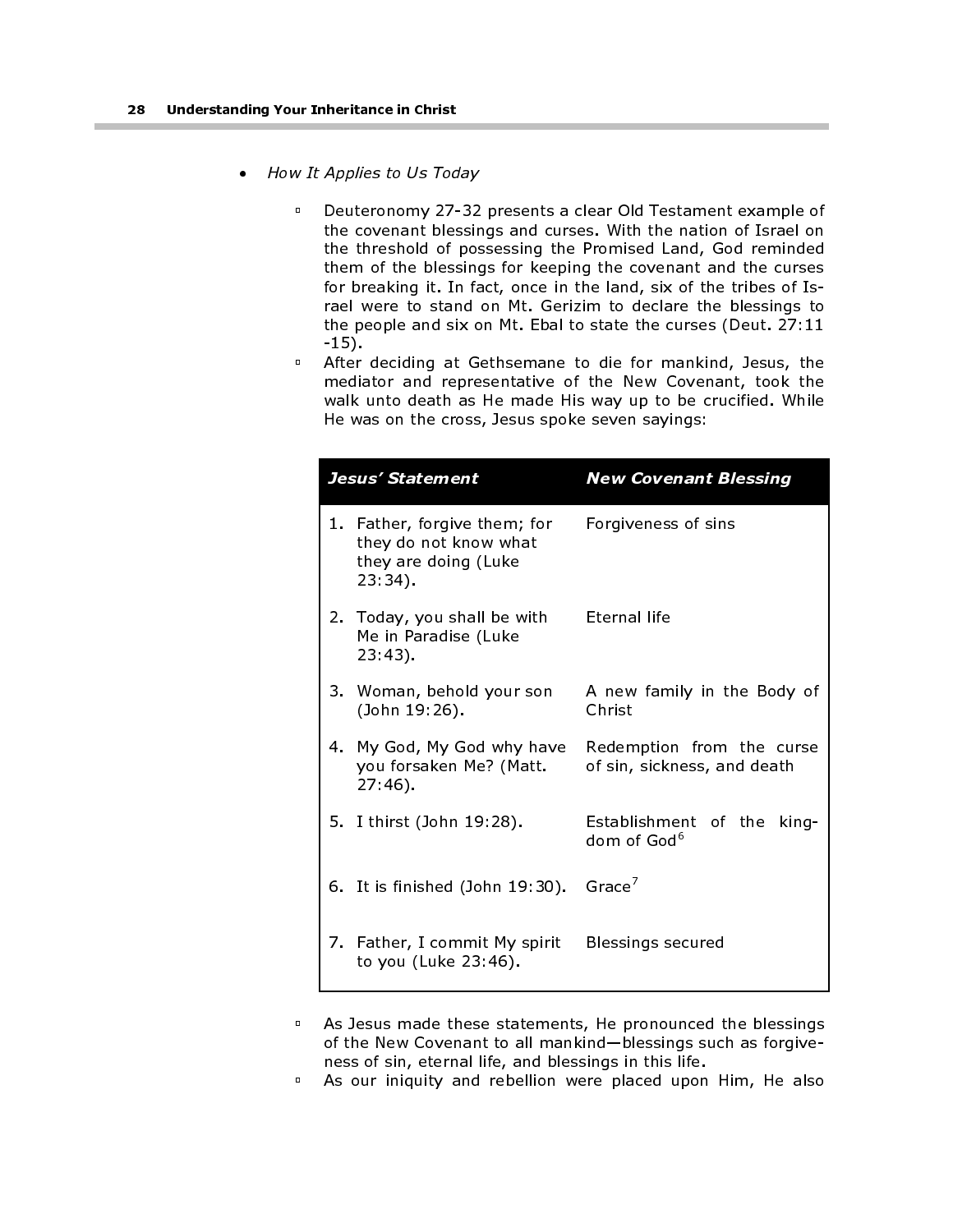- *How It Applies to Us Today*

    - Deuteronomy 27-32 presents a clear Old Testament example of the covenant blessings and curses. With the nation of Israel on the threshold of possessing the Promised Land, God reminded them of the blessings for keeping the covenant and the curses for breaking it. In fact, once in the land, six of the tribes of Israel were to stand on Mt. Gerizim to declare the blessings to the people and six on Mt. Ebal to state the curses (Deut. 27:11-15).
    - After deciding at Gethsemane to die for mankind, Jesus, the mediator and representative of the New Covenant, took the walk unto death as He made His way up to be crucified. While He was on the cross, Jesus spoke seven sayings:

| ***Jesus' Statement*** | ***New Covenant Blessing*** |
|---|---|
| 1. Father, forgive them; for they do not know what they are doing (Luke 23:34). | Forgiveness of sins |
| 2. Today, you shall be with Me in Paradise (Luke 23:43). | Eternal life |
| 3. Woman, behold your son (John 19:26). | A new family in the Body of Christ |
| 4. My God, My God why have you forsaken Me? (Matt. 27:46). | Redemption from the curse of sin, sickness, and death |
| 5. I thirst (John 19:28). | Establishment of the kingdom of God[6] |
| 6. It is finished (John 19:30). | Grace[7] |
| 7. Father, I commit My spirit to you (Luke 23:46). | Blessings secured |

    - As Jesus made these statements, He pronounced the blessings of the New Covenant to all mankind—blessings such as forgiveness of sin, eternal life, and blessings in this life.
    - As our iniquity and rebellion were placed upon Him, He also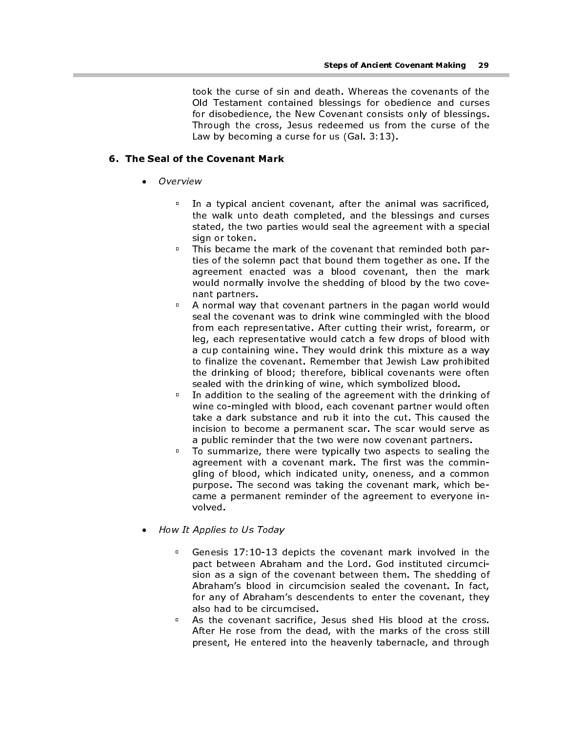took the curse of sin and death. Whereas the covenants of the Old Testament contained blessings for obedience and curses for disobedience, the New Covenant consists only of blessings. Through the cross, Jesus redeemed us from the curse of the Law by becoming a curse for us (Gal. 3:13).

## 6. The Seal of the Covenant Mark

- *Overview*

  - In a typical ancient covenant, after the animal was sacrificed, the walk unto death completed, and the blessings and curses stated, the two parties would seal the agreement with a special sign or token.
  - This became the mark of the covenant that reminded both parties of the solemn pact that bound them together as one. If the agreement enacted was a blood covenant, then the mark would normally involve the shedding of blood by the two covenant partners.
  - A normal way that covenant partners in the pagan world would seal the covenant was to drink wine commingled with the blood from each representative. After cutting their wrist, forearm, or leg, each representative would catch a few drops of blood with a cup containing wine. They would drink this mixture as a way to finalize the covenant. Remember that Jewish Law prohibited the drinking of blood; therefore, biblical covenants were often sealed with the drinking of wine, which symbolized blood.
  - In addition to the sealing of the agreement with the drinking of wine co-mingled with blood, each covenant partner would often take a dark substance and rub it into the cut. This caused the incision to become a permanent scar. The scar would serve as a public reminder that the two were now covenant partners.
  - To summarize, there were typically two aspects to sealing the agreement with a covenant mark. The first was the commingling of blood, which indicated unity, oneness, and a common purpose. The second was taking the covenant mark, which became a permanent reminder of the agreement to everyone involved.

- *How It Applies to Us Today*

  - Genesis 17:10-13 depicts the covenant mark involved in the pact between Abraham and the Lord. God instituted circumcision as a sign of the covenant between them. The shedding of Abraham's blood in circumcision sealed the covenant. In fact, for any of Abraham's descendents to enter the covenant, they also had to be circumcised.
  - As the covenant sacrifice, Jesus shed His blood at the cross. After He rose from the dead, with the marks of the cross still present, He entered into the heavenly tabernacle, and through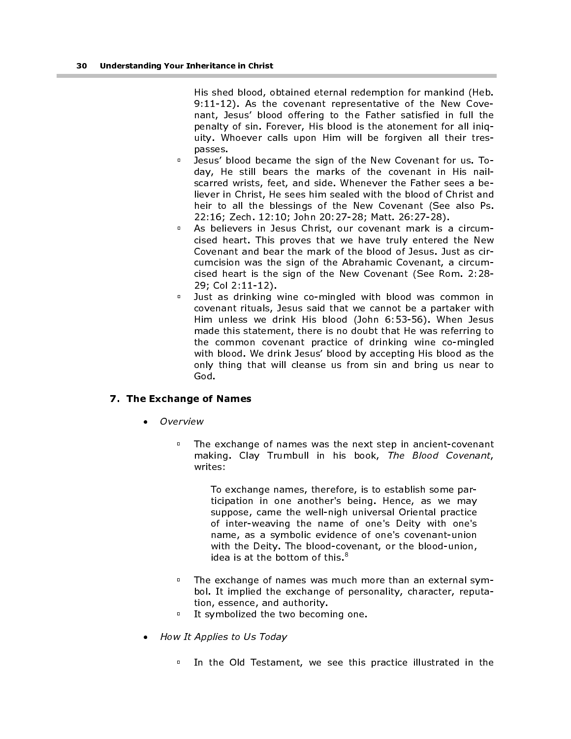His shed blood, obtained eternal redemption for mankind (Heb. 9:11-12). As the covenant representative of the New Covenant, Jesus' blood offering to the Father satisfied in full the penalty of sin. Forever, His blood is the atonement for all iniquity. Whoever calls upon Him will be forgiven all their trespasses.

- Jesus' blood became the sign of the New Covenant for us. Today, He still bears the marks of the covenant in His nail-scarred wrists, feet, and side. Whenever the Father sees a believer in Christ, He sees him sealed with the blood of Christ and heir to all the blessings of the New Covenant (See also Ps. 22:16; Zech. 12:10; John 20:27-28; Matt. 26:27-28).
- As believers in Jesus Christ, our covenant mark is a circumcised heart. This proves that we have truly entered the New Covenant and bear the mark of the blood of Jesus. Just as circumcision was the sign of the Abrahamic Covenant, a circumcised heart is the sign of the New Covenant (See Rom. 2:28-29; Col 2:11-12).
- Just as drinking wine co-mingled with blood was common in covenant rituals, Jesus said that we cannot be a partaker with Him unless we drink His blood (John 6:53-56). When Jesus made this statement, there is no doubt that He was referring to the common covenant practice of drinking wine co-mingled with blood. We drink Jesus' blood by accepting His blood as the only thing that will cleanse us from sin and bring us near to God.

## 7. The Exchange of Names

- *Overview*
  - The exchange of names was the next step in ancient-covenant making. Clay Trumbull in his book, *The Blood Covenant*, writes:

    > To exchange names, therefore, is to establish some participation in one another's being. Hence, as we may suppose, came the well-nigh universal Oriental practice of inter-weaving the name of one's Deity with one's name, as a symbolic evidence of one's covenant-union with the Deity. The blood-covenant, or the blood-union, idea is at the bottom of this.[8]

  - The exchange of names was much more than an external symbol. It implied the exchange of personality, character, reputation, essence, and authority.
  - It symbolized the two becoming one.

- *How It Applies to Us Today*
  - In the Old Testament, we see this practice illustrated in the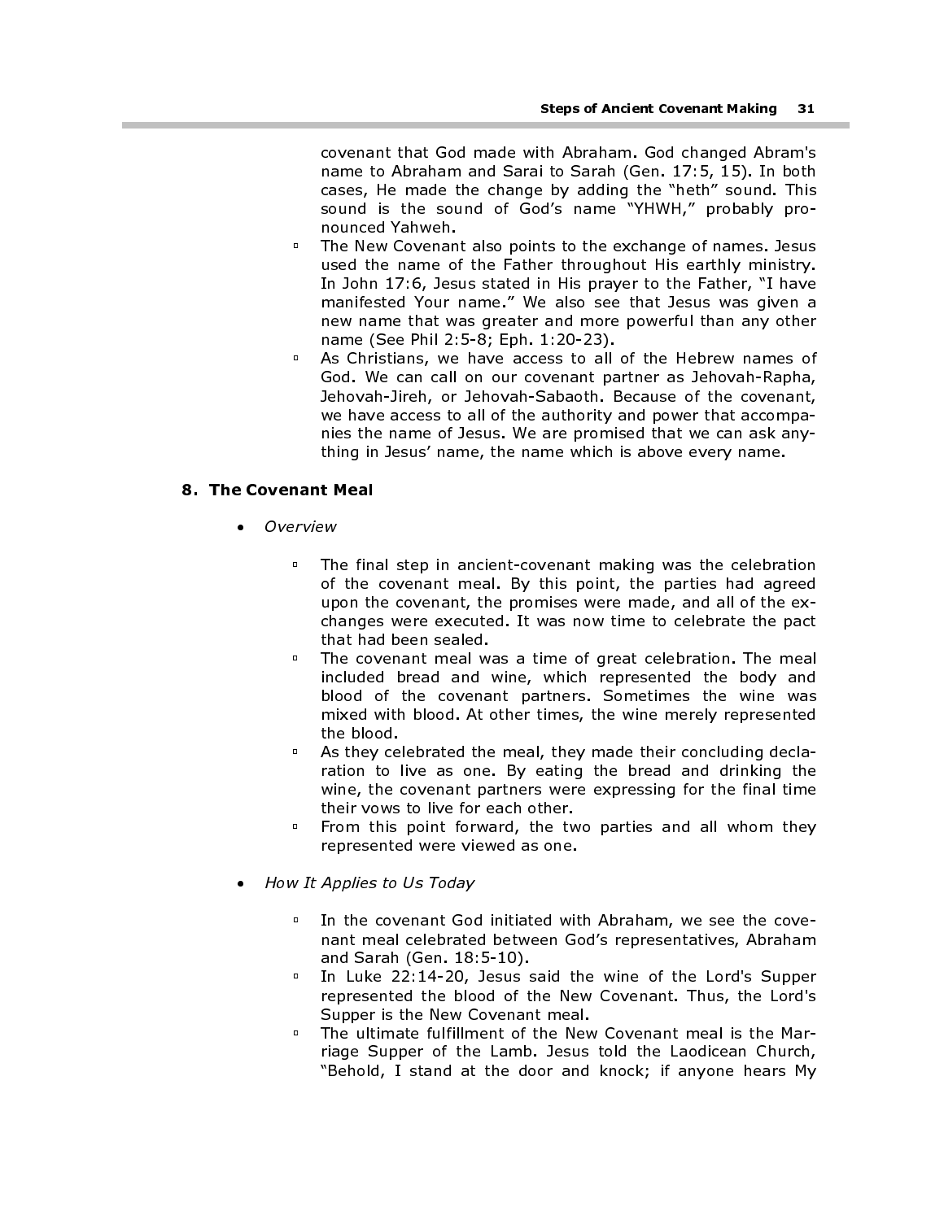covenant that God made with Abraham. God changed Abram's name to Abraham and Sarai to Sarah (Gen. 17:5, 15). In both cases, He made the change by adding the "heth" sound. This sound is the sound of God's name "YHWH," probably pronounced Yahweh.

- The New Covenant also points to the exchange of names. Jesus used the name of the Father throughout His earthly ministry. In John 17:6, Jesus stated in His prayer to the Father, "I have manifested Your name." We also see that Jesus was given a new name that was greater and more powerful than any other name (See Phil 2:5-8; Eph. 1:20-23).
- As Christians, we have access to all of the Hebrew names of God. We can call on our covenant partner as Jehovah-Rapha, Jehovah-Jireh, or Jehovah-Sabaoth. Because of the covenant, we have access to all of the authority and power that accompanies the name of Jesus. We are promised that we can ask anything in Jesus' name, the name which is above every name.

## 8. The Covenant Meal

- *Overview*
  - The final step in ancient-covenant making was the celebration of the covenant meal. By this point, the parties had agreed upon the covenant, the promises were made, and all of the exchanges were executed. It was now time to celebrate the pact that had been sealed.
  - The covenant meal was a time of great celebration. The meal included bread and wine, which represented the body and blood of the covenant partners. Sometimes the wine was mixed with blood. At other times, the wine merely represented the blood.
  - As they celebrated the meal, they made their concluding declaration to live as one. By eating the bread and drinking the wine, the covenant partners were expressing for the final time their vows to live for each other.
  - From this point forward, the two parties and all whom they represented were viewed as one.

- *How It Applies to Us Today*
  - In the covenant God initiated with Abraham, we see the covenant meal celebrated between God's representatives, Abraham and Sarah (Gen. 18:5-10).
  - In Luke 22:14-20, Jesus said the wine of the Lord's Supper represented the blood of the New Covenant. Thus, the Lord's Supper is the New Covenant meal.
  - The ultimate fulfillment of the New Covenant meal is the Marriage Supper of the Lamb. Jesus told the Laodicean Church, "Behold, I stand at the door and knock; if anyone hears My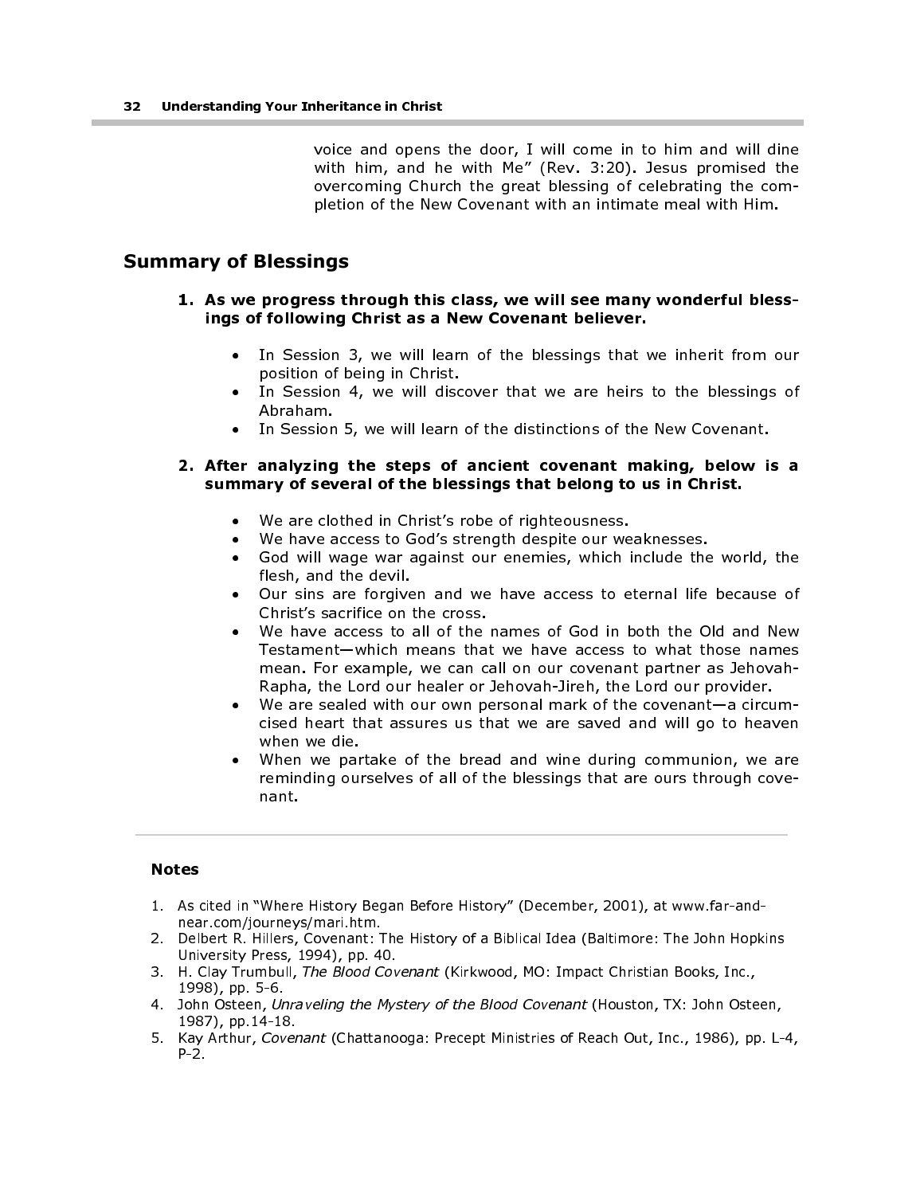voice and opens the door, I will come in to him and will dine with him, and he with Me" (Rev. 3:20). Jesus promised the overcoming Church the great blessing of celebrating the completion of the New Covenant with an intimate meal with Him.

## Summary of Blessings

**1. As we progress through this class, we will see many wonderful blessings of following Christ as a New Covenant believer.**

- In Session 3, we will learn of the blessings that we inherit from our position of being in Christ.
- In Session 4, we will discover that we are heirs to the blessings of Abraham.
- In Session 5, we will learn of the distinctions of the New Covenant.

**2. After analyzing the steps of ancient covenant making, below is a summary of several of the blessings that belong to us in Christ.**

- We are clothed in Christ's robe of righteousness.
- We have access to God's strength despite our weaknesses.
- God will wage war against our enemies, which include the world, the flesh, and the devil.
- Our sins are forgiven and we have access to eternal life because of Christ's sacrifice on the cross.
- We have access to all of the names of God in both the Old and New Testament—which means that we have access to what those names mean. For example, we can call on our covenant partner as Jehovah-Rapha, the Lord our healer or Jehovah-Jireh, the Lord our provider.
- We are sealed with our own personal mark of the covenant—a circumcised heart that assures us that we are saved and will go to heaven when we die.
- When we partake of the bread and wine during communion, we are reminding ourselves of all of the blessings that are ours through covenant.

---

### Notes

1. As cited in "Where History Began Before History" (December, 2001), at www.far-and-near.com/journeys/mari.htm.
2. Delbert R. Hillers, Covenant: The History of a Biblical Idea (Baltimore: The John Hopkins University Press, 1994), pp. 40.
3. H. Clay Trumbull, *The Blood Covenant* (Kirkwood, MO: Impact Christian Books, Inc., 1998), pp. 5-6.
4. John Osteen, *Unraveling the Mystery of the Blood Covenant* (Houston, TX: John Osteen, 1987), pp.14-18.
5. Kay Arthur, *Covenant* (Chattanooga: Precept Ministries of Reach Out, Inc., 1986), pp. L-4, P-2.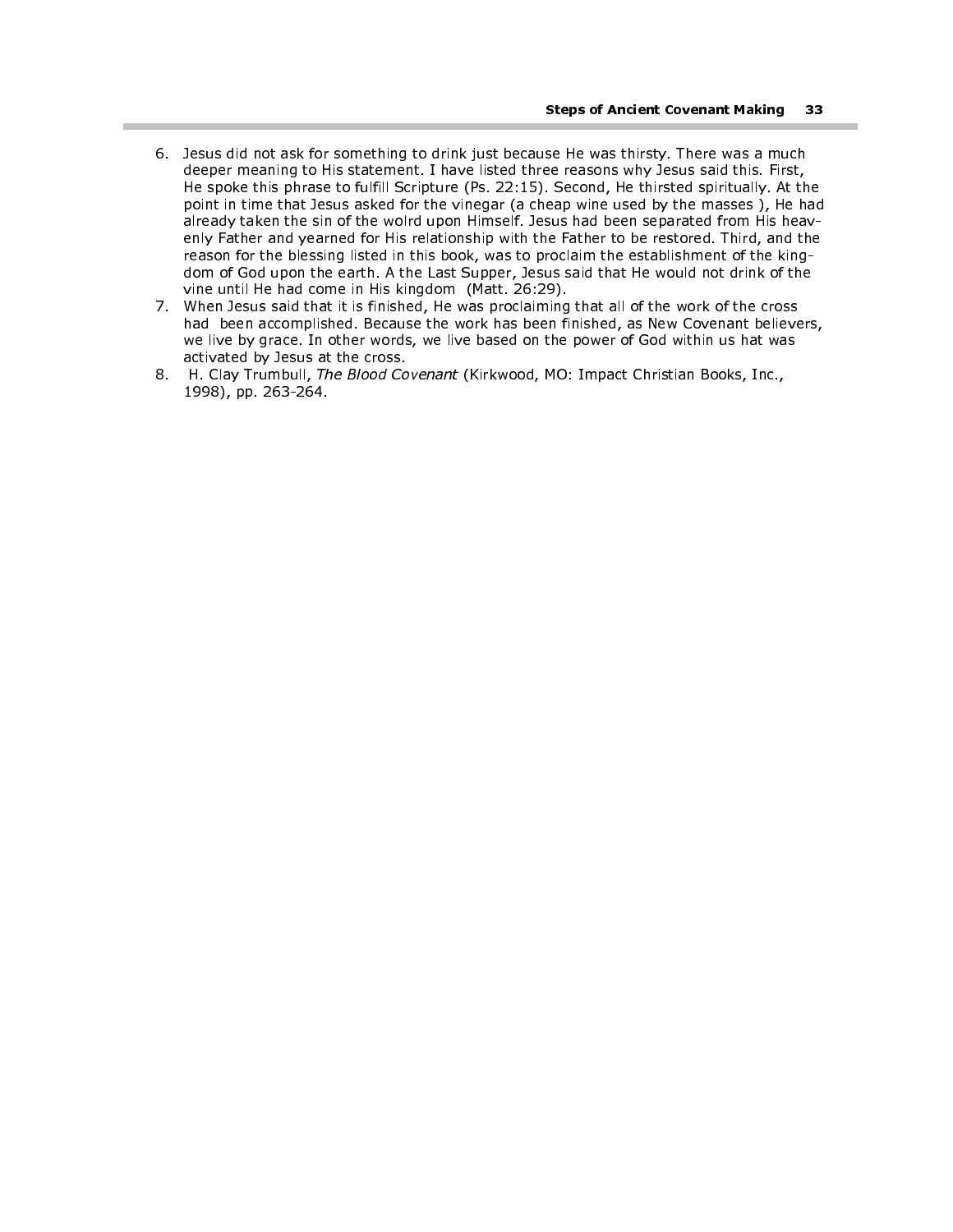6. Jesus did not ask for something to drink just because He was thirsty. There was a much deeper meaning to His statement. I have listed three reasons why Jesus said this. First, He spoke this phrase to fulfill Scripture (Ps. 22:15). Second, He thirsted spiritually. At the point in time that Jesus asked for the vinegar (a cheap wine used by the masses ), He had already taken the sin of the wolrd upon Himself. Jesus had been separated from His heavenly Father and yearned for His relationship with the Father to be restored. Third, and the reason for the blessing listed in this book, was to proclaim the establishment of the kingdom of God upon the earth. A the Last Supper, Jesus said that He would not drink of the vine until He had come in His kingdom (Matt. 26:29).
7. When Jesus said that it is finished, He was proclaiming that all of the work of the cross had been accomplished. Because the work has been finished, as New Covenant believers, we live by grace. In other words, we live based on the power of God within us hat was activated by Jesus at the cross.
8. H. Clay Trumbull, *The Blood Covenant* (Kirkwood, MO: Impact Christian Books, Inc., 1998), pp. 263-264.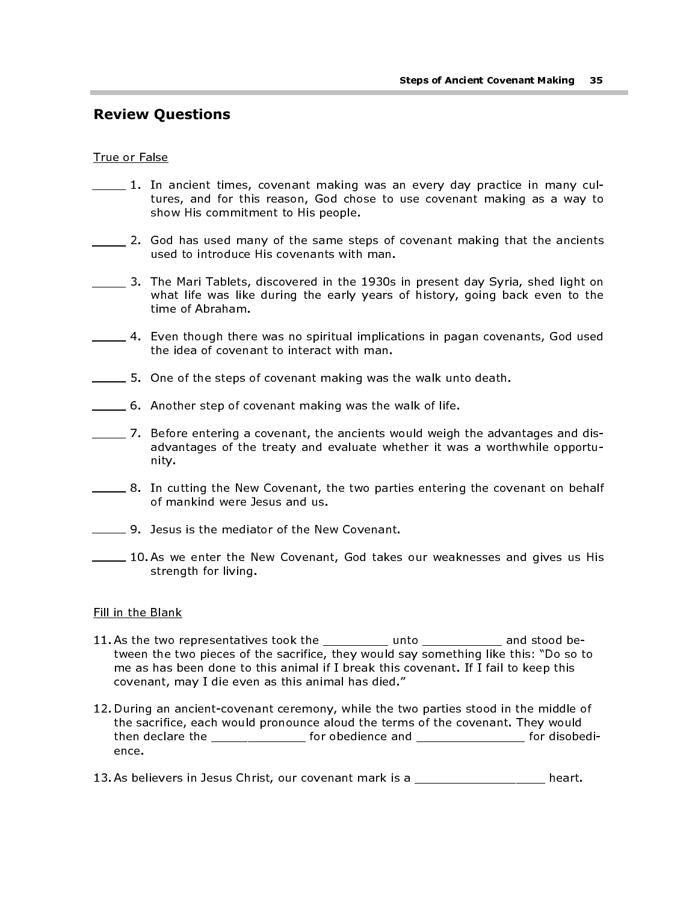## Review Questions

True or False

_____ 1. In ancient times, covenant making was an every day practice in many cultures, and for this reason, God chose to use covenant making as a way to show His commitment to His people.

_____ 2. God has used many of the same steps of covenant making that the ancients used to introduce His covenants with man.

_____ 3. The Mari Tablets, discovered in the 1930s in present day Syria, shed light on what life was like during the early years of history, going back even to the time of Abraham.

_____ 4. Even though there was no spiritual implications in pagan covenants, God used the idea of covenant to interact with man.

_____ 5. One of the steps of covenant making was the walk unto death.

_____ 6. Another step of covenant making was the walk of life.

_____ 7. Before entering a covenant, the ancients would weigh the advantages and disadvantages of the treaty and evaluate whether it was a worthwhile opportunity.

_____ 8. In cutting the New Covenant, the two parties entering the covenant on behalf of mankind were Jesus and us.

_____ 9. Jesus is the mediator of the New Covenant.

_____ 10. As we enter the New Covenant, God takes our weaknesses and gives us His strength for living.

Fill in the Blank

11. As the two representatives took the _________ unto ___________ and stood between the two pieces of the sacrifice, they would say something like this: "Do so to me as has been done to this animal if I break this covenant. If I fail to keep this covenant, may I die even as this animal has died."

12. During an ancient-covenant ceremony, while the two parties stood in the middle of the sacrifice, each would pronounce aloud the terms of the covenant. They would then declare the _____________ for obedience and _______________ for disobedience.

13. As believers in Jesus Christ, our covenant mark is a _________________ heart.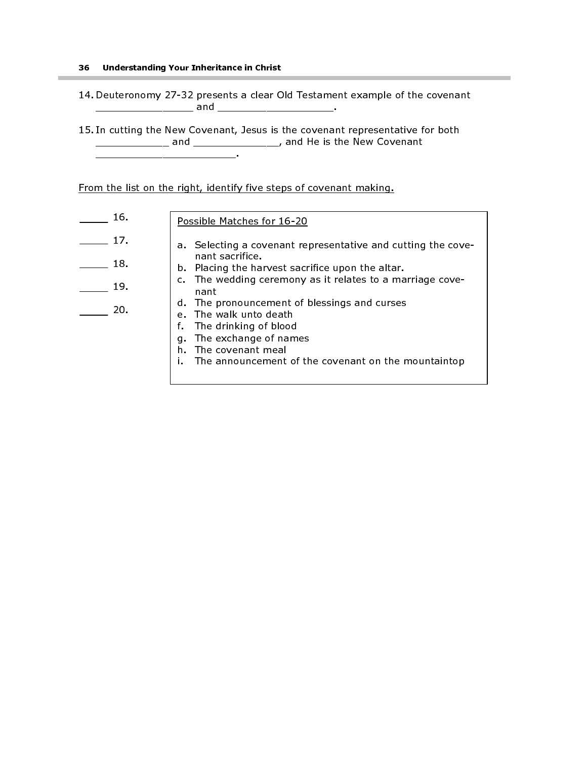14. Deuteronomy 27-32 presents a clear Old Testament example of the covenant _______________ and ___________________.

15. In cutting the New Covenant, Jesus is the covenant representative for both ____________ and ______________, and He is the New Covenant ______________________.

From the list on the right, identify five steps of covenant making.

_____ 16.

_____ 17.

_____ 18.

_____ 19.

_____ 20.

Possible Matches for 16-20

a. Selecting a covenant representative and cutting the covenant sacrifice.
b. Placing the harvest sacrifice upon the altar.
c. The wedding ceremony as it relates to a marriage covenant
d. The pronouncement of blessings and curses
e. The walk unto death
f. The drinking of blood
g. The exchange of names
h. The covenant meal
i. The announcement of the covenant on the mountaintop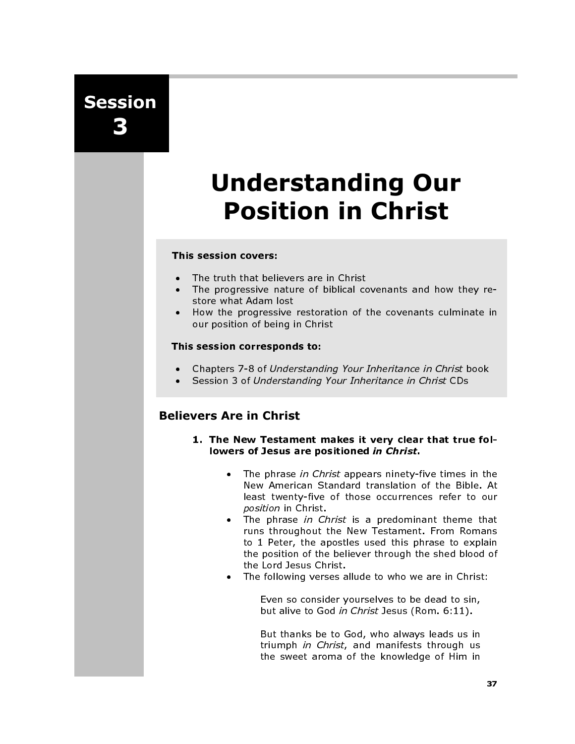# Session 3

# Understanding Our Position in Christ

**This session covers:**

- The truth that believers are in Christ
- The progressive nature of biblical covenants and how they restore what Adam lost
- How the progressive restoration of the covenants culminate in our position of being in Christ

**This session corresponds to:**

- Chapters 7-8 of *Understanding Your Inheritance in Christ* book
- Session 3 of *Understanding Your Inheritance in Christ* CDs

## Believers Are in Christ

1. **The New Testament makes it very clear that true followers of Jesus are positioned *in Christ*.**

   - The phrase *in Christ* appears ninety-five times in the New American Standard translation of the Bible. At least twenty-five of those occurrences refer to our *position* in Christ.
   - The phrase *in Christ* is a predominant theme that runs throughout the New Testament. From Romans to 1 Peter, the apostles used this phrase to explain the position of the believer through the shed blood of the Lord Jesus Christ.
   - The following verses allude to who we are in Christ:

     > Even so consider yourselves to be dead to sin, but alive to God *in Christ* Jesus (Rom. 6:11).
     >
     > But thanks be to God, who always leads us in triumph *in Christ*, and manifests through us the sweet aroma of the knowledge of Him in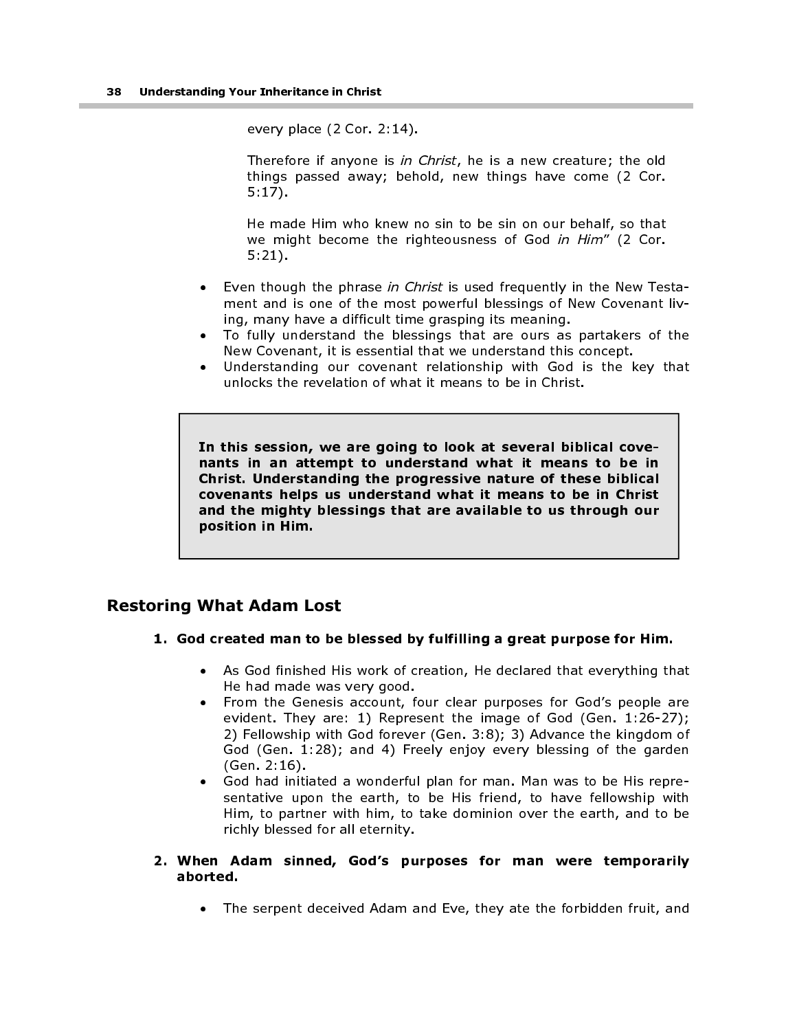> every place (2 Cor. 2:14).
>
> Therefore if anyone is *in Christ*, he is a new creature; the old things passed away; behold, new things have come (2 Cor. 5:17).
>
> He made Him who knew no sin to be sin on our behalf, so that we might become the righteousness of God *in Him*" (2 Cor. 5:21).

- Even though the phrase *in Christ* is used frequently in the New Testament and is one of the most powerful blessings of New Covenant living, many have a difficult time grasping its meaning.
- To fully understand the blessings that are ours as partakers of the New Covenant, it is essential that we understand this concept.
- Understanding our covenant relationship with God is the key that unlocks the revelation of what it means to be in Christ.

> **In this session, we are going to look at several biblical covenants in an attempt to understand what it means to be in Christ. Understanding the progressive nature of these biblical covenants helps us understand what it means to be in Christ and the mighty blessings that are available to us through our position in Him.**

## Restoring What Adam Lost

1. **God created man to be blessed by fulfilling a great purpose for Him.**
   - As God finished His work of creation, He declared that everything that He had made was very good.
   - From the Genesis account, four clear purposes for God's people are evident. They are: 1) Represent the image of God (Gen. 1:26-27); 2) Fellowship with God forever (Gen. 3:8); 3) Advance the kingdom of God (Gen. 1:28); and 4) Freely enjoy every blessing of the garden (Gen. 2:16).
   - God had initiated a wonderful plan for man. Man was to be His representative upon the earth, to be His friend, to have fellowship with Him, to partner with him, to take dominion over the earth, and to be richly blessed for all eternity.
2. **When Adam sinned, God's purposes for man were temporarily aborted.**
   - The serpent deceived Adam and Eve, they ate the forbidden fruit, and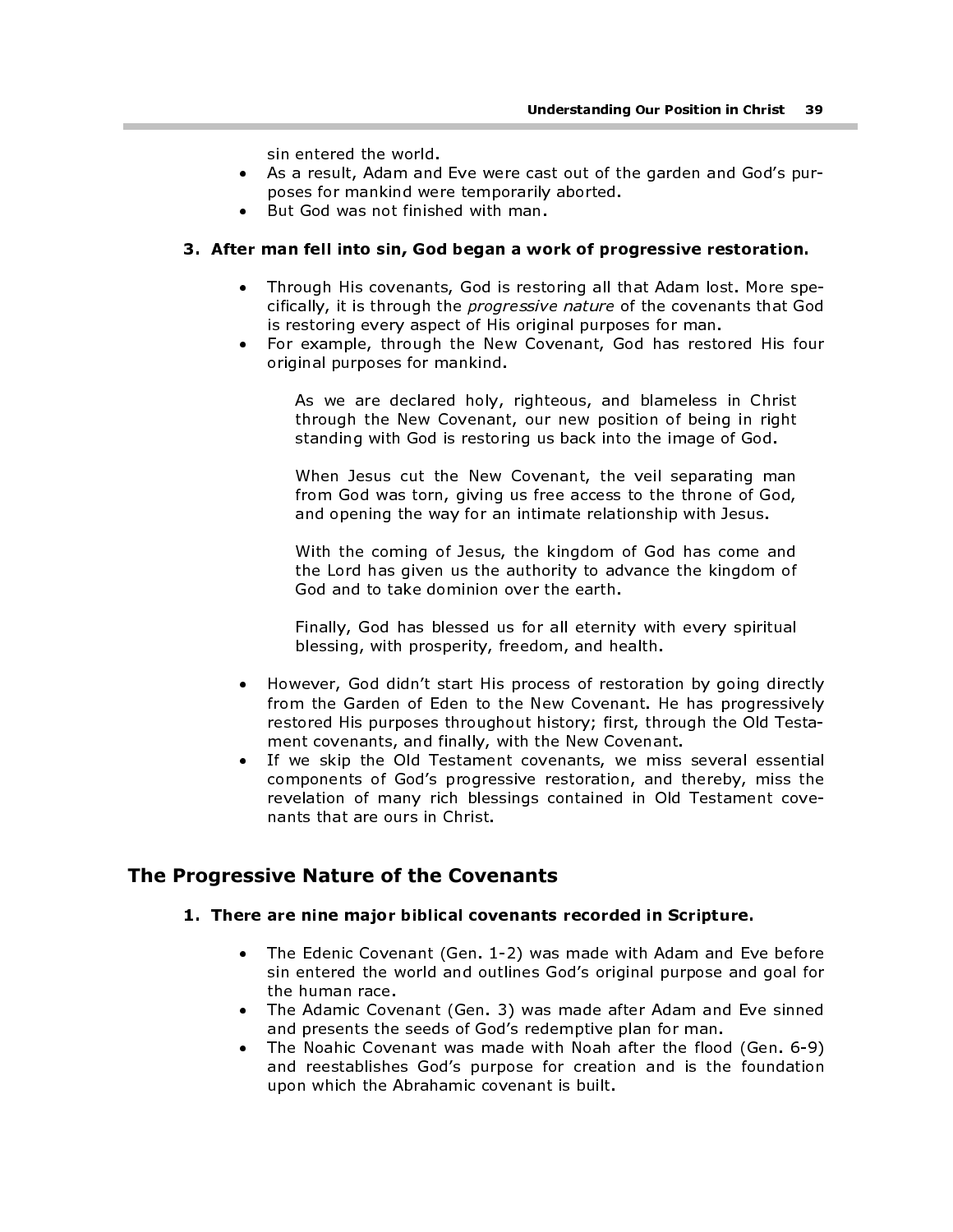sin entered the world.

- As a result, Adam and Eve were cast out of the garden and God's purposes for mankind were temporarily aborted.
- But God was not finished with man.

**3. After man fell into sin, God began a work of progressive restoration.**

- Through His covenants, God is restoring all that Adam lost. More specifically, it is through the *progressive nature* of the covenants that God is restoring every aspect of His original purposes for man.
- For example, through the New Covenant, God has restored His four original purposes for mankind.

> As we are declared holy, righteous, and blameless in Christ through the New Covenant, our new position of being in right standing with God is restoring us back into the image of God.
>
> When Jesus cut the New Covenant, the veil separating man from God was torn, giving us free access to the throne of God, and opening the way for an intimate relationship with Jesus.
>
> With the coming of Jesus, the kingdom of God has come and the Lord has given us the authority to advance the kingdom of God and to take dominion over the earth.
>
> Finally, God has blessed us for all eternity with every spiritual blessing, with prosperity, freedom, and health.

- However, God didn't start His process of restoration by going directly from the Garden of Eden to the New Covenant. He has progressively restored His purposes throughout history; first, through the Old Testament covenants, and finally, with the New Covenant.
- If we skip the Old Testament covenants, we miss several essential components of God's progressive restoration, and thereby, miss the revelation of many rich blessings contained in Old Testament covenants that are ours in Christ.

## The Progressive Nature of the Covenants

**1. There are nine major biblical covenants recorded in Scripture.**

- The Edenic Covenant (Gen. 1-2) was made with Adam and Eve before sin entered the world and outlines God's original purpose and goal for the human race.
- The Adamic Covenant (Gen. 3) was made after Adam and Eve sinned and presents the seeds of God's redemptive plan for man.
- The Noahic Covenant was made with Noah after the flood (Gen. 6-9) and reestablishes God's purpose for creation and is the foundation upon which the Abrahamic covenant is built.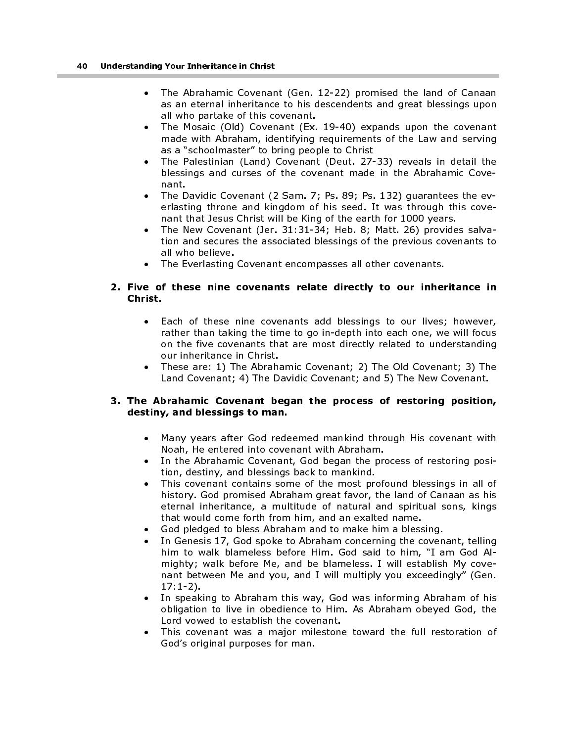- The Abrahamic Covenant (Gen. 12-22) promised the land of Canaan as an eternal inheritance to his descendents and great blessings upon all who partake of this covenant.
- The Mosaic (Old) Covenant (Ex. 19-40) expands upon the covenant made with Abraham, identifying requirements of the Law and serving as a "schoolmaster" to bring people to Christ
- The Palestinian (Land) Covenant (Deut. 27-33) reveals in detail the blessings and curses of the covenant made in the Abrahamic Covenant.
- The Davidic Covenant (2 Sam. 7; Ps. 89; Ps. 132) guarantees the everlasting throne and kingdom of his seed. It was through this covenant that Jesus Christ will be King of the earth for 1000 years.
- The New Covenant (Jer. 31:31-34; Heb. 8; Matt. 26) provides salvation and secures the associated blessings of the previous covenants to all who believe.
- The Everlasting Covenant encompasses all other covenants.

**2. Five of these nine covenants relate directly to our inheritance in Christ.**

- Each of these nine covenants add blessings to our lives; however, rather than taking the time to go in-depth into each one, we will focus on the five covenants that are most directly related to understanding our inheritance in Christ.
- These are: 1) The Abrahamic Covenant; 2) The Old Covenant; 3) The Land Covenant; 4) The Davidic Covenant; and 5) The New Covenant.

**3. The Abrahamic Covenant began the process of restoring position, destiny, and blessings to man.**

- Many years after God redeemed mankind through His covenant with Noah, He entered into covenant with Abraham.
- In the Abrahamic Covenant, God began the process of restoring position, destiny, and blessings back to mankind.
- This covenant contains some of the most profound blessings in all of history. God promised Abraham great favor, the land of Canaan as his eternal inheritance, a multitude of natural and spiritual sons, kings that would come forth from him, and an exalted name.
- God pledged to bless Abraham and to make him a blessing.
- In Genesis 17, God spoke to Abraham concerning the covenant, telling him to walk blameless before Him. God said to him, "I am God Almighty; walk before Me, and be blameless. I will establish My covenant between Me and you, and I will multiply you exceedingly" (Gen. 17:1-2).
- In speaking to Abraham this way, God was informing Abraham of his obligation to live in obedience to Him. As Abraham obeyed God, the Lord vowed to establish the covenant.
- This covenant was a major milestone toward the full restoration of God's original purposes for man.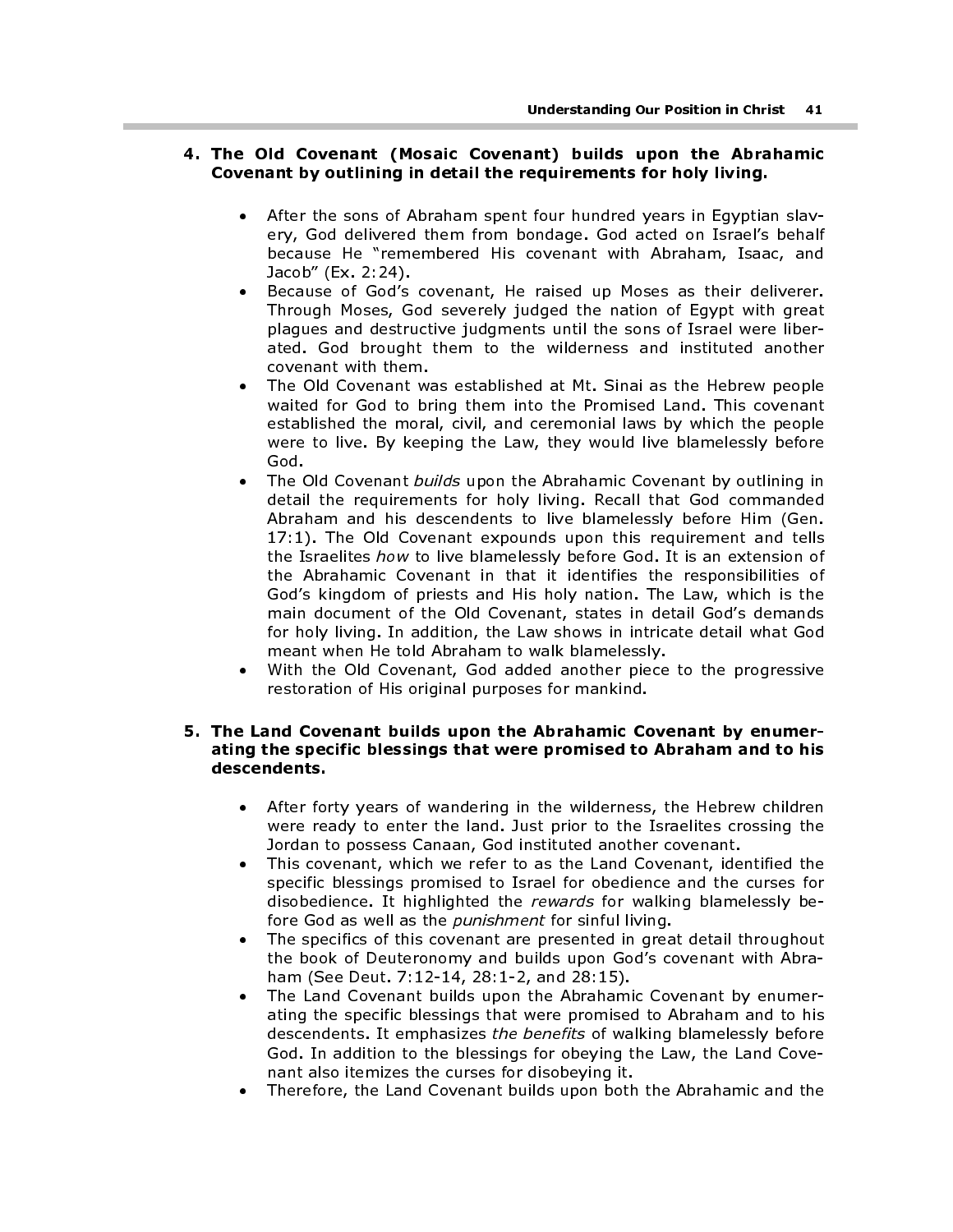**4. The Old Covenant (Mosaic Covenant) builds upon the Abrahamic Covenant by outlining in detail the requirements for holy living.**

- After the sons of Abraham spent four hundred years in Egyptian slavery, God delivered them from bondage. God acted on Israel's behalf because He "remembered His covenant with Abraham, Isaac, and Jacob" (Ex. 2:24).
- Because of God's covenant, He raised up Moses as their deliverer. Through Moses, God severely judged the nation of Egypt with great plagues and destructive judgments until the sons of Israel were liberated. God brought them to the wilderness and instituted another covenant with them.
- The Old Covenant was established at Mt. Sinai as the Hebrew people waited for God to bring them into the Promised Land. This covenant established the moral, civil, and ceremonial laws by which the people were to live. By keeping the Law, they would live blamelessly before God.
- The Old Covenant *builds* upon the Abrahamic Covenant by outlining in detail the requirements for holy living. Recall that God commanded Abraham and his descendents to live blamelessly before Him (Gen. 17:1). The Old Covenant expounds upon this requirement and tells the Israelites *how* to live blamelessly before God. It is an extension of the Abrahamic Covenant in that it identifies the responsibilities of God's kingdom of priests and His holy nation. The Law, which is the main document of the Old Covenant, states in detail God's demands for holy living. In addition, the Law shows in intricate detail what God meant when He told Abraham to walk blamelessly.
- With the Old Covenant, God added another piece to the progressive restoration of His original purposes for mankind.

**5. The Land Covenant builds upon the Abrahamic Covenant by enumerating the specific blessings that were promised to Abraham and to his descendents.**

- After forty years of wandering in the wilderness, the Hebrew children were ready to enter the land. Just prior to the Israelites crossing the Jordan to possess Canaan, God instituted another covenant.
- This covenant, which we refer to as the Land Covenant, identified the specific blessings promised to Israel for obedience and the curses for disobedience. It highlighted the *rewards* for walking blamelessly before God as well as the *punishment* for sinful living.
- The specifics of this covenant are presented in great detail throughout the book of Deuteronomy and builds upon God's covenant with Abraham (See Deut. 7:12-14, 28:1-2, and 28:15).
- The Land Covenant builds upon the Abrahamic Covenant by enumerating the specific blessings that were promised to Abraham and to his descendents. It emphasizes *the benefits* of walking blamelessly before God. In addition to the blessings for obeying the Law, the Land Covenant also itemizes the curses for disobeying it.
- Therefore, the Land Covenant builds upon both the Abrahamic and the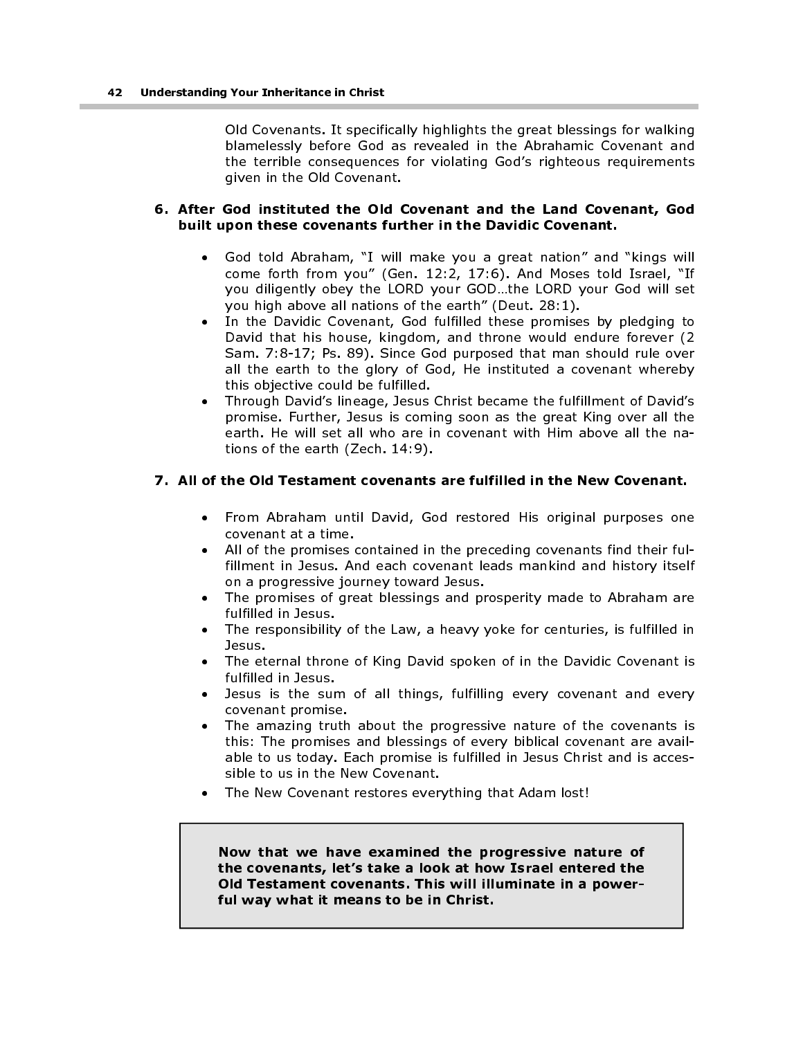Old Covenants. It specifically highlights the great blessings for walking blamelessly before God as revealed in the Abrahamic Covenant and the terrible consequences for violating God's righteous requirements given in the Old Covenant.

**6. After God instituted the Old Covenant and the Land Covenant, God built upon these covenants further in the Davidic Covenant.**

- God told Abraham, "I will make you a great nation" and "kings will come forth from you" (Gen. 12:2, 17:6). And Moses told Israel, "If you diligently obey the LORD your GOD…the LORD your God will set you high above all nations of the earth" (Deut. 28:1).
- In the Davidic Covenant, God fulfilled these promises by pledging to David that his house, kingdom, and throne would endure forever (2 Sam. 7:8-17; Ps. 89). Since God purposed that man should rule over all the earth to the glory of God, He instituted a covenant whereby this objective could be fulfilled.
- Through David's lineage, Jesus Christ became the fulfillment of David's promise. Further, Jesus is coming soon as the great King over all the earth. He will set all who are in covenant with Him above all the nations of the earth (Zech. 14:9).

**7. All of the Old Testament covenants are fulfilled in the New Covenant.**

- From Abraham until David, God restored His original purposes one covenant at a time.
- All of the promises contained in the preceding covenants find their fulfillment in Jesus. And each covenant leads mankind and history itself on a progressive journey toward Jesus.
- The promises of great blessings and prosperity made to Abraham are fulfilled in Jesus.
- The responsibility of the Law, a heavy yoke for centuries, is fulfilled in Jesus.
- The eternal throne of King David spoken of in the Davidic Covenant is fulfilled in Jesus.
- Jesus is the sum of all things, fulfilling every covenant and every covenant promise.
- The amazing truth about the progressive nature of the covenants is this: The promises and blessings of every biblical covenant are available to us today. Each promise is fulfilled in Jesus Christ and is accessible to us in the New Covenant.
- The New Covenant restores everything that Adam lost!

> **Now that we have examined the progressive nature of the covenants, let's take a look at how Israel entered the Old Testament covenants. This will illuminate in a powerful way what it means to be in Christ.**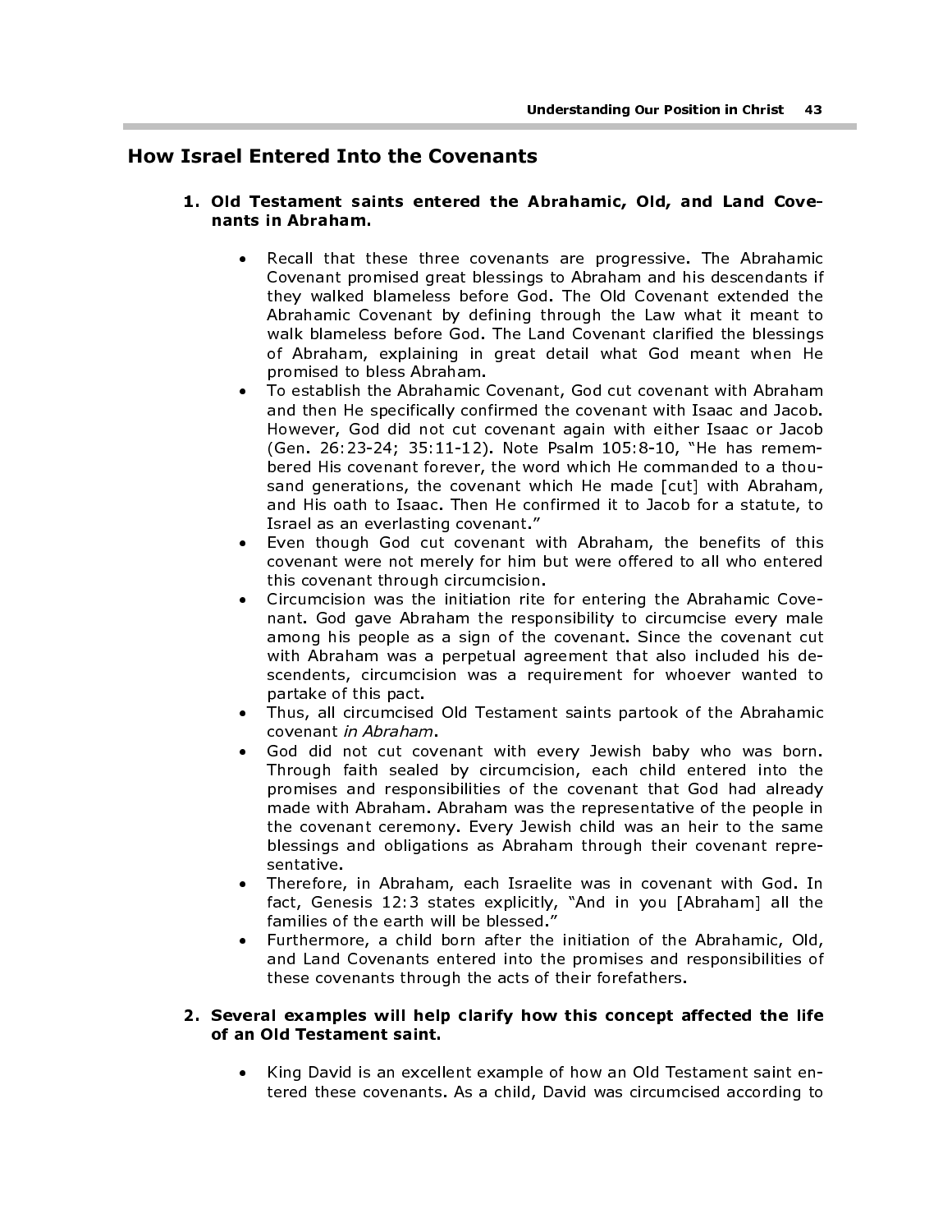## How Israel Entered Into the Covenants

1. **Old Testament saints entered the Abrahamic, Old, and Land Covenants in Abraham.**

    - Recall that these three covenants are progressive. The Abrahamic Covenant promised great blessings to Abraham and his descendants if they walked blameless before God. The Old Covenant extended the Abrahamic Covenant by defining through the Law what it meant to walk blameless before God. The Land Covenant clarified the blessings of Abraham, explaining in great detail what God meant when He promised to bless Abraham.
    - To establish the Abrahamic Covenant, God cut covenant with Abraham and then He specifically confirmed the covenant with Isaac and Jacob. However, God did not cut covenant again with either Isaac or Jacob (Gen. 26:23-24; 35:11-12). Note Psalm 105:8-10, "He has remembered His covenant forever, the word which He commanded to a thousand generations, the covenant which He made [cut] with Abraham, and His oath to Isaac. Then He confirmed it to Jacob for a statute, to Israel as an everlasting covenant."
    - Even though God cut covenant with Abraham, the benefits of this covenant were not merely for him but were offered to all who entered this covenant through circumcision.
    - Circumcision was the initiation rite for entering the Abrahamic Covenant. God gave Abraham the responsibility to circumcise every male among his people as a sign of the covenant. Since the covenant cut with Abraham was a perpetual agreement that also included his descendents, circumcision was a requirement for whoever wanted to partake of this pact.
    - Thus, all circumcised Old Testament saints partook of the Abrahamic covenant *in Abraham*.
    - God did not cut covenant with every Jewish baby who was born. Through faith sealed by circumcision, each child entered into the promises and responsibilities of the covenant that God had already made with Abraham. Abraham was the representative of the people in the covenant ceremony. Every Jewish child was an heir to the same blessings and obligations as Abraham through their covenant representative.
    - Therefore, in Abraham, each Israelite was in covenant with God. In fact, Genesis 12:3 states explicitly, "And in you [Abraham] all the families of the earth will be blessed."
    - Furthermore, a child born after the initiation of the Abrahamic, Old, and Land Covenants entered into the promises and responsibilities of these covenants through the acts of their forefathers.

2. **Several examples will help clarify how this concept affected the life of an Old Testament saint.**

    - King David is an excellent example of how an Old Testament saint entered these covenants. As a child, David was circumcised according to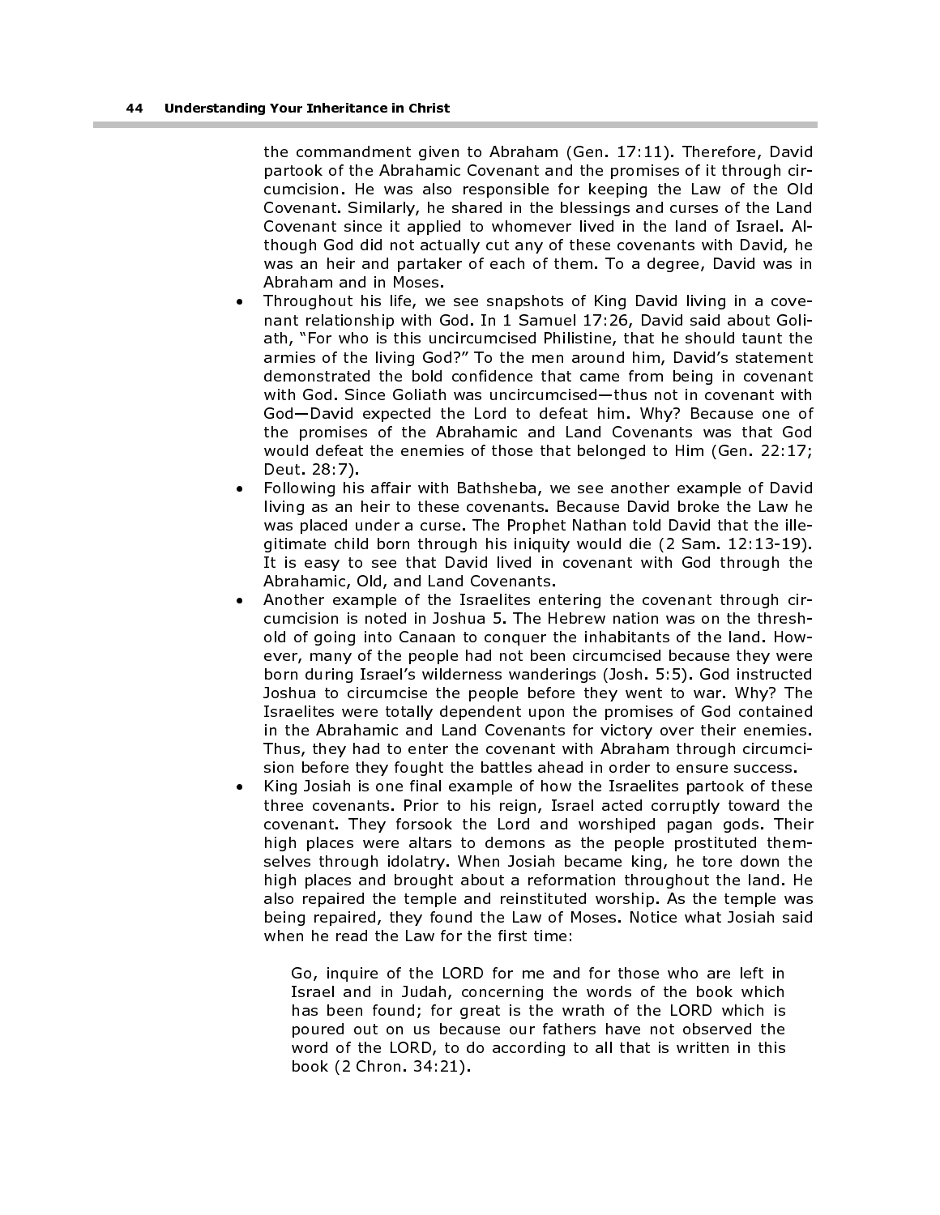the commandment given to Abraham (Gen. 17:11). Therefore, David partook of the Abrahamic Covenant and the promises of it through circumcision. He was also responsible for keeping the Law of the Old Covenant. Similarly, he shared in the blessings and curses of the Land Covenant since it applied to whomever lived in the land of Israel. Although God did not actually cut any of these covenants with David, he was an heir and partaker of each of them. To a degree, David was in Abraham and in Moses.

- Throughout his life, we see snapshots of King David living in a covenant relationship with God. In 1 Samuel 17:26, David said about Goliath, "For who is this uncircumcised Philistine, that he should taunt the armies of the living God?" To the men around him, David's statement demonstrated the bold confidence that came from being in covenant with God. Since Goliath was uncircumcised—thus not in covenant with God—David expected the Lord to defeat him. Why? Because one of the promises of the Abrahamic and Land Covenants was that God would defeat the enemies of those that belonged to Him (Gen. 22:17; Deut. 28:7).
- Following his affair with Bathsheba, we see another example of David living as an heir to these covenants. Because David broke the Law he was placed under a curse. The Prophet Nathan told David that the illegitimate child born through his iniquity would die (2 Sam. 12:13-19). It is easy to see that David lived in covenant with God through the Abrahamic, Old, and Land Covenants.
- Another example of the Israelites entering the covenant through circumcision is noted in Joshua 5. The Hebrew nation was on the threshold of going into Canaan to conquer the inhabitants of the land. However, many of the people had not been circumcised because they were born during Israel's wilderness wanderings (Josh. 5:5). God instructed Joshua to circumcise the people before they went to war. Why? The Israelites were totally dependent upon the promises of God contained in the Abrahamic and Land Covenants for victory over their enemies. Thus, they had to enter the covenant with Abraham through circumcision before they fought the battles ahead in order to ensure success.
- King Josiah is one final example of how the Israelites partook of these three covenants. Prior to his reign, Israel acted corruptly toward the covenant. They forsook the Lord and worshiped pagan gods. Their high places were altars to demons as the people prostituted themselves through idolatry. When Josiah became king, he tore down the high places and brought about a reformation throughout the land. He also repaired the temple and reinstituted worship. As the temple was being repaired, they found the Law of Moses. Notice what Josiah said when he read the Law for the first time:

  > Go, inquire of the LORD for me and for those who are left in Israel and in Judah, concerning the words of the book which has been found; for great is the wrath of the LORD which is poured out on us because our fathers have not observed the word of the LORD, to do according to all that is written in this book (2 Chron. 34:21).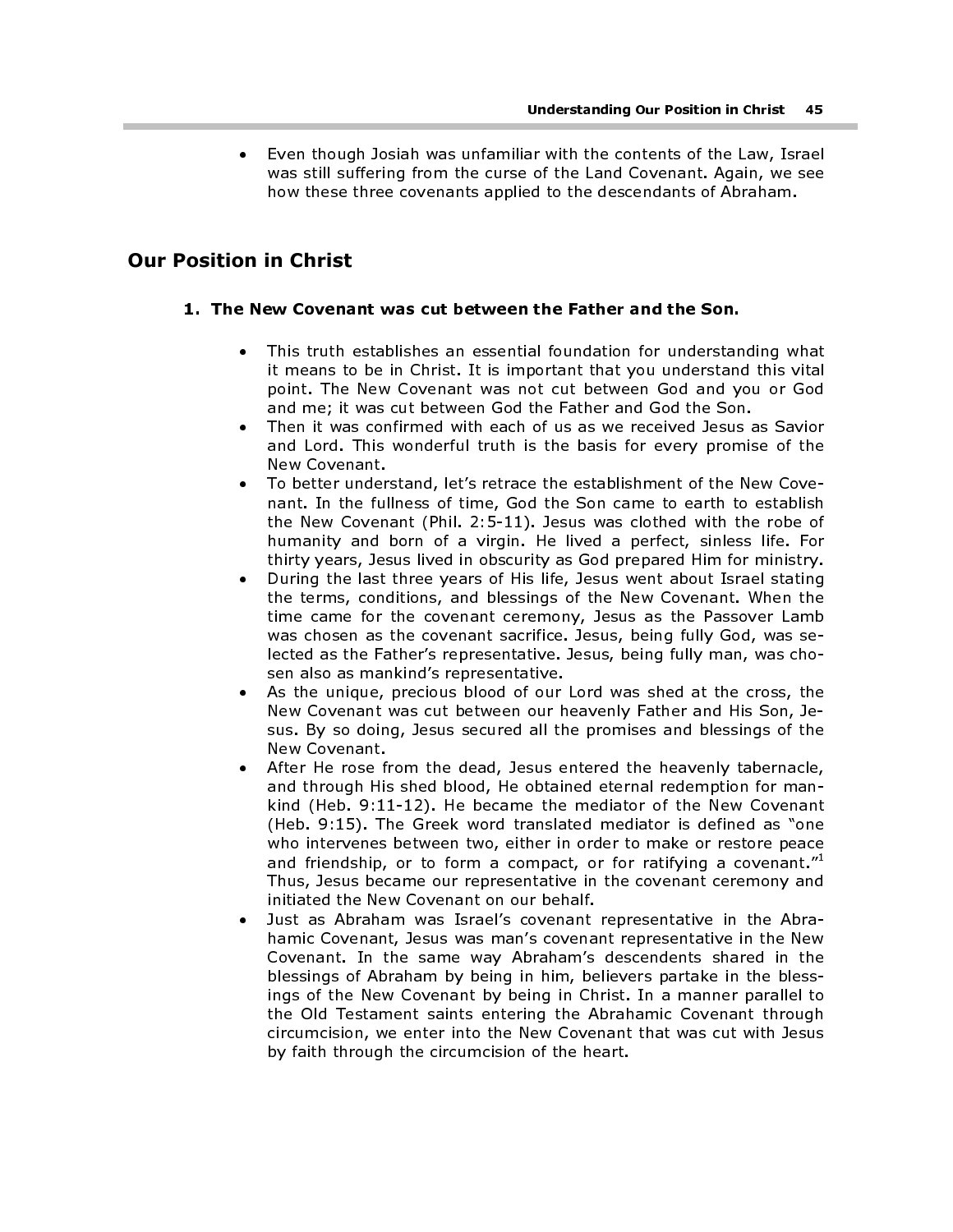- Even though Josiah was unfamiliar with the contents of the Law, Israel was still suffering from the curse of the Land Covenant. Again, we see how these three covenants applied to the descendants of Abraham.

## Our Position in Christ

### 1. The New Covenant was cut between the Father and the Son.

- This truth establishes an essential foundation for understanding what it means to be in Christ. It is important that you understand this vital point. The New Covenant was not cut between God and you or God and me; it was cut between God the Father and God the Son.
- Then it was confirmed with each of us as we received Jesus as Savior and Lord. This wonderful truth is the basis for every promise of the New Covenant.
- To better understand, let's retrace the establishment of the New Covenant. In the fullness of time, God the Son came to earth to establish the New Covenant (Phil. 2:5-11). Jesus was clothed with the robe of humanity and born of a virgin. He lived a perfect, sinless life. For thirty years, Jesus lived in obscurity as God prepared Him for ministry.
- During the last three years of His life, Jesus went about Israel stating the terms, conditions, and blessings of the New Covenant. When the time came for the covenant ceremony, Jesus as the Passover Lamb was chosen as the covenant sacrifice. Jesus, being fully God, was selected as the Father's representative. Jesus, being fully man, was chosen also as mankind's representative.
- As the unique, precious blood of our Lord was shed at the cross, the New Covenant was cut between our heavenly Father and His Son, Jesus. By so doing, Jesus secured all the promises and blessings of the New Covenant.
- After He rose from the dead, Jesus entered the heavenly tabernacle, and through His shed blood, He obtained eternal redemption for mankind (Heb. 9:11-12). He became the mediator of the New Covenant (Heb. 9:15). The Greek word translated mediator is defined as "one who intervenes between two, either in order to make or restore peace and friendship, or to form a compact, or for ratifying a covenant."[1] Thus, Jesus became our representative in the covenant ceremony and initiated the New Covenant on our behalf.
- Just as Abraham was Israel's covenant representative in the Abrahamic Covenant, Jesus was man's covenant representative in the New Covenant. In the same way Abraham's descendents shared in the blessings of Abraham by being in him, believers partake in the blessings of the New Covenant by being in Christ. In a manner parallel to the Old Testament saints entering the Abrahamic Covenant through circumcision, we enter into the New Covenant that was cut with Jesus by faith through the circumcision of the heart.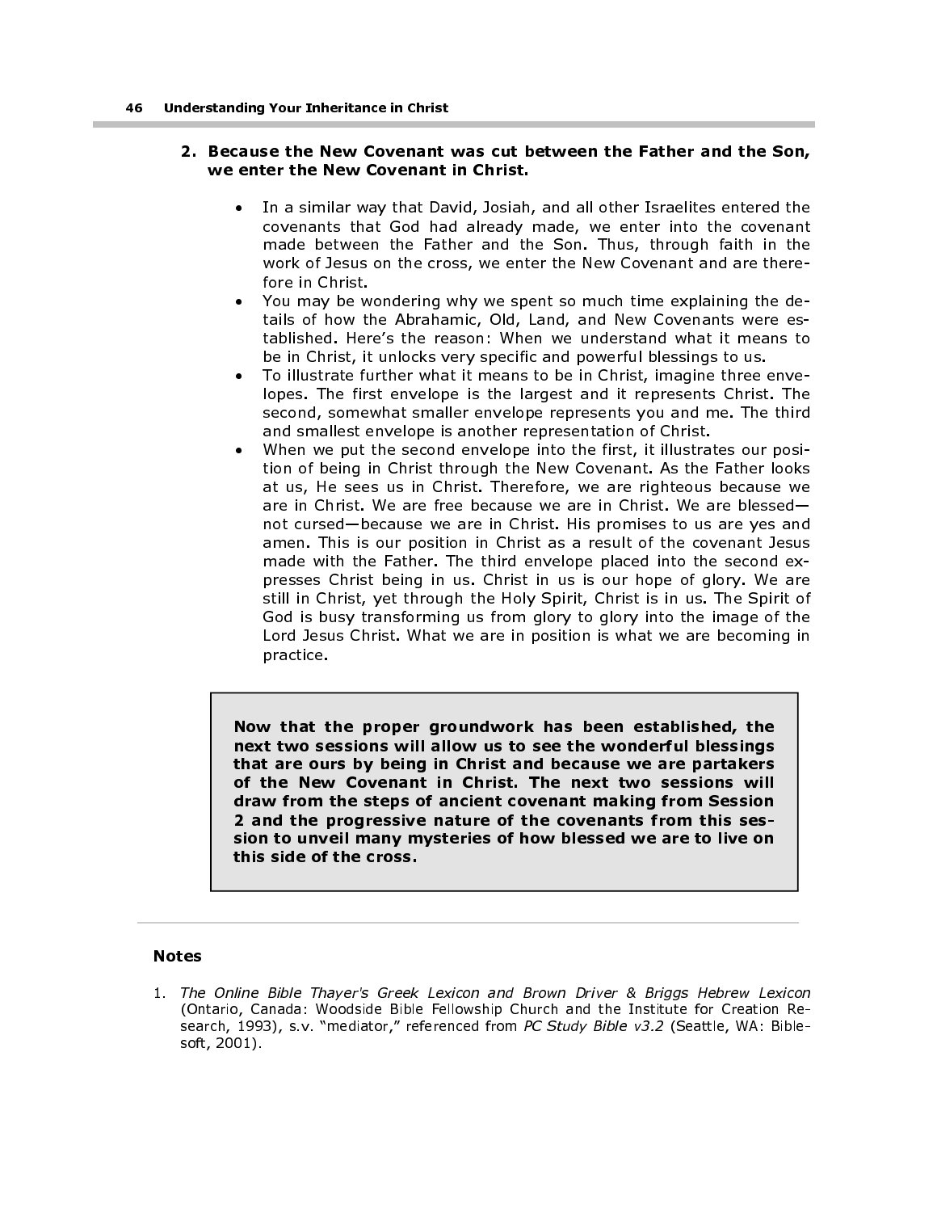2. **Because the New Covenant was cut between the Father and the Son, we enter the New Covenant in Christ.**

- In a similar way that David, Josiah, and all other Israelites entered the covenants that God had already made, we enter into the covenant made between the Father and the Son. Thus, through faith in the work of Jesus on the cross, we enter the New Covenant and are therefore in Christ.
- You may be wondering why we spent so much time explaining the details of how the Abrahamic, Old, Land, and New Covenants were established. Here's the reason: When we understand what it means to be in Christ, it unlocks very specific and powerful blessings to us.
- To illustrate further what it means to be in Christ, imagine three envelopes. The first envelope is the largest and it represents Christ. The second, somewhat smaller envelope represents you and me. The third and smallest envelope is another representation of Christ.
- When we put the second envelope into the first, it illustrates our position of being in Christ through the New Covenant. As the Father looks at us, He sees us in Christ. Therefore, we are righteous because we are in Christ. We are free because we are in Christ. We are blessed—not cursed—because we are in Christ. His promises to us are yes and amen. This is our position in Christ as a result of the covenant Jesus made with the Father. The third envelope placed into the second expresses Christ being in us. Christ in us is our hope of glory. We are still in Christ, yet through the Holy Spirit, Christ is in us. The Spirit of God is busy transforming us from glory to glory into the image of the Lord Jesus Christ. What we are in position is what we are becoming in practice.

> **Now that the proper groundwork has been established, the next two sessions will allow us to see the wonderful blessings that are ours by being in Christ and because we are partakers of the New Covenant in Christ. The next two sessions will draw from the steps of ancient covenant making from Session 2 and the progressive nature of the covenants from this session to unveil many mysteries of how blessed we are to live on this side of the cross.**

---

**Notes**

1. *The Online Bible Thayer's Greek Lexicon and Brown Driver & Briggs Hebrew Lexicon* (Ontario, Canada: Woodside Bible Fellowship Church and the Institute for Creation Research, 1993), s.v. "mediator," referenced from *PC Study Bible v3.2* (Seattle, WA: Biblesoft, 2001).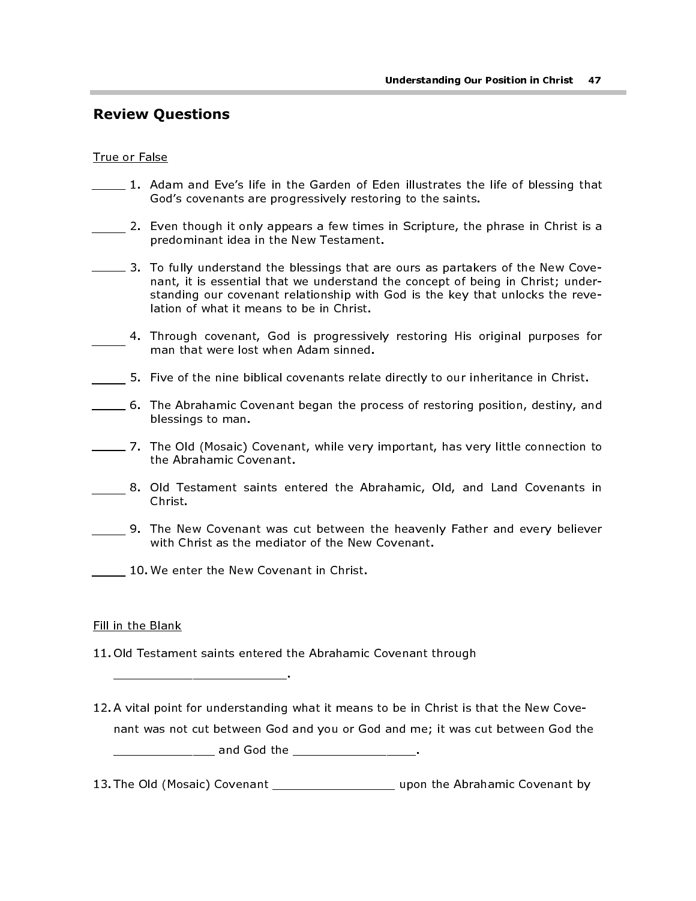## Review Questions

True or False

_____ 1. Adam and Eve's life in the Garden of Eden illustrates the life of blessing that God's covenants are progressively restoring to the saints.

_____ 2. Even though it only appears a few times in Scripture, the phrase in Christ is a predominant idea in the New Testament.

_____ 3. To fully understand the blessings that are ours as partakers of the New Covenant, it is essential that we understand the concept of being in Christ; understanding our covenant relationship with God is the key that unlocks the revelation of what it means to be in Christ.

_____ 4. Through covenant, God is progressively restoring His original purposes for man that were lost when Adam sinned.

_____ 5. Five of the nine biblical covenants relate directly to our inheritance in Christ.

_____ 6. The Abrahamic Covenant began the process of restoring position, destiny, and blessings to man.

_____ 7. The Old (Mosaic) Covenant, while very important, has very little connection to the Abrahamic Covenant.

_____ 8. Old Testament saints entered the Abrahamic, Old, and Land Covenants in Christ.

_____ 9. The New Covenant was cut between the heavenly Father and every believer with Christ as the mediator of the New Covenant.

_____ 10. We enter the New Covenant in Christ.

Fill in the Blank

11. Old Testament saints entered the Abrahamic Covenant through _______________________.

12. A vital point for understanding what it means to be in Christ is that the New Covenant was not cut between God and you or God and me; it was cut between God the _____________ and God the _______________.

13. The Old (Mosaic) Covenant _______________ upon the Abrahamic Covenant by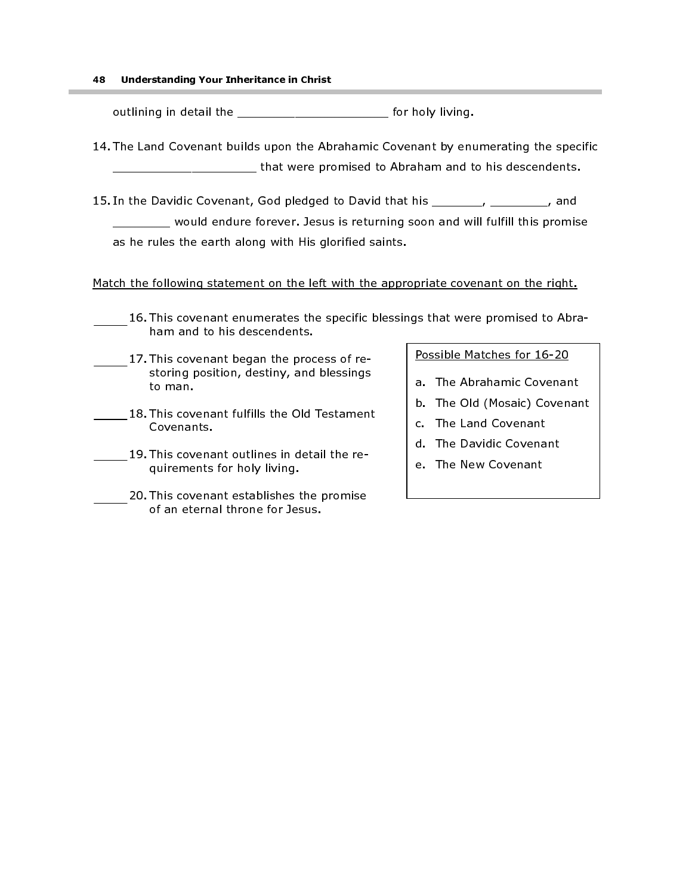outlining in detail the ____________________ for holy living.

14. The Land Covenant builds upon the Abrahamic Covenant by enumerating the specific ____________________ that were promised to Abraham and to his descendents.

15. In the Davidic Covenant, God pledged to David that his _______, ________, and ________ would endure forever. Jesus is returning soon and will fulfill this promise as he rules the earth along with His glorified saints.

<u>Match the following statement on the left with the appropriate covenant on the right.</u>

_____ 16. This covenant enumerates the specific blessings that were promised to Abraham and to his descendents.

_____ 17. This covenant began the process of restoring position, destiny, and blessings to man.

_____ 18. This covenant fulfills the Old Testament Covenants.

_____ 19. This covenant outlines in detail the requirements for holy living.

_____ 20. This covenant establishes the promise of an eternal throne for Jesus.

<u>Possible Matches for 16-20</u>

a. The Abrahamic Covenant
b. The Old (Mosaic) Covenant
c. The Land Covenant
d. The Davidic Covenant
e. The New Covenant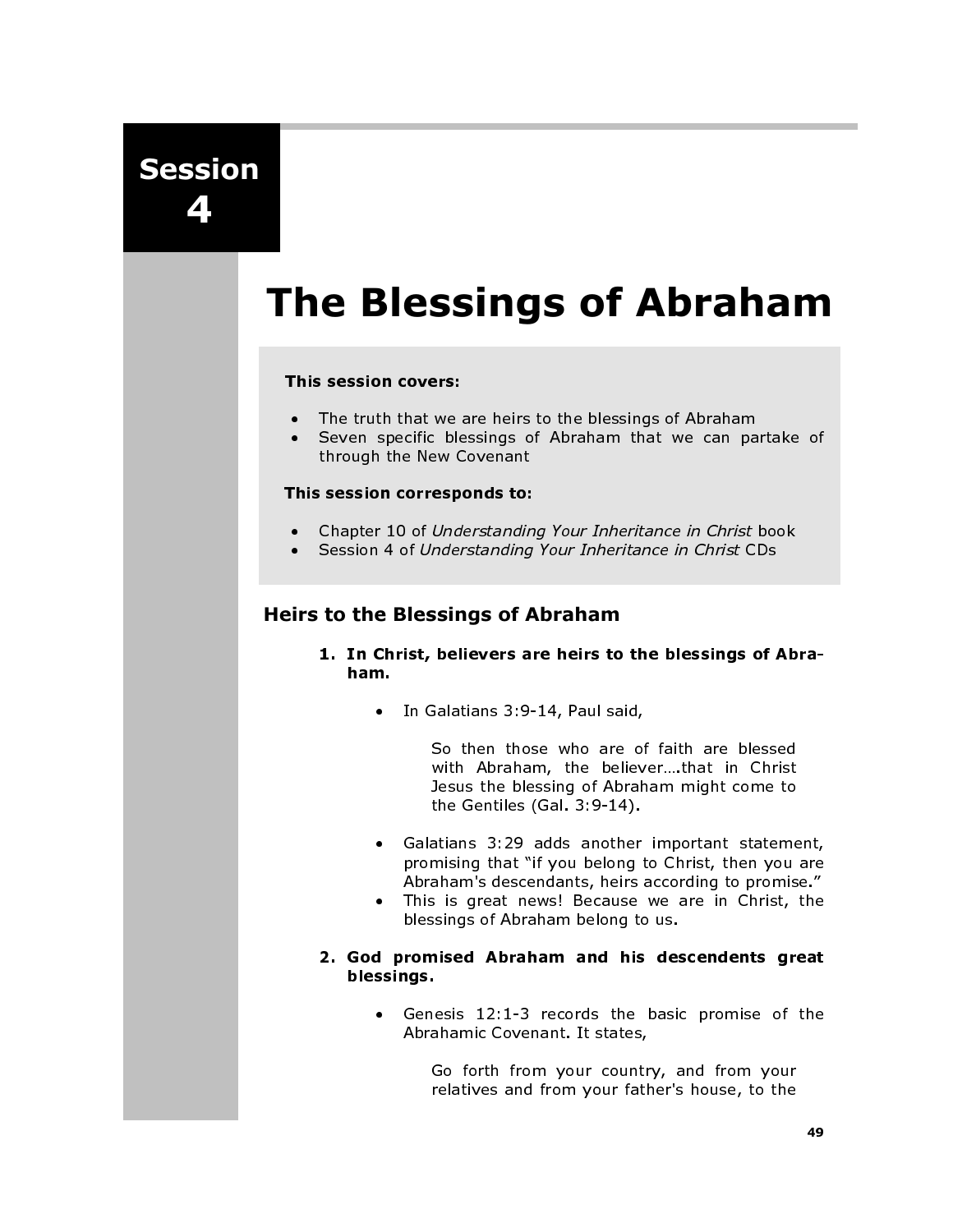Session 4

# The Blessings of Abraham

**This session covers:**

- The truth that we are heirs to the blessings of Abraham
- Seven specific blessings of Abraham that we can partake of through the New Covenant

**This session corresponds to:**

- Chapter 10 of *Understanding Your Inheritance in Christ* book
- Session 4 of *Understanding Your Inheritance in Christ* CDs

## Heirs to the Blessings of Abraham

1. **In Christ, believers are heirs to the blessings of Abraham.**

   - In Galatians 3:9-14, Paul said,

     > So then those who are of faith are blessed with Abraham, the believer….that in Christ Jesus the blessing of Abraham might come to the Gentiles (Gal. 3:9-14).

   - Galatians 3:29 adds another important statement, promising that "if you belong to Christ, then you are Abraham's descendants, heirs according to promise."
   - This is great news! Because we are in Christ, the blessings of Abraham belong to us.

2. **God promised Abraham and his descendents great blessings.**

   - Genesis 12:1-3 records the basic promise of the Abrahamic Covenant. It states,

     > Go forth from your country, and from your relatives and from your father's house, to the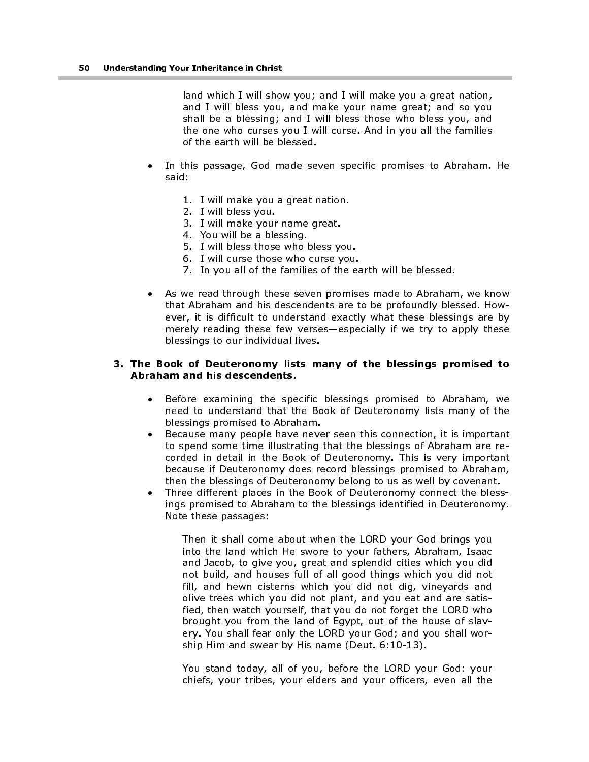land which I will show you; and I will make you a great nation, and I will bless you, and make your name great; and so you shall be a blessing; and I will bless those who bless you, and the one who curses you I will curse. And in you all the families of the earth will be blessed.

- In this passage, God made seven specific promises to Abraham. He said:

    1. I will make you a great nation.
    2. I will bless you.
    3. I will make your name great.
    4. You will be a blessing.
    5. I will bless those who bless you.
    6. I will curse those who curse you.
    7. In you all of the families of the earth will be blessed.

- As we read through these seven promises made to Abraham, we know that Abraham and his descendents are to be profoundly blessed. However, it is difficult to understand exactly what these blessings are by merely reading these few verses—especially if we try to apply these blessings to our individual lives.

**3. The Book of Deuteronomy lists many of the blessings promised to Abraham and his descendents.**

- Before examining the specific blessings promised to Abraham, we need to understand that the Book of Deuteronomy lists many of the blessings promised to Abraham.
- Because many people have never seen this connection, it is important to spend some time illustrating that the blessings of Abraham are recorded in detail in the Book of Deuteronomy. This is very important because if Deuteronomy does record blessings promised to Abraham, then the blessings of Deuteronomy belong to us as well by covenant.
- Three different places in the Book of Deuteronomy connect the blessings promised to Abraham to the blessings identified in Deuteronomy. Note these passages:

    Then it shall come about when the LORD your God brings you into the land which He swore to your fathers, Abraham, Isaac and Jacob, to give you, great and splendid cities which you did not build, and houses full of all good things which you did not fill, and hewn cisterns which you did not dig, vineyards and olive trees which you did not plant, and you eat and are satisfied, then watch yourself, that you do not forget the LORD who brought you from the land of Egypt, out of the house of slavery. You shall fear only the LORD your God; and you shall worship Him and swear by His name (Deut. 6:10-13).

    You stand today, all of you, before the LORD your God: your chiefs, your tribes, your elders and your officers, even all the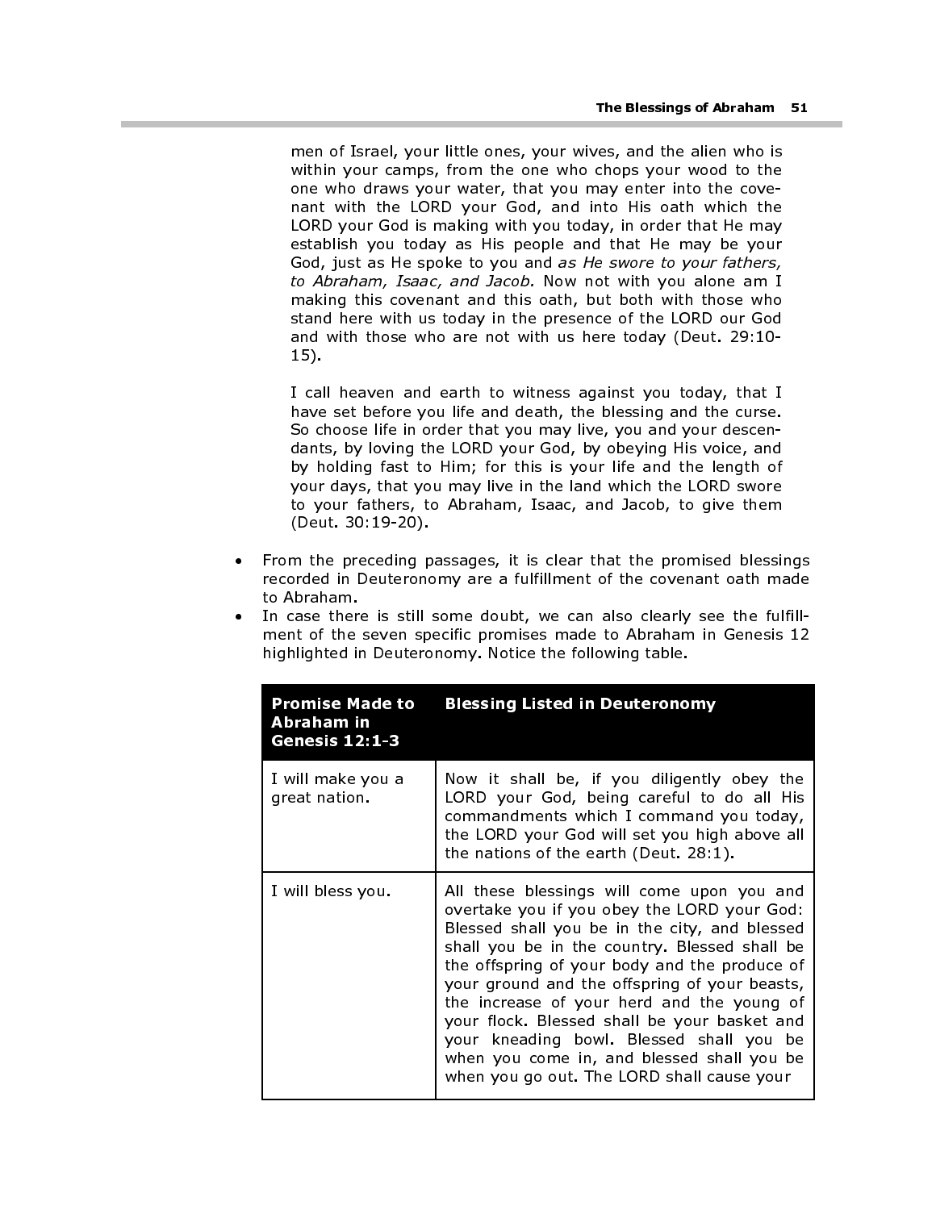men of Israel, your little ones, your wives, and the alien who is within your camps, from the one who chops your wood to the one who draws your water, that you may enter into the covenant with the LORD your God, and into His oath which the LORD your God is making with you today, in order that He may establish you today as His people and that He may be your God, just as He spoke to you and *as He swore to your fathers, to Abraham, Isaac, and Jacob.* Now not with you alone am I making this covenant and this oath, but both with those who stand here with us today in the presence of the LORD our God and with those who are not with us here today (Deut. 29:10-15).

> I call heaven and earth to witness against you today, that I have set before you life and death, the blessing and the curse. So choose life in order that you may live, you and your descendants, by loving the LORD your God, by obeying His voice, and by holding fast to Him; for this is your life and the length of your days, that you may live in the land which the LORD swore to your fathers, to Abraham, Isaac, and Jacob, to give them (Deut. 30:19-20).

- From the preceding passages, it is clear that the promised blessings recorded in Deuteronomy are a fulfillment of the covenant oath made to Abraham.
- In case there is still some doubt, we can also clearly see the fulfillment of the seven specific promises made to Abraham in Genesis 12 highlighted in Deuteronomy. Notice the following table.

| Promise Made to Abraham in Genesis 12:1-3 | Blessing Listed in Deuteronomy |
|---|---|
| I will make you a great nation. | Now it shall be, if you diligently obey the LORD your God, being careful to do all His commandments which I command you today, the LORD your God will set you high above all the nations of the earth (Deut. 28:1). |
| I will bless you. | All these blessings will come upon you and overtake you if you obey the LORD your God: Blessed shall you be in the city, and blessed shall you be in the country. Blessed shall be the offspring of your body and the produce of your ground and the offspring of your beasts, the increase of your herd and the young of your flock. Blessed shall be your basket and your kneading bowl. Blessed shall you be when you come in, and blessed shall you be when you go out. The LORD shall cause your |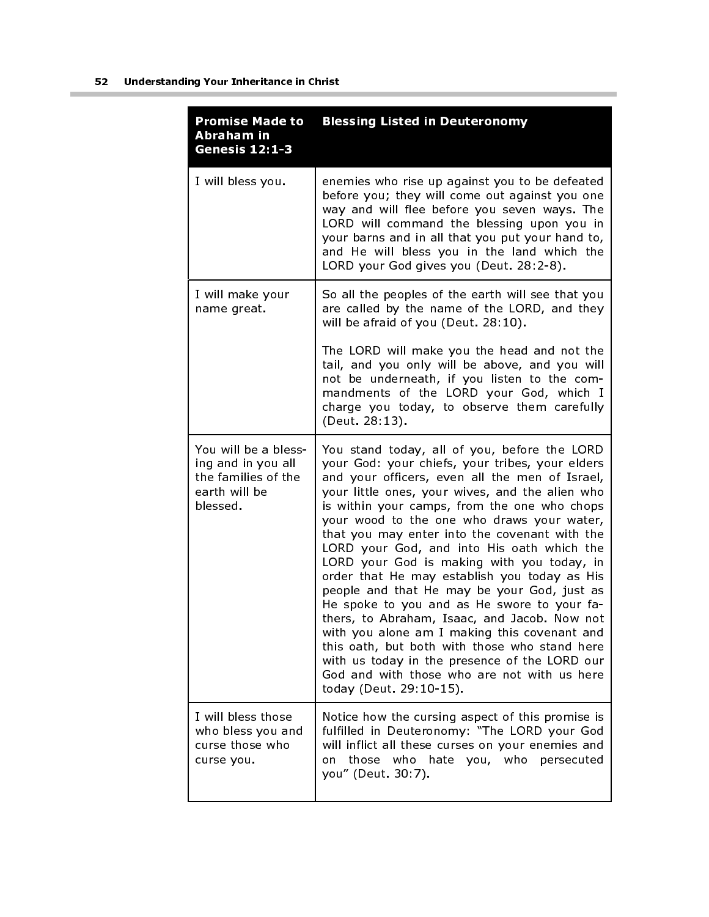| Promise Made to Abraham in Genesis 12:1-3 | Blessing Listed in Deuteronomy |
| --- | --- |
| I will bless you. | enemies who rise up against you to be defeated before you; they will come out against you one way and will flee before you seven ways. The LORD will command the blessing upon you in your barns and in all that you put your hand to, and He will bless you in the land which the LORD your God gives you (Deut. 28:2-8). |
| I will make your name great. | So all the peoples of the earth will see that you are called by the name of the LORD, and they will be afraid of you (Deut. 28:10).<br><br>The LORD will make you the head and not the tail, and you only will be above, and you will not be underneath, if you listen to the commandments of the LORD your God, which I charge you today, to observe them carefully (Deut. 28:13). |
| You will be a blessing and in you all the families of the earth will be blessed. | You stand today, all of you, before the LORD your God: your chiefs, your tribes, your elders and your officers, even all the men of Israel, your little ones, your wives, and the alien who is within your camps, from the one who chops your wood to the one who draws your water, that you may enter into the covenant with the LORD your God, and into His oath which the LORD your God is making with you today, in order that He may establish you today as His people and that He may be your God, just as He spoke to you and as He swore to your fathers, to Abraham, Isaac, and Jacob. Now not with you alone am I making this covenant and this oath, but both with those who stand here with us today in the presence of the LORD our God and with those who are not with us here today (Deut. 29:10-15). |
| I will bless those who bless you and curse those who curse you. | Notice how the cursing aspect of this promise is fulfilled in Deuteronomy: "The LORD your God will inflict all these curses on your enemies and on those who hate you, who persecuted you" (Deut. 30:7). |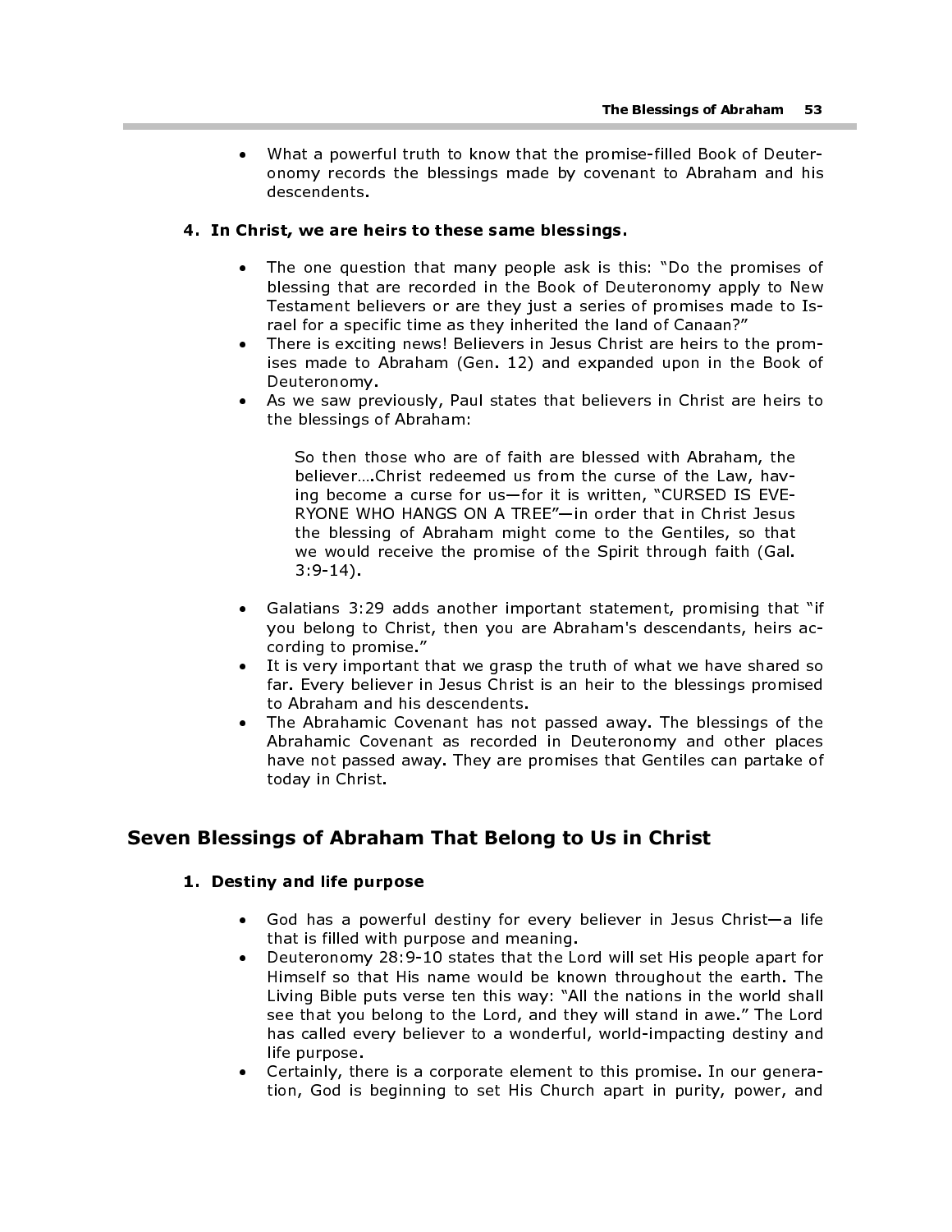- What a powerful truth to know that the promise-filled Book of Deuteronomy records the blessings made by covenant to Abraham and his descendents.

**4. In Christ, we are heirs to these same blessings.**

- The one question that many people ask is this: "Do the promises of blessing that are recorded in the Book of Deuteronomy apply to New Testament believers or are they just a series of promises made to Israel for a specific time as they inherited the land of Canaan?"
- There is exciting news! Believers in Jesus Christ are heirs to the promises made to Abraham (Gen. 12) and expanded upon in the Book of Deuteronomy.
- As we saw previously, Paul states that believers in Christ are heirs to the blessings of Abraham:

> So then those who are of faith are blessed with Abraham, the believer….Christ redeemed us from the curse of the Law, having become a curse for us—for it is written, "CURSED IS EVERYONE WHO HANGS ON A TREE"—in order that in Christ Jesus the blessing of Abraham might come to the Gentiles, so that we would receive the promise of the Spirit through faith (Gal. 3:9-14).

- Galatians 3:29 adds another important statement, promising that "if you belong to Christ, then you are Abraham's descendants, heirs according to promise."
- It is very important that we grasp the truth of what we have shared so far. Every believer in Jesus Christ is an heir to the blessings promised to Abraham and his descendents.
- The Abrahamic Covenant has not passed away. The blessings of the Abrahamic Covenant as recorded in Deuteronomy and other places have not passed away. They are promises that Gentiles can partake of today in Christ.

## Seven Blessings of Abraham That Belong to Us in Christ

**1. Destiny and life purpose**

- God has a powerful destiny for every believer in Jesus Christ—a life that is filled with purpose and meaning.
- Deuteronomy 28:9-10 states that the Lord will set His people apart for Himself so that His name would be known throughout the earth. The Living Bible puts verse ten this way: "All the nations in the world shall see that you belong to the Lord, and they will stand in awe." The Lord has called every believer to a wonderful, world-impacting destiny and life purpose.
- Certainly, there is a corporate element to this promise. In our generation, God is beginning to set His Church apart in purity, power, and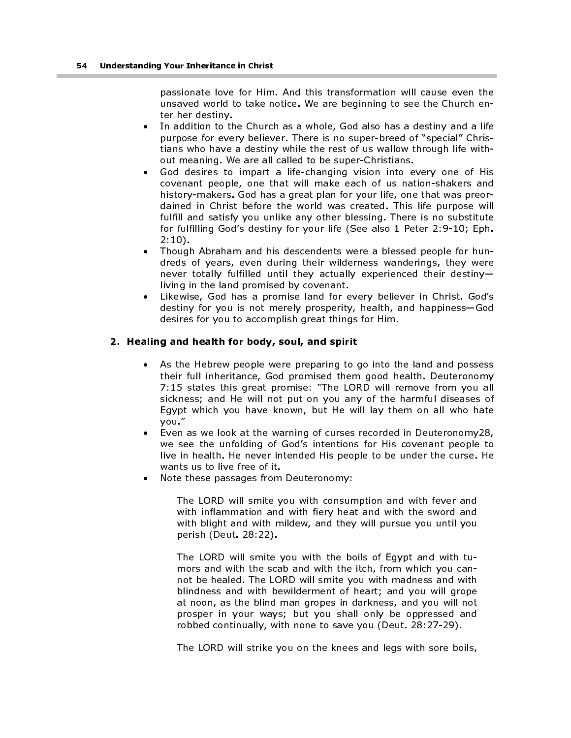passionate love for Him. And this transformation will cause even the unsaved world to take notice. We are beginning to see the Church enter her destiny.

- In addition to the Church as a whole, God also has a destiny and a life purpose for every believer. There is no super-breed of "special" Christians who have a destiny while the rest of us wallow through life without meaning. We are all called to be super-Christians.
- God desires to impart a life-changing vision into every one of His covenant people, one that will make each of us nation-shakers and history-makers. God has a great plan for your life, one that was preordained in Christ before the world was created. This life purpose will fulfill and satisfy you unlike any other blessing. There is no substitute for fulfilling God's destiny for your life (See also 1 Peter 2:9-10; Eph. 2:10).
- Though Abraham and his descendents were a blessed people for hundreds of years, even during their wilderness wanderings, they were never totally fulfilled until they actually experienced their destiny—living in the land promised by covenant.
- Likewise, God has a promise land for every believer in Christ. God's destiny for you is not merely prosperity, health, and happiness—God desires for you to accomplish great things for Him.

### 2. Healing and health for body, soul, and spirit

- As the Hebrew people were preparing to go into the land and possess their full inheritance, God promised them good health. Deuteronomy 7:15 states this great promise: "The LORD will remove from you all sickness; and He will not put on you any of the harmful diseases of Egypt which you have known, but He will lay them on all who hate you."
- Even as we look at the warning of curses recorded in Deuteronomy28, we see the unfolding of God's intentions for His covenant people to live in health. He never intended His people to be under the curse. He wants us to live free of it.
- Note these passages from Deuteronomy:

> The LORD will smite you with consumption and with fever and with inflammation and with fiery heat and with the sword and with blight and with mildew, and they will pursue you until you perish (Deut. 28:22).
>
> The LORD will smite you with the boils of Egypt and with tumors and with the scab and with the itch, from which you cannot be healed. The LORD will smite you with madness and with blindness and with bewilderment of heart; and you will grope at noon, as the blind man gropes in darkness, and you will not prosper in your ways; but you shall only be oppressed and robbed continually, with none to save you (Deut. 28:27-29).
>
> The LORD will strike you on the knees and legs with sore boils,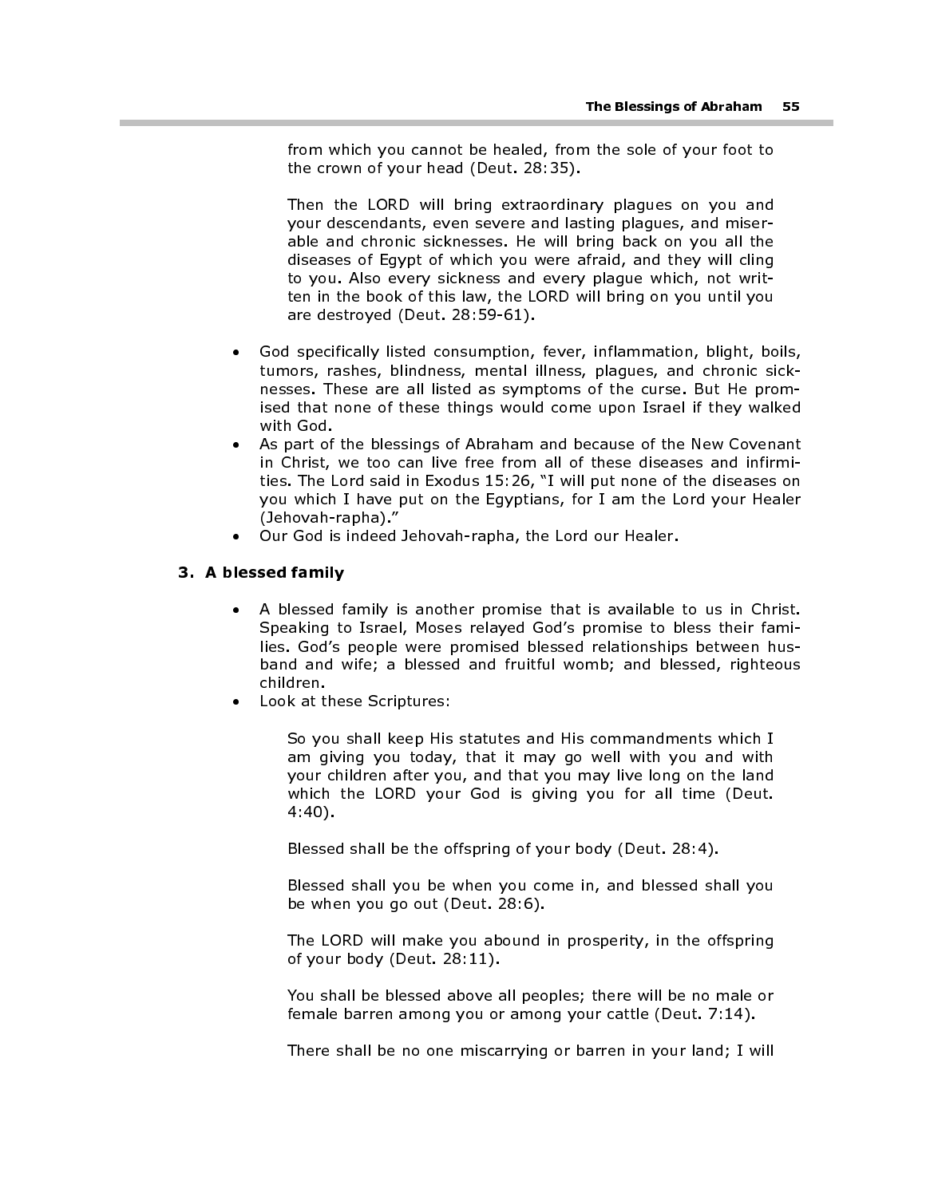> from which you cannot be healed, from the sole of your foot to the crown of your head (Deut. 28:35).
>
> Then the LORD will bring extraordinary plagues on you and your descendants, even severe and lasting plagues, and miserable and chronic sicknesses. He will bring back on you all the diseases of Egypt of which you were afraid, and they will cling to you. Also every sickness and every plague which, not written in the book of this law, the LORD will bring on you until you are destroyed (Deut. 28:59-61).

- God specifically listed consumption, fever, inflammation, blight, boils, tumors, rashes, blindness, mental illness, plagues, and chronic sicknesses. These are all listed as symptoms of the curse. But He promised that none of these things would come upon Israel if they walked with God.
- As part of the blessings of Abraham and because of the New Covenant in Christ, we too can live free from all of these diseases and infirmities. The Lord said in Exodus 15:26, "I will put none of the diseases on you which I have put on the Egyptians, for I am the Lord your Healer (Jehovah-rapha)."
- Our God is indeed Jehovah-rapha, the Lord our Healer.

### 3. A blessed family

- A blessed family is another promise that is available to us in Christ. Speaking to Israel, Moses relayed God's promise to bless their families. God's people were promised blessed relationships between husband and wife; a blessed and fruitful womb; and blessed, righteous children.
- Look at these Scriptures:

> So you shall keep His statutes and His commandments which I am giving you today, that it may go well with you and with your children after you, and that you may live long on the land which the LORD your God is giving you for all time (Deut. 4:40).
>
> Blessed shall be the offspring of your body (Deut. 28:4).
>
> Blessed shall you be when you come in, and blessed shall you be when you go out (Deut. 28:6).
>
> The LORD will make you abound in prosperity, in the offspring of your body (Deut. 28:11).
>
> You shall be blessed above all peoples; there will be no male or female barren among you or among your cattle (Deut. 7:14).
>
> There shall be no one miscarrying or barren in your land; I will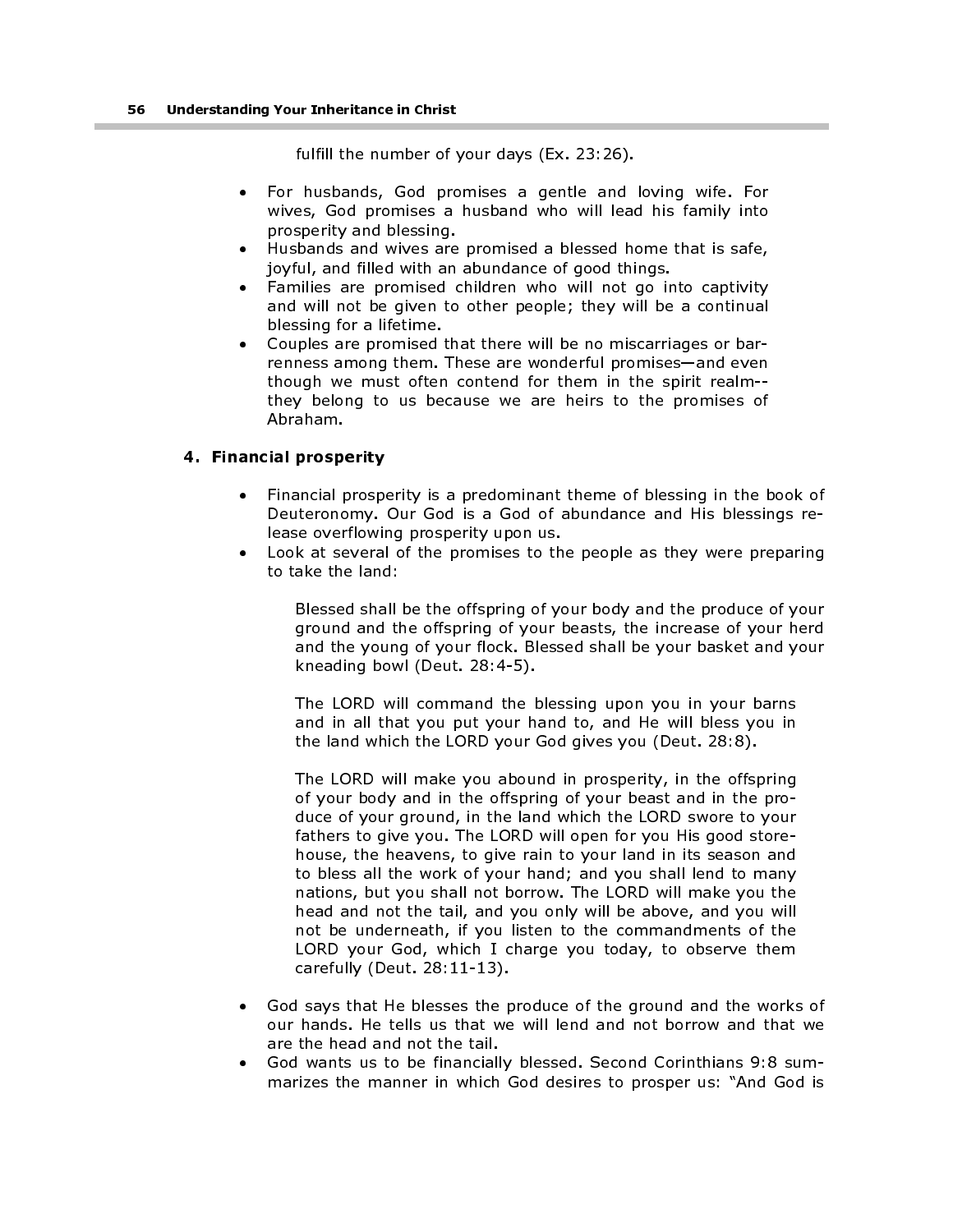fulfill the number of your days (Ex. 23:26).

- For husbands, God promises a gentle and loving wife. For wives, God promises a husband who will lead his family into prosperity and blessing.
- Husbands and wives are promised a blessed home that is safe, joyful, and filled with an abundance of good things.
- Families are promised children who will not go into captivity and will not be given to other people; they will be a continual blessing for a lifetime.
- Couples are promised that there will be no miscarriages or barrenness among them. These are wonderful promises—and even though we must often contend for them in the spirit realm--they belong to us because we are heirs to the promises of Abraham.

**4. Financial prosperity**

- Financial prosperity is a predominant theme of blessing in the book of Deuteronomy. Our God is a God of abundance and His blessings release overflowing prosperity upon us.
- Look at several of the promises to the people as they were preparing to take the land:

> Blessed shall be the offspring of your body and the produce of your ground and the offspring of your beasts, the increase of your herd and the young of your flock. Blessed shall be your basket and your kneading bowl (Deut. 28:4-5).
>
> The LORD will command the blessing upon you in your barns and in all that you put your hand to, and He will bless you in the land which the LORD your God gives you (Deut. 28:8).
>
> The LORD will make you abound in prosperity, in the offspring of your body and in the offspring of your beast and in the produce of your ground, in the land which the LORD swore to your fathers to give you. The LORD will open for you His good storehouse, the heavens, to give rain to your land in its season and to bless all the work of your hand; and you shall lend to many nations, but you shall not borrow. The LORD will make you the head and not the tail, and you only will be above, and you will not be underneath, if you listen to the commandments of the LORD your God, which I charge you today, to observe them carefully (Deut. 28:11-13).

- God says that He blesses the produce of the ground and the works of our hands. He tells us that we will lend and not borrow and that we are the head and not the tail.
- God wants us to be financially blessed. Second Corinthians 9:8 summarizes the manner in which God desires to prosper us: "And God is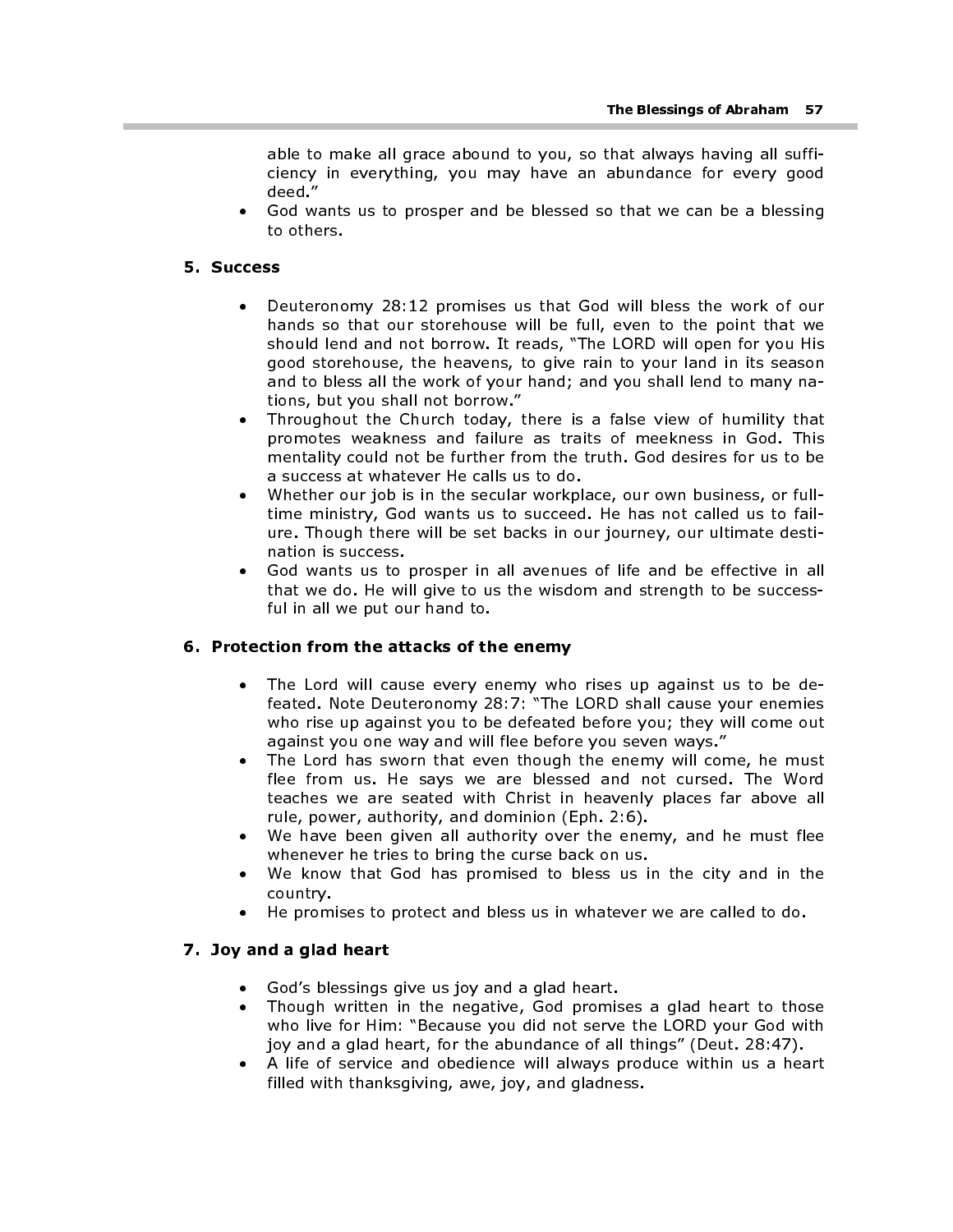able to make all grace abound to you, so that always having all sufficiency in everything, you may have an abundance for every good deed."

- God wants us to prosper and be blessed so that we can be a blessing to others.

**5. Success**

- Deuteronomy 28:12 promises us that God will bless the work of our hands so that our storehouse will be full, even to the point that we should lend and not borrow. It reads, "The LORD will open for you His good storehouse, the heavens, to give rain to your land in its season and to bless all the work of your hand; and you shall lend to many nations, but you shall not borrow."
- Throughout the Church today, there is a false view of humility that promotes weakness and failure as traits of meekness in God. This mentality could not be further from the truth. God desires for us to be a success at whatever He calls us to do.
- Whether our job is in the secular workplace, our own business, or full-time ministry, God wants us to succeed. He has not called us to failure. Though there will be set backs in our journey, our ultimate destination is success.
- God wants us to prosper in all avenues of life and be effective in all that we do. He will give to us the wisdom and strength to be successful in all we put our hand to.

**6. Protection from the attacks of the enemy**

- The Lord will cause every enemy who rises up against us to be defeated. Note Deuteronomy 28:7: "The LORD shall cause your enemies who rise up against you to be defeated before you; they will come out against you one way and will flee before you seven ways."
- The Lord has sworn that even though the enemy will come, he must flee from us. He says we are blessed and not cursed. The Word teaches we are seated with Christ in heavenly places far above all rule, power, authority, and dominion (Eph. 2:6).
- We have been given all authority over the enemy, and he must flee whenever he tries to bring the curse back on us.
- We know that God has promised to bless us in the city and in the country.
- He promises to protect and bless us in whatever we are called to do.

**7. Joy and a glad heart**

- God's blessings give us joy and a glad heart.
- Though written in the negative, God promises a glad heart to those who live for Him: "Because you did not serve the LORD your God with joy and a glad heart, for the abundance of all things" (Deut. 28:47).
- A life of service and obedience will always produce within us a heart filled with thanksgiving, awe, joy, and gladness.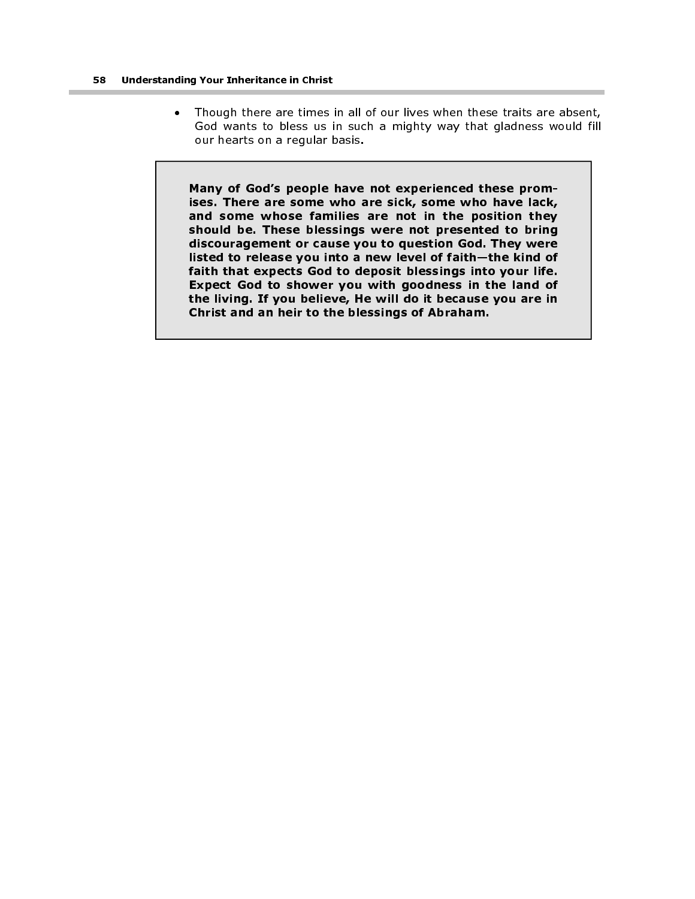- Though there are times in all of our lives when these traits are absent, God wants to bless us in such a mighty way that gladness would fill our hearts on a regular basis.

> **Many of God's people have not experienced these promises. There are some who are sick, some who have lack, and some whose families are not in the position they should be. These blessings were not presented to bring discouragement or cause you to question God. They were listed to release you into a new level of faith—the kind of faith that expects God to deposit blessings into your life. Expect God to shower you with goodness in the land of the living. If you believe, He will do it because you are in Christ and an heir to the blessings of Abraham.**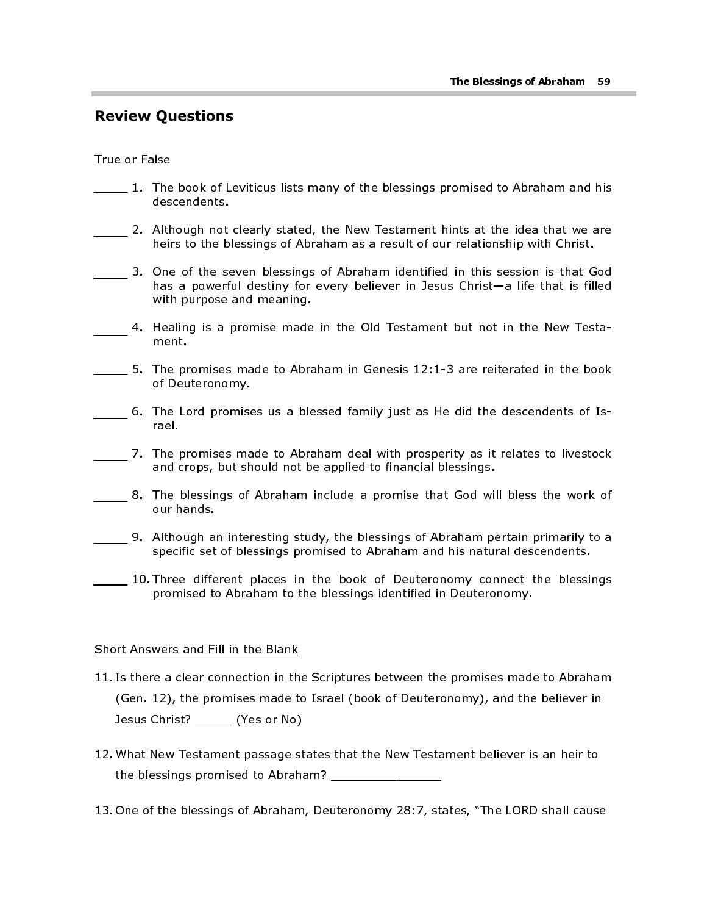## Review Questions

True or False

_____ 1. The book of Leviticus lists many of the blessings promised to Abraham and his descendents.

_____ 2. Although not clearly stated, the New Testament hints at the idea that we are heirs to the blessings of Abraham as a result of our relationship with Christ.

_____ 3. One of the seven blessings of Abraham identified in this session is that God has a powerful destiny for every believer in Jesus Christ—a life that is filled with purpose and meaning.

_____ 4. Healing is a promise made in the Old Testament but not in the New Testament.

_____ 5. The promises made to Abraham in Genesis 12:1-3 are reiterated in the book of Deuteronomy.

_____ 6. The Lord promises us a blessed family just as He did the descendents of Israel.

_____ 7. The promises made to Abraham deal with prosperity as it relates to livestock and crops, but should not be applied to financial blessings.

_____ 8. The blessings of Abraham include a promise that God will bless the work of our hands.

_____ 9. Although an interesting study, the blessings of Abraham pertain primarily to a specific set of blessings promised to Abraham and his natural descendents.

_____ 10. Three different places in the book of Deuteronomy connect the blessings promised to Abraham to the blessings identified in Deuteronomy.

Short Answers and Fill in the Blank

11. Is there a clear connection in the Scriptures between the promises made to Abraham (Gen. 12), the promises made to Israel (book of Deuteronomy), and the believer in Jesus Christ? _____ (Yes or No)

12. What New Testament passage states that the New Testament believer is an heir to the blessings promised to Abraham? _______________

13. One of the blessings of Abraham, Deuteronomy 28:7, states, "The LORD shall cause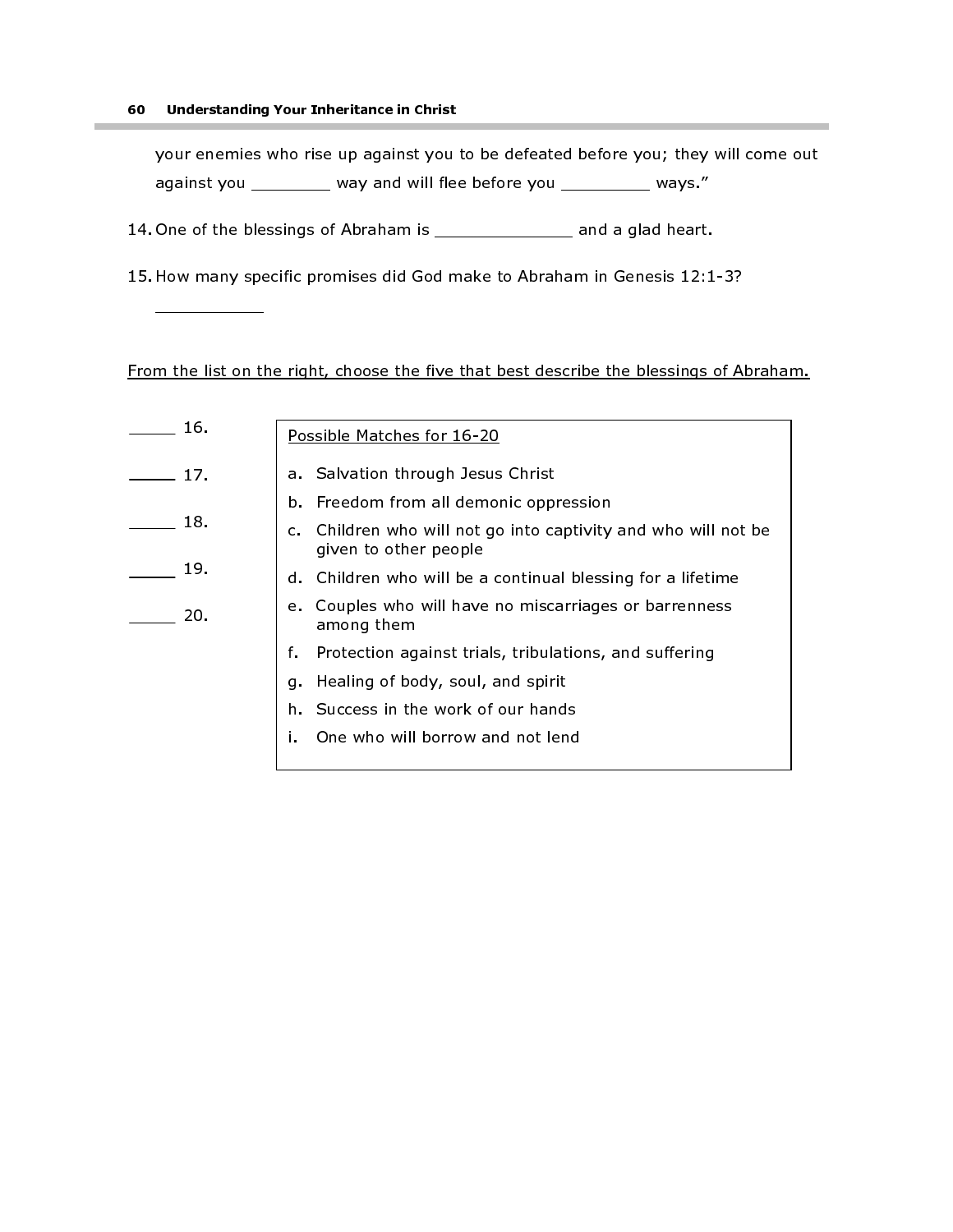your enemies who rise up against you to be defeated before you; they will come out against you ________ way and will flee before you _________ ways."

14. One of the blessings of Abraham is ______________ and a glad heart.

15. How many specific promises did God make to Abraham in Genesis 12:1-3?

    ___________

<u>From the list on the right, choose the five that best describe the blessings of Abraham.</u>

_____ 16.

_____ 17.

_____ 18.

_____ 19.

_____ 20.

<u>Possible Matches for 16-20</u>

a. Salvation through Jesus Christ
b. Freedom from all demonic oppression
c. Children who will not go into captivity and who will not be given to other people
d. Children who will be a continual blessing for a lifetime
e. Couples who will have no miscarriages or barrenness among them
f. Protection against trials, tribulations, and suffering
g. Healing of body, soul, and spirit
h. Success in the work of our hands
i. One who will borrow and not lend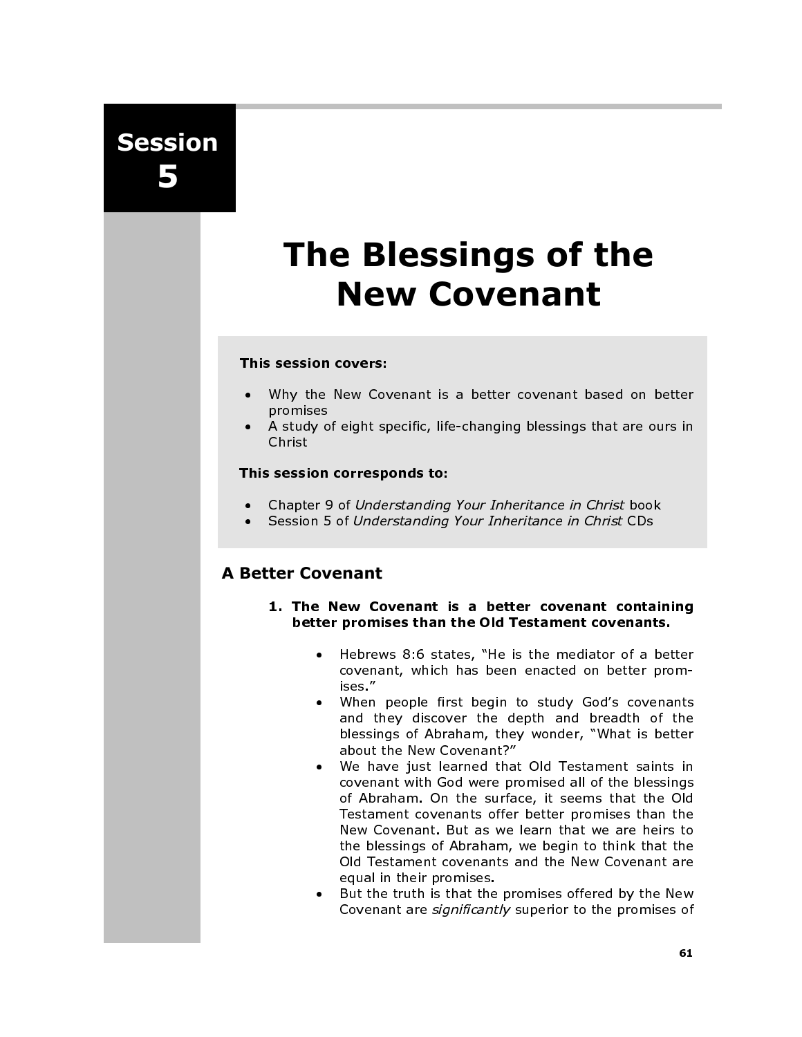# Session 5

# The Blessings of the New Covenant

**This session covers:**

- Why the New Covenant is a better covenant based on better promises
- A study of eight specific, life-changing blessings that are ours in Christ

**This session corresponds to:**

- Chapter 9 of *Understanding Your Inheritance in Christ* book
- Session 5 of *Understanding Your Inheritance in Christ* CDs

## A Better Covenant

**1. The New Covenant is a better covenant containing better promises than the Old Testament covenants.**

- Hebrews 8:6 states, "He is the mediator of a better covenant, which has been enacted on better promises."
- When people first begin to study God's covenants and they discover the depth and breadth of the blessings of Abraham, they wonder, "What is better about the New Covenant?"
- We have just learned that Old Testament saints in covenant with God were promised all of the blessings of Abraham. On the surface, it seems that the Old Testament covenants offer better promises than the New Covenant. But as we learn that we are heirs to the blessings of Abraham, we begin to think that the Old Testament covenants and the New Covenant are equal in their promises.
- But the truth is that the promises offered by the New Covenant are *significantly* superior to the promises of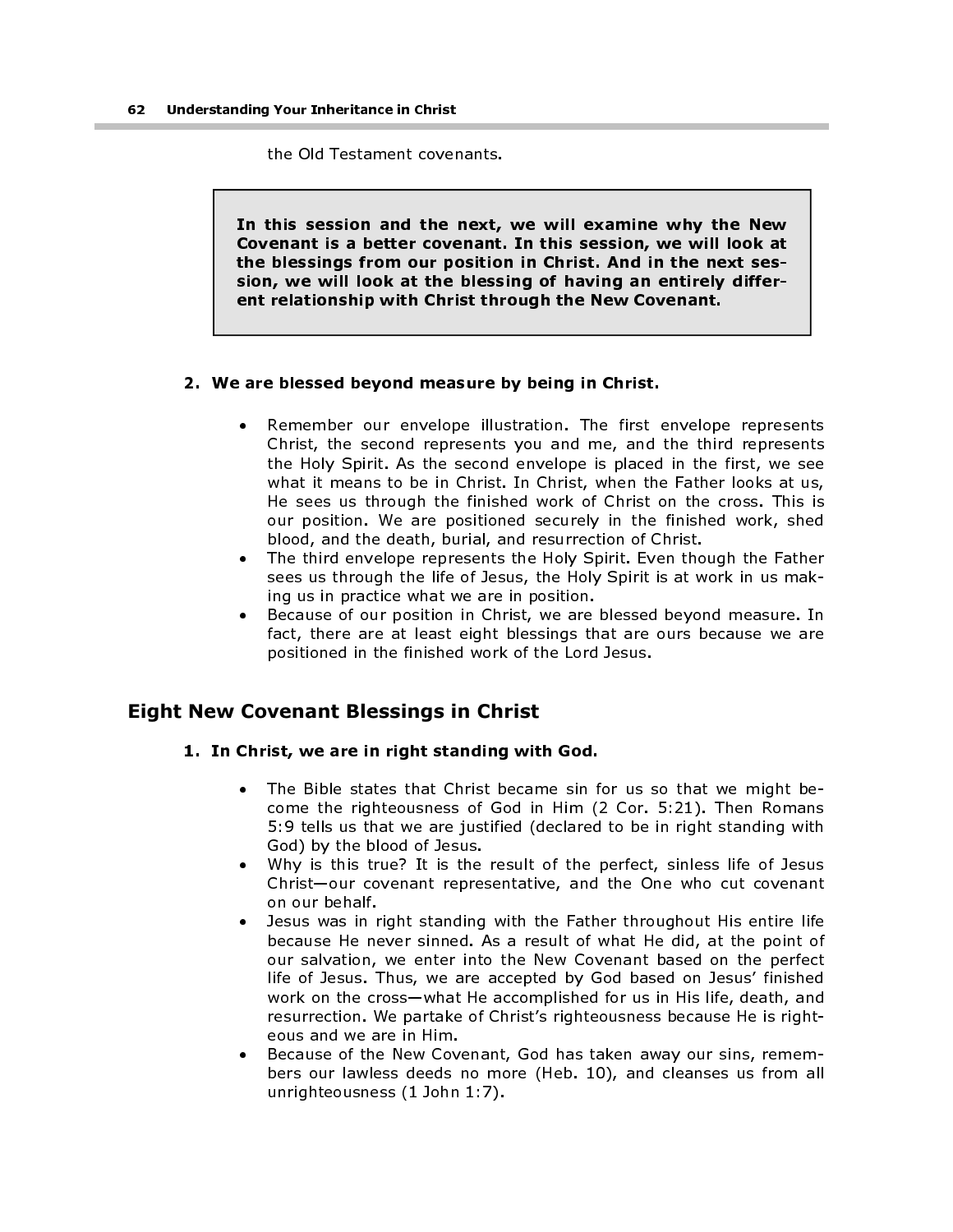the Old Testament covenants.

> **In this session and the next, we will examine why the New Covenant is a better covenant. In this session, we will look at the blessings from our position in Christ. And in the next session, we will look at the blessing of having an entirely different relationship with Christ through the New Covenant.**

**2. We are blessed beyond measure by being in Christ.**

- Remember our envelope illustration. The first envelope represents Christ, the second represents you and me, and the third represents the Holy Spirit. As the second envelope is placed in the first, we see what it means to be in Christ. In Christ, when the Father looks at us, He sees us through the finished work of Christ on the cross. This is our position. We are positioned securely in the finished work, shed blood, and the death, burial, and resurrection of Christ.
- The third envelope represents the Holy Spirit. Even though the Father sees us through the life of Jesus, the Holy Spirit is at work in us making us in practice what we are in position.
- Because of our position in Christ, we are blessed beyond measure. In fact, there are at least eight blessings that are ours because we are positioned in the finished work of the Lord Jesus.

## Eight New Covenant Blessings in Christ

**1. In Christ, we are in right standing with God.**

- The Bible states that Christ became sin for us so that we might become the righteousness of God in Him (2 Cor. 5:21). Then Romans 5:9 tells us that we are justified (declared to be in right standing with God) by the blood of Jesus.
- Why is this true? It is the result of the perfect, sinless life of Jesus Christ—our covenant representative, and the One who cut covenant on our behalf.
- Jesus was in right standing with the Father throughout His entire life because He never sinned. As a result of what He did, at the point of our salvation, we enter into the New Covenant based on the perfect life of Jesus. Thus, we are accepted by God based on Jesus' finished work on the cross—what He accomplished for us in His life, death, and resurrection. We partake of Christ's righteousness because He is righteous and we are in Him.
- Because of the New Covenant, God has taken away our sins, remembers our lawless deeds no more (Heb. 10), and cleanses us from all unrighteousness (1 John 1:7).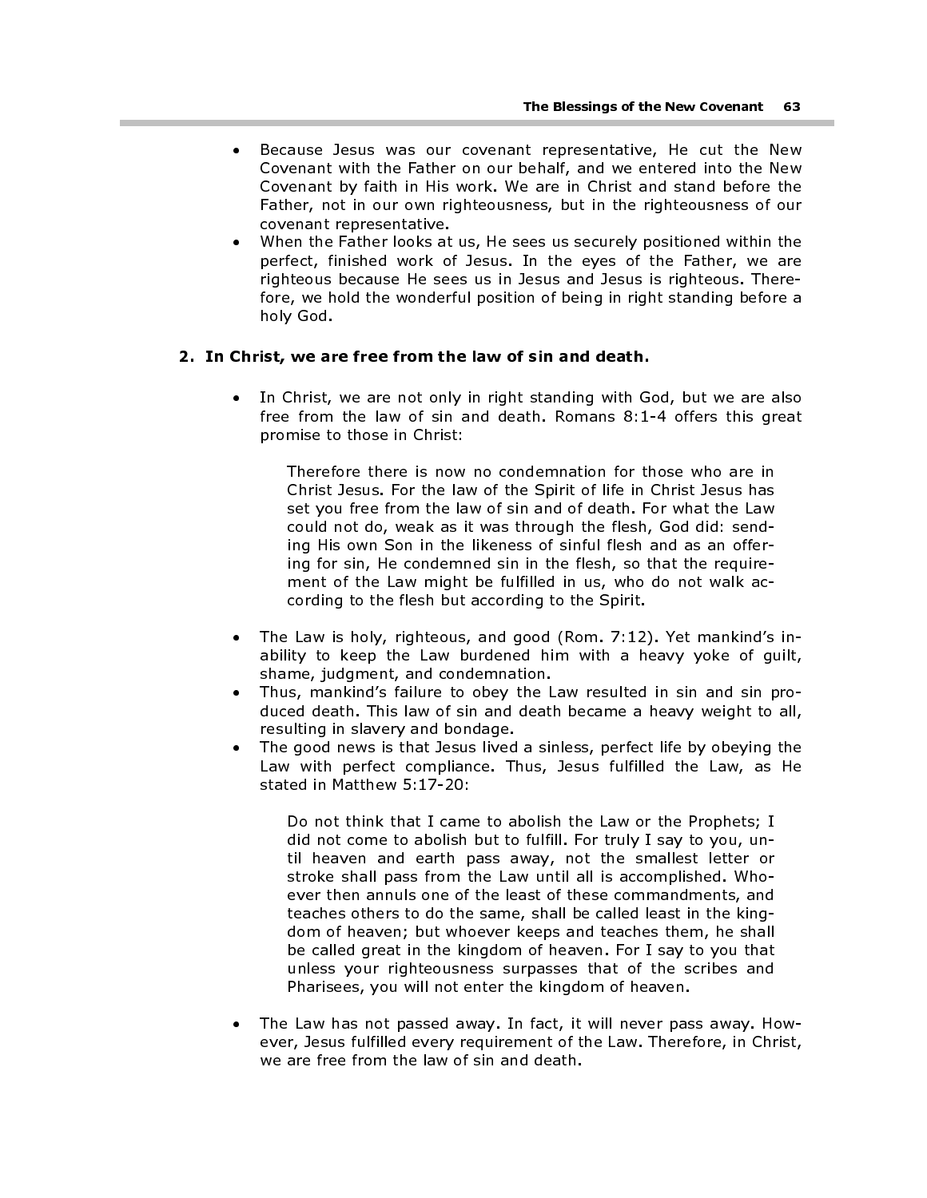- Because Jesus was our covenant representative, He cut the New Covenant with the Father on our behalf, and we entered into the New Covenant by faith in His work. We are in Christ and stand before the Father, not in our own righteousness, but in the righteousness of our covenant representative.
- When the Father looks at us, He sees us securely positioned within the perfect, finished work of Jesus. In the eyes of the Father, we are righteous because He sees us in Jesus and Jesus is righteous. Therefore, we hold the wonderful position of being in right standing before a holy God.

**2. In Christ, we are free from the law of sin and death.**

- In Christ, we are not only in right standing with God, but we are also free from the law of sin and death. Romans 8:1-4 offers this great promise to those in Christ:

> Therefore there is now no condemnation for those who are in Christ Jesus. For the law of the Spirit of life in Christ Jesus has set you free from the law of sin and of death. For what the Law could not do, weak as it was through the flesh, God did: sending His own Son in the likeness of sinful flesh and as an offering for sin, He condemned sin in the flesh, so that the requirement of the Law might be fulfilled in us, who do not walk according to the flesh but according to the Spirit.

- The Law is holy, righteous, and good (Rom. 7:12). Yet mankind's inability to keep the Law burdened him with a heavy yoke of guilt, shame, judgment, and condemnation.
- Thus, mankind's failure to obey the Law resulted in sin and sin produced death. This law of sin and death became a heavy weight to all, resulting in slavery and bondage.
- The good news is that Jesus lived a sinless, perfect life by obeying the Law with perfect compliance. Thus, Jesus fulfilled the Law, as He stated in Matthew 5:17-20:

> Do not think that I came to abolish the Law or the Prophets; I did not come to abolish but to fulfill. For truly I say to you, until heaven and earth pass away, not the smallest letter or stroke shall pass from the Law until all is accomplished. Whoever then annuls one of the least of these commandments, and teaches others to do the same, shall be called least in the kingdom of heaven; but whoever keeps and teaches them, he shall be called great in the kingdom of heaven. For I say to you that unless your righteousness surpasses that of the scribes and Pharisees, you will not enter the kingdom of heaven.

- The Law has not passed away. In fact, it will never pass away. However, Jesus fulfilled every requirement of the Law. Therefore, in Christ, we are free from the law of sin and death.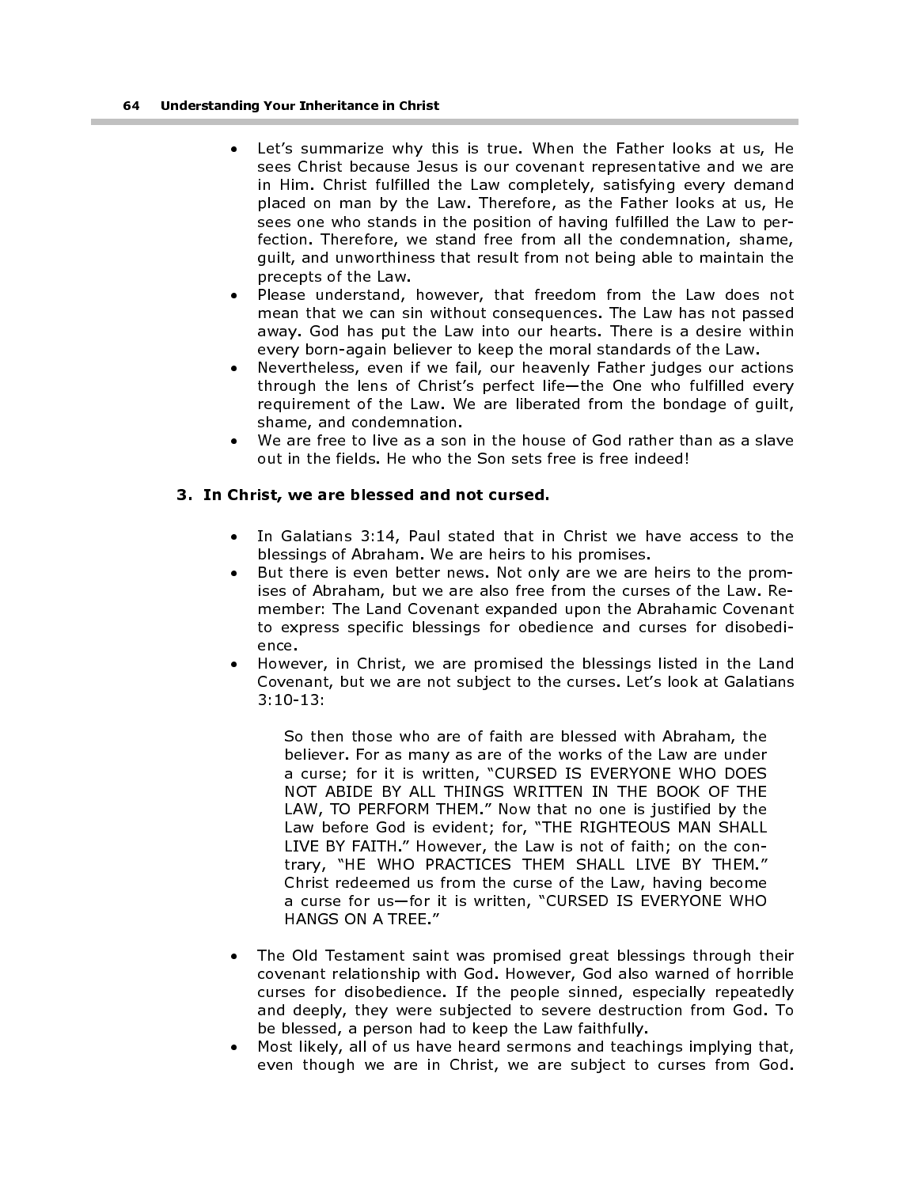- Let's summarize why this is true. When the Father looks at us, He sees Christ because Jesus is our covenant representative and we are in Him. Christ fulfilled the Law completely, satisfying every demand placed on man by the Law. Therefore, as the Father looks at us, He sees one who stands in the position of having fulfilled the Law to perfection. Therefore, we stand free from all the condemnation, shame, guilt, and unworthiness that result from not being able to maintain the precepts of the Law.
- Please understand, however, that freedom from the Law does not mean that we can sin without consequences. The Law has not passed away. God has put the Law into our hearts. There is a desire within every born-again believer to keep the moral standards of the Law.
- Nevertheless, even if we fail, our heavenly Father judges our actions through the lens of Christ's perfect life—the One who fulfilled every requirement of the Law. We are liberated from the bondage of guilt, shame, and condemnation.
- We are free to live as a son in the house of God rather than as a slave out in the fields. He who the Son sets free is free indeed!

**3. In Christ, we are blessed and not cursed.**

- In Galatians 3:14, Paul stated that in Christ we have access to the blessings of Abraham. We are heirs to his promises.
- But there is even better news. Not only are we are heirs to the promises of Abraham, but we are also free from the curses of the Law. Remember: The Land Covenant expanded upon the Abrahamic Covenant to express specific blessings for obedience and curses for disobedience.
- However, in Christ, we are promised the blessings listed in the Land Covenant, but we are not subject to the curses. Let's look at Galatians 3:10-13:

> So then those who are of faith are blessed with Abraham, the believer. For as many as are of the works of the Law are under a curse; for it is written, "CURSED IS EVERYONE WHO DOES NOT ABIDE BY ALL THINGS WRITTEN IN THE BOOK OF THE LAW, TO PERFORM THEM." Now that no one is justified by the Law before God is evident; for, "THE RIGHTEOUS MAN SHALL LIVE BY FAITH." However, the Law is not of faith; on the contrary, "HE WHO PRACTICES THEM SHALL LIVE BY THEM." Christ redeemed us from the curse of the Law, having become a curse for us—for it is written, "CURSED IS EVERYONE WHO HANGS ON A TREE."

- The Old Testament saint was promised great blessings through their covenant relationship with God. However, God also warned of horrible curses for disobedience. If the people sinned, especially repeatedly and deeply, they were subjected to severe destruction from God. To be blessed, a person had to keep the Law faithfully.
- Most likely, all of us have heard sermons and teachings implying that, even though we are in Christ, we are subject to curses from God.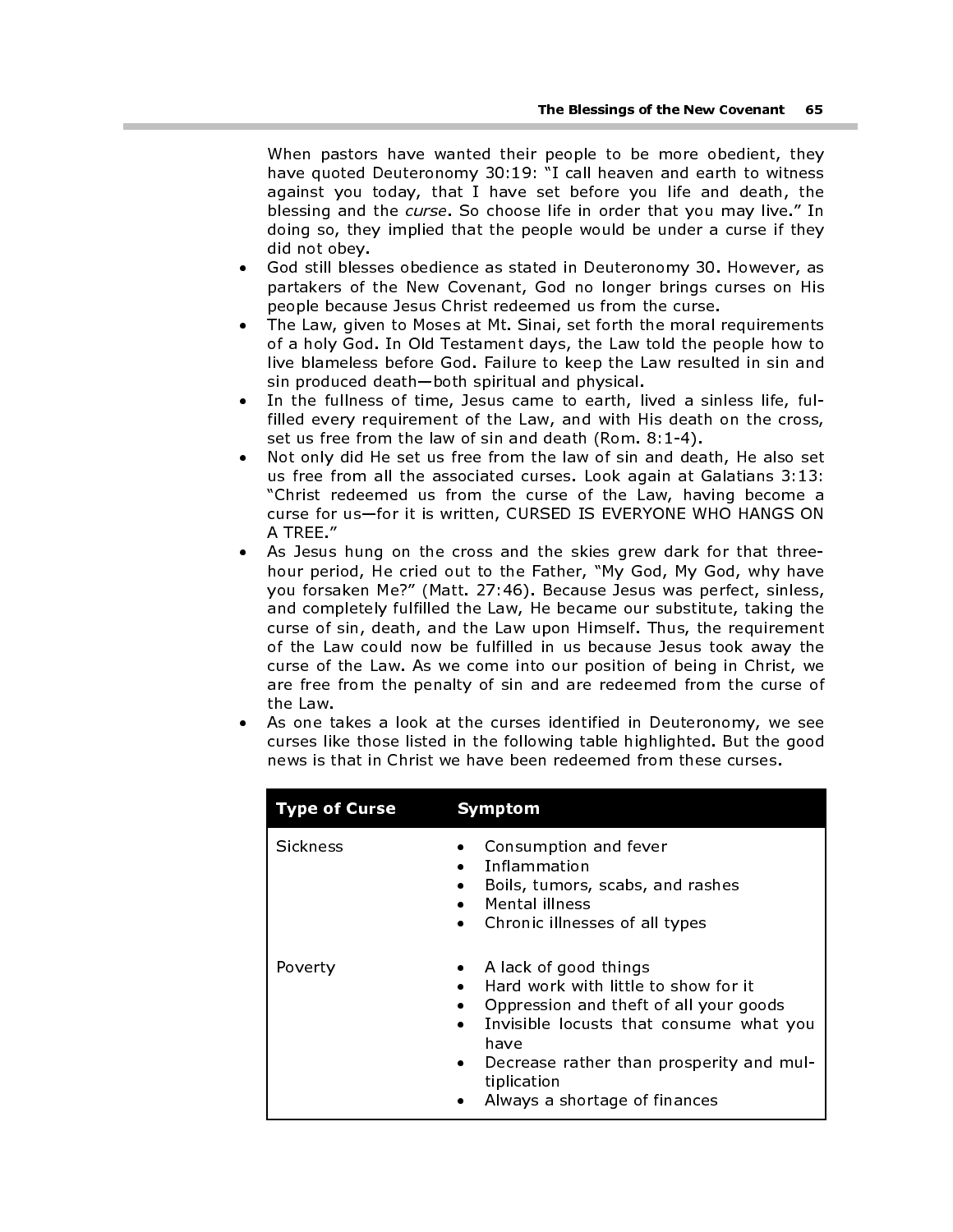When pastors have wanted their people to be more obedient, they have quoted Deuteronomy 30:19: "I call heaven and earth to witness against you today, that I have set before you life and death, the blessing and the *curse*. So choose life in order that you may live." In doing so, they implied that the people would be under a curse if they did not obey.

- God still blesses obedience as stated in Deuteronomy 30. However, as partakers of the New Covenant, God no longer brings curses on His people because Jesus Christ redeemed us from the curse.
- The Law, given to Moses at Mt. Sinai, set forth the moral requirements of a holy God. In Old Testament days, the Law told the people how to live blameless before God. Failure to keep the Law resulted in sin and sin produced death—both spiritual and physical.
- In the fullness of time, Jesus came to earth, lived a sinless life, fulfilled every requirement of the Law, and with His death on the cross, set us free from the law of sin and death (Rom. 8:1-4).
- Not only did He set us free from the law of sin and death, He also set us free from all the associated curses. Look again at Galatians 3:13: "Christ redeemed us from the curse of the Law, having become a curse for us—for it is written, CURSED IS EVERYONE WHO HANGS ON A TREE."
- As Jesus hung on the cross and the skies grew dark for that three-hour period, He cried out to the Father, "My God, My God, why have you forsaken Me?" (Matt. 27:46). Because Jesus was perfect, sinless, and completely fulfilled the Law, He became our substitute, taking the curse of sin, death, and the Law upon Himself. Thus, the requirement of the Law could now be fulfilled in us because Jesus took away the curse of the Law. As we come into our position of being in Christ, we are free from the penalty of sin and are redeemed from the curse of the Law.
- As one takes a look at the curses identified in Deuteronomy, we see curses like those listed in the following table highlighted. But the good news is that in Christ we have been redeemed from these curses.

| Type of Curse | Symptom |
|---|---|
| Sickness | • Consumption and fever<br>• Inflammation<br>• Boils, tumors, scabs, and rashes<br>• Mental illness<br>• Chronic illnesses of all types |
| Poverty | • A lack of good things<br>• Hard work with little to show for it<br>• Oppression and theft of all your goods<br>• Invisible locusts that consume what you have<br>• Decrease rather than prosperity and multiplication<br>• Always a shortage of finances |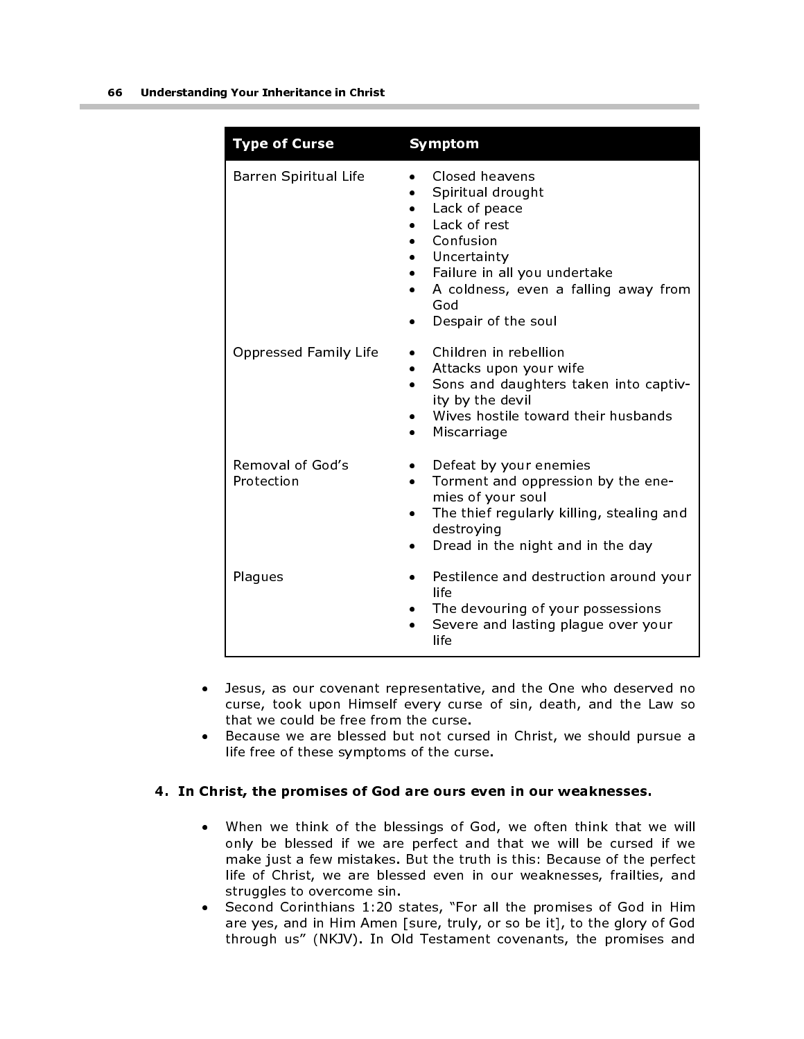| Type of Curse | Symptom |
| --- | --- |
| Barren Spiritual Life | • Closed heavens<br>• Spiritual drought<br>• Lack of peace<br>• Lack of rest<br>• Confusion<br>• Uncertainty<br>• Failure in all you undertake<br>• A coldness, even a falling away from God<br>• Despair of the soul |
| Oppressed Family Life | • Children in rebellion<br>• Attacks upon your wife<br>• Sons and daughters taken into captivity by the devil<br>• Wives hostile toward their husbands<br>• Miscarriage |
| Removal of God's Protection | • Defeat by your enemies<br>• Torment and oppression by the enemies of your soul<br>• The thief regularly killing, stealing and destroying<br>• Dread in the night and in the day |
| Plagues | • Pestilence and destruction around your life<br>• The devouring of your possessions<br>• Severe and lasting plague over your life |

- Jesus, as our covenant representative, and the One who deserved no curse, took upon Himself every curse of sin, death, and the Law so that we could be free from the curse.
- Because we are blessed but not cursed in Christ, we should pursue a life free of these symptoms of the curse.

**4. In Christ, the promises of God are ours even in our weaknesses.**

- When we think of the blessings of God, we often think that we will only be blessed if we are perfect and that we will be cursed if we make just a few mistakes. But the truth is this: Because of the perfect life of Christ, we are blessed even in our weaknesses, frailties, and struggles to overcome sin.
- Second Corinthians 1:20 states, "For all the promises of God in Him are yes, and in Him Amen [sure, truly, or so be it], to the glory of God through us" (NKJV). In Old Testament covenants, the promises and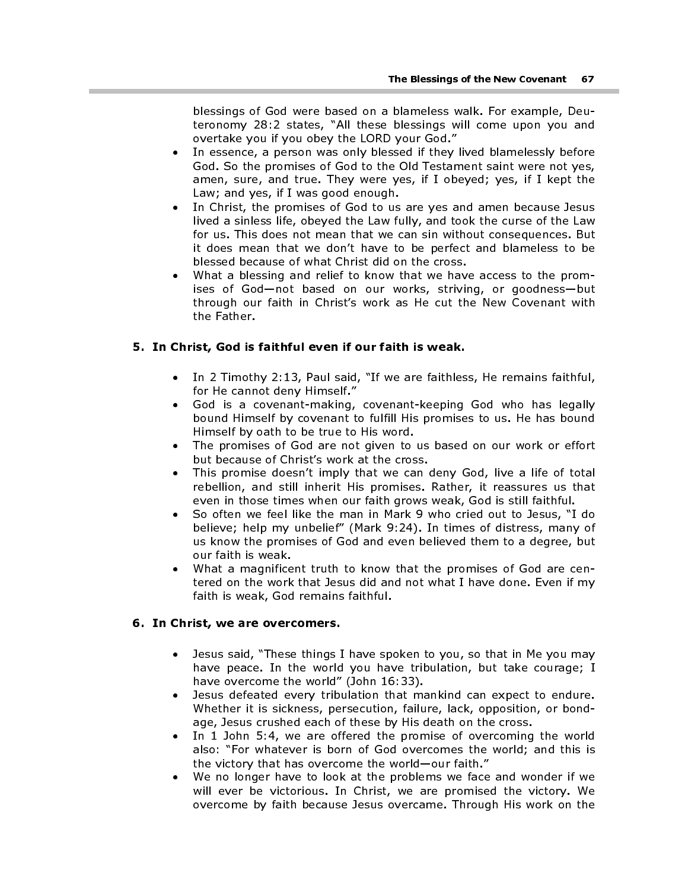blessings of God were based on a blameless walk. For example, Deuteronomy 28:2 states, "All these blessings will come upon you and overtake you if you obey the LORD your God."

- In essence, a person was only blessed if they lived blamelessly before God. So the promises of God to the Old Testament saint were not yes, amen, sure, and true. They were yes, if I obeyed; yes, if I kept the Law; and yes, if I was good enough.
- In Christ, the promises of God to us are yes and amen because Jesus lived a sinless life, obeyed the Law fully, and took the curse of the Law for us. This does not mean that we can sin without consequences. But it does mean that we don't have to be perfect and blameless to be blessed because of what Christ did on the cross.
- What a blessing and relief to know that we have access to the promises of God—not based on our works, striving, or goodness—but through our faith in Christ's work as He cut the New Covenant with the Father.

**5. In Christ, God is faithful even if our faith is weak.**

- In 2 Timothy 2:13, Paul said, "If we are faithless, He remains faithful, for He cannot deny Himself."
- God is a covenant-making, covenant-keeping God who has legally bound Himself by covenant to fulfill His promises to us. He has bound Himself by oath to be true to His word.
- The promises of God are not given to us based on our work or effort but because of Christ's work at the cross.
- This promise doesn't imply that we can deny God, live a life of total rebellion, and still inherit His promises. Rather, it reassures us that even in those times when our faith grows weak, God is still faithful.
- So often we feel like the man in Mark 9 who cried out to Jesus, "I do believe; help my unbelief" (Mark 9:24). In times of distress, many of us know the promises of God and even believed them to a degree, but our faith is weak.
- What a magnificent truth to know that the promises of God are centered on the work that Jesus did and not what I have done. Even if my faith is weak, God remains faithful.

**6. In Christ, we are overcomers.**

- Jesus said, "These things I have spoken to you, so that in Me you may have peace. In the world you have tribulation, but take courage; I have overcome the world" (John 16:33).
- Jesus defeated every tribulation that mankind can expect to endure. Whether it is sickness, persecution, failure, lack, opposition, or bondage, Jesus crushed each of these by His death on the cross.
- In 1 John 5:4, we are offered the promise of overcoming the world also: "For whatever is born of God overcomes the world; and this is the victory that has overcome the world—our faith."
- We no longer have to look at the problems we face and wonder if we will ever be victorious. In Christ, we are promised the victory. We overcome by faith because Jesus overcame. Through His work on the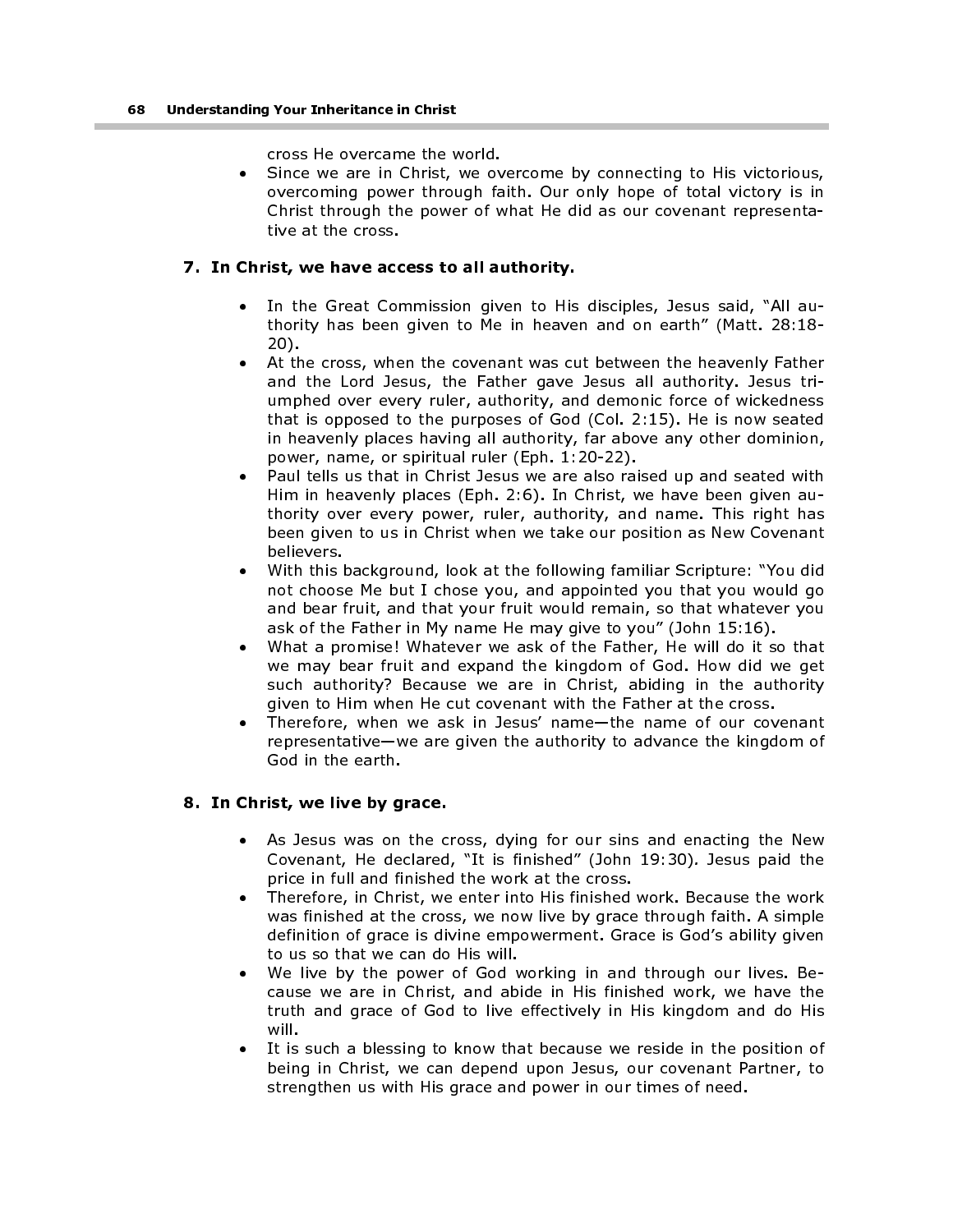cross He overcame the world.

- Since we are in Christ, we overcome by connecting to His victorious, overcoming power through faith. Our only hope of total victory is in Christ through the power of what He did as our covenant representative at the cross.

**7. In Christ, we have access to all authority.**

- In the Great Commission given to His disciples, Jesus said, "All authority has been given to Me in heaven and on earth" (Matt. 28:18-20).
- At the cross, when the covenant was cut between the heavenly Father and the Lord Jesus, the Father gave Jesus all authority. Jesus triumphed over every ruler, authority, and demonic force of wickedness that is opposed to the purposes of God (Col. 2:15). He is now seated in heavenly places having all authority, far above any other dominion, power, name, or spiritual ruler (Eph. 1:20-22).
- Paul tells us that in Christ Jesus we are also raised up and seated with Him in heavenly places (Eph. 2:6). In Christ, we have been given authority over every power, ruler, authority, and name. This right has been given to us in Christ when we take our position as New Covenant believers.
- With this background, look at the following familiar Scripture: "You did not choose Me but I chose you, and appointed you that you would go and bear fruit, and that your fruit would remain, so that whatever you ask of the Father in My name He may give to you" (John 15:16).
- What a promise! Whatever we ask of the Father, He will do it so that we may bear fruit and expand the kingdom of God. How did we get such authority? Because we are in Christ, abiding in the authority given to Him when He cut covenant with the Father at the cross.
- Therefore, when we ask in Jesus' name—the name of our covenant representative—we are given the authority to advance the kingdom of God in the earth.

**8. In Christ, we live by grace.**

- As Jesus was on the cross, dying for our sins and enacting the New Covenant, He declared, "It is finished" (John 19:30). Jesus paid the price in full and finished the work at the cross.
- Therefore, in Christ, we enter into His finished work. Because the work was finished at the cross, we now live by grace through faith. A simple definition of grace is divine empowerment. Grace is God's ability given to us so that we can do His will.
- We live by the power of God working in and through our lives. Because we are in Christ, and abide in His finished work, we have the truth and grace of God to live effectively in His kingdom and do His will.
- It is such a blessing to know that because we reside in the position of being in Christ, we can depend upon Jesus, our covenant Partner, to strengthen us with His grace and power in our times of need.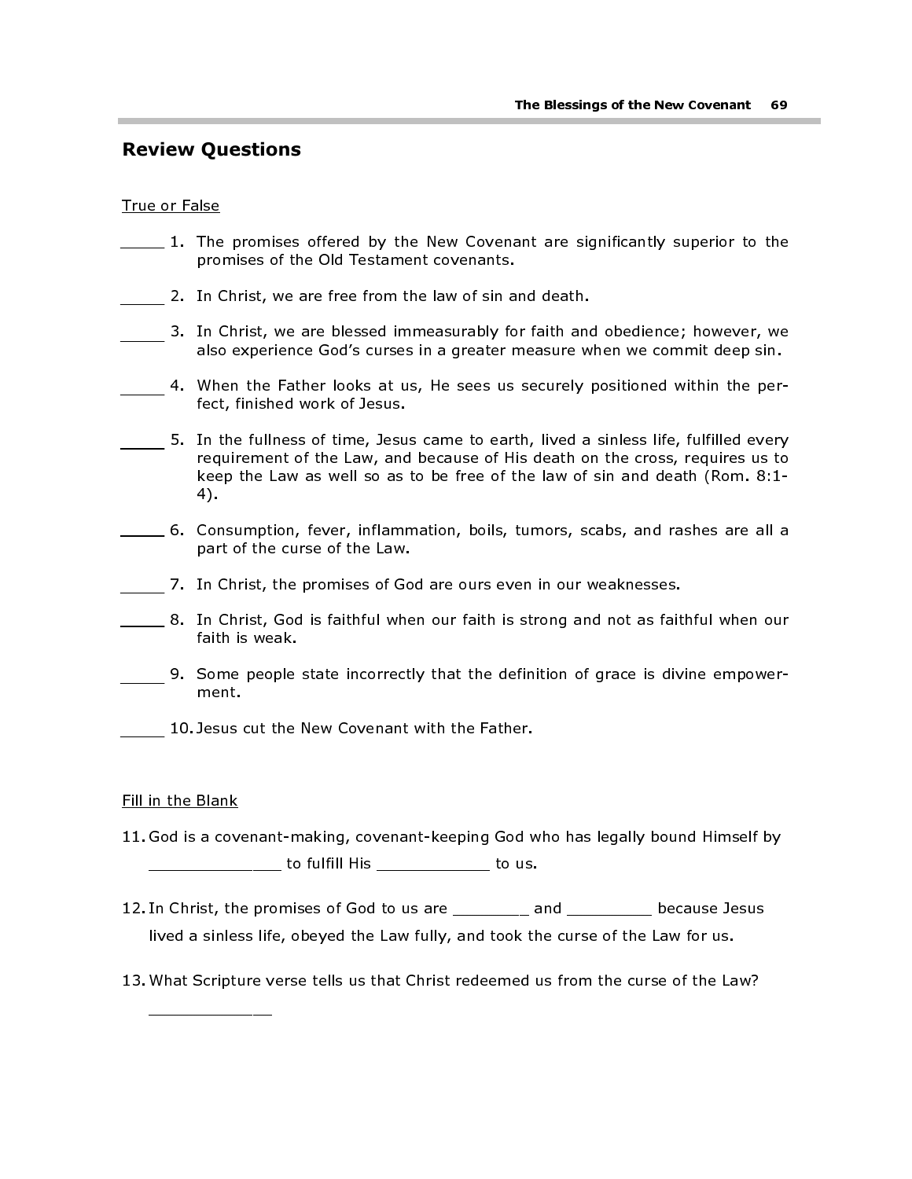## Review Questions

True or False

_____ 1. The promises offered by the New Covenant are significantly superior to the promises of the Old Testament covenants.

_____ 2. In Christ, we are free from the law of sin and death.

_____ 3. In Christ, we are blessed immeasurably for faith and obedience; however, we also experience God's curses in a greater measure when we commit deep sin.

_____ 4. When the Father looks at us, He sees us securely positioned within the perfect, finished work of Jesus.

_____ 5. In the fullness of time, Jesus came to earth, lived a sinless life, fulfilled every requirement of the Law, and because of His death on the cross, requires us to keep the Law as well so as to be free of the law of sin and death (Rom. 8:1-4).

_____ 6. Consumption, fever, inflammation, boils, tumors, scabs, and rashes are all a part of the curse of the Law.

_____ 7. In Christ, the promises of God are ours even in our weaknesses.

_____ 8. In Christ, God is faithful when our faith is strong and not as faithful when our faith is weak.

_____ 9. Some people state incorrectly that the definition of grace is divine empowerment.

_____ 10. Jesus cut the New Covenant with the Father.

Fill in the Blank

11. God is a covenant-making, covenant-keeping God who has legally bound Himself by _______________ to fulfill His _____________ to us.

12. In Christ, the promises of God to us are _________ and __________ because Jesus lived a sinless life, obeyed the Law fully, and took the curse of the Law for us.

13. What Scripture verse tells us that Christ redeemed us from the curse of the Law? ______________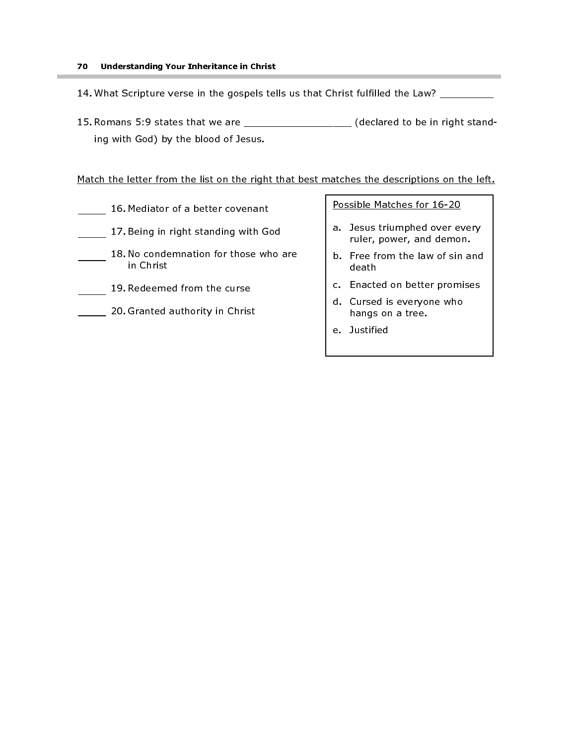14. What Scripture verse in the gospels tells us that Christ fulfilled the Law? __________

15. Romans 5:9 states that we are ___________________ (declared to be in right standing with God) by the blood of Jesus.

<u>Match the letter from the list on the right that best matches the descriptions on the left.</u>

_____ 16. Mediator of a better covenant

_____ 17. Being in right standing with God

_____ 18. No condemnation for those who are in Christ

_____ 19. Redeemed from the curse

_____ 20. Granted authority in Christ

<u>Possible Matches for 16-20</u>

a. Jesus triumphed over every ruler, power, and demon.
b. Free from the law of sin and death
c. Enacted on better promises
d. Cursed is everyone who hangs on a tree.
e. Justified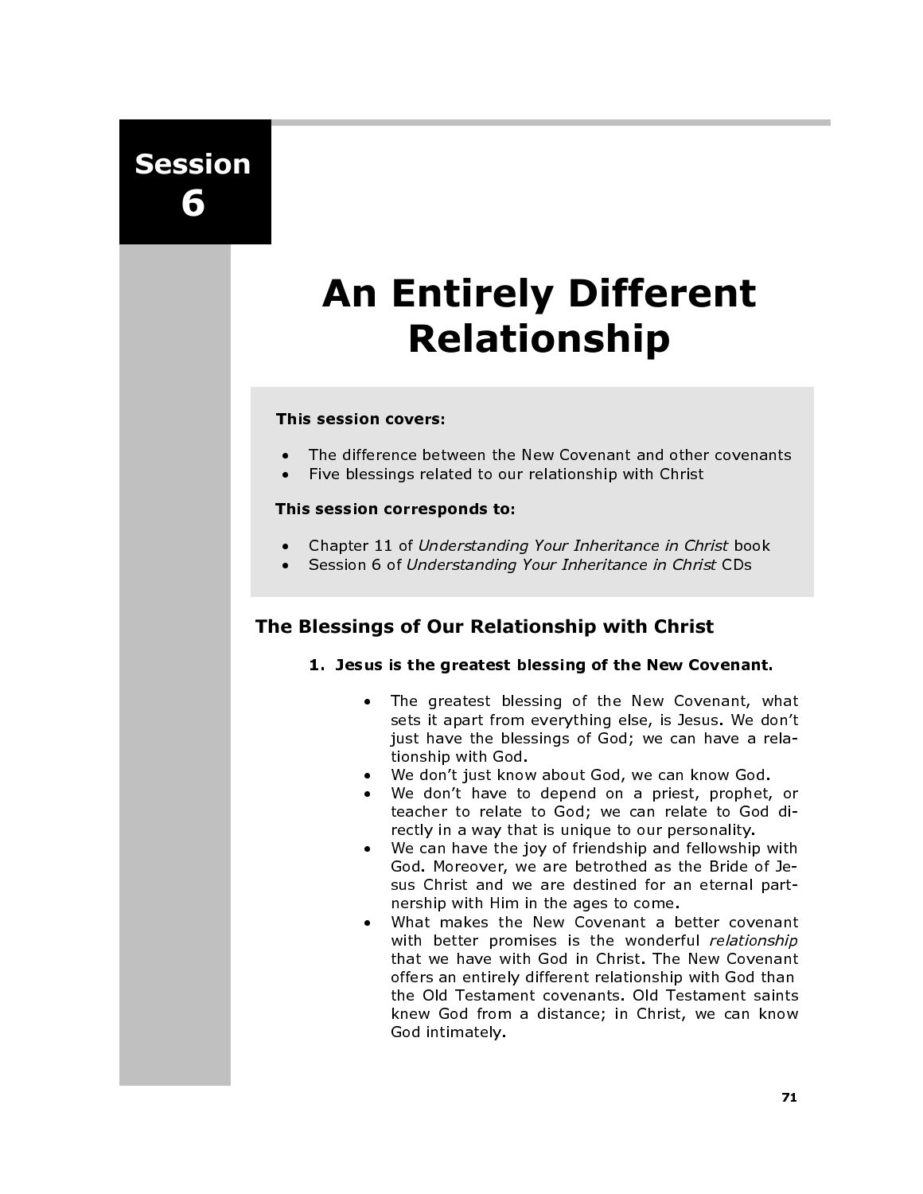# Session 6

# An Entirely Different Relationship

**This session covers:**

- The difference between the New Covenant and other covenants
- Five blessings related to our relationship with Christ

**This session corresponds to:**

- Chapter 11 of *Understanding Your Inheritance in Christ* book
- Session 6 of *Understanding Your Inheritance in Christ* CDs

## The Blessings of Our Relationship with Christ

**1. Jesus is the greatest blessing of the New Covenant.**

- The greatest blessing of the New Covenant, what sets it apart from everything else, is Jesus. We don't just have the blessings of God; we can have a relationship with God.
- We don't just know about God, we can know God.
- We don't have to depend on a priest, prophet, or teacher to relate to God; we can relate to God directly in a way that is unique to our personality.
- We can have the joy of friendship and fellowship with God. Moreover, we are betrothed as the Bride of Jesus Christ and we are destined for an eternal partnership with Him in the ages to come.
- What makes the New Covenant a better covenant with better promises is the wonderful *relationship* that we have with God in Christ. The New Covenant offers an entirely different relationship with God than the Old Testament covenants. Old Testament saints knew God from a distance; in Christ, we can know God intimately.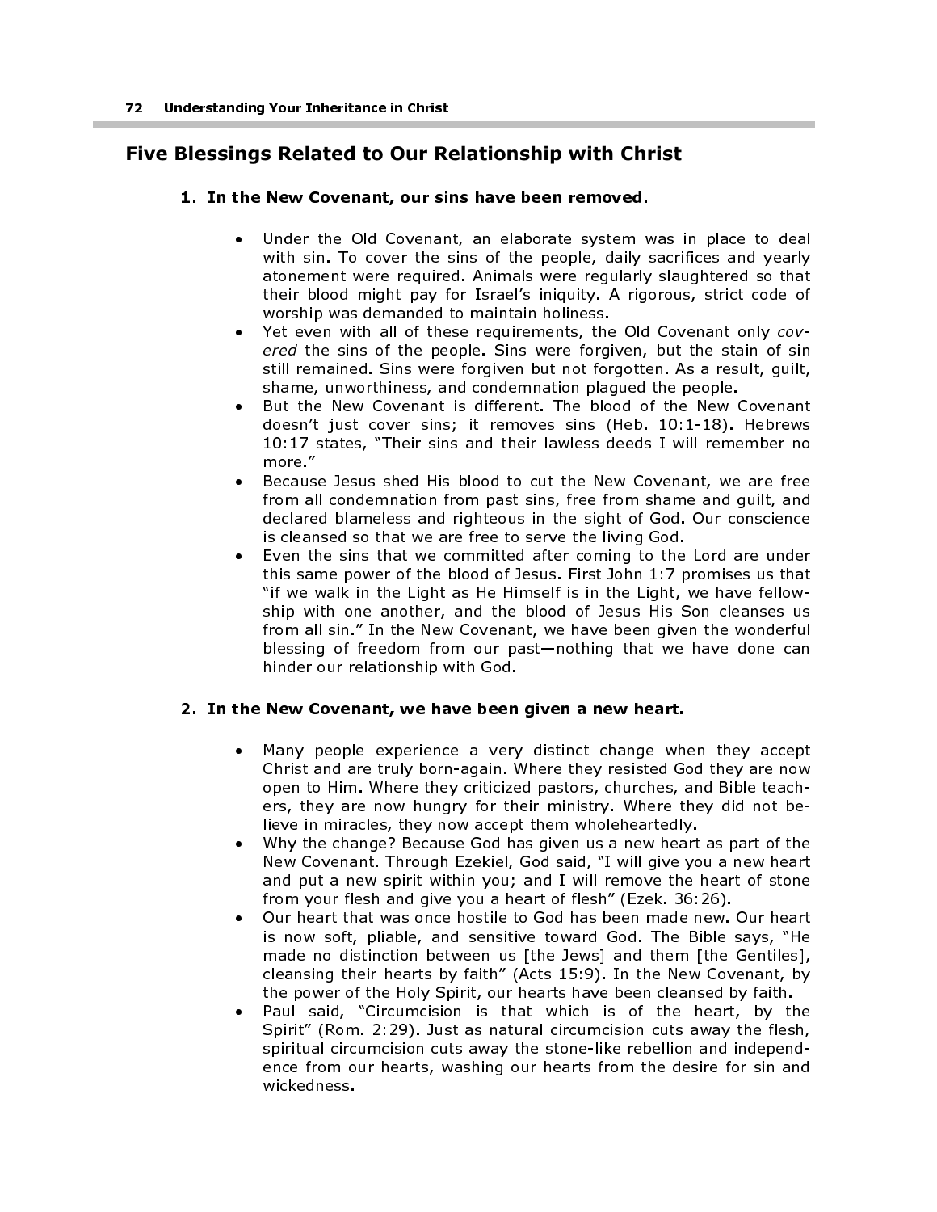## Five Blessings Related to Our Relationship with Christ

### 1. In the New Covenant, our sins have been removed.

- Under the Old Covenant, an elaborate system was in place to deal with sin. To cover the sins of the people, daily sacrifices and yearly atonement were required. Animals were regularly slaughtered so that their blood might pay for Israel's iniquity. A rigorous, strict code of worship was demanded to maintain holiness.
- Yet even with all of these requirements, the Old Covenant only *covered* the sins of the people. Sins were forgiven, but the stain of sin still remained. Sins were forgiven but not forgotten. As a result, guilt, shame, unworthiness, and condemnation plagued the people.
- But the New Covenant is different. The blood of the New Covenant doesn't just cover sins; it removes sins (Heb. 10:1-18). Hebrews 10:17 states, "Their sins and their lawless deeds I will remember no more."
- Because Jesus shed His blood to cut the New Covenant, we are free from all condemnation from past sins, free from shame and guilt, and declared blameless and righteous in the sight of God. Our conscience is cleansed so that we are free to serve the living God.
- Even the sins that we committed after coming to the Lord are under this same power of the blood of Jesus. First John 1:7 promises us that "if we walk in the Light as He Himself is in the Light, we have fellowship with one another, and the blood of Jesus His Son cleanses us from all sin." In the New Covenant, we have been given the wonderful blessing of freedom from our past—nothing that we have done can hinder our relationship with God.

### 2. In the New Covenant, we have been given a new heart.

- Many people experience a very distinct change when they accept Christ and are truly born-again. Where they resisted God they are now open to Him. Where they criticized pastors, churches, and Bible teachers, they are now hungry for their ministry. Where they did not believe in miracles, they now accept them wholeheartedly.
- Why the change? Because God has given us a new heart as part of the New Covenant. Through Ezekiel, God said, "I will give you a new heart and put a new spirit within you; and I will remove the heart of stone from your flesh and give you a heart of flesh" (Ezek. 36:26).
- Our heart that was once hostile to God has been made new. Our heart is now soft, pliable, and sensitive toward God. The Bible says, "He made no distinction between us [the Jews] and them [the Gentiles], cleansing their hearts by faith" (Acts 15:9). In the New Covenant, by the power of the Holy Spirit, our hearts have been cleansed by faith.
- Paul said, "Circumcision is that which is of the heart, by the Spirit" (Rom. 2:29). Just as natural circumcision cuts away the flesh, spiritual circumcision cuts away the stone-like rebellion and independence from our hearts, washing our hearts from the desire for sin and wickedness.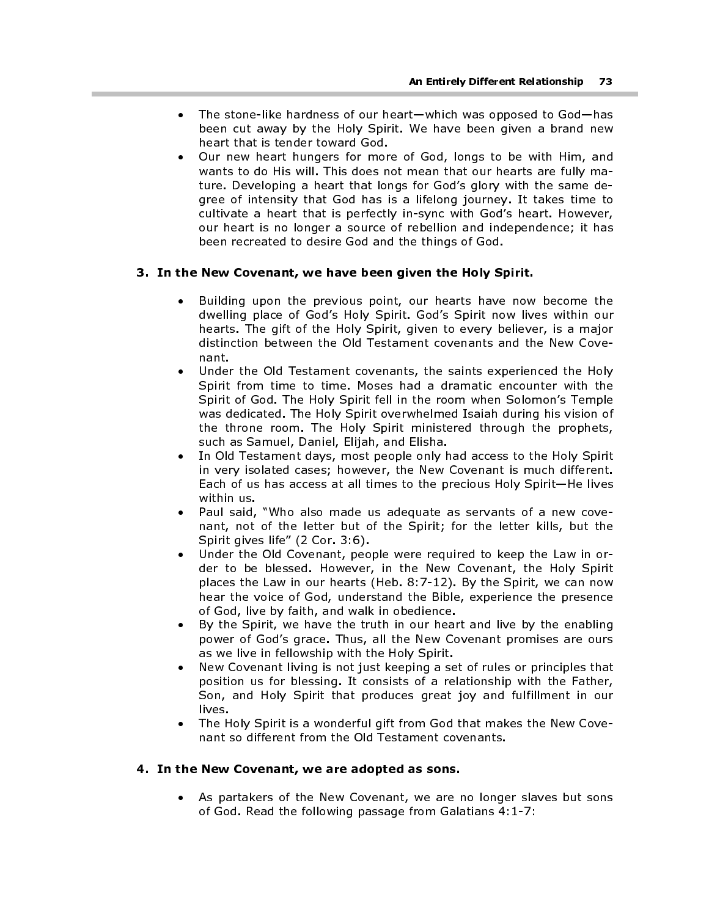- The stone-like hardness of our heart—which was opposed to God—has been cut away by the Holy Spirit. We have been given a brand new heart that is tender toward God.
- Our new heart hungers for more of God, longs to be with Him, and wants to do His will. This does not mean that our hearts are fully mature. Developing a heart that longs for God's glory with the same degree of intensity that God has is a lifelong journey. It takes time to cultivate a heart that is perfectly in-sync with God's heart. However, our heart is no longer a source of rebellion and independence; it has been recreated to desire God and the things of God.

**3. In the New Covenant, we have been given the Holy Spirit.**

- Building upon the previous point, our hearts have now become the dwelling place of God's Holy Spirit. God's Spirit now lives within our hearts. The gift of the Holy Spirit, given to every believer, is a major distinction between the Old Testament covenants and the New Covenant.
- Under the Old Testament covenants, the saints experienced the Holy Spirit from time to time. Moses had a dramatic encounter with the Spirit of God. The Holy Spirit fell in the room when Solomon's Temple was dedicated. The Holy Spirit overwhelmed Isaiah during his vision of the throne room. The Holy Spirit ministered through the prophets, such as Samuel, Daniel, Elijah, and Elisha.
- In Old Testament days, most people only had access to the Holy Spirit in very isolated cases; however, the New Covenant is much different. Each of us has access at all times to the precious Holy Spirit—He lives within us.
- Paul said, "Who also made us adequate as servants of a new covenant, not of the letter but of the Spirit; for the letter kills, but the Spirit gives life" (2 Cor. 3:6).
- Under the Old Covenant, people were required to keep the Law in order to be blessed. However, in the New Covenant, the Holy Spirit places the Law in our hearts (Heb. 8:7-12). By the Spirit, we can now hear the voice of God, understand the Bible, experience the presence of God, live by faith, and walk in obedience.
- By the Spirit, we have the truth in our heart and live by the enabling power of God's grace. Thus, all the New Covenant promises are ours as we live in fellowship with the Holy Spirit.
- New Covenant living is not just keeping a set of rules or principles that position us for blessing. It consists of a relationship with the Father, Son, and Holy Spirit that produces great joy and fulfillment in our lives.
- The Holy Spirit is a wonderful gift from God that makes the New Covenant so different from the Old Testament covenants.

**4. In the New Covenant, we are adopted as sons.**

- As partakers of the New Covenant, we are no longer slaves but sons of God. Read the following passage from Galatians 4:1-7: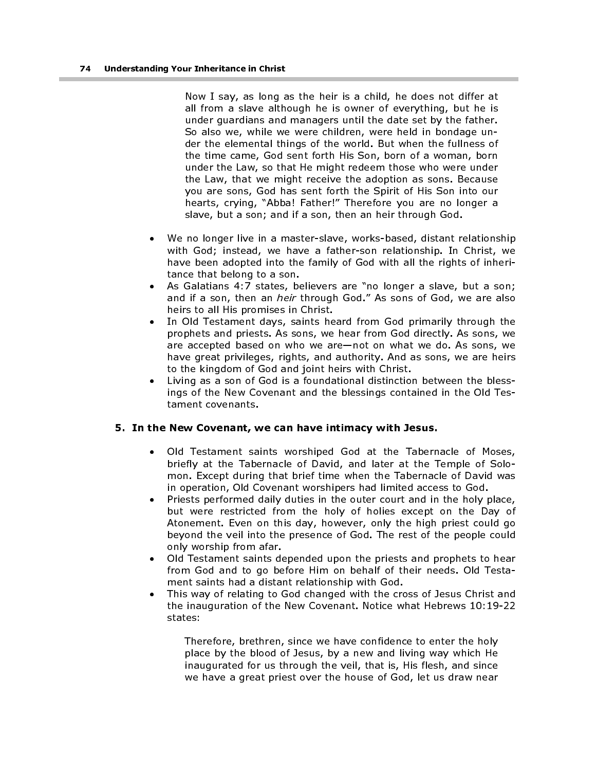> Now I say, as long as the heir is a child, he does not differ at all from a slave although he is owner of everything, but he is under guardians and managers until the date set by the father. So also we, while we were children, were held in bondage under the elemental things of the world. But when the fullness of the time came, God sent forth His Son, born of a woman, born under the Law, so that He might redeem those who were under the Law, that we might receive the adoption as sons. Because you are sons, God has sent forth the Spirit of His Son into our hearts, crying, "Abba! Father!" Therefore you are no longer a slave, but a son; and if a son, then an heir through God.

- We no longer live in a master-slave, works-based, distant relationship with God; instead, we have a father-son relationship. In Christ, we have been adopted into the family of God with all the rights of inheritance that belong to a son.
- As Galatians 4:7 states, believers are "no longer a slave, but a son; and if a son, then an *heir* through God." As sons of God, we are also heirs to all His promises in Christ.
- In Old Testament days, saints heard from God primarily through the prophets and priests. As sons, we hear from God directly. As sons, we are accepted based on who we are—not on what we do. As sons, we have great privileges, rights, and authority. And as sons, we are heirs to the kingdom of God and joint heirs with Christ.
- Living as a son of God is a foundational distinction between the blessings of the New Covenant and the blessings contained in the Old Testament covenants.

**5. In the New Covenant, we can have intimacy with Jesus.**

- Old Testament saints worshiped God at the Tabernacle of Moses, briefly at the Tabernacle of David, and later at the Temple of Solomon. Except during that brief time when the Tabernacle of David was in operation, Old Covenant worshipers had limited access to God.
- Priests performed daily duties in the outer court and in the holy place, but were restricted from the holy of holies except on the Day of Atonement. Even on this day, however, only the high priest could go beyond the veil into the presence of God. The rest of the people could only worship from afar.
- Old Testament saints depended upon the priests and prophets to hear from God and to go before Him on behalf of their needs. Old Testament saints had a distant relationship with God.
- This way of relating to God changed with the cross of Jesus Christ and the inauguration of the New Covenant. Notice what Hebrews 10:19-22 states:

> Therefore, brethren, since we have confidence to enter the holy place by the blood of Jesus, by a new and living way which He inaugurated for us through the veil, that is, His flesh, and since we have a great priest over the house of God, let us draw near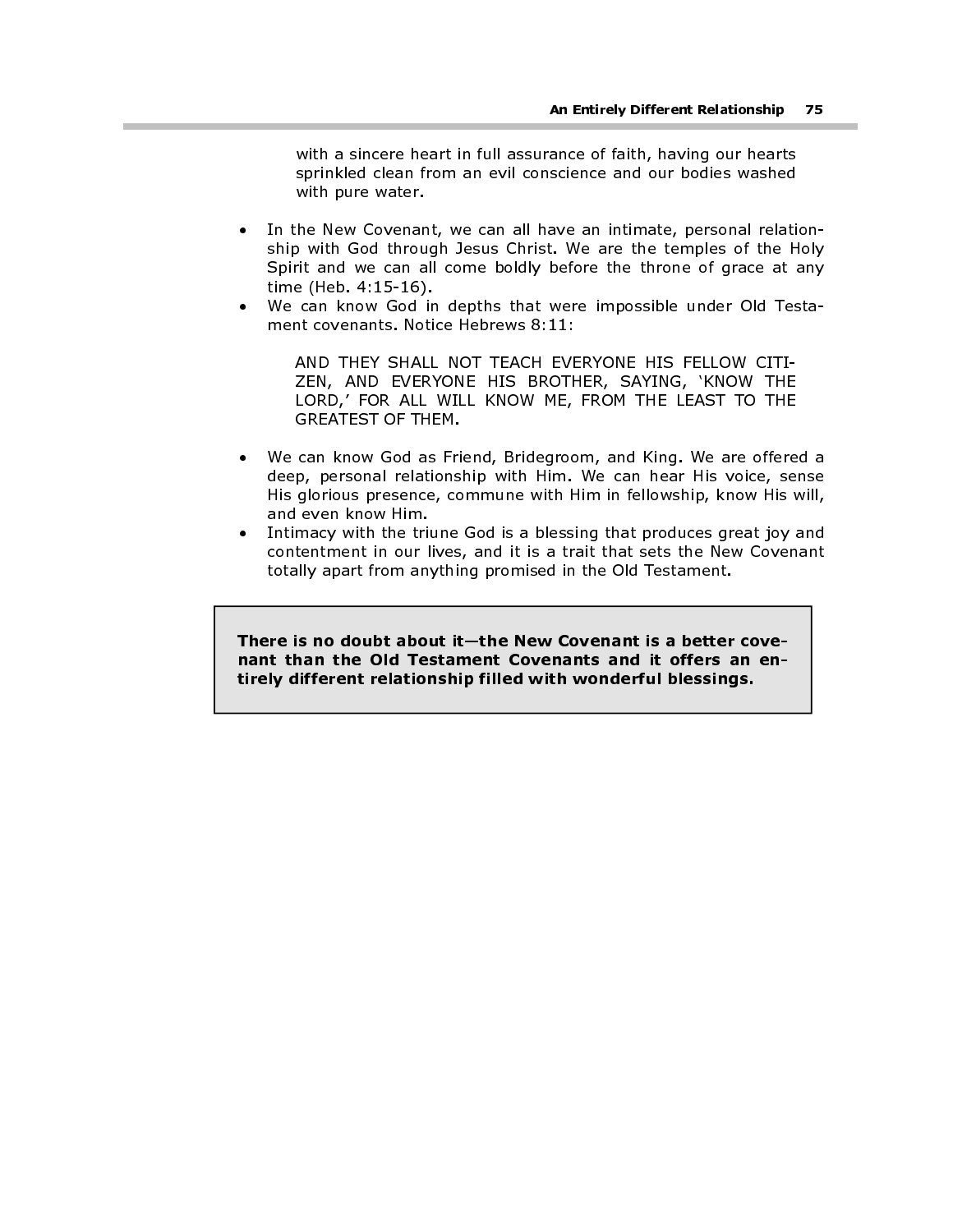> with a sincere heart in full assurance of faith, having our hearts sprinkled clean from an evil conscience and our bodies washed with pure water.

- In the New Covenant, we can all have an intimate, personal relationship with God through Jesus Christ. We are the temples of the Holy Spirit and we can all come boldly before the throne of grace at any time (Heb. 4:15-16).
- We can know God in depths that were impossible under Old Testament covenants. Notice Hebrews 8:11:

> AND THEY SHALL NOT TEACH EVERYONE HIS FELLOW CITIZEN, AND EVERYONE HIS BROTHER, SAYING, 'KNOW THE LORD,' FOR ALL WILL KNOW ME, FROM THE LEAST TO THE GREATEST OF THEM.

- We can know God as Friend, Bridegroom, and King. We are offered a deep, personal relationship with Him. We can hear His voice, sense His glorious presence, commune with Him in fellowship, know His will, and even know Him.
- Intimacy with the triune God is a blessing that produces great joy and contentment in our lives, and it is a trait that sets the New Covenant totally apart from anything promised in the Old Testament.

**There is no doubt about it—the New Covenant is a better covenant than the Old Testament Covenants and it offers an entirely different relationship filled with wonderful blessings.**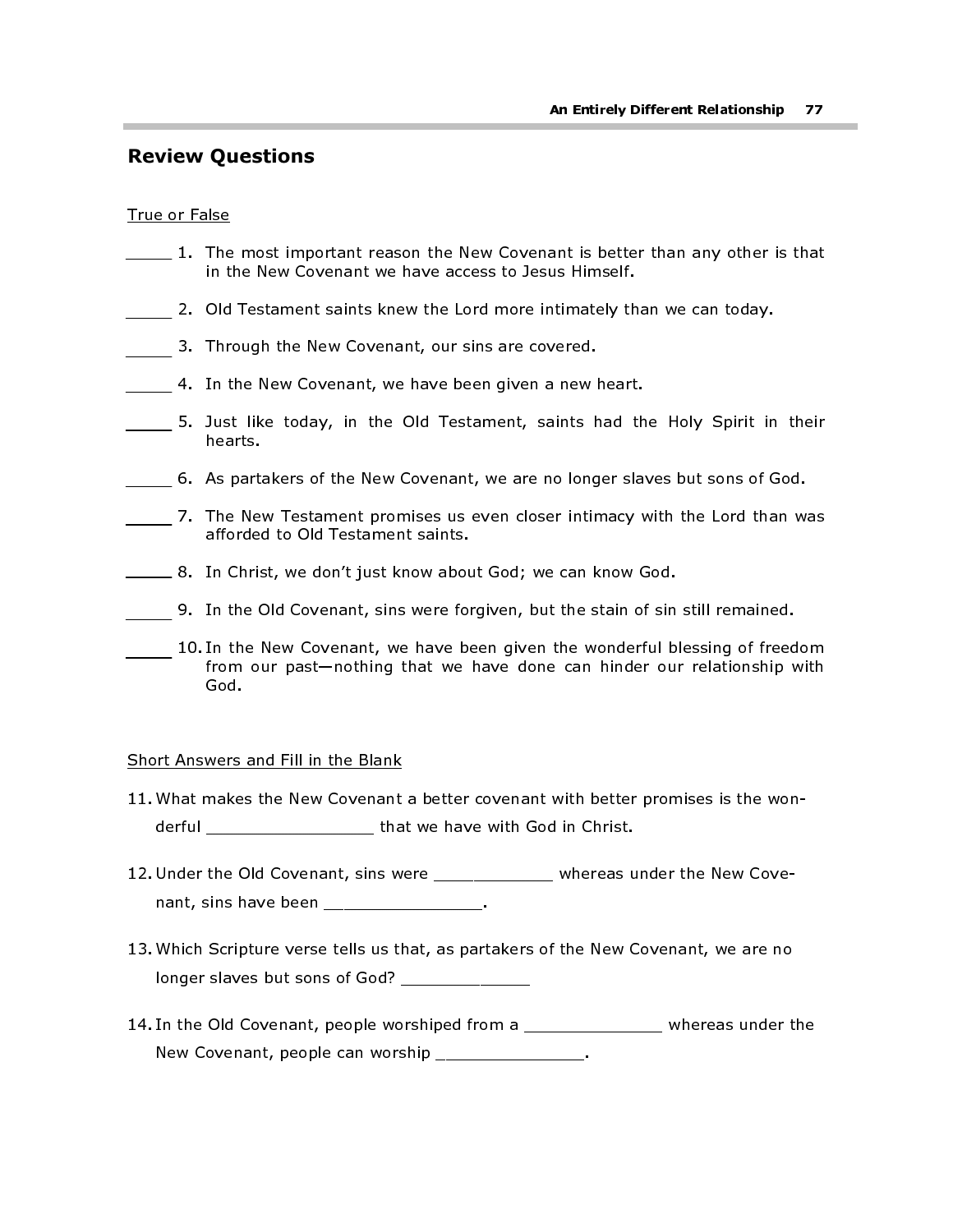## Review Questions

True or False

_____ 1. The most important reason the New Covenant is better than any other is that in the New Covenant we have access to Jesus Himself.

_____ 2. Old Testament saints knew the Lord more intimately than we can today.

_____ 3. Through the New Covenant, our sins are covered.

_____ 4. In the New Covenant, we have been given a new heart.

_____ 5. Just like today, in the Old Testament, saints had the Holy Spirit in their hearts.

_____ 6. As partakers of the New Covenant, we are no longer slaves but sons of God.

_____ 7. The New Testament promises us even closer intimacy with the Lord than was afforded to Old Testament saints.

_____ 8. In Christ, we don't just know about God; we can know God.

_____ 9. In the Old Covenant, sins were forgiven, but the stain of sin still remained.

_____ 10. In the New Covenant, we have been given the wonderful blessing of freedom from our past—nothing that we have done can hinder our relationship with God.

Short Answers and Fill in the Blank

11. What makes the New Covenant a better covenant with better promises is the wonderful _________________ that we have with God in Christ.

12. Under the Old Covenant, sins were ____________ whereas under the New Covenant, sins have been ________________.

13. Which Scripture verse tells us that, as partakers of the New Covenant, we are no longer slaves but sons of God? _____________

14. In the Old Covenant, people worshiped from a ______________ whereas under the New Covenant, people can worship ______________.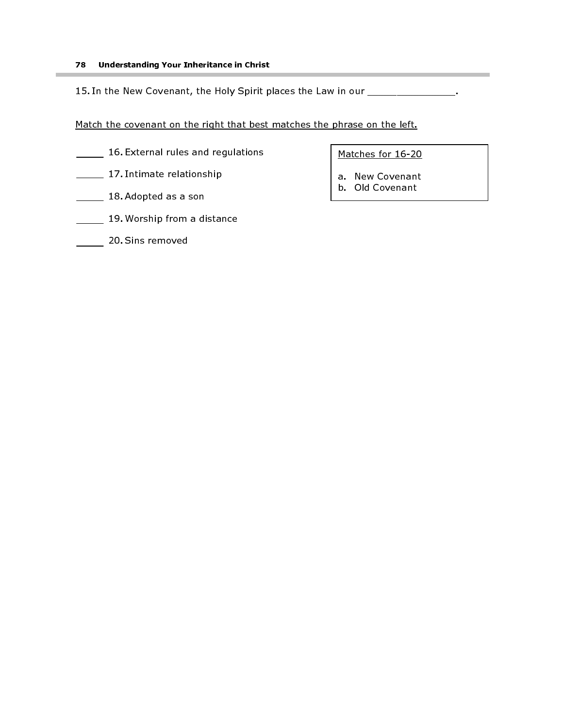15. In the New Covenant, the Holy Spirit places the Law in our _______________.

Match the covenant on the right that best matches the phrase on the left.

_____ 16. External rules and regulations

_____ 17. Intimate relationship

_____ 18. Adopted as a son

_____ 19. Worship from a distance

_____ 20. Sins removed

Matches for 16-20

a. New Covenant
b. Old Covenant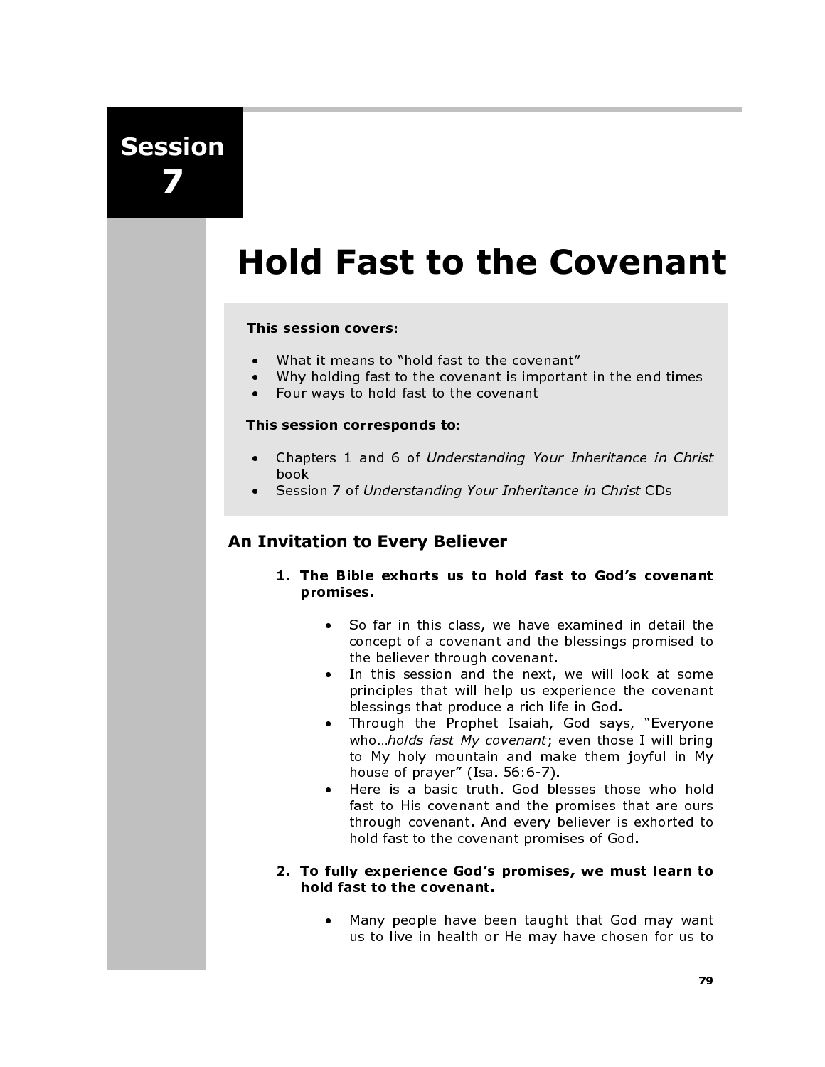**Session 7**

# Hold Fast to the Covenant

**This session covers:**

- What it means to "hold fast to the covenant"
- Why holding fast to the covenant is important in the end times
- Four ways to hold fast to the covenant

**This session corresponds to:**

- Chapters 1 and 6 of *Understanding Your Inheritance in Christ* book
- Session 7 of *Understanding Your Inheritance in Christ* CDs

## An Invitation to Every Believer

1. **The Bible exhorts us to hold fast to God's covenant promises.**

   - So far in this class, we have examined in detail the concept of a covenant and the blessings promised to the believer through covenant.
   - In this session and the next, we will look at some principles that will help us experience the covenant blessings that produce a rich life in God.
   - Through the Prophet Isaiah, God says, "Everyone who…*holds fast My covenant*; even those I will bring to My holy mountain and make them joyful in My house of prayer" (Isa. 56:6-7).
   - Here is a basic truth. God blesses those who hold fast to His covenant and the promises that are ours through covenant. And every believer is exhorted to hold fast to the covenant promises of God.

2. **To fully experience God's promises, we must learn to hold fast to the covenant.**

   - Many people have been taught that God may want us to live in health or He may have chosen for us to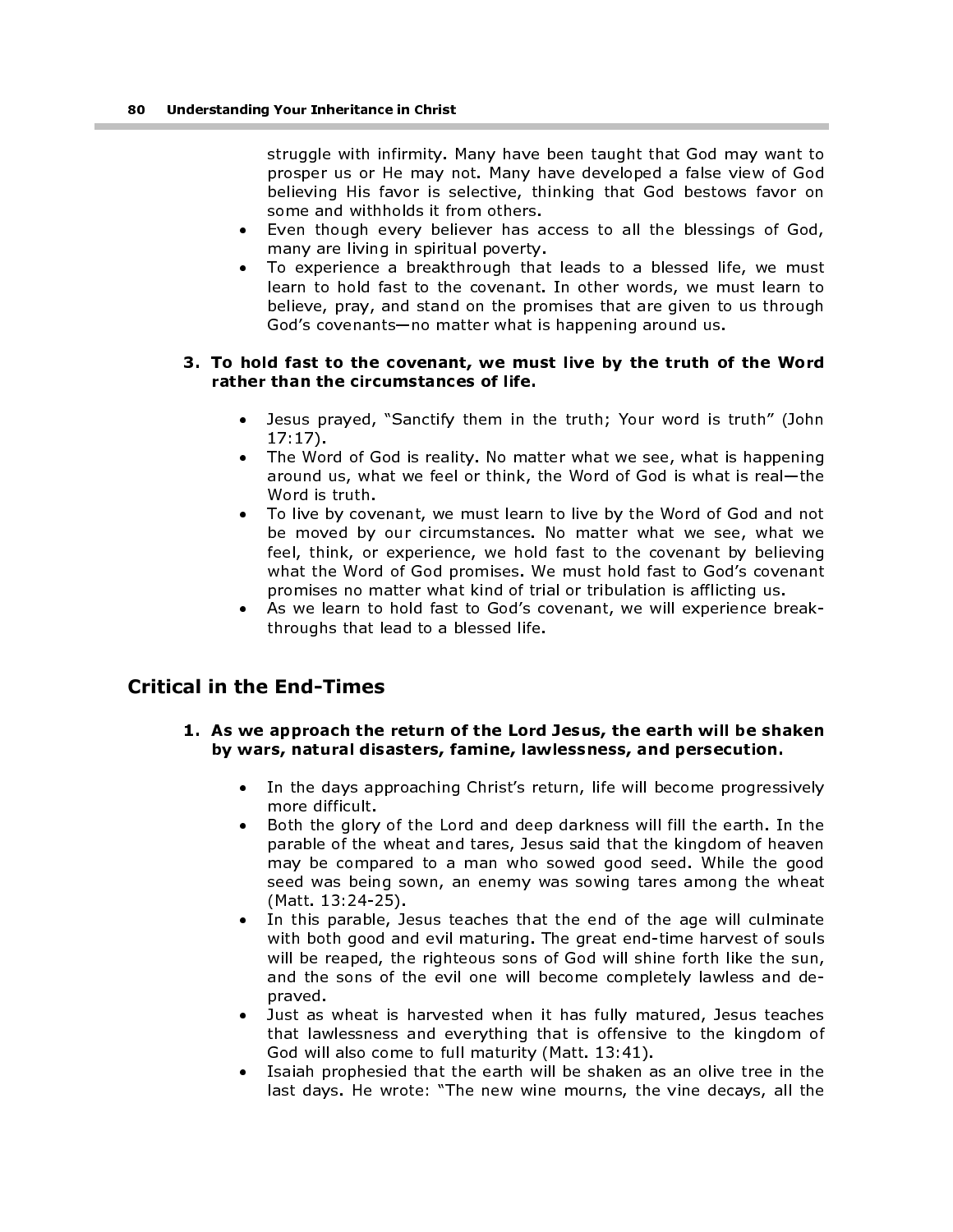struggle with infirmity. Many have been taught that God may want to prosper us or He may not. Many have developed a false view of God believing His favor is selective, thinking that God bestows favor on some and withholds it from others.

- Even though every believer has access to all the blessings of God, many are living in spiritual poverty.
- To experience a breakthrough that leads to a blessed life, we must learn to hold fast to the covenant. In other words, we must learn to believe, pray, and stand on the promises that are given to us through God's covenants—no matter what is happening around us.

**3. To hold fast to the covenant, we must live by the truth of the Word rather than the circumstances of life.**

- Jesus prayed, "Sanctify them in the truth; Your word is truth" (John 17:17).
- The Word of God is reality. No matter what we see, what is happening around us, what we feel or think, the Word of God is what is real—the Word is truth.
- To live by covenant, we must learn to live by the Word of God and not be moved by our circumstances. No matter what we see, what we feel, think, or experience, we hold fast to the covenant by believing what the Word of God promises. We must hold fast to God's covenant promises no matter what kind of trial or tribulation is afflicting us.
- As we learn to hold fast to God's covenant, we will experience breakthroughs that lead to a blessed life.

## Critical in the End-Times

**1. As we approach the return of the Lord Jesus, the earth will be shaken by wars, natural disasters, famine, lawlessness, and persecution.**

- In the days approaching Christ's return, life will become progressively more difficult.
- Both the glory of the Lord and deep darkness will fill the earth. In the parable of the wheat and tares, Jesus said that the kingdom of heaven may be compared to a man who sowed good seed. While the good seed was being sown, an enemy was sowing tares among the wheat (Matt. 13:24-25).
- In this parable, Jesus teaches that the end of the age will culminate with both good and evil maturing. The great end-time harvest of souls will be reaped, the righteous sons of God will shine forth like the sun, and the sons of the evil one will become completely lawless and depraved.
- Just as wheat is harvested when it has fully matured, Jesus teaches that lawlessness and everything that is offensive to the kingdom of God will also come to full maturity (Matt. 13:41).
- Isaiah prophesied that the earth will be shaken as an olive tree in the last days. He wrote: "The new wine mourns, the vine decays, all the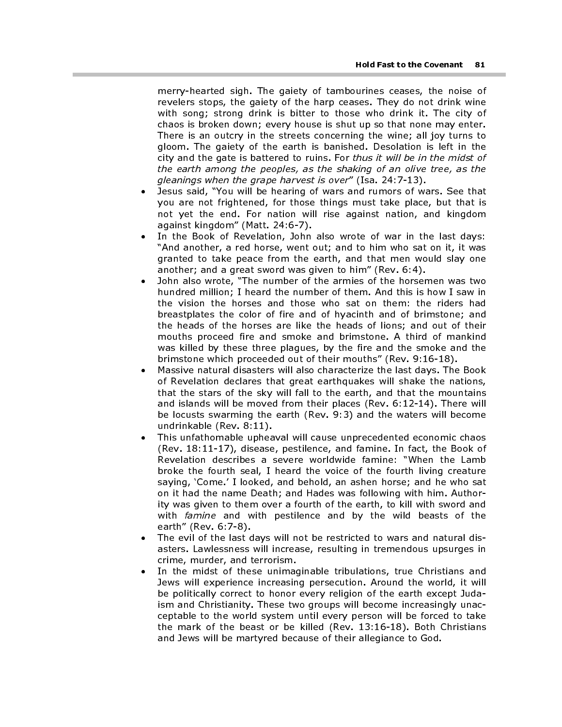merry-hearted sigh. The gaiety of tambourines ceases, the noise of revelers stops, the gaiety of the harp ceases. They do not drink wine with song; strong drink is bitter to those who drink it. The city of chaos is broken down; every house is shut up so that none may enter. There is an outcry in the streets concerning the wine; all joy turns to gloom. The gaiety of the earth is banished. Desolation is left in the city and the gate is battered to ruins. For *thus it will be in the midst of the earth among the peoples, as the shaking of an olive tree, as the gleanings when the grape harvest is over*" (Isa. 24:7-13).

- Jesus said, "You will be hearing of wars and rumors of wars. See that you are not frightened, for those things must take place, but that is not yet the end. For nation will rise against nation, and kingdom against kingdom" (Matt. 24:6-7).
- In the Book of Revelation, John also wrote of war in the last days: "And another, a red horse, went out; and to him who sat on it, it was granted to take peace from the earth, and that men would slay one another; and a great sword was given to him" (Rev. 6:4).
- John also wrote, "The number of the armies of the horsemen was two hundred million; I heard the number of them. And this is how I saw in the vision the horses and those who sat on them: the riders had breastplates the color of fire and of hyacinth and of brimstone; and the heads of the horses are like the heads of lions; and out of their mouths proceed fire and smoke and brimstone. A third of mankind was killed by these three plagues, by the fire and the smoke and the brimstone which proceeded out of their mouths" (Rev. 9:16-18).
- Massive natural disasters will also characterize the last days. The Book of Revelation declares that great earthquakes will shake the nations, that the stars of the sky will fall to the earth, and that the mountains and islands will be moved from their places (Rev. 6:12-14). There will be locusts swarming the earth (Rev. 9:3) and the waters will become undrinkable (Rev. 8:11).
- This unfathomable upheaval will cause unprecedented economic chaos (Rev. 18:11-17), disease, pestilence, and famine. In fact, the Book of Revelation describes a severe worldwide famine: "When the Lamb broke the fourth seal, I heard the voice of the fourth living creature saying, 'Come.' I looked, and behold, an ashen horse; and he who sat on it had the name Death; and Hades was following with him. Authority was given to them over a fourth of the earth, to kill with sword and with *famine* and with pestilence and by the wild beasts of the earth" (Rev. 6:7-8).
- The evil of the last days will not be restricted to wars and natural disasters. Lawlessness will increase, resulting in tremendous upsurges in crime, murder, and terrorism.
- In the midst of these unimaginable tribulations, true Christians and Jews will experience increasing persecution. Around the world, it will be politically correct to honor every religion of the earth except Judaism and Christianity. These two groups will become increasingly unacceptable to the world system until every person will be forced to take the mark of the beast or be killed (Rev. 13:16-18). Both Christians and Jews will be martyred because of their allegiance to God.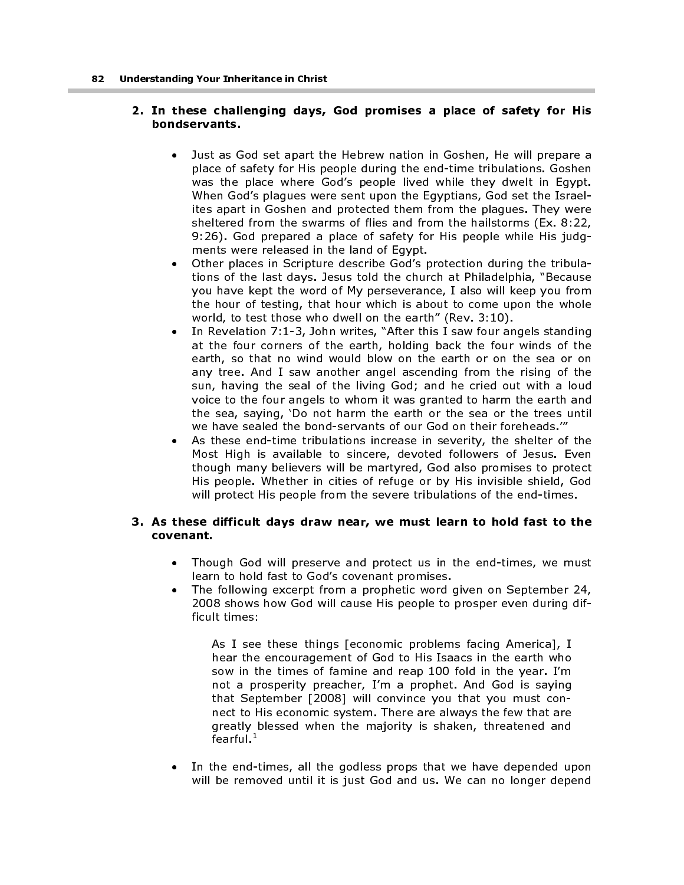2. **In these challenging days, God promises a place of safety for His bondservants.**

    - Just as God set apart the Hebrew nation in Goshen, He will prepare a place of safety for His people during the end-time tribulations. Goshen was the place where God's people lived while they dwelt in Egypt. When God's plagues were sent upon the Egyptians, God set the Israelites apart in Goshen and protected them from the plagues. They were sheltered from the swarms of flies and from the hailstorms (Ex. 8:22, 9:26). God prepared a place of safety for His people while His judgments were released in the land of Egypt.
    - Other places in Scripture describe God's protection during the tribulations of the last days. Jesus told the church at Philadelphia, "Because you have kept the word of My perseverance, I also will keep you from the hour of testing, that hour which is about to come upon the whole world, to test those who dwell on the earth" (Rev. 3:10).
    - In Revelation 7:1-3, John writes, "After this I saw four angels standing at the four corners of the earth, holding back the four winds of the earth, so that no wind would blow on the earth or on the sea or on any tree. And I saw another angel ascending from the rising of the sun, having the seal of the living God; and he cried out with a loud voice to the four angels to whom it was granted to harm the earth and the sea, saying, 'Do not harm the earth or the sea or the trees until we have sealed the bond-servants of our God on their foreheads.'"
    - As these end-time tribulations increase in severity, the shelter of the Most High is available to sincere, devoted followers of Jesus. Even though many believers will be martyred, God also promises to protect His people. Whether in cities of refuge or by His invisible shield, God will protect His people from the severe tribulations of the end-times.

3. **As these difficult days draw near, we must learn to hold fast to the covenant.**

    - Though God will preserve and protect us in the end-times, we must learn to hold fast to God's covenant promises.
    - The following excerpt from a prophetic word given on September 24, 2008 shows how God will cause His people to prosper even during difficult times:

      > As I see these things [economic problems facing America], I hear the encouragement of God to His Isaacs in the earth who sow in the times of famine and reap 100 fold in the year. I'm not a prosperity preacher, I'm a prophet. And God is saying that September [2008] will convince you that you must connect to His economic system. There are always the few that are greatly blessed when the majority is shaken, threatened and fearful.[1]

    - In the end-times, all the godless props that we have depended upon will be removed until it is just God and us. We can no longer depend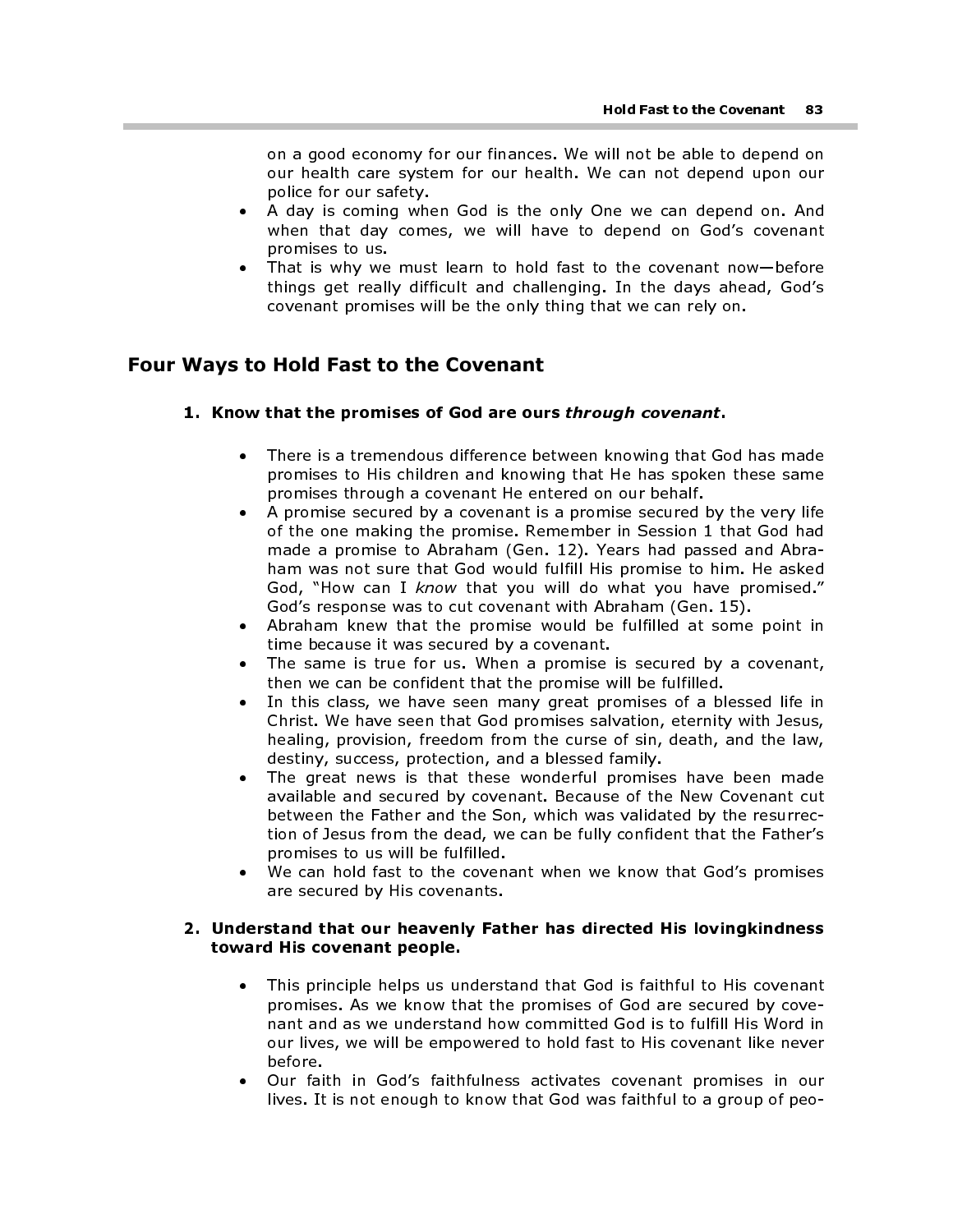on a good economy for our finances. We will not be able to depend on our health care system for our health. We can not depend upon our police for our safety.

- A day is coming when God is the only One we can depend on. And when that day comes, we will have to depend on God's covenant promises to us.
- That is why we must learn to hold fast to the covenant now—before things get really difficult and challenging. In the days ahead, God's covenant promises will be the only thing that we can rely on.

## Four Ways to Hold Fast to the Covenant

**1. Know that the promises of God are ours *through covenant*.**

- There is a tremendous difference between knowing that God has made promises to His children and knowing that He has spoken these same promises through a covenant He entered on our behalf.
- A promise secured by a covenant is a promise secured by the very life of the one making the promise. Remember in Session 1 that God had made a promise to Abraham (Gen. 12). Years had passed and Abraham was not sure that God would fulfill His promise to him. He asked God, "How can I *know* that you will do what you have promised." God's response was to cut covenant with Abraham (Gen. 15).
- Abraham knew that the promise would be fulfilled at some point in time because it was secured by a covenant.
- The same is true for us. When a promise is secured by a covenant, then we can be confident that the promise will be fulfilled.
- In this class, we have seen many great promises of a blessed life in Christ. We have seen that God promises salvation, eternity with Jesus, healing, provision, freedom from the curse of sin, death, and the law, destiny, success, protection, and a blessed family.
- The great news is that these wonderful promises have been made available and secured by covenant. Because of the New Covenant cut between the Father and the Son, which was validated by the resurrection of Jesus from the dead, we can be fully confident that the Father's promises to us will be fulfilled.
- We can hold fast to the covenant when we know that God's promises are secured by His covenants.

**2. Understand that our heavenly Father has directed His lovingkindness toward His covenant people.**

- This principle helps us understand that God is faithful to His covenant promises. As we know that the promises of God are secured by covenant and as we understand how committed God is to fulfill His Word in our lives, we will be empowered to hold fast to His covenant like never before.
- Our faith in God's faithfulness activates covenant promises in our lives. It is not enough to know that God was faithful to a group of peo-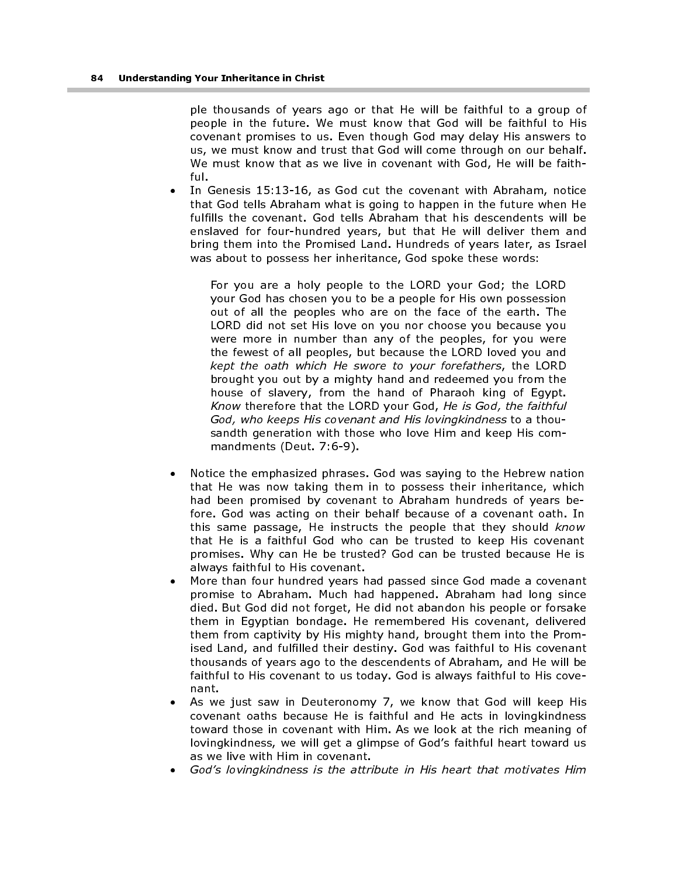ple thousands of years ago or that He will be faithful to a group of people in the future. We must know that God will be faithful to His covenant promises to us. Even though God may delay His answers to us, we must know and trust that God will come through on our behalf. We must know that as we live in covenant with God, He will be faithful.

- In Genesis 15:13-16, as God cut the covenant with Abraham, notice that God tells Abraham what is going to happen in the future when He fulfills the covenant. God tells Abraham that his descendents will be enslaved for four-hundred years, but that He will deliver them and bring them into the Promised Land. Hundreds of years later, as Israel was about to possess her inheritance, God spoke these words:

> For you are a holy people to the LORD your God; the LORD your God has chosen you to be a people for His own possession out of all the peoples who are on the face of the earth. The LORD did not set His love on you nor choose you because you were more in number than any of the peoples, for you were the fewest of all peoples, but because the LORD loved you and *kept the oath which He swore to your forefathers*, the LORD brought you out by a mighty hand and redeemed you from the house of slavery, from the hand of Pharaoh king of Egypt. *Know* therefore that the LORD your God, *He is God, the faithful God, who keeps His covenant and His lovingkindness* to a thousandth generation with those who love Him and keep His commandments (Deut. 7:6-9).

- Notice the emphasized phrases. God was saying to the Hebrew nation that He was now taking them in to possess their inheritance, which had been promised by covenant to Abraham hundreds of years before. God was acting on their behalf because of a covenant oath. In this same passage, He instructs the people that they should *know* that He is a faithful God who can be trusted to keep His covenant promises. Why can He be trusted? God can be trusted because He is always faithful to His covenant.
- More than four hundred years had passed since God made a covenant promise to Abraham. Much had happened. Abraham had long since died. But God did not forget, He did not abandon his people or forsake them in Egyptian bondage. He remembered His covenant, delivered them from captivity by His mighty hand, brought them into the Promised Land, and fulfilled their destiny. God was faithful to His covenant thousands of years ago to the descendents of Abraham, and He will be faithful to His covenant to us today. God is always faithful to His covenant.
- As we just saw in Deuteronomy 7, we know that God will keep His covenant oaths because He is faithful and He acts in lovingkindness toward those in covenant with Him. As we look at the rich meaning of lovingkindness, we will get a glimpse of God's faithful heart toward us as we live with Him in covenant.
- *God's lovingkindness is the attribute in His heart that motivates Him*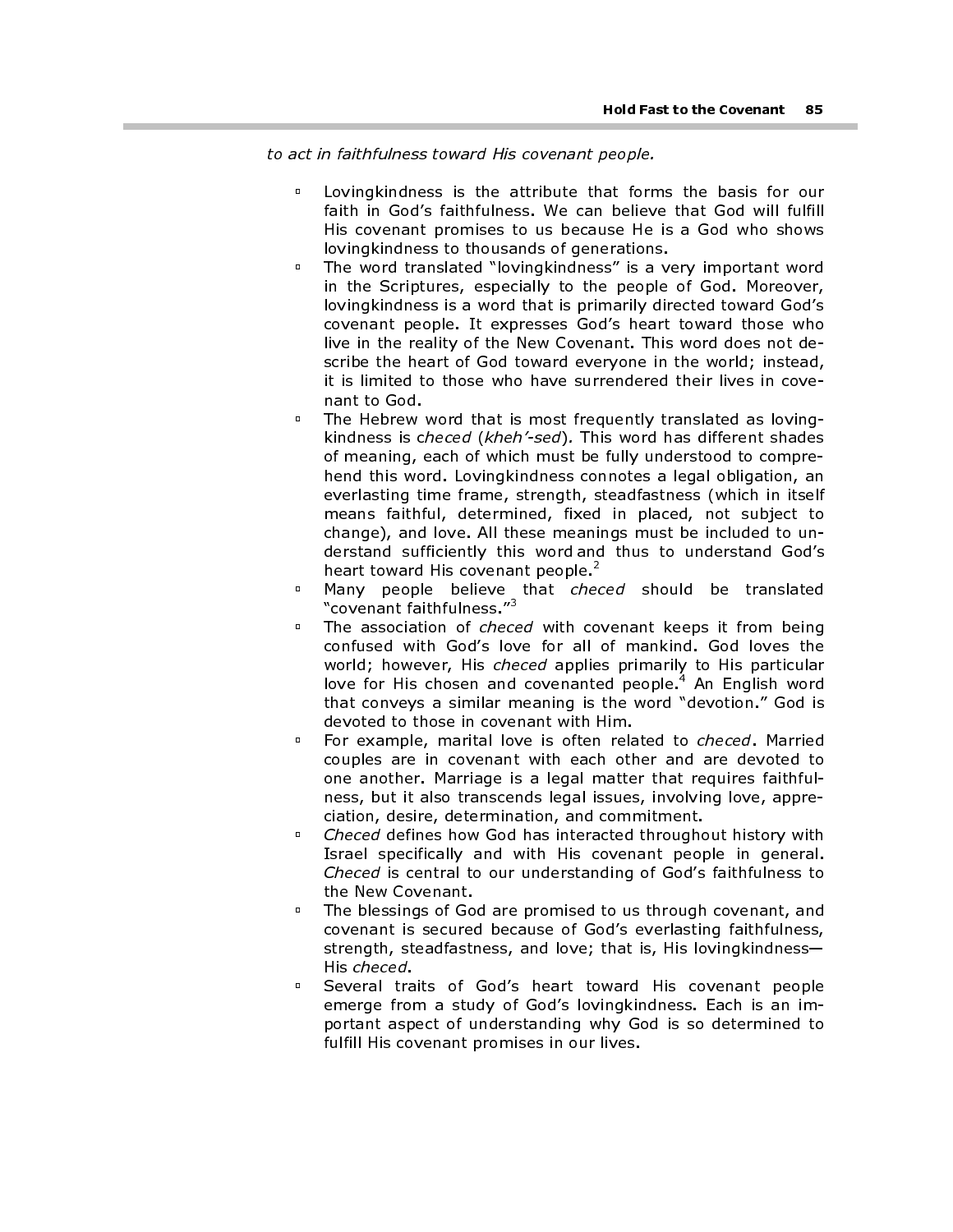*to act in faithfulness toward His covenant people.*

- Lovingkindness is the attribute that forms the basis for our faith in God's faithfulness. We can believe that God will fulfill His covenant promises to us because He is a God who shows lovingkindness to thousands of generations.
- The word translated "lovingkindness" is a very important word in the Scriptures, especially to the people of God. Moreover, lovingkindness is a word that is primarily directed toward God's covenant people. It expresses God's heart toward those who live in the reality of the New Covenant. This word does not describe the heart of God toward everyone in the world; instead, it is limited to those who have surrendered their lives in covenant to God.
- The Hebrew word that is most frequently translated as lovingkindness is *checed* (*kheh'-sed*). This word has different shades of meaning, each of which must be fully understood to comprehend this word. Lovingkindness connotes a legal obligation, an everlasting time frame, strength, steadfastness (which in itself means faithful, determined, fixed in placed, not subject to change), and love. All these meanings must be included to understand sufficiently this word and thus to understand God's heart toward His covenant people.[2]
- Many people believe that *checed* should be translated "covenant faithfulness."[3]
- The association of *checed* with covenant keeps it from being confused with God's love for all of mankind. God loves the world; however, His *checed* applies primarily to His particular love for His chosen and covenanted people.[4] An English word that conveys a similar meaning is the word "devotion." God is devoted to those in covenant with Him.
- For example, marital love is often related to *checed*. Married couples are in covenant with each other and are devoted to one another. Marriage is a legal matter that requires faithfulness, but it also transcends legal issues, involving love, appreciation, desire, determination, and commitment.
- *Checed* defines how God has interacted throughout history with Israel specifically and with His covenant people in general. *Checed* is central to our understanding of God's faithfulness to the New Covenant.
- The blessings of God are promised to us through covenant, and covenant is secured because of God's everlasting faithfulness, strength, steadfastness, and love; that is, His lovingkindness—His *checed*.
- Several traits of God's heart toward His covenant people emerge from a study of God's lovingkindness. Each is an important aspect of understanding why God is so determined to fulfill His covenant promises in our lives.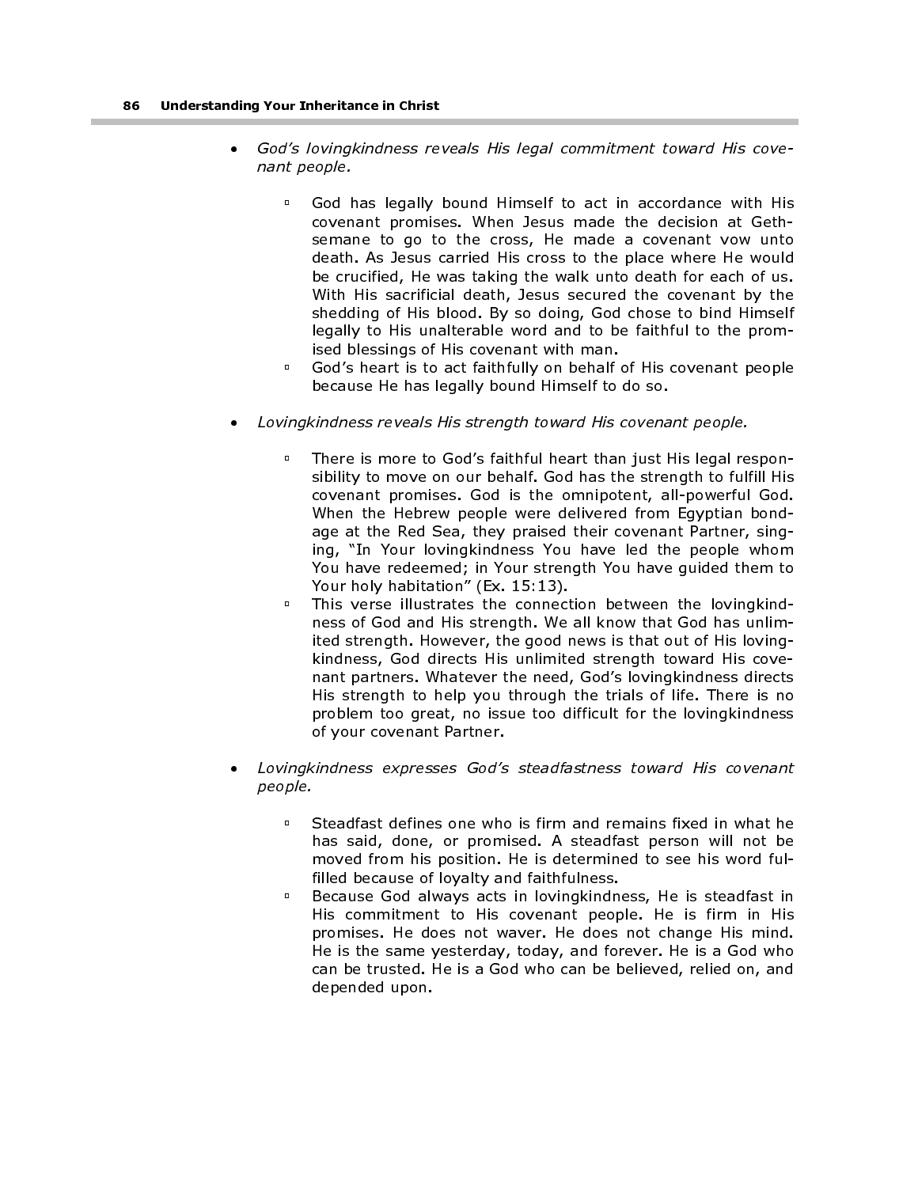- *God's lovingkindness reveals His legal commitment toward His covenant people.*

    - God has legally bound Himself to act in accordance with His covenant promises. When Jesus made the decision at Gethsemane to go to the cross, He made a covenant vow unto death. As Jesus carried His cross to the place where He would be crucified, He was taking the walk unto death for each of us. With His sacrificial death, Jesus secured the covenant by the shedding of His blood. By so doing, God chose to bind Himself legally to His unalterable word and to be faithful to the promised blessings of His covenant with man.
    - God's heart is to act faithfully on behalf of His covenant people because He has legally bound Himself to do so.

- *Lovingkindness reveals His strength toward His covenant people.*

    - There is more to God's faithful heart than just His legal responsibility to move on our behalf. God has the strength to fulfill His covenant promises. God is the omnipotent, all-powerful God. When the Hebrew people were delivered from Egyptian bondage at the Red Sea, they praised their covenant Partner, singing, "In Your lovingkindness You have led the people whom You have redeemed; in Your strength You have guided them to Your holy habitation" (Ex. 15:13).
    - This verse illustrates the connection between the lovingkindness of God and His strength. We all know that God has unlimited strength. However, the good news is that out of His lovingkindness, God directs His unlimited strength toward His covenant partners. Whatever the need, God's lovingkindness directs His strength to help you through the trials of life. There is no problem too great, no issue too difficult for the lovingkindness of your covenant Partner.

- *Lovingkindness expresses God's steadfastness toward His covenant people.*

    - Steadfast defines one who is firm and remains fixed in what he has said, done, or promised. A steadfast person will not be moved from his position. He is determined to see his word fulfilled because of loyalty and faithfulness.
    - Because God always acts in lovingkindness, He is steadfast in His commitment to His covenant people. He is firm in His promises. He does not waver. He does not change His mind. He is the same yesterday, today, and forever. He is a God who can be trusted. He is a God who can be believed, relied on, and depended upon.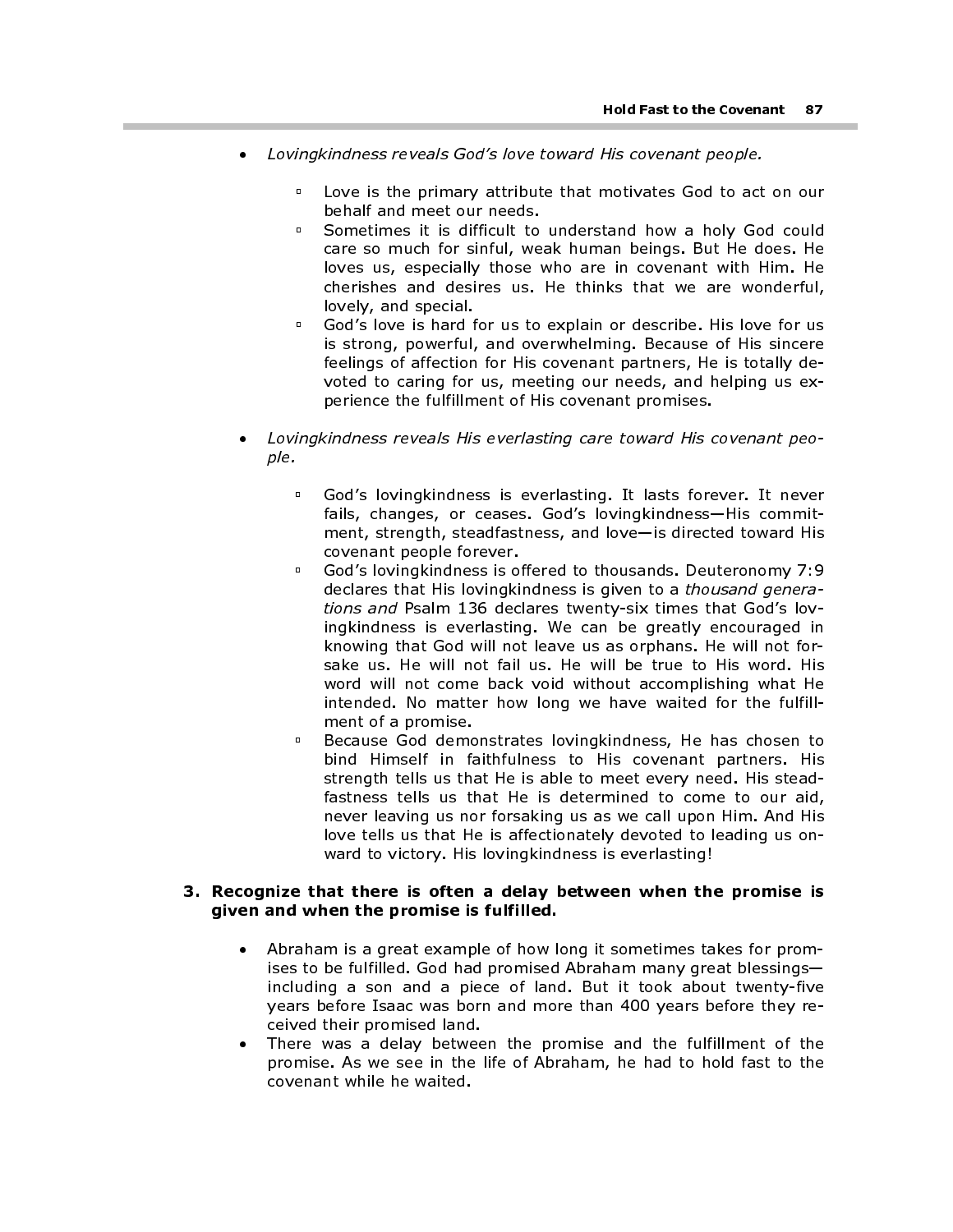- *Lovingkindness reveals God's love toward His covenant people.*

    - Love is the primary attribute that motivates God to act on our behalf and meet our needs.
    - Sometimes it is difficult to understand how a holy God could care so much for sinful, weak human beings. But He does. He loves us, especially those who are in covenant with Him. He cherishes and desires us. He thinks that we are wonderful, lovely, and special.
    - God's love is hard for us to explain or describe. His love for us is strong, powerful, and overwhelming. Because of His sincere feelings of affection for His covenant partners, He is totally devoted to caring for us, meeting our needs, and helping us experience the fulfillment of His covenant promises.

- *Lovingkindness reveals His everlasting care toward His covenant people.*

    - God's lovingkindness is everlasting. It lasts forever. It never fails, changes, or ceases. God's lovingkindness—His commitment, strength, steadfastness, and love—is directed toward His covenant people forever.
    - God's lovingkindness is offered to thousands. Deuteronomy 7:9 declares that His lovingkindness is given to a *thousand generations and* Psalm 136 declares twenty-six times that God's lovingkindness is everlasting. We can be greatly encouraged in knowing that God will not leave us as orphans. He will not forsake us. He will not fail us. He will be true to His word. His word will not come back void without accomplishing what He intended. No matter how long we have waited for the fulfillment of a promise.
    - Because God demonstrates lovingkindness, He has chosen to bind Himself in faithfulness to His covenant partners. His strength tells us that He is able to meet every need. His steadfastness tells us that He is determined to come to our aid, never leaving us nor forsaking us as we call upon Him. And His love tells us that He is affectionately devoted to leading us onward to victory. His lovingkindness is everlasting!

**3. Recognize that there is often a delay between when the promise is given and when the promise is fulfilled.**

- Abraham is a great example of how long it sometimes takes for promises to be fulfilled. God had promised Abraham many great blessings—including a son and a piece of land. But it took about twenty-five years before Isaac was born and more than 400 years before they received their promised land.
- There was a delay between the promise and the fulfillment of the promise. As we see in the life of Abraham, he had to hold fast to the covenant while he waited.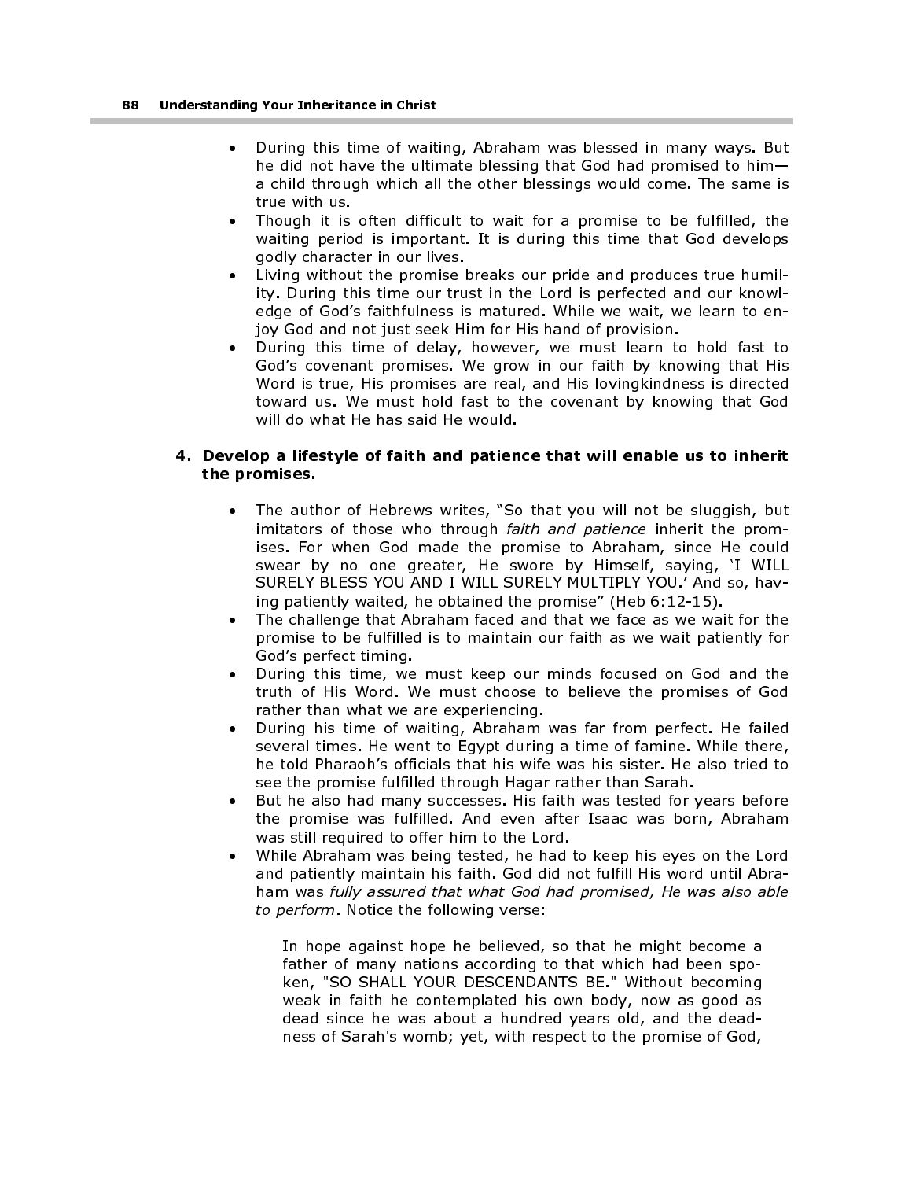- During this time of waiting, Abraham was blessed in many ways. But he did not have the ultimate blessing that God had promised to him—a child through which all the other blessings would come. The same is true with us.
- Though it is often difficult to wait for a promise to be fulfilled, the waiting period is important. It is during this time that God develops godly character in our lives.
- Living without the promise breaks our pride and produces true humility. During this time our trust in the Lord is perfected and our knowledge of God's faithfulness is matured. While we wait, we learn to enjoy God and not just seek Him for His hand of provision.
- During this time of delay, however, we must learn to hold fast to God's covenant promises. We grow in our faith by knowing that His Word is true, His promises are real, and His lovingkindness is directed toward us. We must hold fast to the covenant by knowing that God will do what He has said He would.

**4. Develop a lifestyle of faith and patience that will enable us to inherit the promises.**

- The author of Hebrews writes, "So that you will not be sluggish, but imitators of those who through *faith and patience* inherit the promises. For when God made the promise to Abraham, since He could swear by no one greater, He swore by Himself, saying, 'I WILL SURELY BLESS YOU AND I WILL SURELY MULTIPLY YOU.' And so, having patiently waited, he obtained the promise" (Heb 6:12-15).
- The challenge that Abraham faced and that we face as we wait for the promise to be fulfilled is to maintain our faith as we wait patiently for God's perfect timing.
- During this time, we must keep our minds focused on God and the truth of His Word. We must choose to believe the promises of God rather than what we are experiencing.
- During his time of waiting, Abraham was far from perfect. He failed several times. He went to Egypt during a time of famine. While there, he told Pharaoh's officials that his wife was his sister. He also tried to see the promise fulfilled through Hagar rather than Sarah.
- But he also had many successes. His faith was tested for years before the promise was fulfilled. And even after Isaac was born, Abraham was still required to offer him to the Lord.
- While Abraham was being tested, he had to keep his eyes on the Lord and patiently maintain his faith. God did not fulfill His word until Abraham was *fully assured that what God had promised, He was also able to perform*. Notice the following verse:

> In hope against hope he believed, so that he might become a father of many nations according to that which had been spoken, "SO SHALL YOUR DESCENDANTS BE." Without becoming weak in faith he contemplated his own body, now as good as dead since he was about a hundred years old, and the deadness of Sarah's womb; yet, with respect to the promise of God,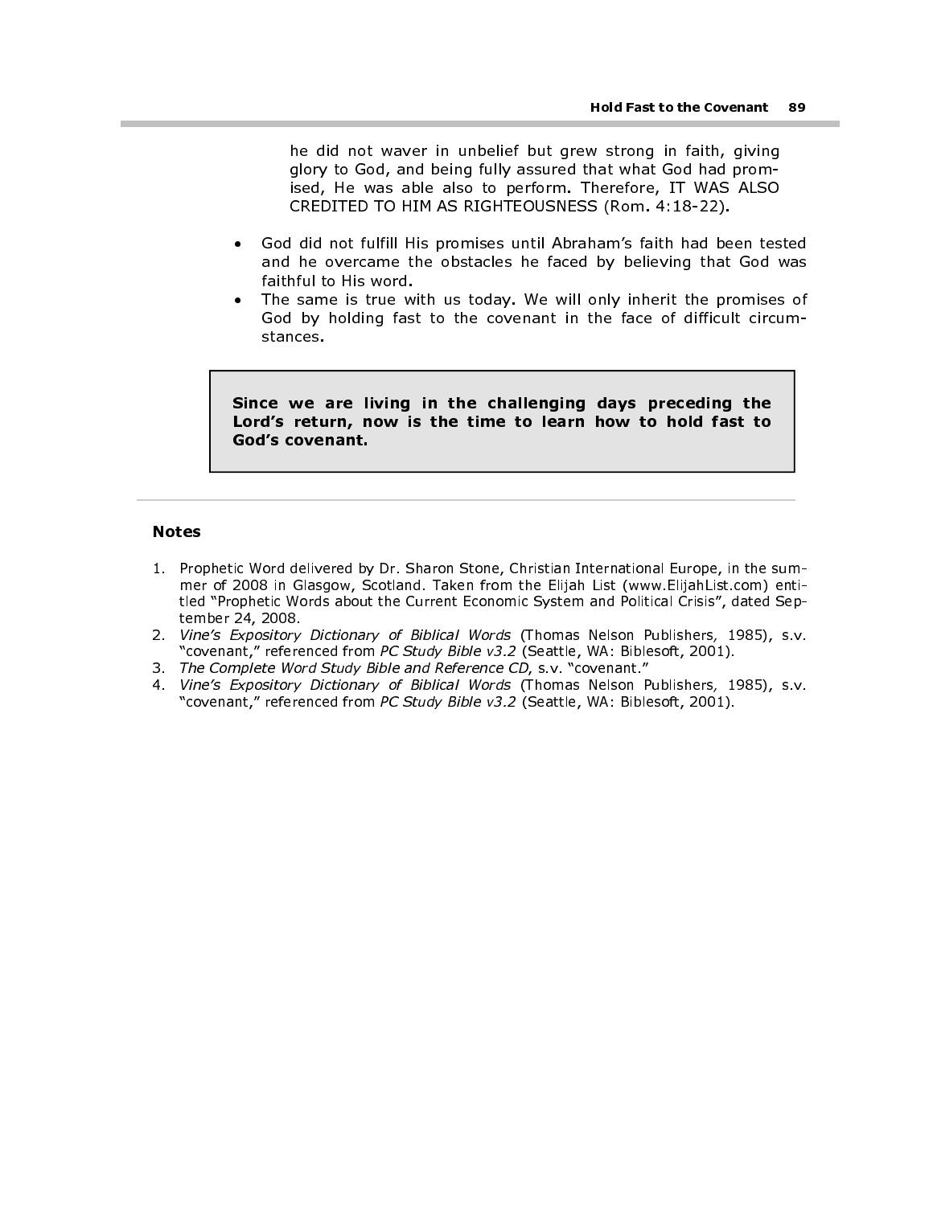> he did not waver in unbelief but grew strong in faith, giving glory to God, and being fully assured that what God had promised, He was able also to perform. Therefore, IT WAS ALSO CREDITED TO HIM AS RIGHTEOUSNESS (Rom. 4:18-22).

- God did not fulfill His promises until Abraham's faith had been tested and he overcame the obstacles he faced by believing that God was faithful to His word.
- The same is true with us today. We will only inherit the promises of God by holding fast to the covenant in the face of difficult circumstances.

**Since we are living in the challenging days preceding the Lord's return, now is the time to learn how to hold fast to God's covenant.**

---

## Notes

1. Prophetic Word delivered by Dr. Sharon Stone, Christian International Europe, in the summer of 2008 in Glasgow, Scotland. Taken from the Elijah List (www.ElijahList.com) entitled "Prophetic Words about the Current Economic System and Political Crisis", dated September 24, 2008.
2. *Vine's Expository Dictionary of Biblical Words* (Thomas Nelson Publishers, 1985), s.v. "covenant," referenced from *PC Study Bible v3.2* (Seattle, WA: Biblesoft, 2001).
3. *The Complete Word Study Bible and Reference CD*, s.v. "covenant."
4. *Vine's Expository Dictionary of Biblical Words* (Thomas Nelson Publishers, 1985), s.v. "covenant," referenced from *PC Study Bible v3.2* (Seattle, WA: Biblesoft, 2001).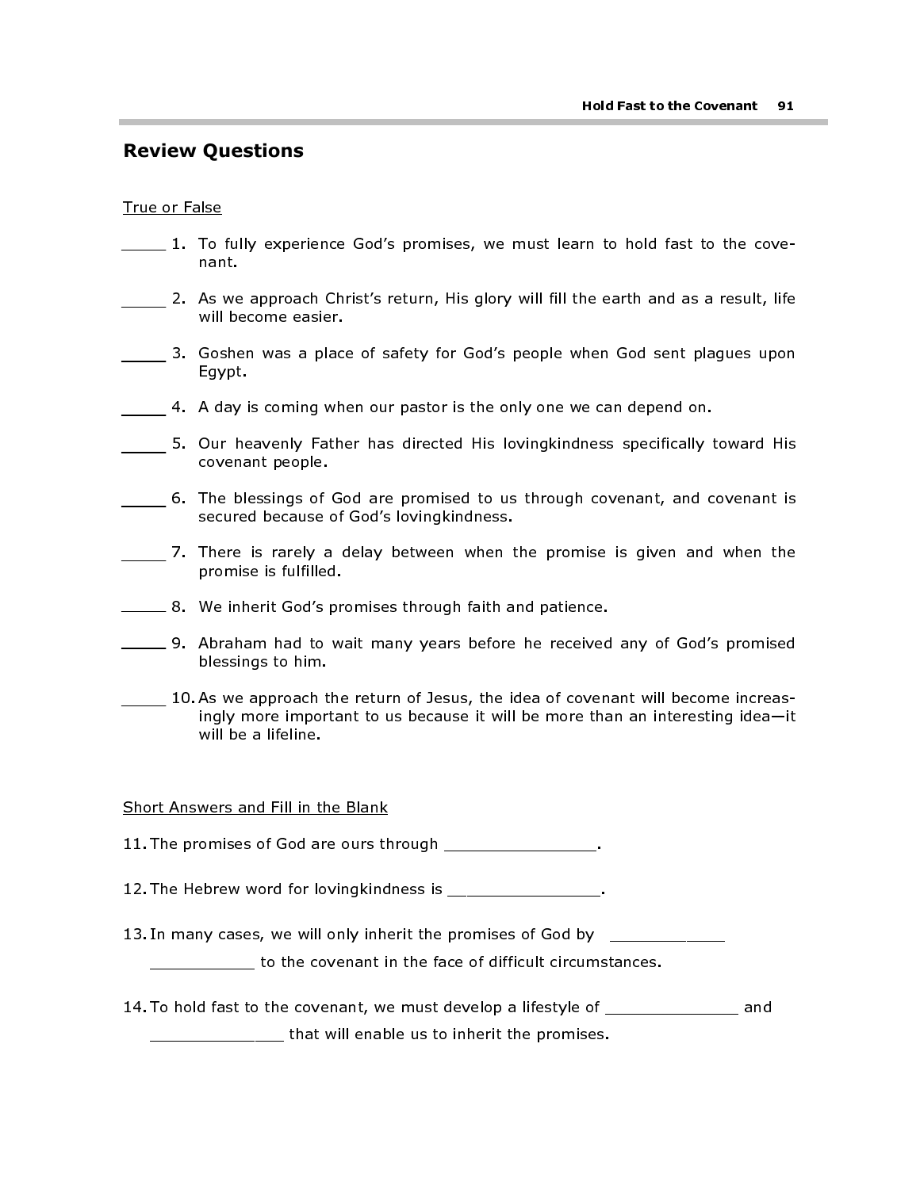## Review Questions

True or False

_____ 1. To fully experience God's promises, we must learn to hold fast to the covenant.

_____ 2. As we approach Christ's return, His glory will fill the earth and as a result, life will become easier.

_____ 3. Goshen was a place of safety for God's people when God sent plagues upon Egypt.

_____ 4. A day is coming when our pastor is the only one we can depend on.

_____ 5. Our heavenly Father has directed His lovingkindness specifically toward His covenant people.

_____ 6. The blessings of God are promised to us through covenant, and covenant is secured because of God's lovingkindness.

_____ 7. There is rarely a delay between when the promise is given and when the promise is fulfilled.

_____ 8. We inherit God's promises through faith and patience.

_____ 9. Abraham had to wait many years before he received any of God's promised blessings to him.

_____ 10. As we approach the return of Jesus, the idea of covenant will become increasingly more important to us because it will be more than an interesting idea—it will be a lifeline.

Short Answers and Fill in the Blank

11. The promises of God are ours through _______________.

12. The Hebrew word for lovingkindness is _______________.

13. In many cases, we will only inherit the promises of God by ___________ ___________ to the covenant in the face of difficult circumstances.

14. To hold fast to the covenant, we must develop a lifestyle of _____________ and _____________ that will enable us to inherit the promises.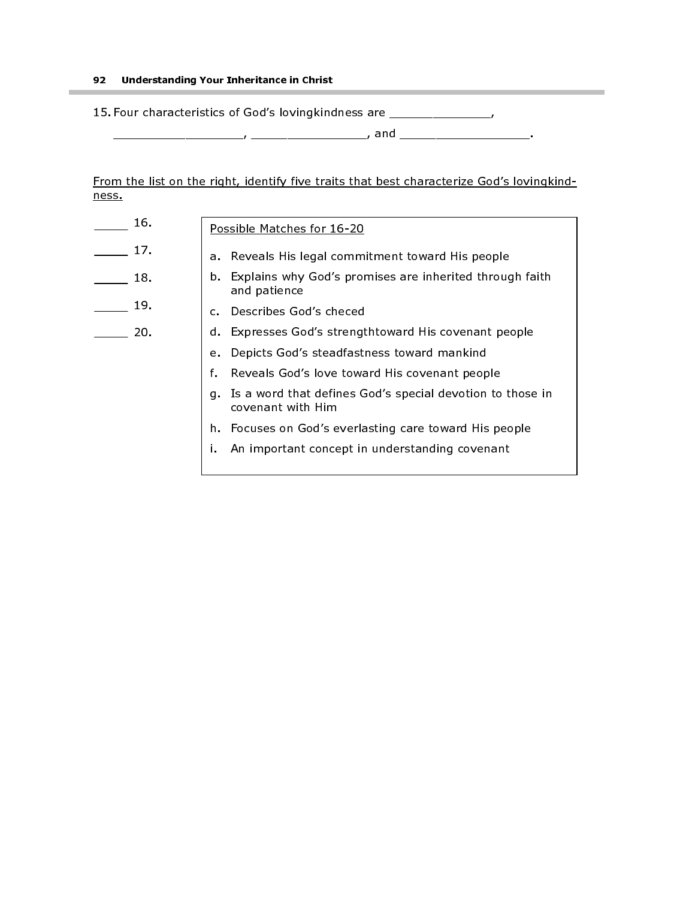15. Four characteristics of God's lovingkindness are _____________, _________________, _______________, and ________________.

<u>From the list on the right, identify five traits that best characterize God's lovingkindness.</u>

_____ 16.

_____ 17.

_____ 18.

_____ 19.

_____ 20.

<u>Possible Matches for 16-20</u>

a. Reveals His legal commitment toward His people
b. Explains why God's promises are inherited through faith and patience
c. Describes God's checed
d. Expresses God's strengthtoward His covenant people
e. Depicts God's steadfastness toward mankind
f. Reveals God's love toward His covenant people
g. Is a word that defines God's special devotion to those in covenant with Him
h. Focuses on God's everlasting care toward His people
i. An important concept in understanding covenant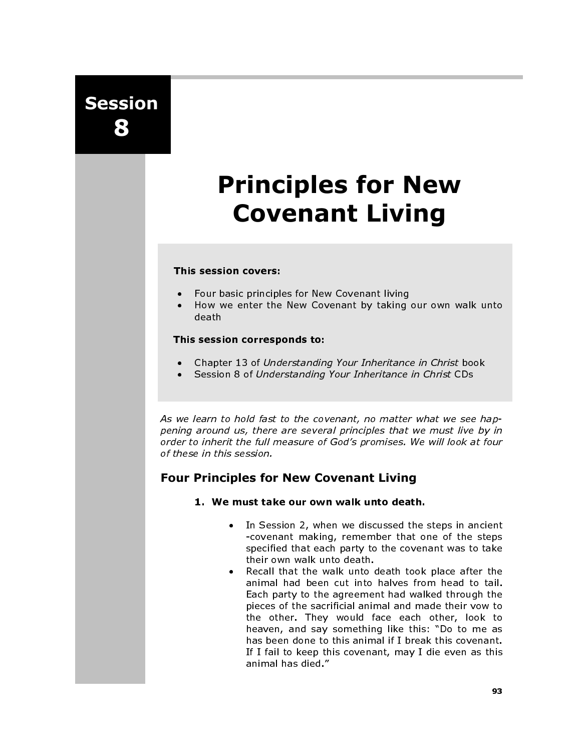# Session 8

# Principles for New Covenant Living

**This session covers:**

- Four basic principles for New Covenant living
- How we enter the New Covenant by taking our own walk unto death

**This session corresponds to:**

- Chapter 13 of *Understanding Your Inheritance in Christ* book
- Session 8 of *Understanding Your Inheritance in Christ* CDs

*As we learn to hold fast to the covenant, no matter what we see happening around us, there are several principles that we must live by in order to inherit the full measure of God's promises. We will look at four of these in this session.*

## Four Principles for New Covenant Living

1. **We must take our own walk unto death.**

   - In Session 2, when we discussed the steps in ancient -covenant making, remember that one of the steps specified that each party to the covenant was to take their own walk unto death.
   - Recall that the walk unto death took place after the animal had been cut into halves from head to tail. Each party to the agreement had walked through the pieces of the sacrificial animal and made their vow to the other. They would face each other, look to heaven, and say something like this: "Do to me as has been done to this animal if I break this covenant. If I fail to keep this covenant, may I die even as this animal has died."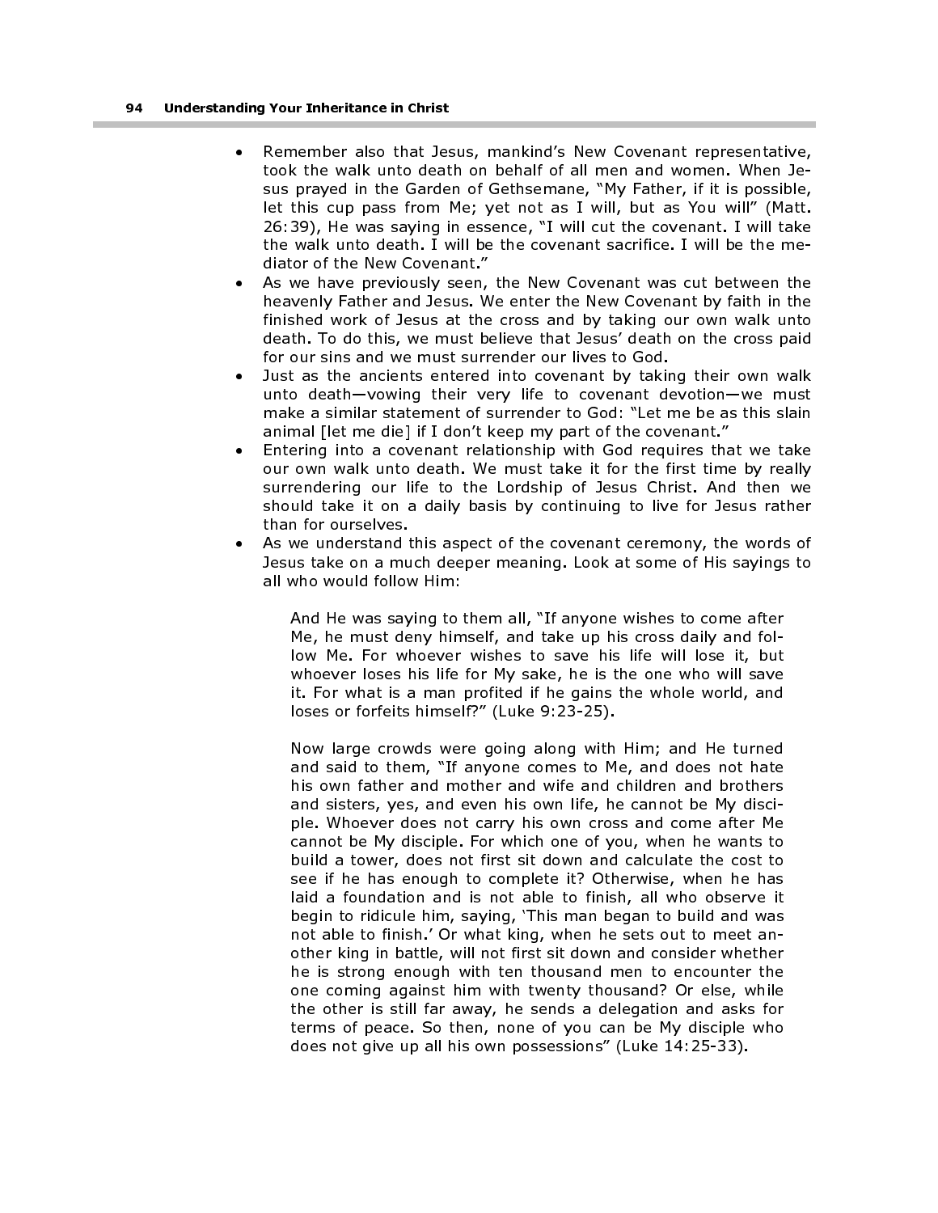- Remember also that Jesus, mankind's New Covenant representative, took the walk unto death on behalf of all men and women. When Jesus prayed in the Garden of Gethsemane, "My Father, if it is possible, let this cup pass from Me; yet not as I will, but as You will" (Matt. 26:39), He was saying in essence, "I will cut the covenant. I will take the walk unto death. I will be the covenant sacrifice. I will be the mediator of the New Covenant."
- As we have previously seen, the New Covenant was cut between the heavenly Father and Jesus. We enter the New Covenant by faith in the finished work of Jesus at the cross and by taking our own walk unto death. To do this, we must believe that Jesus' death on the cross paid for our sins and we must surrender our lives to God.
- Just as the ancients entered into covenant by taking their own walk unto death—vowing their very life to covenant devotion—we must make a similar statement of surrender to God: "Let me be as this slain animal [let me die] if I don't keep my part of the covenant."
- Entering into a covenant relationship with God requires that we take our own walk unto death. We must take it for the first time by really surrendering our life to the Lordship of Jesus Christ. And then we should take it on a daily basis by continuing to live for Jesus rather than for ourselves.
- As we understand this aspect of the covenant ceremony, the words of Jesus take on a much deeper meaning. Look at some of His sayings to all who would follow Him:

> And He was saying to them all, "If anyone wishes to come after Me, he must deny himself, and take up his cross daily and follow Me. For whoever wishes to save his life will lose it, but whoever loses his life for My sake, he is the one who will save it. For what is a man profited if he gains the whole world, and loses or forfeits himself?" (Luke 9:23-25).
>
> Now large crowds were going along with Him; and He turned and said to them, "If anyone comes to Me, and does not hate his own father and mother and wife and children and brothers and sisters, yes, and even his own life, he cannot be My disciple. Whoever does not carry his own cross and come after Me cannot be My disciple. For which one of you, when he wants to build a tower, does not first sit down and calculate the cost to see if he has enough to complete it? Otherwise, when he has laid a foundation and is not able to finish, all who observe it begin to ridicule him, saying, 'This man began to build and was not able to finish.' Or what king, when he sets out to meet another king in battle, will not first sit down and consider whether he is strong enough with ten thousand men to encounter the one coming against him with twenty thousand? Or else, while the other is still far away, he sends a delegation and asks for terms of peace. So then, none of you can be My disciple who does not give up all his own possessions" (Luke 14:25-33).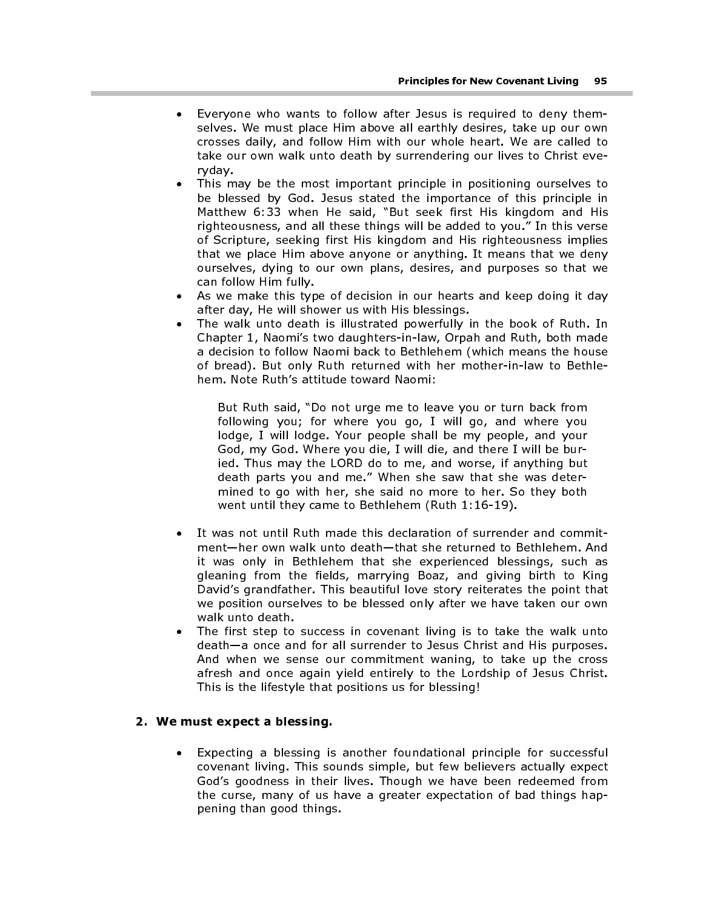- Everyone who wants to follow after Jesus is required to deny themselves. We must place Him above all earthly desires, take up our own crosses daily, and follow Him with our whole heart. We are called to take our own walk unto death by surrendering our lives to Christ everyday.
- This may be the most important principle in positioning ourselves to be blessed by God. Jesus stated the importance of this principle in Matthew 6:33 when He said, "But seek first His kingdom and His righteousness, and all these things will be added to you." In this verse of Scripture, seeking first His kingdom and His righteousness implies that we place Him above anyone or anything. It means that we deny ourselves, dying to our own plans, desires, and purposes so that we can follow Him fully.
- As we make this type of decision in our hearts and keep doing it day after day, He will shower us with His blessings.
- The walk unto death is illustrated powerfully in the book of Ruth. In Chapter 1, Naomi's two daughters-in-law, Orpah and Ruth, both made a decision to follow Naomi back to Bethlehem (which means the house of bread). But only Ruth returned with her mother-in-law to Bethlehem. Note Ruth's attitude toward Naomi:

  > But Ruth said, "Do not urge me to leave you or turn back from following you; for where you go, I will go, and where you lodge, I will lodge. Your people shall be my people, and your God, my God. Where you die, I will die, and there I will be buried. Thus may the LORD do to me, and worse, if anything but death parts you and me." When she saw that she was determined to go with her, she said no more to her. So they both went until they came to Bethlehem (Ruth 1:16-19).

- It was not until Ruth made this declaration of surrender and commitment—her own walk unto death—that she returned to Bethlehem. And it was only in Bethlehem that she experienced blessings, such as gleaning from the fields, marrying Boaz, and giving birth to King David's grandfather. This beautiful love story reiterates the point that we position ourselves to be blessed only after we have taken our own walk unto death.
- The first step to success in covenant living is to take the walk unto death—a once and for all surrender to Jesus Christ and His purposes. And when we sense our commitment waning, to take up the cross afresh and once again yield entirely to the Lordship of Jesus Christ. This is the lifestyle that positions us for blessing!

**2. We must expect a blessing.**

- Expecting a blessing is another foundational principle for successful covenant living. This sounds simple, but few believers actually expect God's goodness in their lives. Though we have been redeemed from the curse, many of us have a greater expectation of bad things happening than good things.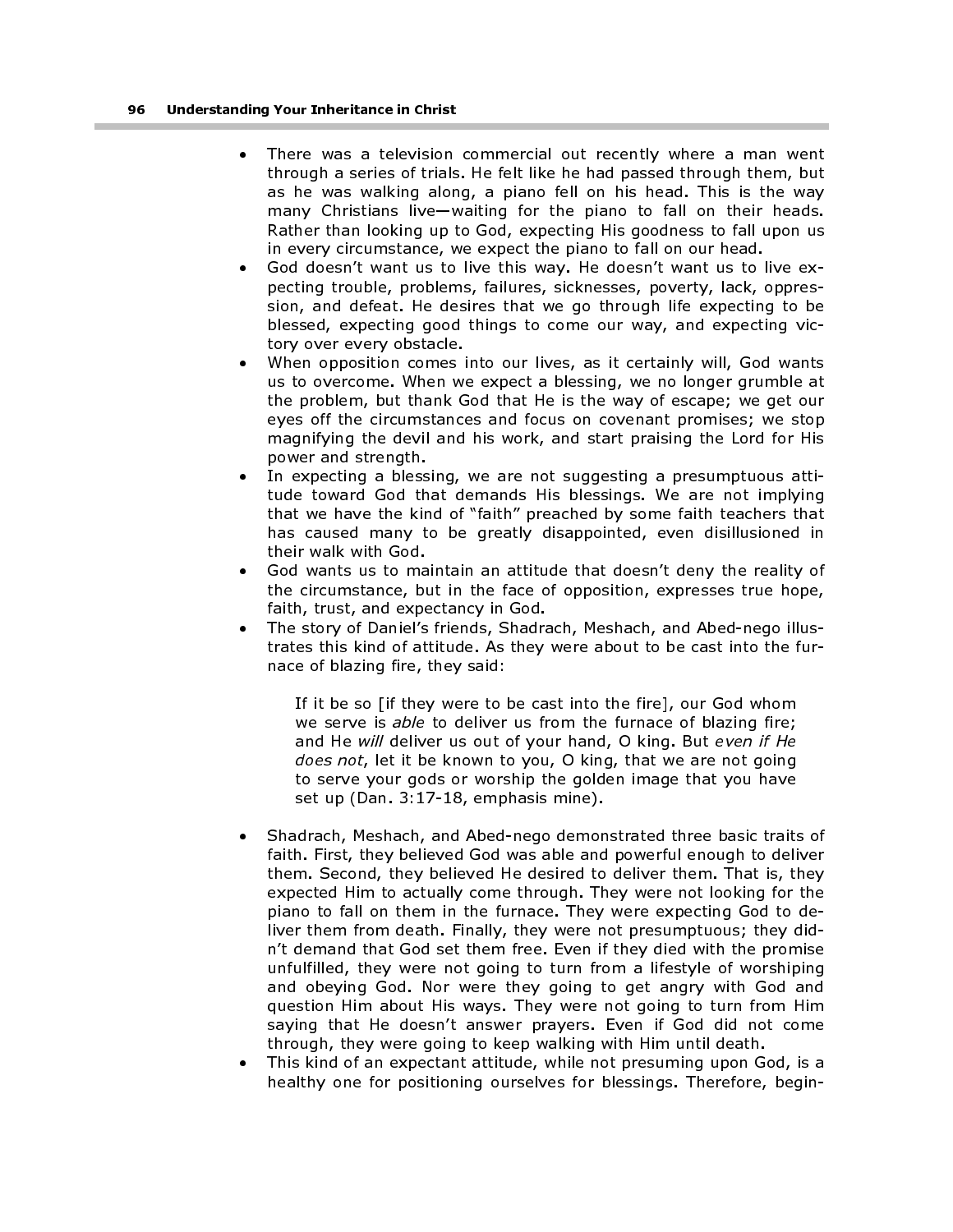- There was a television commercial out recently where a man went through a series of trials. He felt like he had passed through them, but as he was walking along, a piano fell on his head. This is the way many Christians live—waiting for the piano to fall on their heads. Rather than looking up to God, expecting His goodness to fall upon us in every circumstance, we expect the piano to fall on our head.
- God doesn't want us to live this way. He doesn't want us to live expecting trouble, problems, failures, sicknesses, poverty, lack, oppression, and defeat. He desires that we go through life expecting to be blessed, expecting good things to come our way, and expecting victory over every obstacle.
- When opposition comes into our lives, as it certainly will, God wants us to overcome. When we expect a blessing, we no longer grumble at the problem, but thank God that He is the way of escape; we get our eyes off the circumstances and focus on covenant promises; we stop magnifying the devil and his work, and start praising the Lord for His power and strength.
- In expecting a blessing, we are not suggesting a presumptuous attitude toward God that demands His blessings. We are not implying that we have the kind of "faith" preached by some faith teachers that has caused many to be greatly disappointed, even disillusioned in their walk with God.
- God wants us to maintain an attitude that doesn't deny the reality of the circumstance, but in the face of opposition, expresses true hope, faith, trust, and expectancy in God.
- The story of Daniel's friends, Shadrach, Meshach, and Abed-nego illustrates this kind of attitude. As they were about to be cast into the furnace of blazing fire, they said:

> If it be so [if they were to be cast into the fire], our God whom we serve is *able* to deliver us from the furnace of blazing fire; and He *will* deliver us out of your hand, O king. But *even if He does not*, let it be known to you, O king, that we are not going to serve your gods or worship the golden image that you have set up (Dan. 3:17-18, emphasis mine).

- Shadrach, Meshach, and Abed-nego demonstrated three basic traits of faith. First, they believed God was able and powerful enough to deliver them. Second, they believed He desired to deliver them. That is, they expected Him to actually come through. They were not looking for the piano to fall on them in the furnace. They were expecting God to deliver them from death. Finally, they were not presumptuous; they didn't demand that God set them free. Even if they died with the promise unfulfilled, they were not going to turn from a lifestyle of worshiping and obeying God. Nor were they going to get angry with God and question Him about His ways. They were not going to turn from Him saying that He doesn't answer prayers. Even if God did not come through, they were going to keep walking with Him until death.
- This kind of an expectant attitude, while not presuming upon God, is a healthy one for positioning ourselves for blessings. Therefore, begin-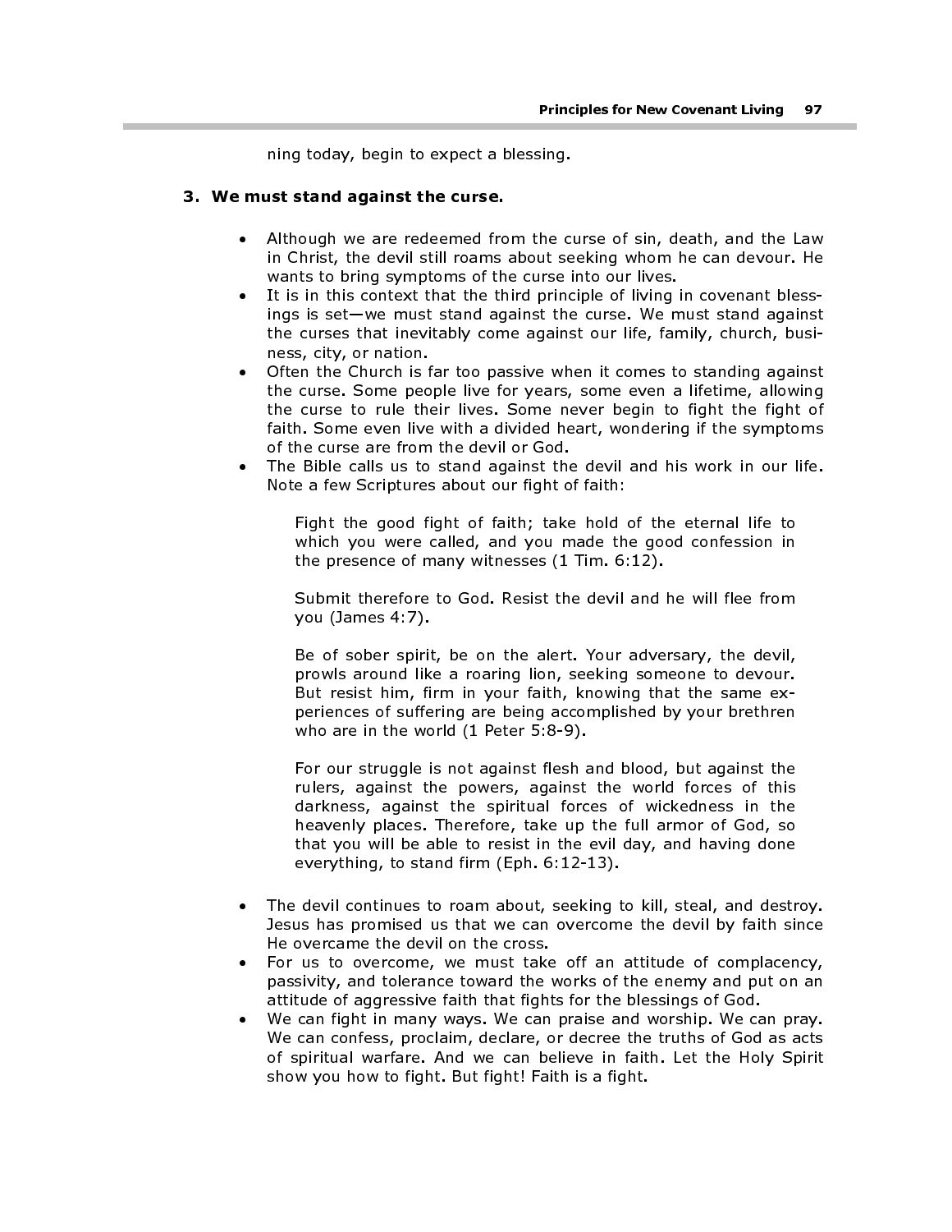ning today, begin to expect a blessing.

### 3. We must stand against the curse.

- Although we are redeemed from the curse of sin, death, and the Law in Christ, the devil still roams about seeking whom he can devour. He wants to bring symptoms of the curse into our lives.
- It is in this context that the third principle of living in covenant blessings is set—we must stand against the curse. We must stand against the curses that inevitably come against our life, family, church, business, city, or nation.
- Often the Church is far too passive when it comes to standing against the curse. Some people live for years, some even a lifetime, allowing the curse to rule their lives. Some never begin to fight the fight of faith. Some even live with a divided heart, wondering if the symptoms of the curse are from the devil or God.
- The Bible calls us to stand against the devil and his work in our life. Note a few Scriptures about our fight of faith:

> Fight the good fight of faith; take hold of the eternal life to which you were called, and you made the good confession in the presence of many witnesses (1 Tim. 6:12).
>
> Submit therefore to God. Resist the devil and he will flee from you (James 4:7).
>
> Be of sober spirit, be on the alert. Your adversary, the devil, prowls around like a roaring lion, seeking someone to devour. But resist him, firm in your faith, knowing that the same experiences of suffering are being accomplished by your brethren who are in the world (1 Peter 5:8-9).
>
> For our struggle is not against flesh and blood, but against the rulers, against the powers, against the world forces of this darkness, against the spiritual forces of wickedness in the heavenly places. Therefore, take up the full armor of God, so that you will be able to resist in the evil day, and having done everything, to stand firm (Eph. 6:12-13).

- The devil continues to roam about, seeking to kill, steal, and destroy. Jesus has promised us that we can overcome the devil by faith since He overcame the devil on the cross.
- For us to overcome, we must take off an attitude of complacency, passivity, and tolerance toward the works of the enemy and put on an attitude of aggressive faith that fights for the blessings of God.
- We can fight in many ways. We can praise and worship. We can pray. We can confess, proclaim, declare, or decree the truths of God as acts of spiritual warfare. And we can believe in faith. Let the Holy Spirit show you how to fight. But fight! Faith is a fight.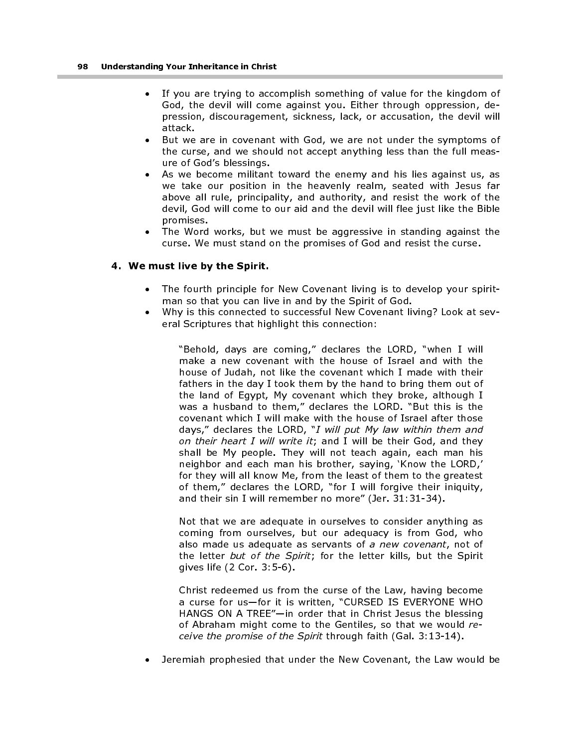- If you are trying to accomplish something of value for the kingdom of God, the devil will come against you. Either through oppression, depression, discouragement, sickness, lack, or accusation, the devil will attack.
- But we are in covenant with God, we are not under the symptoms of the curse, and we should not accept anything less than the full measure of God's blessings.
- As we become militant toward the enemy and his lies against us, as we take our position in the heavenly realm, seated with Jesus far above all rule, principality, and authority, and resist the work of the devil, God will come to our aid and the devil will flee just like the Bible promises.
- The Word works, but we must be aggressive in standing against the curse. We must stand on the promises of God and resist the curse.

**4. We must live by the Spirit.**

- The fourth principle for New Covenant living is to develop your spirit-man so that you can live in and by the Spirit of God.
- Why is this connected to successful New Covenant living? Look at several Scriptures that highlight this connection:

> "Behold, days are coming," declares the LORD, "when I will make a new covenant with the house of Israel and with the house of Judah, not like the covenant which I made with their fathers in the day I took them by the hand to bring them out of the land of Egypt, My covenant which they broke, although I was a husband to them," declares the LORD. "But this is the covenant which I will make with the house of Israel after those days," declares the LORD, "*I will put My law within them and on their heart I will write it*; and I will be their God, and they shall be My people. They will not teach again, each man his neighbor and each man his brother, saying, 'Know the LORD,' for they will all know Me, from the least of them to the greatest of them," declares the LORD, "for I will forgive their iniquity, and their sin I will remember no more" (Jer. 31:31-34).
>
> Not that we are adequate in ourselves to consider anything as coming from ourselves, but our adequacy is from God, who also made us adequate as servants of *a new covenant*, not of the letter *but of the Spirit*; for the letter kills, but the Spirit gives life (2 Cor. 3:5-6).
>
> Christ redeemed us from the curse of the Law, having become a curse for us—for it is written, "CURSED IS EVERYONE WHO HANGS ON A TREE"—in order that in Christ Jesus the blessing of Abraham might come to the Gentiles, so that we would *receive the promise of the Spirit* through faith (Gal. 3:13-14).

- Jeremiah prophesied that under the New Covenant, the Law would be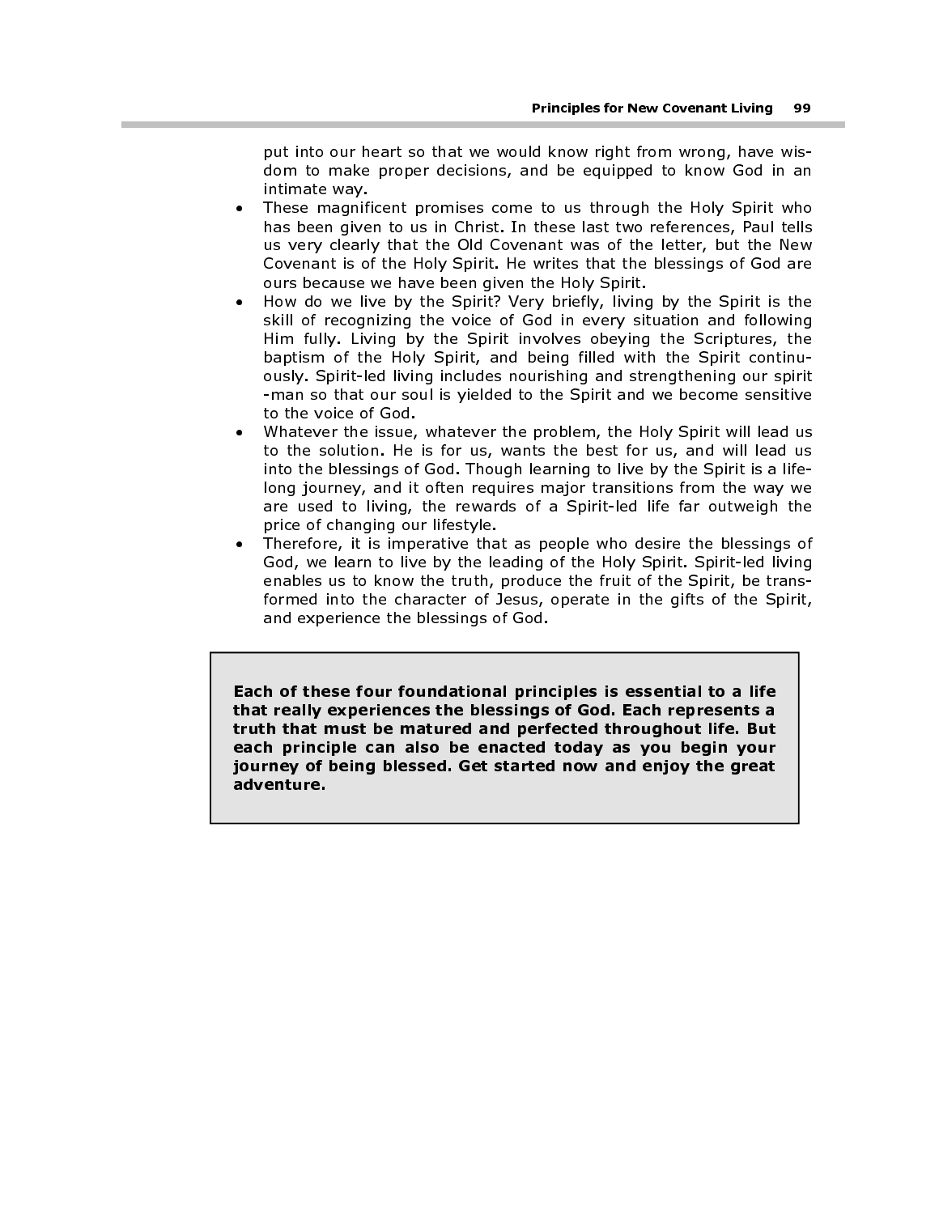put into our heart so that we would know right from wrong, have wisdom to make proper decisions, and be equipped to know God in an intimate way.

- These magnificent promises come to us through the Holy Spirit who has been given to us in Christ. In these last two references, Paul tells us very clearly that the Old Covenant was of the letter, but the New Covenant is of the Holy Spirit. He writes that the blessings of God are ours because we have been given the Holy Spirit.
- How do we live by the Spirit? Very briefly, living by the Spirit is the skill of recognizing the voice of God in every situation and following Him fully. Living by the Spirit involves obeying the Scriptures, the baptism of the Holy Spirit, and being filled with the Spirit continuously. Spirit-led living includes nourishing and strengthening our spirit-man so that our soul is yielded to the Spirit and we become sensitive to the voice of God.
- Whatever the issue, whatever the problem, the Holy Spirit will lead us to the solution. He is for us, wants the best for us, and will lead us into the blessings of God. Though learning to live by the Spirit is a lifelong journey, and it often requires major transitions from the way we are used to living, the rewards of a Spirit-led life far outweigh the price of changing our lifestyle.
- Therefore, it is imperative that as people who desire the blessings of God, we learn to live by the leading of the Holy Spirit. Spirit-led living enables us to know the truth, produce the fruit of the Spirit, be transformed into the character of Jesus, operate in the gifts of the Spirit, and experience the blessings of God.

> **Each of these four foundational principles is essential to a life that really experiences the blessings of God. Each represents a truth that must be matured and perfected throughout life. But each principle can also be enacted today as you begin your journey of being blessed. Get started now and enjoy the great adventure.**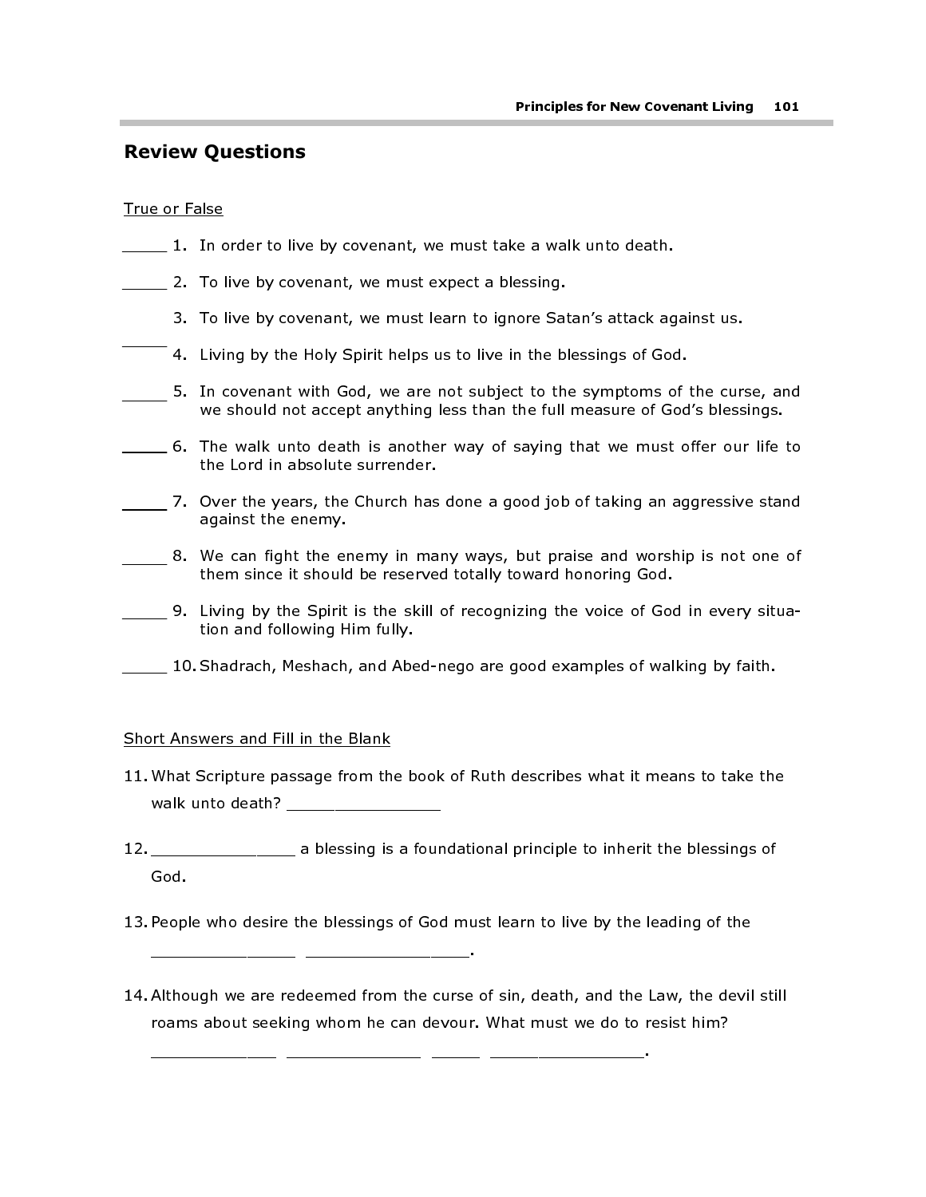## Review Questions

True or False

_____ 1. In order to live by covenant, we must take a walk unto death.

_____ 2. To live by covenant, we must expect a blessing.

_____ 3. To live by covenant, we must learn to ignore Satan's attack against us.

_____ 4. Living by the Holy Spirit helps us to live in the blessings of God.

_____ 5. In covenant with God, we are not subject to the symptoms of the curse, and we should not accept anything less than the full measure of God's blessings.

_____ 6. The walk unto death is another way of saying that we must offer our life to the Lord in absolute surrender.

_____ 7. Over the years, the Church has done a good job of taking an aggressive stand against the enemy.

_____ 8. We can fight the enemy in many ways, but praise and worship is not one of them since it should be reserved totally toward honoring God.

_____ 9. Living by the Spirit is the skill of recognizing the voice of God in every situation and following Him fully.

_____ 10. Shadrach, Meshach, and Abed-nego are good examples of walking by faith.

Short Answers and Fill in the Blank

11. What Scripture passage from the book of Ruth describes what it means to take the walk unto death? ________________

12. ________________ a blessing is a foundational principle to inherit the blessings of God.

13. People who desire the blessings of God must learn to live by the leading of the ________________ ________________.

14. Although we are redeemed from the curse of sin, death, and the Law, the devil still roams about seeking whom he can devour. What must we do to resist him? ______________ ______________ ______ ________________.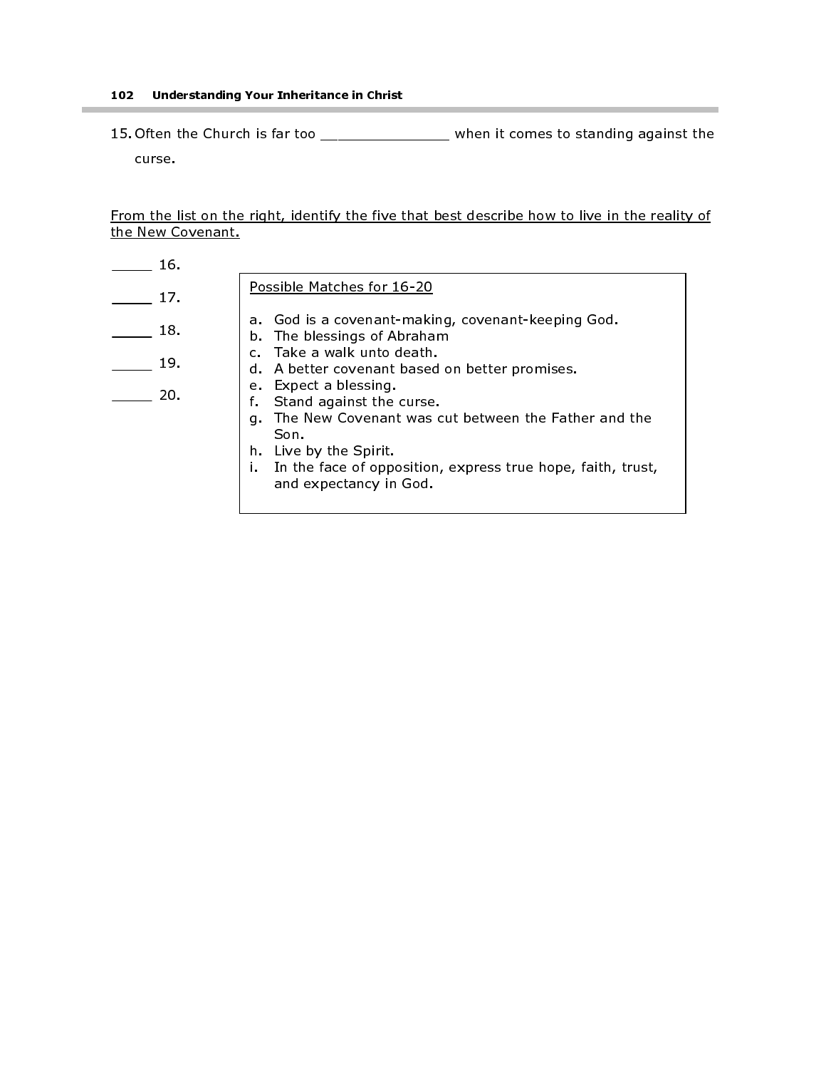15. Often the Church is far too _______________ when it comes to standing against the curse.

From the list on the right, identify the five that best describe how to live in the reality of the New Covenant.

_____ 16.

_____ 17.

_____ 18.

_____ 19.

_____ 20.

Possible Matches for 16-20

a. God is a covenant-making, covenant-keeping God.
b. The blessings of Abraham
c. Take a walk unto death.
d. A better covenant based on better promises.
e. Expect a blessing.
f. Stand against the curse.
g. The New Covenant was cut between the Father and the Son.
h. Live by the Spirit.
i. In the face of opposition, express true hope, faith, trust, and expectancy in God.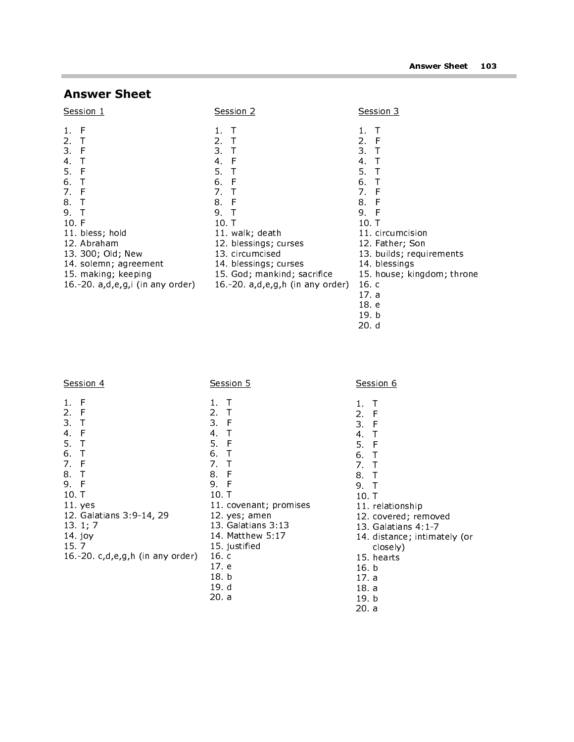# Answer Sheet

Session 1

1. F
2. T
3. F
4. T
5. F
6. T
7. F
8. T
9. T
10. F
11. bless; hold
12. Abraham
13. 300; Old; New
14. solemn; agreement
15. making; keeping

16.-20. a,d,e,g,i (in any order)

Session 2

1. T
2. T
3. T
4. F
5. T
6. F
7. T
8. F
9. T
10. T
11. walk; death
12. blessings; curses
13. circumcised
14. blessings; curses
15. God; mankind; sacrifice

16.-20. a,d,e,g,h (in any order)

Session 3

1. T
2. F
3. T
4. T
5. T
6. T
7. F
8. F
9. F
10. T
11. circumcision
12. Father; Son
13. builds; requirements
14. blessings
15. house; kingdom; throne
16. c
17. a
18. e
19. b
20. d

Session 4

1. F
2. F
3. T
4. F
5. T
6. T
7. F
8. T
9. F
10. T
11. yes
12. Galatians 3:9-14, 29
13. 1; 7
14. joy
15. 7

16.-20. c,d,e,g,h (in any order)

Session 5

1. T
2. T
3. F
4. T
5. F
6. T
7. T
8. F
9. F
10. T
11. covenant; promises
12. yes; amen
13. Galatians 3:13
14. Matthew 5:17
15. justified
16. c
17. e
18. b
19. d
20. a

Session 6

1. T
2. F
3. F
4. T
5. F
6. T
7. T
8. T
9. T
10. T
11. relationship
12. covered; removed
13. Galatians 4:1-7
14. distance; intimately (or closely)
15. hearts
16. b
17. a
18. a
19. b
20. a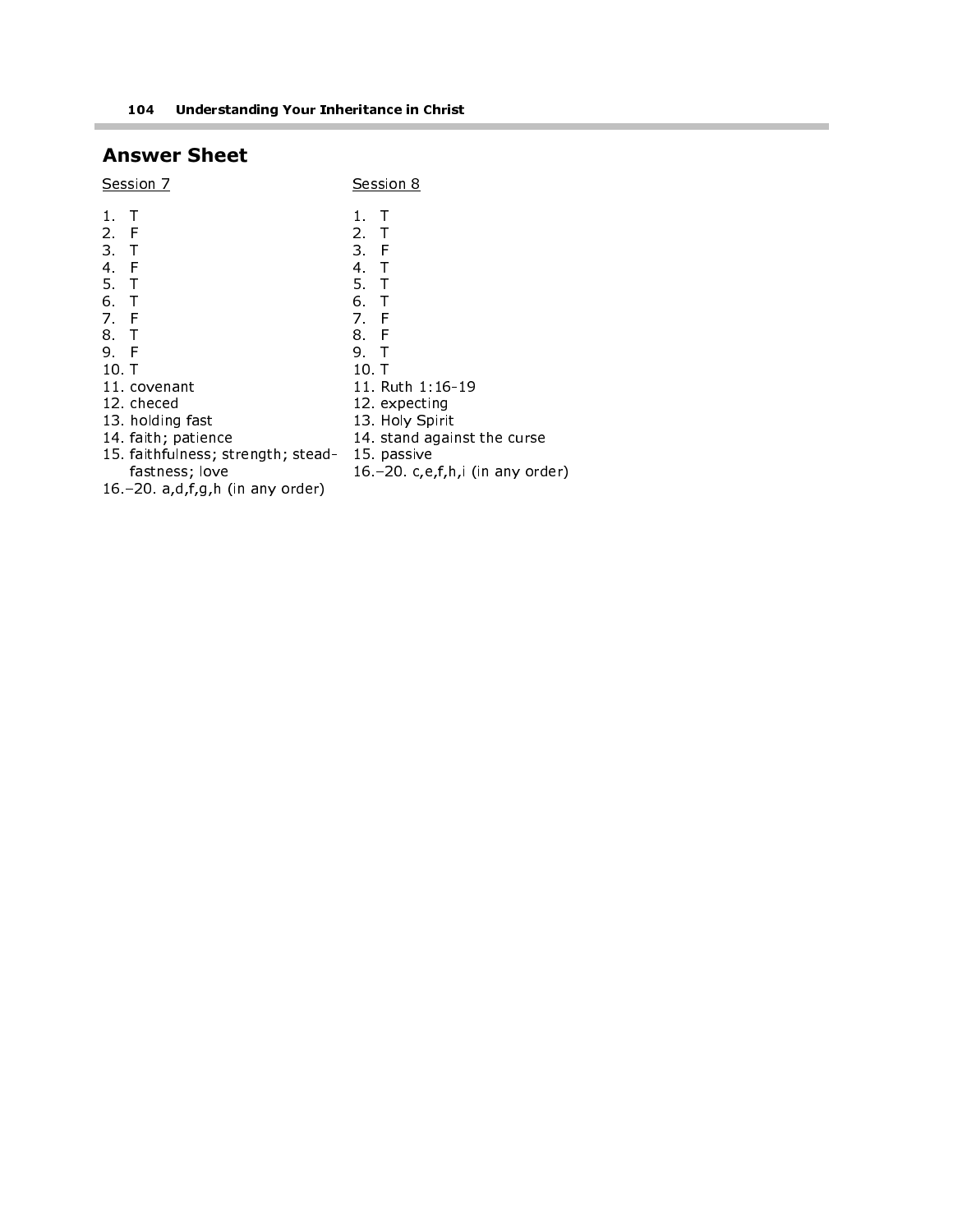## Answer Sheet

Session 7

1. T
2. F
3. T
4. F
5. T
6. T
7. F
8. T
9. F
10. T
11. covenant
12. checed
13. holding fast
14. faith; patience
15. faithfulness; strength; steadfastness; love

16.–20. a,d,f,g,h (in any order)

Session 8

1. T
2. T
3. F
4. T
5. T
6. T
7. F
8. F
9. T
10. T
11. Ruth 1:16-19
12. expecting
13. Holy Spirit
14. stand against the curse
15. passive

16.–20. c,e,f,h,i (in any order)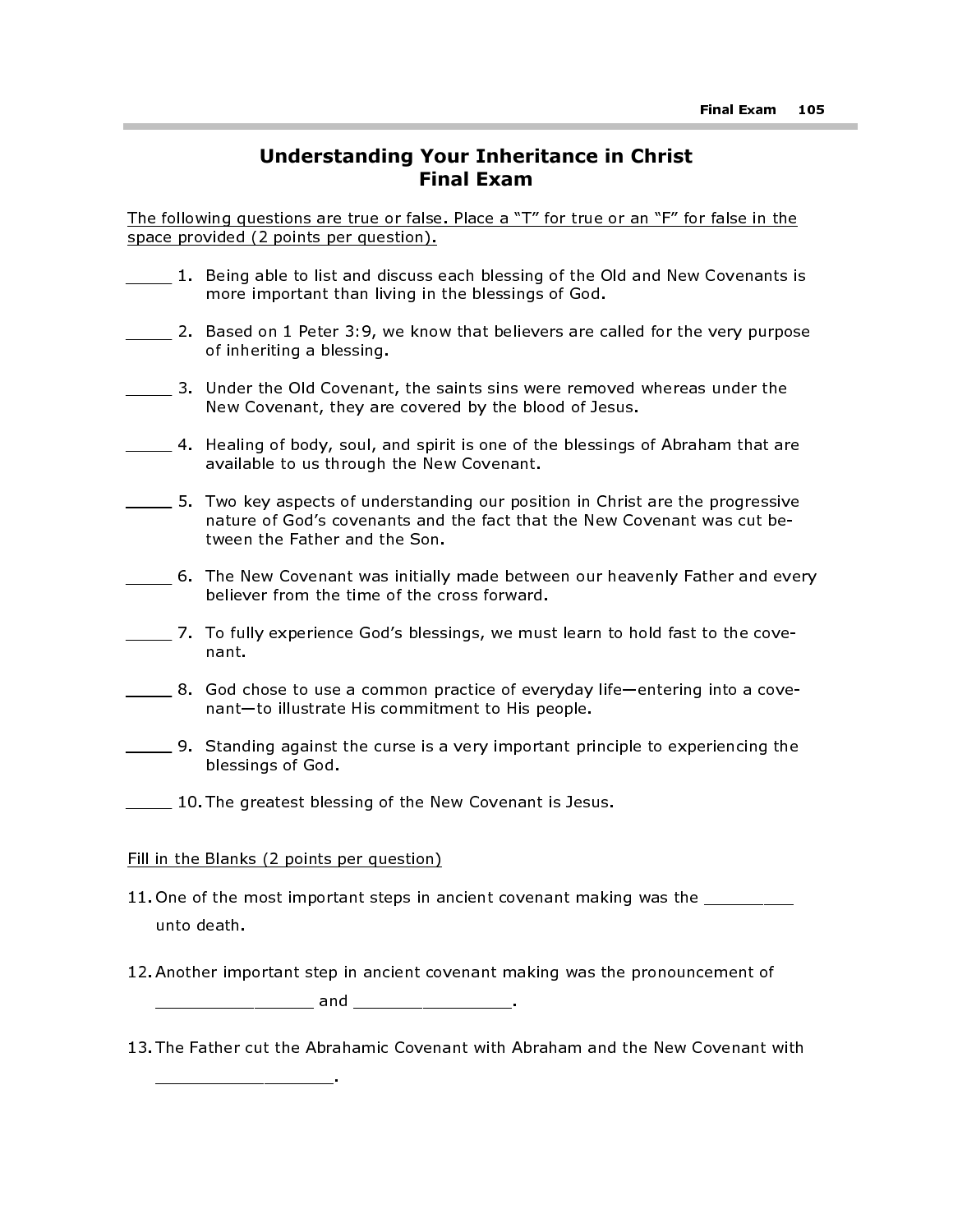# Understanding Your Inheritance in Christ
# Final Exam

The following questions are true or false. Place a "T" for true or an "F" for false in the space provided (2 points per question).

_____ 1. Being able to list and discuss each blessing of the Old and New Covenants is more important than living in the blessings of God.

_____ 2. Based on 1 Peter 3:9, we know that believers are called for the very purpose of inheriting a blessing.

_____ 3. Under the Old Covenant, the saints sins were removed whereas under the New Covenant, they are covered by the blood of Jesus.

_____ 4. Healing of body, soul, and spirit is one of the blessings of Abraham that are available to us through the New Covenant.

_____ 5. Two key aspects of understanding our position in Christ are the progressive nature of God's covenants and the fact that the New Covenant was cut between the Father and the Son.

_____ 6. The New Covenant was initially made between our heavenly Father and every believer from the time of the cross forward.

_____ 7. To fully experience God's blessings, we must learn to hold fast to the covenant.

_____ 8. God chose to use a common practice of everyday life—entering into a covenant—to illustrate His commitment to His people.

_____ 9. Standing against the curse is a very important principle to experiencing the blessings of God.

_____ 10. The greatest blessing of the New Covenant is Jesus.

Fill in the Blanks (2 points per question)

11. One of the most important steps in ancient covenant making was the _________ unto death.

12. Another important step in ancient covenant making was the pronouncement of ________________ and ________________.

13. The Father cut the Abrahamic Covenant with Abraham and the New Covenant with __________________.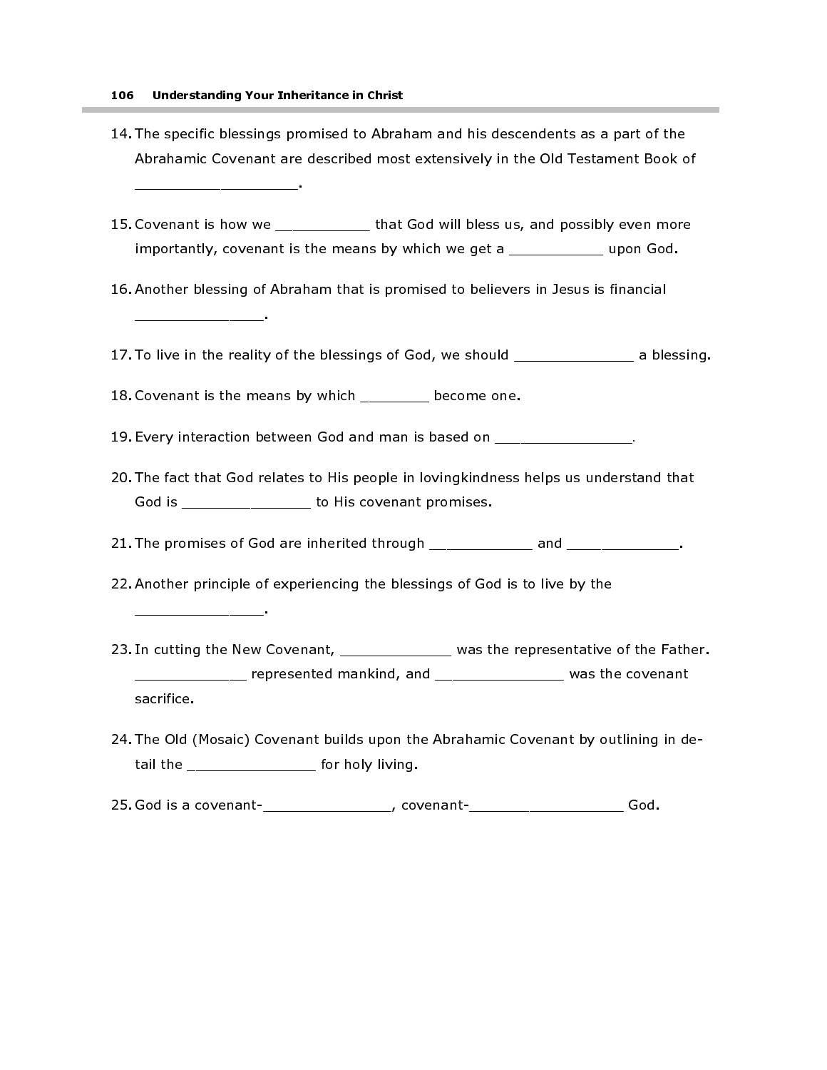14. The specific blessings promised to Abraham and his descendents as a part of the Abrahamic Covenant are described most extensively in the Old Testament Book of ___________________.

15. Covenant is how we ___________ that God will bless us, and possibly even more importantly, covenant is the means by which we get a ___________ upon God.

16. Another blessing of Abraham that is promised to believers in Jesus is financial _______________.

17. To live in the reality of the blessings of God, we should ______________ a blessing.

18. Covenant is the means by which ________ become one.

19. Every interaction between God and man is based on ________________.

20. The fact that God relates to His people in lovingkindness helps us understand that God is _______________ to His covenant promises.

21. The promises of God are inherited through ____________ and _____________.

22. Another principle of experiencing the blessings of God is to live by the _______________.

23. In cutting the New Covenant, _____________ was the representative of the Father. _____________ represented mankind, and _______________ was the covenant sacrifice.

24. The Old (Mosaic) Covenant builds upon the Abrahamic Covenant by outlining in detail the _______________ for holy living.

25. God is a covenant-_______________, covenant-_________________ God.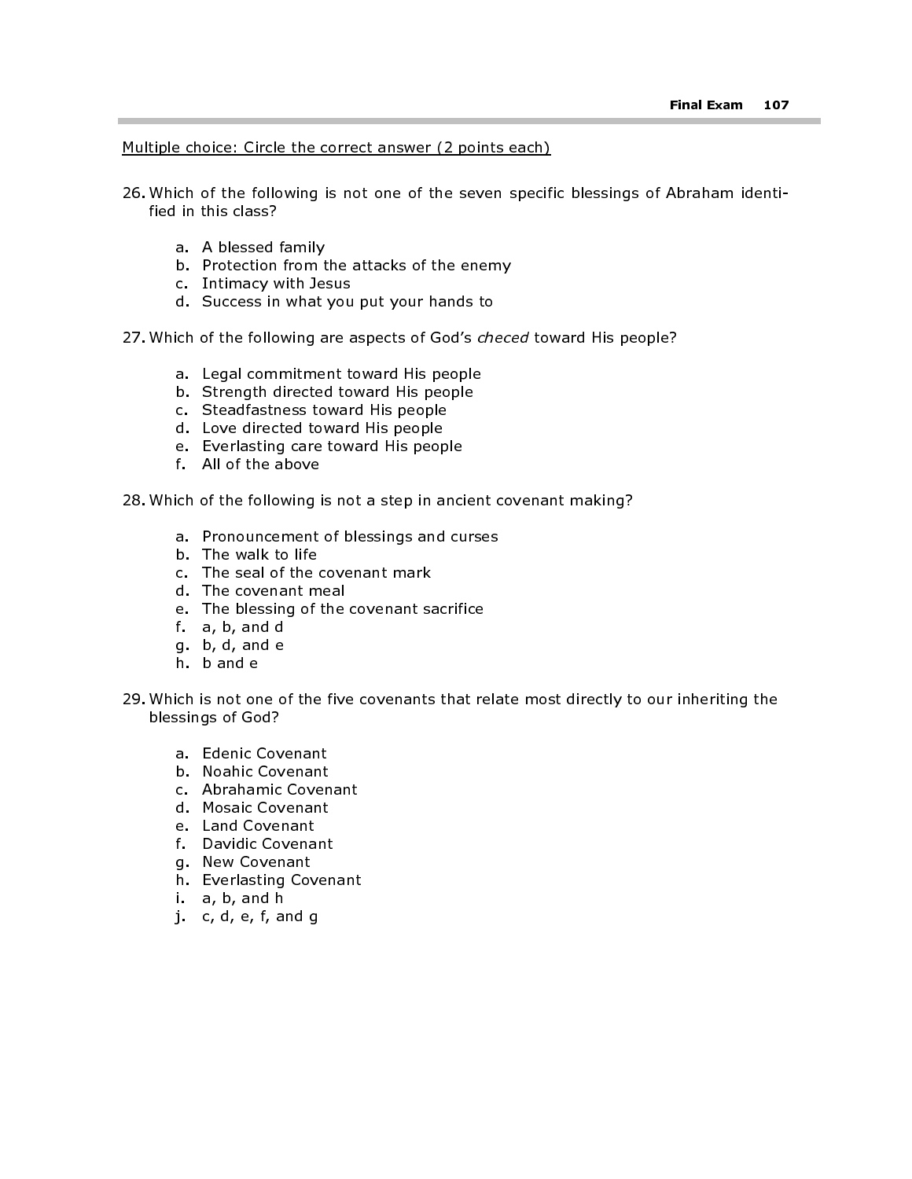<u>Multiple choice: Circle the correct answer (2 points each)</u>

26. Which of the following is not one of the seven specific blessings of Abraham identified in this class?

    a. A blessed family
    b. Protection from the attacks of the enemy
    c. Intimacy with Jesus
    d. Success in what you put your hands to

27. Which of the following are aspects of God's *checed* toward His people?

    a. Legal commitment toward His people
    b. Strength directed toward His people
    c. Steadfastness toward His people
    d. Love directed toward His people
    e. Everlasting care toward His people
    f. All of the above

28. Which of the following is not a step in ancient covenant making?

    a. Pronouncement of blessings and curses
    b. The walk to life
    c. The seal of the covenant mark
    d. The covenant meal
    e. The blessing of the covenant sacrifice
    f. a, b, and d
    g. b, d, and e
    h. b and e

29. Which is not one of the five covenants that relate most directly to our inheriting the blessings of God?

    a. Edenic Covenant
    b. Noahic Covenant
    c. Abrahamic Covenant
    d. Mosaic Covenant
    e. Land Covenant
    f. Davidic Covenant
    g. New Covenant
    h. Everlasting Covenant
    i. a, b, and h
    j. c, d, e, f, and g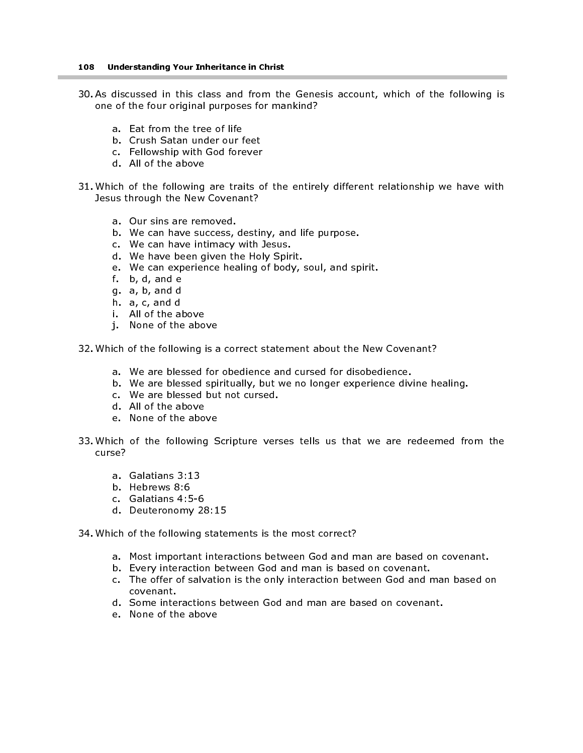30. As discussed in this class and from the Genesis account, which of the following is one of the four original purposes for mankind?

    a. Eat from the tree of life
    b. Crush Satan under our feet
    c. Fellowship with God forever
    d. All of the above

31. Which of the following are traits of the entirely different relationship we have with Jesus through the New Covenant?

    a. Our sins are removed.
    b. We can have success, destiny, and life purpose.
    c. We can have intimacy with Jesus.
    d. We have been given the Holy Spirit.
    e. We can experience healing of body, soul, and spirit.
    f. b, d, and e
    g. a, b, and d
    h. a, c, and d
    i. All of the above
    j. None of the above

32. Which of the following is a correct statement about the New Covenant?

    a. We are blessed for obedience and cursed for disobedience.
    b. We are blessed spiritually, but we no longer experience divine healing.
    c. We are blessed but not cursed.
    d. All of the above
    e. None of the above

33. Which of the following Scripture verses tells us that we are redeemed from the curse?

    a. Galatians 3:13
    b. Hebrews 8:6
    c. Galatians 4:5-6
    d. Deuteronomy 28:15

34. Which of the following statements is the most correct?

    a. Most important interactions between God and man are based on covenant.
    b. Every interaction between God and man is based on covenant.
    c. The offer of salvation is the only interaction between God and man based on covenant.
    d. Some interactions between God and man are based on covenant.
    e. None of the above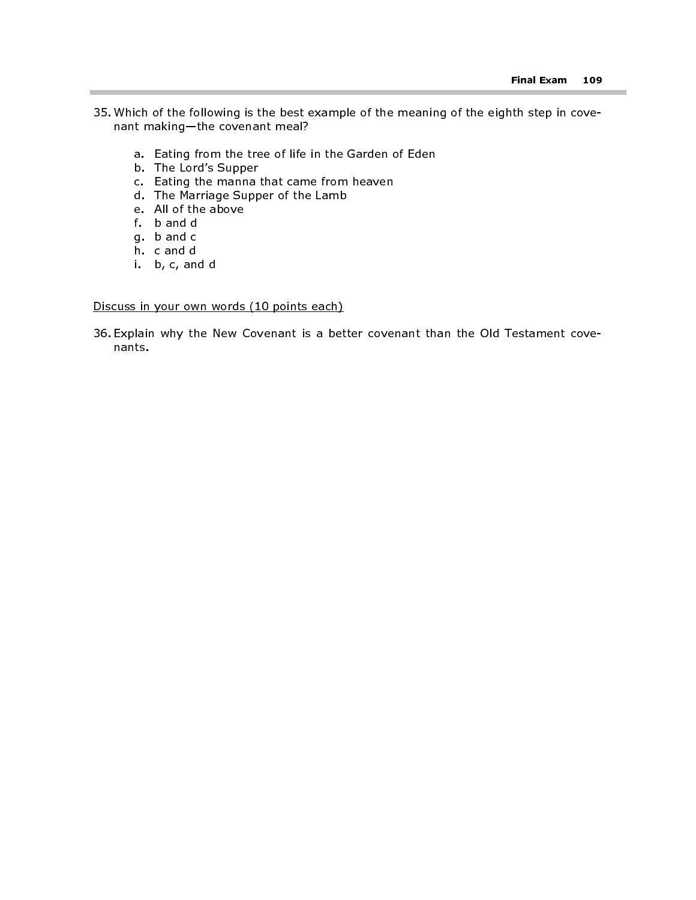35. Which of the following is the best example of the meaning of the eighth step in covenant making—the covenant meal?

    a. Eating from the tree of life in the Garden of Eden
    b. The Lord's Supper
    c. Eating the manna that came from heaven
    d. The Marriage Supper of the Lamb
    e. All of the above
    f. b and d
    g. b and c
    h. c and d
    i. b, c, and d

<u>Discuss in your own words (10 points each)</u>

36. Explain why the New Covenant is a better covenant than the Old Testament covenants.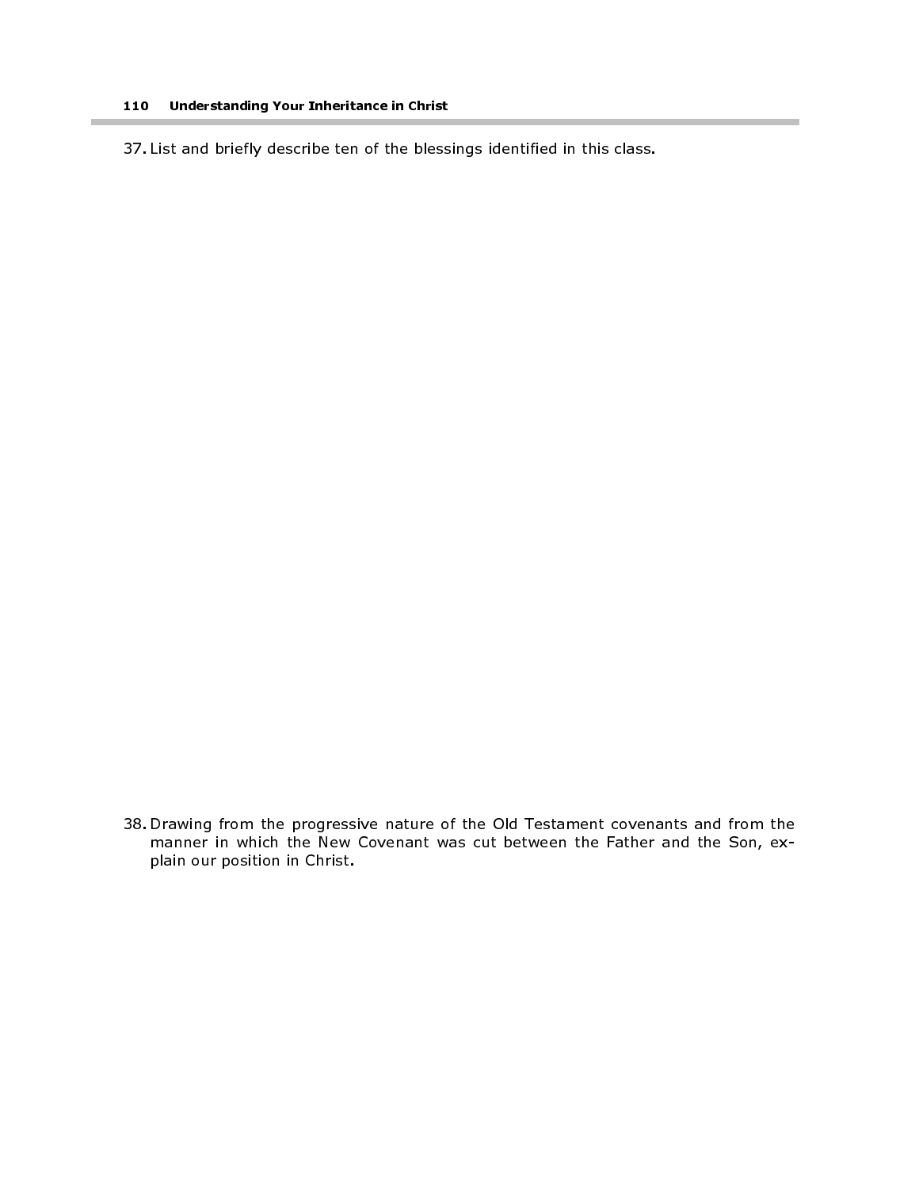37. List and briefly describe ten of the blessings identified in this class.

38. Drawing from the progressive nature of the Old Testament covenants and from the manner in which the New Covenant was cut between the Father and the Son, explain our position in Christ.